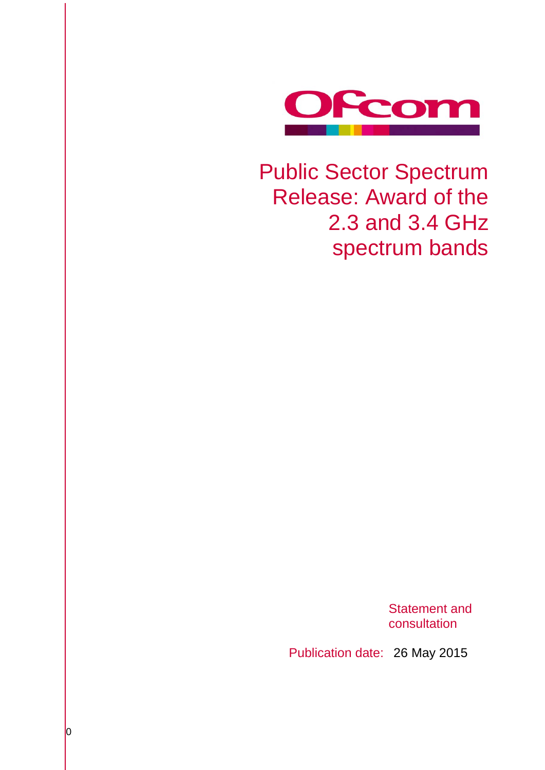# Public Sector Spectrum Release: Award of the 2.3 and 3.4 GHz spectrum bands

Statement and consultation

Publication date: 26 May 2015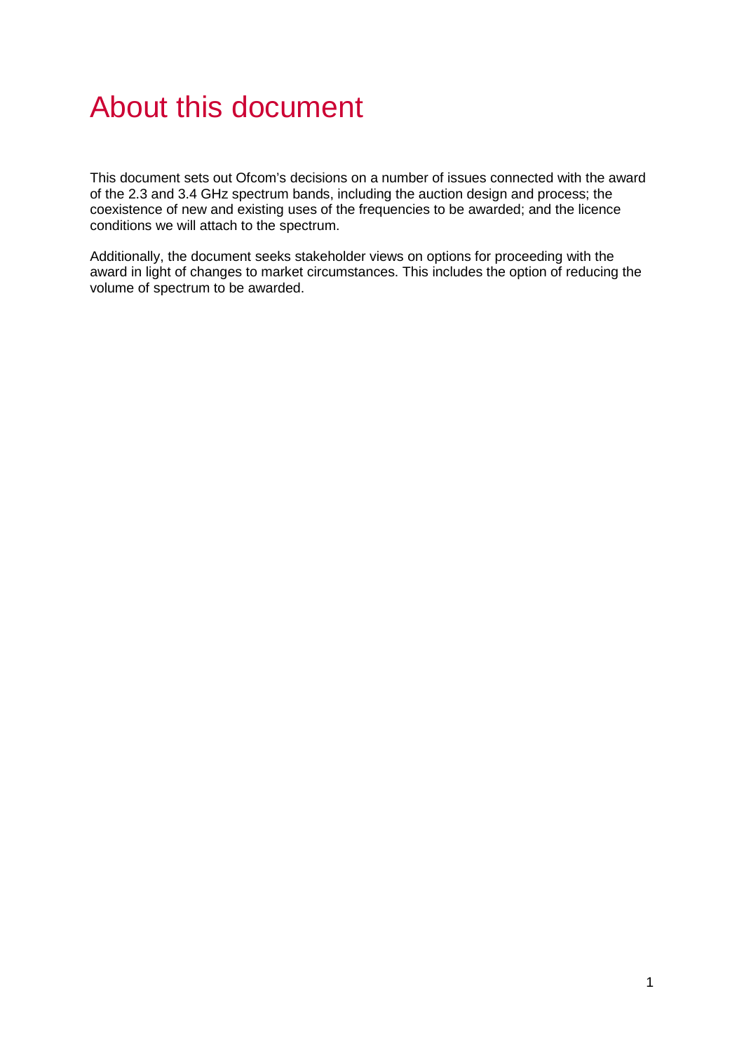# About this document

This document sets out Ofcom's decisions on a number of issues connected with the award of the 2.3 and 3.4 GHz spectrum bands, including the auction design and process; the coexistence of new and existing uses of the frequencies to be awarded; and the licence conditions we will attach to the spectrum.

Additionally, the document seeks stakeholder views on options for proceeding with the award in light of changes to market circumstances. This includes the option of reducing the volume of spectrum to be awarded.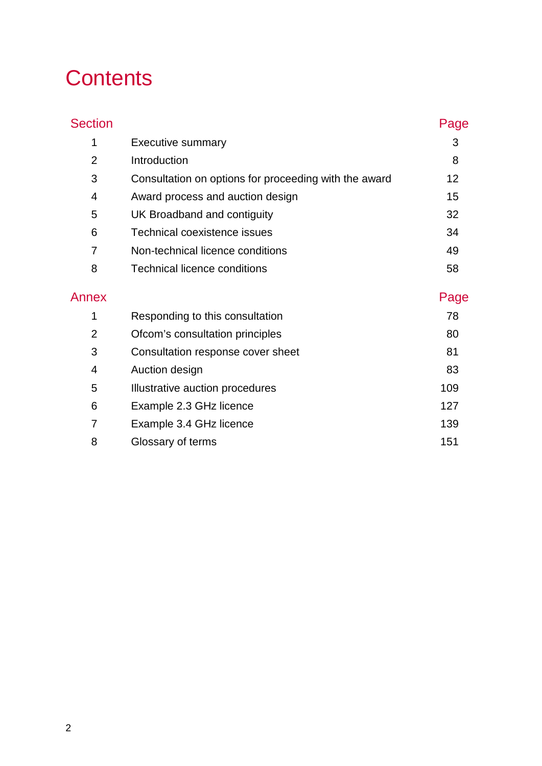# Contents

| Section | | Page |
|---|---|---|
| 1 | Executive summary | 3 |
| 2 | Introduction | 8 |
| 3 | Consultation on options for proceeding with the award | 12 |
| 4 | Award process and auction design | 15 |
| 5 | UK Broadband and contiguity | 32 |
| 6 | Technical coexistence issues | 34 |
| 7 | Non-technical licence conditions | 49 |
| 8 | Technical licence conditions | 58 |

| Annex | | Page |
|---|---|---|
| 1 | Responding to this consultation | 78 |
| 2 | Ofcom's consultation principles | 80 |
| 3 | Consultation response cover sheet | 81 |
| 4 | Auction design | 83 |
| 5 | Illustrative auction procedures | 109 |
| 6 | Example 2.3 GHz licence | 127 |
| 7 | Example 3.4 GHz licence | 139 |
| 8 | Glossary of terms | 151 |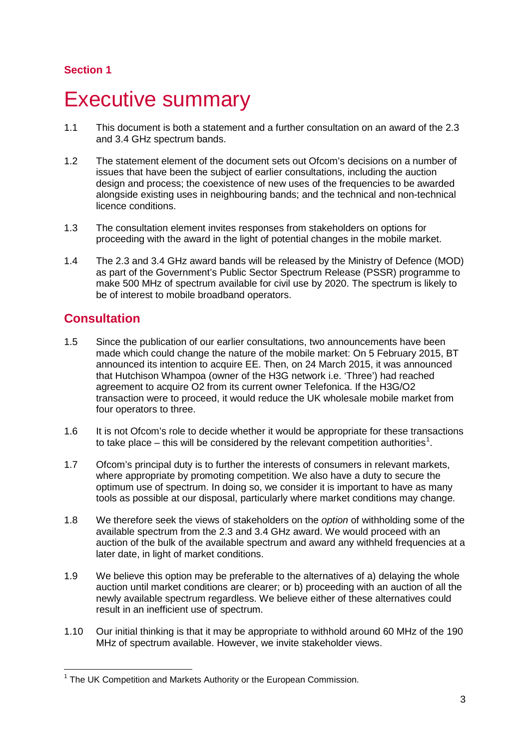Section 1

# Executive summary

1.1 This document is both a statement and a further consultation on an award of the 2.3 and 3.4 GHz spectrum bands.

1.2 The statement element of the document sets out Ofcom's decisions on a number of issues that have been the subject of earlier consultations, including the auction design and process; the coexistence of new uses of the frequencies to be awarded alongside existing uses in neighbouring bands; and the technical and non-technical licence conditions.

1.3 The consultation element invites responses from stakeholders on options for proceeding with the award in the light of potential changes in the mobile market.

1.4 The 2.3 and 3.4 GHz award bands will be released by the Ministry of Defence (MOD) as part of the Government's Public Sector Spectrum Release (PSSR) programme to make 500 MHz of spectrum available for civil use by 2020. The spectrum is likely to be of interest to mobile broadband operators.

## Consultation

1.5 Since the publication of our earlier consultations, two announcements have been made which could change the nature of the mobile market: On 5 February 2015, BT announced its intention to acquire EE. Then, on 24 March 2015, it was announced that Hutchison Whampoa (owner of the H3G network i.e. 'Three') had reached agreement to acquire O2 from its current owner Telefonica. If the H3G/O2 transaction were to proceed, it would reduce the UK wholesale mobile market from four operators to three.

1.6 It is not Ofcom's role to decide whether it would be appropriate for these transactions to take place – this will be considered by the relevant competition authorities[1].

1.7 Ofcom's principal duty is to further the interests of consumers in relevant markets, where appropriate by promoting competition. We also have a duty to secure the optimum use of spectrum. In doing so, we consider it is important to have as many tools as possible at our disposal, particularly where market conditions may change.

1.8 We therefore seek the views of stakeholders on the *option* of withholding some of the available spectrum from the 2.3 and 3.4 GHz award. We would proceed with an auction of the bulk of the available spectrum and award any withheld frequencies at a later date, in light of market conditions.

1.9 We believe this option may be preferable to the alternatives of a) delaying the whole auction until market conditions are clearer; or b) proceeding with an auction of all the newly available spectrum regardless. We believe either of these alternatives could result in an inefficient use of spectrum.

1.10 Our initial thinking is that it may be appropriate to withhold around 60 MHz of the 190 MHz of spectrum available. However, we invite stakeholder views.

[1] The UK Competition and Markets Authority or the European Commission.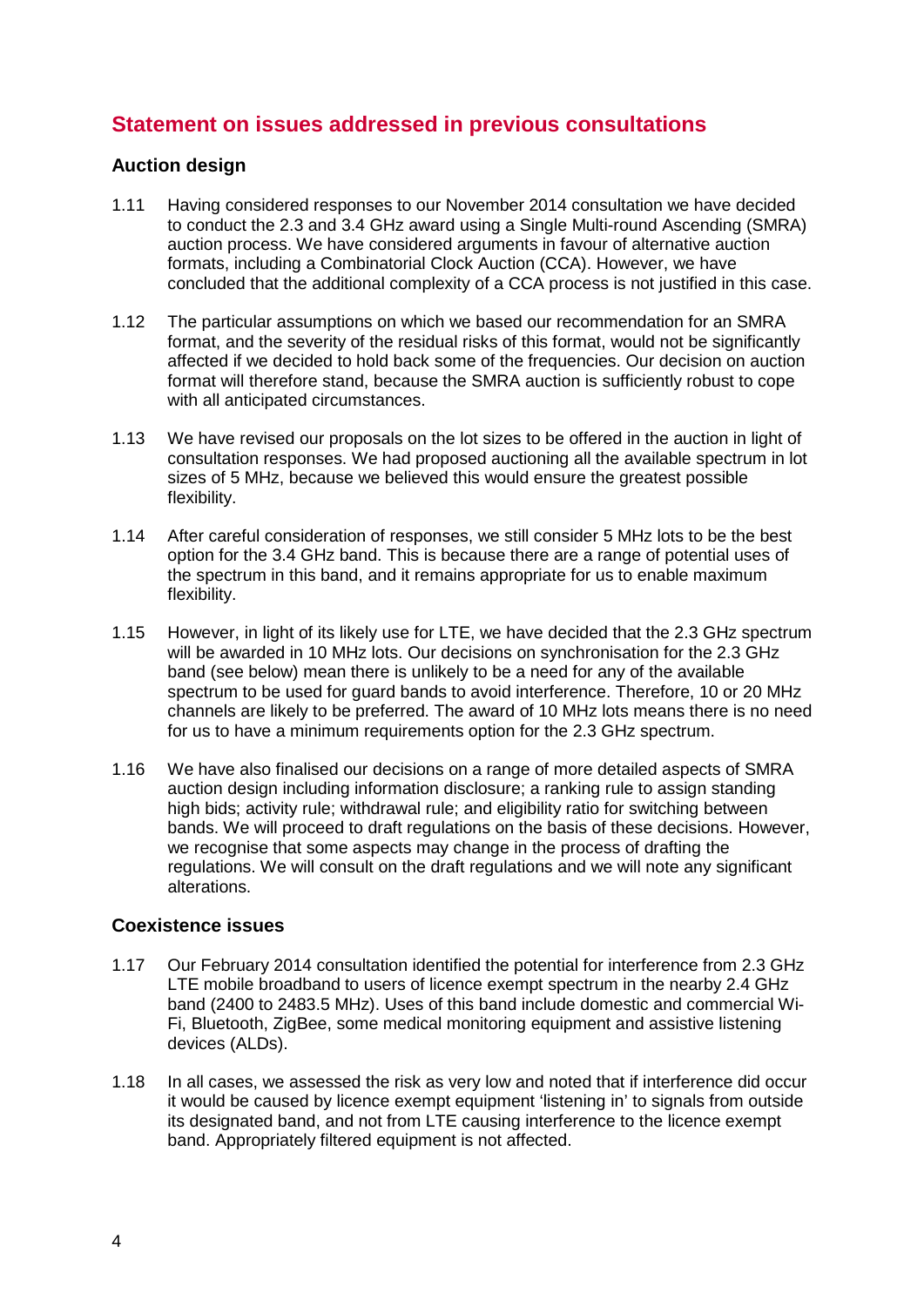## Statement on issues addressed in previous consultations

### Auction design

1.11 Having considered responses to our November 2014 consultation we have decided to conduct the 2.3 and 3.4 GHz award using a Single Multi-round Ascending (SMRA) auction process. We have considered arguments in favour of alternative auction formats, including a Combinatorial Clock Auction (CCA). However, we have concluded that the additional complexity of a CCA process is not justified in this case.

1.12 The particular assumptions on which we based our recommendation for an SMRA format, and the severity of the residual risks of this format, would not be significantly affected if we decided to hold back some of the frequencies. Our decision on auction format will therefore stand, because the SMRA auction is sufficiently robust to cope with all anticipated circumstances.

1.13 We have revised our proposals on the lot sizes to be offered in the auction in light of consultation responses. We had proposed auctioning all the available spectrum in lot sizes of 5 MHz, because we believed this would ensure the greatest possible flexibility.

1.14 After careful consideration of responses, we still consider 5 MHz lots to be the best option for the 3.4 GHz band. This is because there are a range of potential uses of the spectrum in this band, and it remains appropriate for us to enable maximum flexibility.

1.15 However, in light of its likely use for LTE, we have decided that the 2.3 GHz spectrum will be awarded in 10 MHz lots. Our decisions on synchronisation for the 2.3 GHz band (see below) mean there is unlikely to be a need for any of the available spectrum to be used for guard bands to avoid interference. Therefore, 10 or 20 MHz channels are likely to be preferred. The award of 10 MHz lots means there is no need for us to have a minimum requirements option for the 2.3 GHz spectrum.

1.16 We have also finalised our decisions on a range of more detailed aspects of SMRA auction design including information disclosure; a ranking rule to assign standing high bids; activity rule; withdrawal rule; and eligibility ratio for switching between bands. We will proceed to draft regulations on the basis of these decisions. However, we recognise that some aspects may change in the process of drafting the regulations. We will consult on the draft regulations and we will note any significant alterations.

### Coexistence issues

1.17 Our February 2014 consultation identified the potential for interference from 2.3 GHz LTE mobile broadband to users of licence exempt spectrum in the nearby 2.4 GHz band (2400 to 2483.5 MHz). Uses of this band include domestic and commercial Wi-Fi, Bluetooth, ZigBee, some medical monitoring equipment and assistive listening devices (ALDs).

1.18 In all cases, we assessed the risk as very low and noted that if interference did occur it would be caused by licence exempt equipment 'listening in' to signals from outside its designated band, and not from LTE causing interference to the licence exempt band. Appropriately filtered equipment is not affected.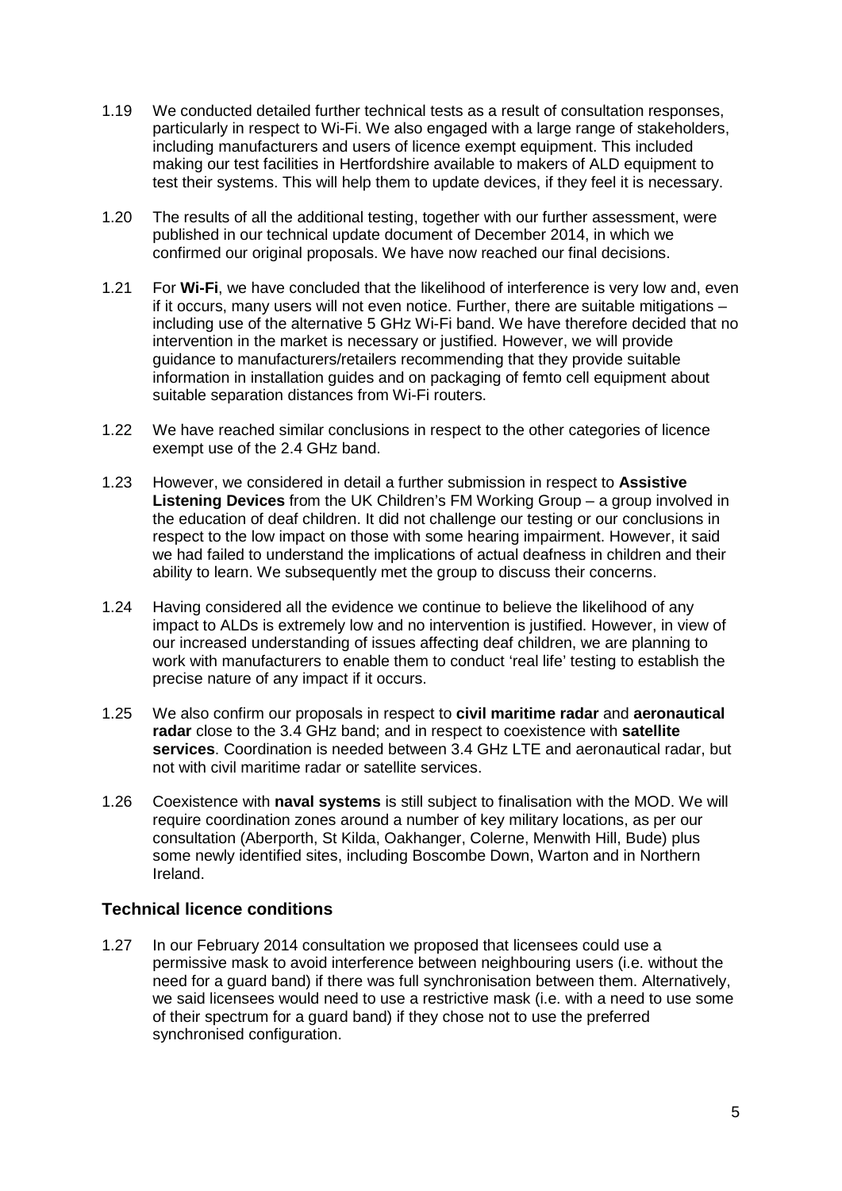1.19 We conducted detailed further technical tests as a result of consultation responses, particularly in respect to Wi-Fi. We also engaged with a large range of stakeholders, including manufacturers and users of licence exempt equipment. This included making our test facilities in Hertfordshire available to makers of ALD equipment to test their systems. This will help them to update devices, if they feel it is necessary.

1.20 The results of all the additional testing, together with our further assessment, were published in our technical update document of December 2014, in which we confirmed our original proposals. We have now reached our final decisions.

1.21 For **Wi-Fi**, we have concluded that the likelihood of interference is very low and, even if it occurs, many users will not even notice. Further, there are suitable mitigations – including use of the alternative 5 GHz Wi-Fi band. We have therefore decided that no intervention in the market is necessary or justified. However, we will provide guidance to manufacturers/retailers recommending that they provide suitable information in installation guides and on packaging of femto cell equipment about suitable separation distances from Wi-Fi routers.

1.22 We have reached similar conclusions in respect to the other categories of licence exempt use of the 2.4 GHz band.

1.23 However, we considered in detail a further submission in respect to **Assistive Listening Devices** from the UK Children's FM Working Group – a group involved in the education of deaf children. It did not challenge our testing or our conclusions in respect to the low impact on those with some hearing impairment. However, it said we had failed to understand the implications of actual deafness in children and their ability to learn. We subsequently met the group to discuss their concerns.

1.24 Having considered all the evidence we continue to believe the likelihood of any impact to ALDs is extremely low and no intervention is justified. However, in view of our increased understanding of issues affecting deaf children, we are planning to work with manufacturers to enable them to conduct 'real life' testing to establish the precise nature of any impact if it occurs.

1.25 We also confirm our proposals in respect to **civil maritime radar** and **aeronautical radar** close to the 3.4 GHz band; and in respect to coexistence with **satellite services**. Coordination is needed between 3.4 GHz LTE and aeronautical radar, but not with civil maritime radar or satellite services.

1.26 Coexistence with **naval systems** is still subject to finalisation with the MOD. We will require coordination zones around a number of key military locations, as per our consultation (Aberporth, St Kilda, Oakhanger, Colerne, Menwith Hill, Bude) plus some newly identified sites, including Boscombe Down, Warton and in Northern Ireland.

### Technical licence conditions

1.27 In our February 2014 consultation we proposed that licensees could use a permissive mask to avoid interference between neighbouring users (i.e. without the need for a guard band) if there was full synchronisation between them. Alternatively, we said licensees would need to use a restrictive mask (i.e. with a need to use some of their spectrum for a guard band) if they chose not to use the preferred synchronised configuration.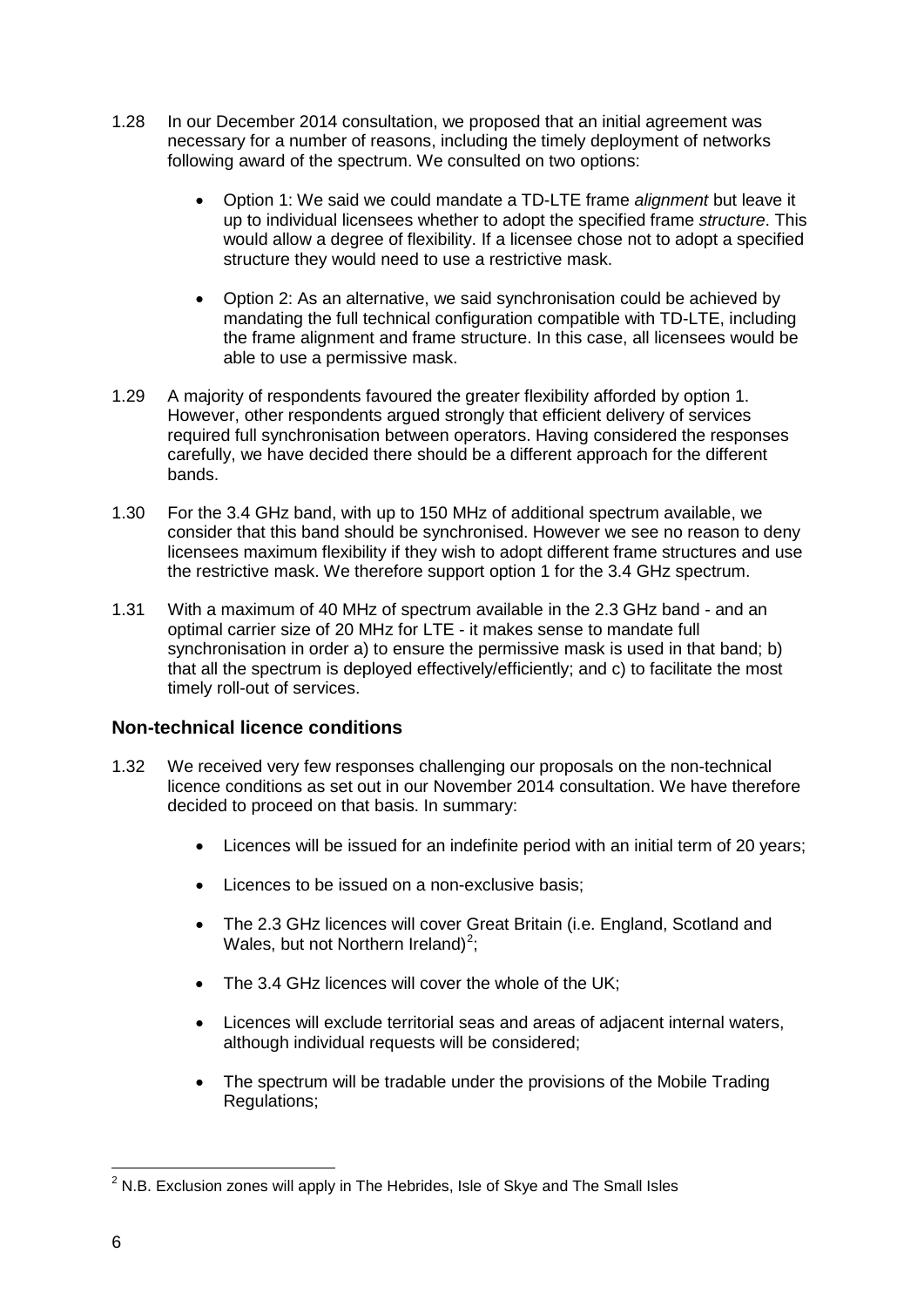1.28 In our December 2014 consultation, we proposed that an initial agreement was necessary for a number of reasons, including the timely deployment of networks following award of the spectrum. We consulted on two options:

- Option 1: We said we could mandate a TD-LTE frame *alignment* but leave it up to individual licensees whether to adopt the specified frame *structure*. This would allow a degree of flexibility. If a licensee chose not to adopt a specified structure they would need to use a restrictive mask.

- Option 2: As an alternative, we said synchronisation could be achieved by mandating the full technical configuration compatible with TD-LTE, including the frame alignment and frame structure. In this case, all licensees would be able to use a permissive mask.

1.29 A majority of respondents favoured the greater flexibility afforded by option 1. However, other respondents argued strongly that efficient delivery of services required full synchronisation between operators. Having considered the responses carefully, we have decided there should be a different approach for the different bands.

1.30 For the 3.4 GHz band, with up to 150 MHz of additional spectrum available, we consider that this band should be synchronised. However we see no reason to deny licensees maximum flexibility if they wish to adopt different frame structures and use the restrictive mask. We therefore support option 1 for the 3.4 GHz spectrum.

1.31 With a maximum of 40 MHz of spectrum available in the 2.3 GHz band - and an optimal carrier size of 20 MHz for LTE - it makes sense to mandate full synchronisation in order a) to ensure the permissive mask is used in that band; b) that all the spectrum is deployed effectively/efficiently; and c) to facilitate the most timely roll-out of services.

### Non-technical licence conditions

1.32 We received very few responses challenging our proposals on the non-technical licence conditions as set out in our November 2014 consultation. We have therefore decided to proceed on that basis. In summary:

- Licences will be issued for an indefinite period with an initial term of 20 years;

- Licences to be issued on a non-exclusive basis;

- The 2.3 GHz licences will cover Great Britain (i.e. England, Scotland and Wales, but not Northern Ireland)[2];

- The 3.4 GHz licences will cover the whole of the UK;

- Licences will exclude territorial seas and areas of adjacent internal waters, although individual requests will be considered;

- The spectrum will be tradable under the provisions of the Mobile Trading Regulations;

[2] N.B. Exclusion zones will apply in The Hebrides, Isle of Skye and The Small Isles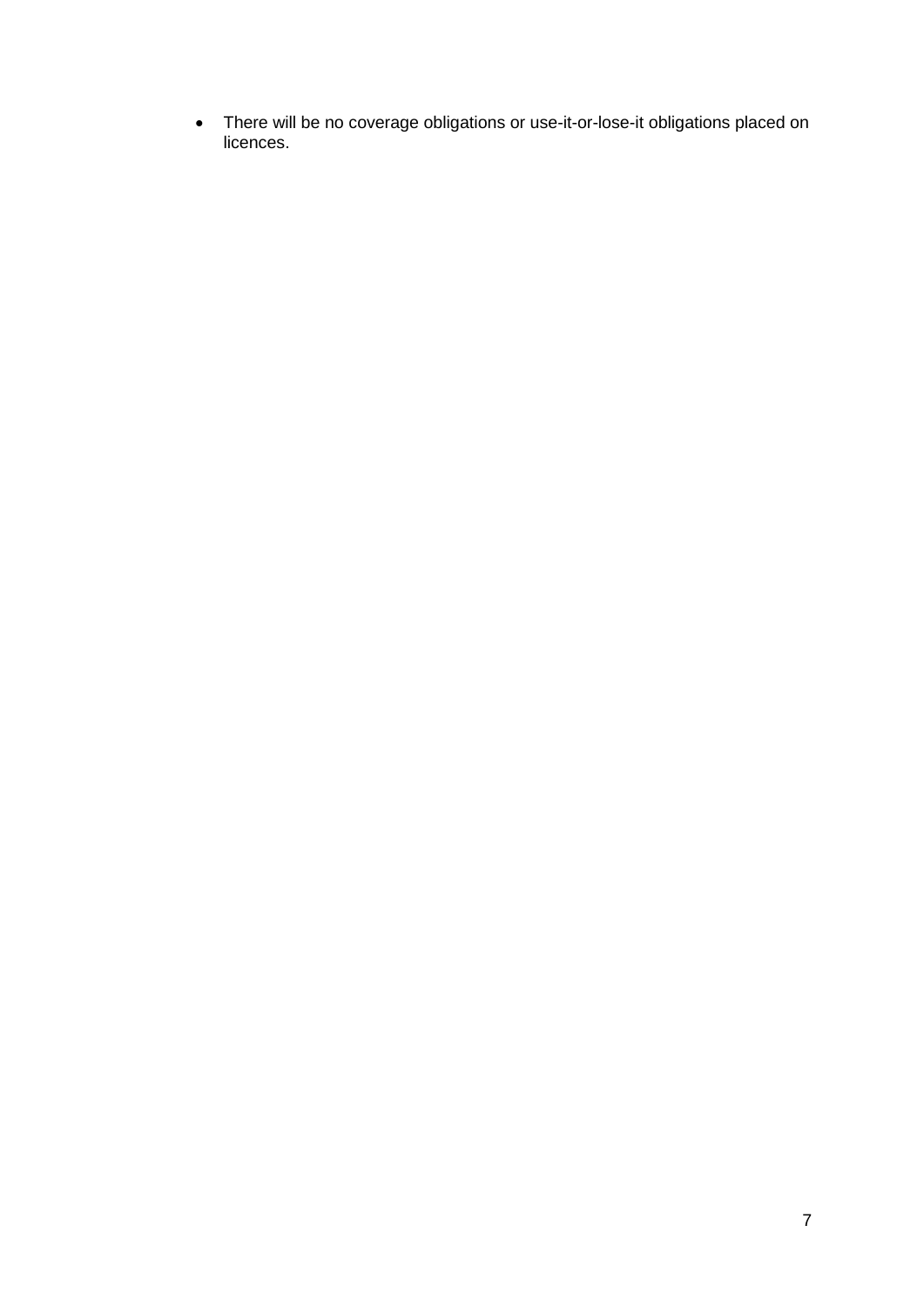- There will be no coverage obligations or use-it-or-lose-it obligations placed on licences.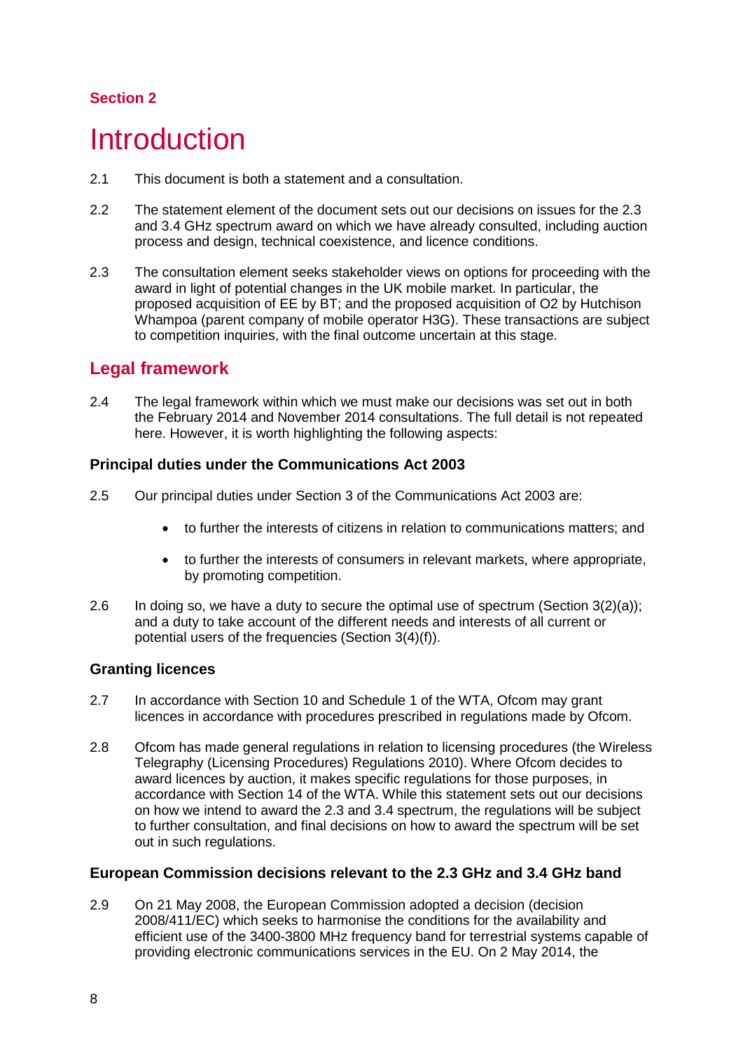## Section 2

# Introduction

2.1 This document is both a statement and a consultation.

2.2 The statement element of the document sets out our decisions on issues for the 2.3 and 3.4 GHz spectrum award on which we have already consulted, including auction process and design, technical coexistence, and licence conditions.

2.3 The consultation element seeks stakeholder views on options for proceeding with the award in light of potential changes in the UK mobile market. In particular, the proposed acquisition of EE by BT; and the proposed acquisition of O2 by Hutchison Whampoa (parent company of mobile operator H3G). These transactions are subject to competition inquiries, with the final outcome uncertain at this stage.

## Legal framework

2.4 The legal framework within which we must make our decisions was set out in both the February 2014 and November 2014 consultations. The full detail is not repeated here. However, it is worth highlighting the following aspects:

### Principal duties under the Communications Act 2003

2.5 Our principal duties under Section 3 of the Communications Act 2003 are:

- to further the interests of citizens in relation to communications matters; and
- to further the interests of consumers in relevant markets, where appropriate, by promoting competition.

2.6 In doing so, we have a duty to secure the optimal use of spectrum (Section 3(2)(a)); and a duty to take account of the different needs and interests of all current or potential users of the frequencies (Section 3(4)(f)).

### Granting licences

2.7 In accordance with Section 10 and Schedule 1 of the WTA, Ofcom may grant licences in accordance with procedures prescribed in regulations made by Ofcom.

2.8 Ofcom has made general regulations in relation to licensing procedures (the Wireless Telegraphy (Licensing Procedures) Regulations 2010). Where Ofcom decides to award licences by auction, it makes specific regulations for those purposes, in accordance with Section 14 of the WTA. While this statement sets out our decisions on how we intend to award the 2.3 and 3.4 spectrum, the regulations will be subject to further consultation, and final decisions on how to award the spectrum will be set out in such regulations.

### European Commission decisions relevant to the 2.3 GHz and 3.4 GHz band

2.9 On 21 May 2008, the European Commission adopted a decision (decision 2008/411/EC) which seeks to harmonise the conditions for the availability and efficient use of the 3400-3800 MHz frequency band for terrestrial systems capable of providing electronic communications services in the EU. On 2 May 2014, the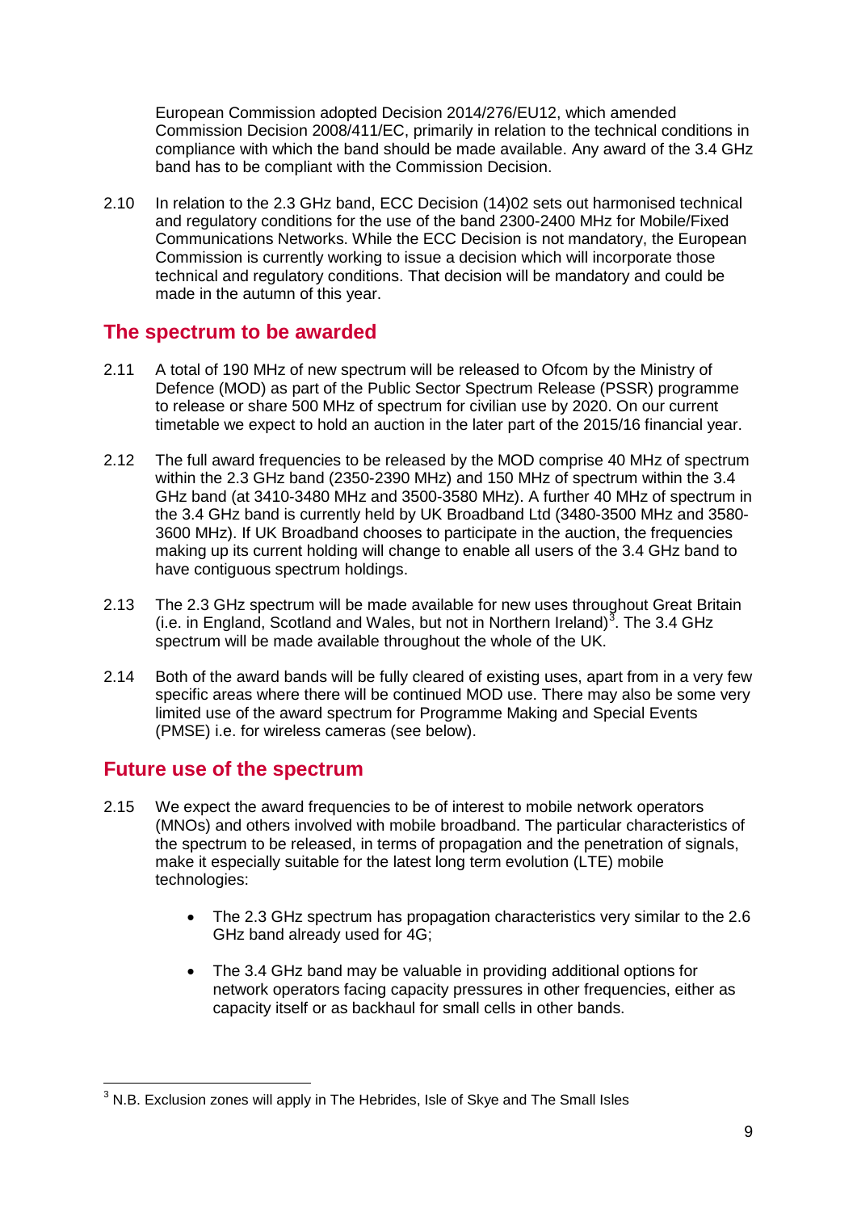European Commission adopted Decision 2014/276/EU12, which amended Commission Decision 2008/411/EC, primarily in relation to the technical conditions in compliance with which the band should be made available. Any award of the 3.4 GHz band has to be compliant with the Commission Decision.

2.10 In relation to the 2.3 GHz band, ECC Decision (14)02 sets out harmonised technical and regulatory conditions for the use of the band 2300-2400 MHz for Mobile/Fixed Communications Networks. While the ECC Decision is not mandatory, the European Commission is currently working to issue a decision which will incorporate those technical and regulatory conditions. That decision will be mandatory and could be made in the autumn of this year.

## The spectrum to be awarded

2.11 A total of 190 MHz of new spectrum will be released to Ofcom by the Ministry of Defence (MOD) as part of the Public Sector Spectrum Release (PSSR) programme to release or share 500 MHz of spectrum for civilian use by 2020. On our current timetable we expect to hold an auction in the later part of the 2015/16 financial year.

2.12 The full award frequencies to be released by the MOD comprise 40 MHz of spectrum within the 2.3 GHz band (2350-2390 MHz) and 150 MHz of spectrum within the 3.4 GHz band (at 3410-3480 MHz and 3500-3580 MHz). A further 40 MHz of spectrum in the 3.4 GHz band is currently held by UK Broadband Ltd (3480-3500 MHz and 3580-3600 MHz). If UK Broadband chooses to participate in the auction, the frequencies making up its current holding will change to enable all users of the 3.4 GHz band to have contiguous spectrum holdings.

2.13 The 2.3 GHz spectrum will be made available for new uses throughout Great Britain (i.e. in England, Scotland and Wales, but not in Northern Ireland)[3]. The 3.4 GHz spectrum will be made available throughout the whole of the UK.

2.14 Both of the award bands will be fully cleared of existing uses, apart from in a very few specific areas where there will be continued MOD use. There may also be some very limited use of the award spectrum for Programme Making and Special Events (PMSE) i.e. for wireless cameras (see below).

## Future use of the spectrum

2.15 We expect the award frequencies to be of interest to mobile network operators (MNOs) and others involved with mobile broadband. The particular characteristics of the spectrum to be released, in terms of propagation and the penetration of signals, make it especially suitable for the latest long term evolution (LTE) mobile technologies:

- The 2.3 GHz spectrum has propagation characteristics very similar to the 2.6 GHz band already used for 4G;
- The 3.4 GHz band may be valuable in providing additional options for network operators facing capacity pressures in other frequencies, either as capacity itself or as backhaul for small cells in other bands.

[3] N.B. Exclusion zones will apply in The Hebrides, Isle of Skye and The Small Isles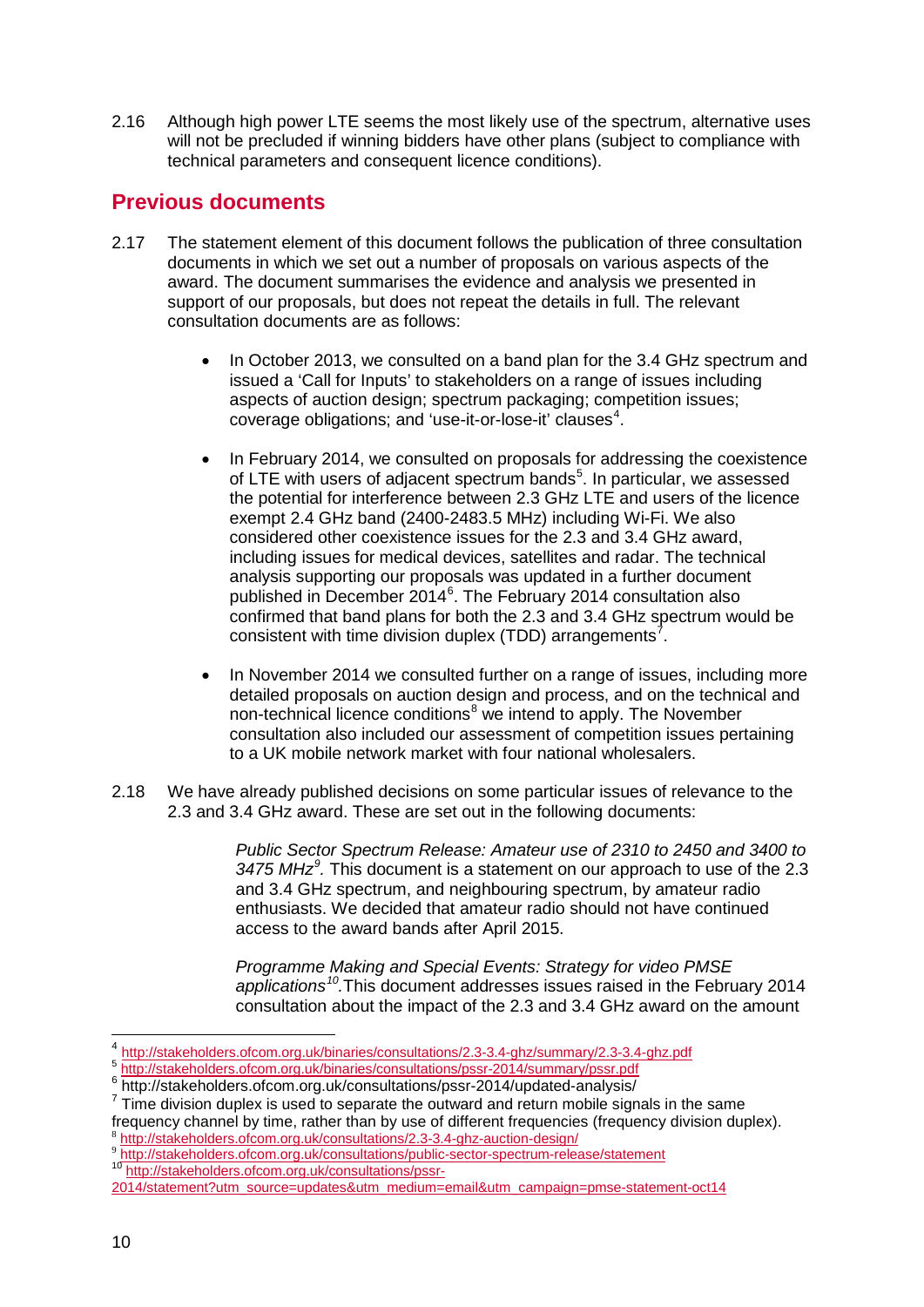2.16 Although high power LTE seems the most likely use of the spectrum, alternative uses will not be precluded if winning bidders have other plans (subject to compliance with technical parameters and consequent licence conditions).

## Previous documents

2.17 The statement element of this document follows the publication of three consultation documents in which we set out a number of proposals on various aspects of the award. The document summarises the evidence and analysis we presented in support of our proposals, but does not repeat the details in full. The relevant consultation documents are as follows:

- In October 2013, we consulted on a band plan for the 3.4 GHz spectrum and issued a 'Call for Inputs' to stakeholders on a range of issues including aspects of auction design; spectrum packaging; competition issues; coverage obligations; and 'use-it-or-lose-it' clauses[4].

- In February 2014, we consulted on proposals for addressing the coexistence of LTE with users of adjacent spectrum bands[5]. In particular, we assessed the potential for interference between 2.3 GHz LTE and users of the licence exempt 2.4 GHz band (2400-2483.5 MHz) including Wi-Fi. We also considered other coexistence issues for the 2.3 and 3.4 GHz award, including issues for medical devices, satellites and radar. The technical analysis supporting our proposals was updated in a further document published in December 2014[6]. The February 2014 consultation also confirmed that band plans for both the 2.3 and 3.4 GHz spectrum would be consistent with time division duplex (TDD) arrangements[7].

- In November 2014 we consulted further on a range of issues, including more detailed proposals on auction design and process, and on the technical and non-technical licence conditions[8] we intend to apply. The November consultation also included our assessment of competition issues pertaining to a UK mobile network market with four national wholesalers.

2.18 We have already published decisions on some particular issues of relevance to the 2.3 and 3.4 GHz award. These are set out in the following documents:

> *Public Sector Spectrum Release: Amateur use of 2310 to 2450 and 3400 to 3475 MHz*[9]*.* This document is a statement on our approach to use of the 2.3 and 3.4 GHz spectrum, and neighbouring spectrum, by amateur radio enthusiasts. We decided that amateur radio should not have continued access to the award bands after April 2015.
>
> *Programme Making and Special Events: Strategy for video PMSE applications*[10]*.*This document addresses issues raised in the February 2014 consultation about the impact of the 2.3 and 3.4 GHz award on the amount

---

[4] http://stakeholders.ofcom.org.uk/binaries/consultations/2.3-3.4-ghz/summary/2.3-3.4-ghz.pdf

[5] http://stakeholders.ofcom.org.uk/binaries/consultations/pssr-2014/summary/pssr.pdf

[6] http://stakeholders.ofcom.org.uk/consultations/pssr-2014/updated-analysis/

[7] Time division duplex is used to separate the outward and return mobile signals in the same frequency channel by time, rather than by use of different frequencies (frequency division duplex).

[8] http://stakeholders.ofcom.org.uk/consultations/2.3-3.4-ghz-auction-design/

[9] http://stakeholders.ofcom.org.uk/consultations/public-sector-spectrum-release/statement

[10] http://stakeholders.ofcom.org.uk/consultations/pssr-2014/statement?utm_source=updates&utm_medium=email&utm_campaign=pmse-statement-oct14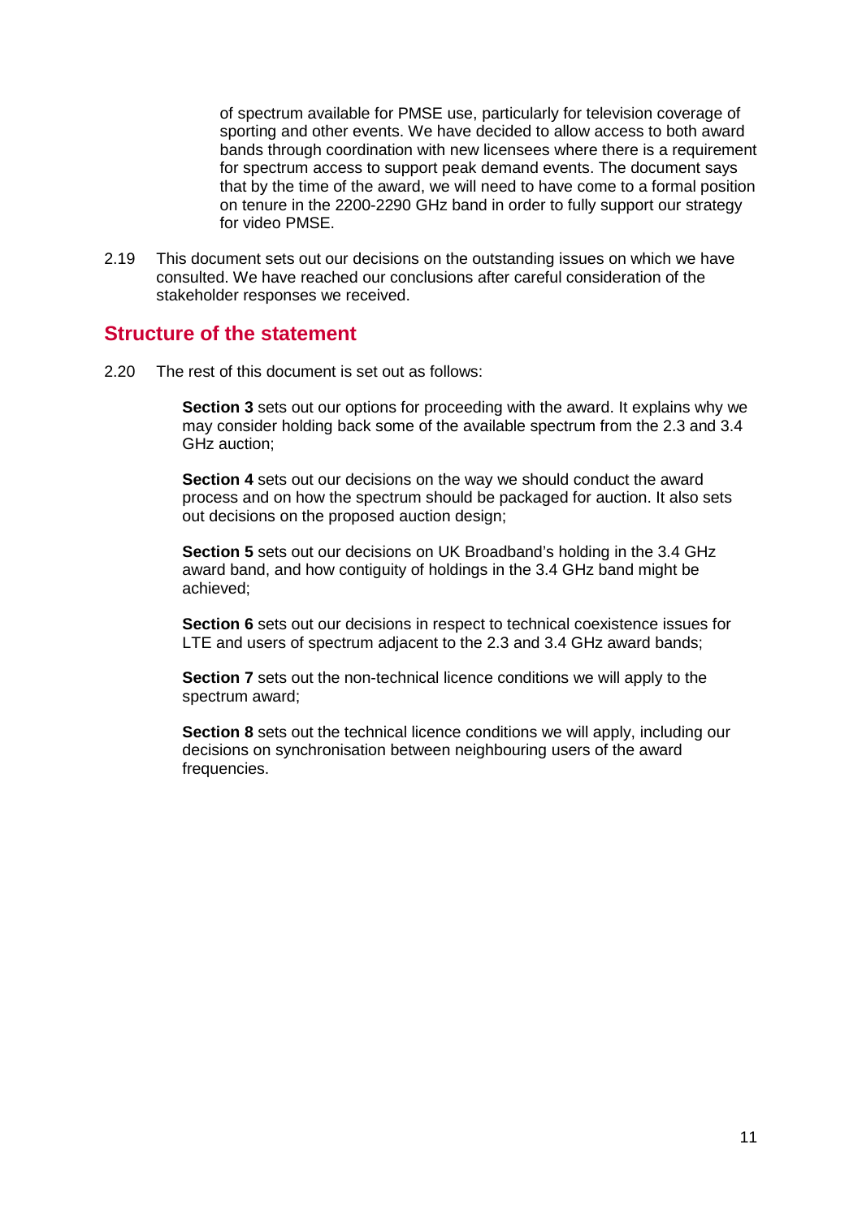of spectrum available for PMSE use, particularly for television coverage of sporting and other events. We have decided to allow access to both award bands through coordination with new licensees where there is a requirement for spectrum access to support peak demand events. The document says that by the time of the award, we will need to have come to a formal position on tenure in the 2200-2290 GHz band in order to fully support our strategy for video PMSE.

2.19 This document sets out our decisions on the outstanding issues on which we have consulted. We have reached our conclusions after careful consideration of the stakeholder responses we received.

## Structure of the statement

2.20 The rest of this document is set out as follows:

**Section 3** sets out our options for proceeding with the award. It explains why we may consider holding back some of the available spectrum from the 2.3 and 3.4 GHz auction;

**Section 4** sets out our decisions on the way we should conduct the award process and on how the spectrum should be packaged for auction. It also sets out decisions on the proposed auction design;

**Section 5** sets out our decisions on UK Broadband's holding in the 3.4 GHz award band, and how contiguity of holdings in the 3.4 GHz band might be achieved;

**Section 6** sets out our decisions in respect to technical coexistence issues for LTE and users of spectrum adjacent to the 2.3 and 3.4 GHz award bands;

**Section 7** sets out the non-technical licence conditions we will apply to the spectrum award;

**Section 8** sets out the technical licence conditions we will apply, including our decisions on synchronisation between neighbouring users of the award frequencies.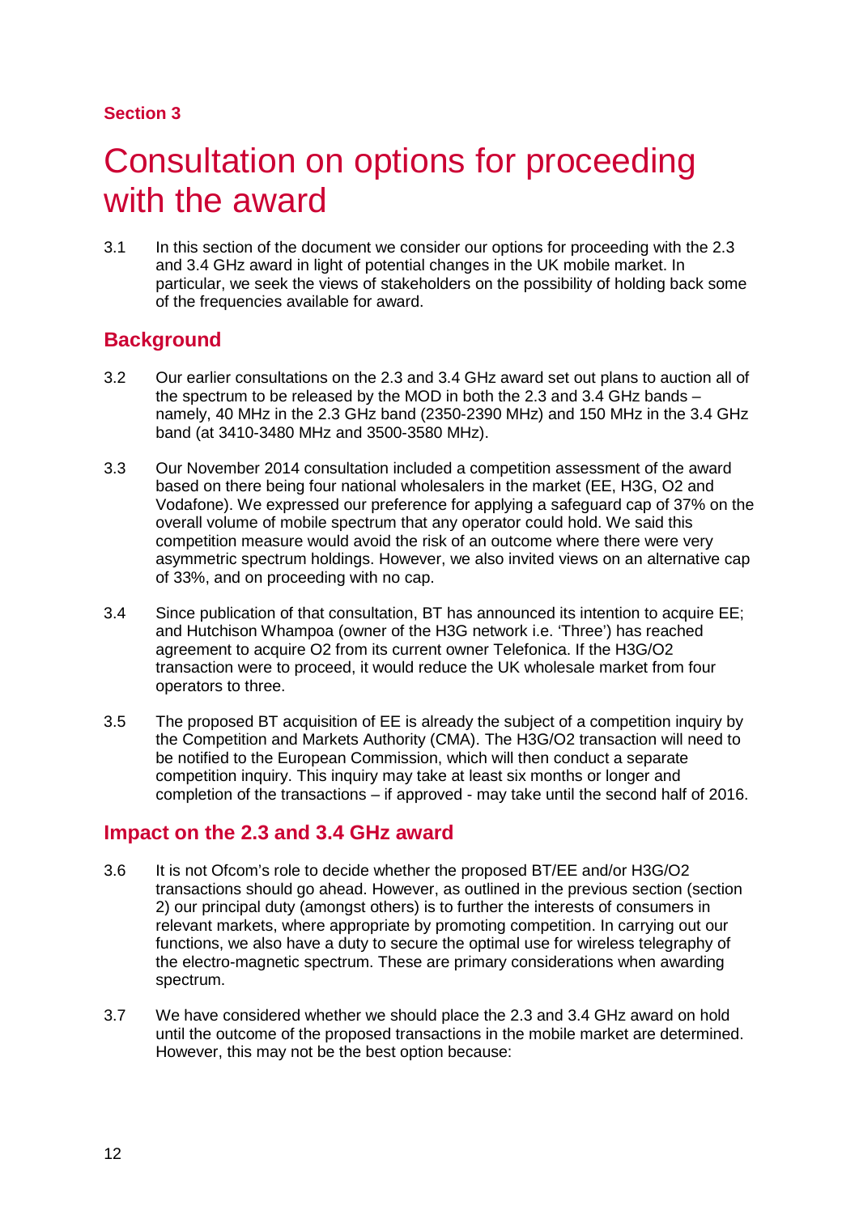Section 3

# Consultation on options for proceeding with the award

3.1 In this section of the document we consider our options for proceeding with the 2.3 and 3.4 GHz award in light of potential changes in the UK mobile market. In particular, we seek the views of stakeholders on the possibility of holding back some of the frequencies available for award.

## Background

3.2 Our earlier consultations on the 2.3 and 3.4 GHz award set out plans to auction all of the spectrum to be released by the MOD in both the 2.3 and 3.4 GHz bands – namely, 40 MHz in the 2.3 GHz band (2350-2390 MHz) and 150 MHz in the 3.4 GHz band (at 3410-3480 MHz and 3500-3580 MHz).

3.3 Our November 2014 consultation included a competition assessment of the award based on there being four national wholesalers in the market (EE, H3G, O2 and Vodafone). We expressed our preference for applying a safeguard cap of 37% on the overall volume of mobile spectrum that any operator could hold. We said this competition measure would avoid the risk of an outcome where there were very asymmetric spectrum holdings. However, we also invited views on an alternative cap of 33%, and on proceeding with no cap.

3.4 Since publication of that consultation, BT has announced its intention to acquire EE; and Hutchison Whampoa (owner of the H3G network i.e. 'Three') has reached agreement to acquire O2 from its current owner Telefonica. If the H3G/O2 transaction were to proceed, it would reduce the UK wholesale market from four operators to three.

3.5 The proposed BT acquisition of EE is already the subject of a competition inquiry by the Competition and Markets Authority (CMA). The H3G/O2 transaction will need to be notified to the European Commission, which will then conduct a separate competition inquiry. This inquiry may take at least six months or longer and completion of the transactions – if approved - may take until the second half of 2016.

## Impact on the 2.3 and 3.4 GHz award

3.6 It is not Ofcom's role to decide whether the proposed BT/EE and/or H3G/O2 transactions should go ahead. However, as outlined in the previous section (section 2) our principal duty (amongst others) is to further the interests of consumers in relevant markets, where appropriate by promoting competition. In carrying out our functions, we also have a duty to secure the optimal use for wireless telegraphy of the electro-magnetic spectrum. These are primary considerations when awarding spectrum.

3.7 We have considered whether we should place the 2.3 and 3.4 GHz award on hold until the outcome of the proposed transactions in the mobile market are determined. However, this may not be the best option because: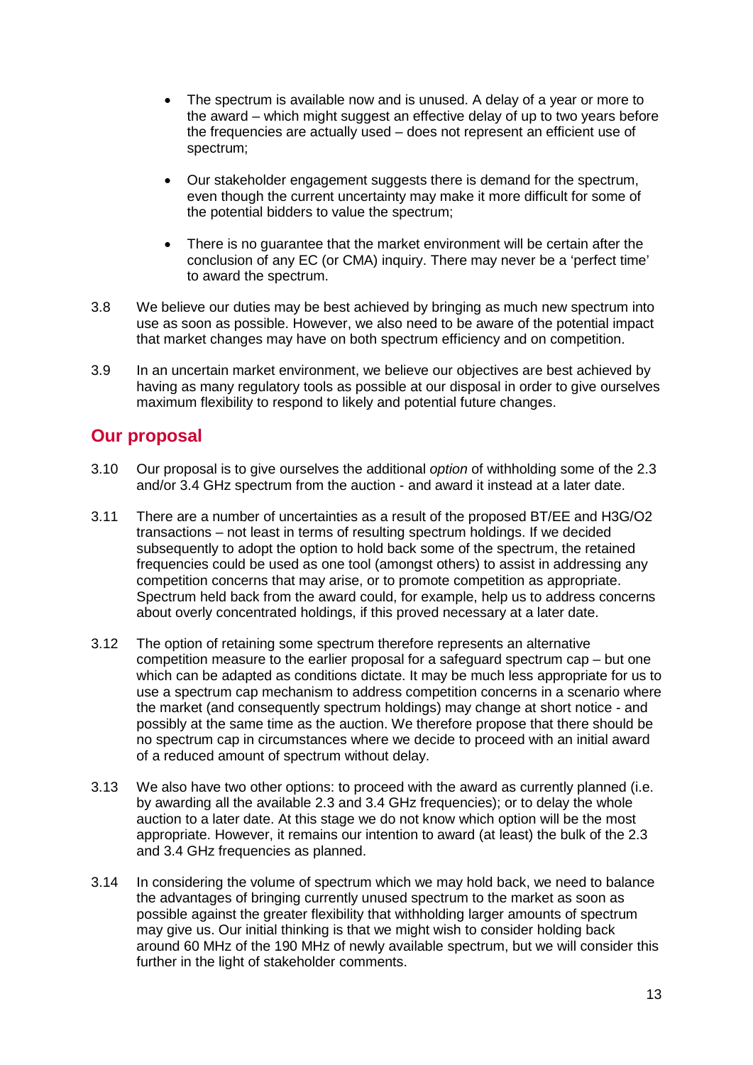- The spectrum is available now and is unused. A delay of a year or more to the award – which might suggest an effective delay of up to two years before the frequencies are actually used – does not represent an efficient use of spectrum;

- Our stakeholder engagement suggests there is demand for the spectrum, even though the current uncertainty may make it more difficult for some of the potential bidders to value the spectrum;

- There is no guarantee that the market environment will be certain after the conclusion of any EC (or CMA) inquiry. There may never be a 'perfect time' to award the spectrum.

3.8 We believe our duties may be best achieved by bringing as much new spectrum into use as soon as possible. However, we also need to be aware of the potential impact that market changes may have on both spectrum efficiency and on competition.

3.9 In an uncertain market environment, we believe our objectives are best achieved by having as many regulatory tools as possible at our disposal in order to give ourselves maximum flexibility to respond to likely and potential future changes.

## Our proposal

3.10 Our proposal is to give ourselves the additional *option* of withholding some of the 2.3 and/or 3.4 GHz spectrum from the auction - and award it instead at a later date.

3.11 There are a number of uncertainties as a result of the proposed BT/EE and H3G/O2 transactions – not least in terms of resulting spectrum holdings. If we decided subsequently to adopt the option to hold back some of the spectrum, the retained frequencies could be used as one tool (amongst others) to assist in addressing any competition concerns that may arise, or to promote competition as appropriate. Spectrum held back from the award could, for example, help us to address concerns about overly concentrated holdings, if this proved necessary at a later date.

3.12 The option of retaining some spectrum therefore represents an alternative competition measure to the earlier proposal for a safeguard spectrum cap – but one which can be adapted as conditions dictate. It may be much less appropriate for us to use a spectrum cap mechanism to address competition concerns in a scenario where the market (and consequently spectrum holdings) may change at short notice - and possibly at the same time as the auction. We therefore propose that there should be no spectrum cap in circumstances where we decide to proceed with an initial award of a reduced amount of spectrum without delay.

3.13 We also have two other options: to proceed with the award as currently planned (i.e. by awarding all the available 2.3 and 3.4 GHz frequencies); or to delay the whole auction to a later date. At this stage we do not know which option will be the most appropriate. However, it remains our intention to award (at least) the bulk of the 2.3 and 3.4 GHz frequencies as planned.

3.14 In considering the volume of spectrum which we may hold back, we need to balance the advantages of bringing currently unused spectrum to the market as soon as possible against the greater flexibility that withholding larger amounts of spectrum may give us. Our initial thinking is that we might wish to consider holding back around 60 MHz of the 190 MHz of newly available spectrum, but we will consider this further in the light of stakeholder comments.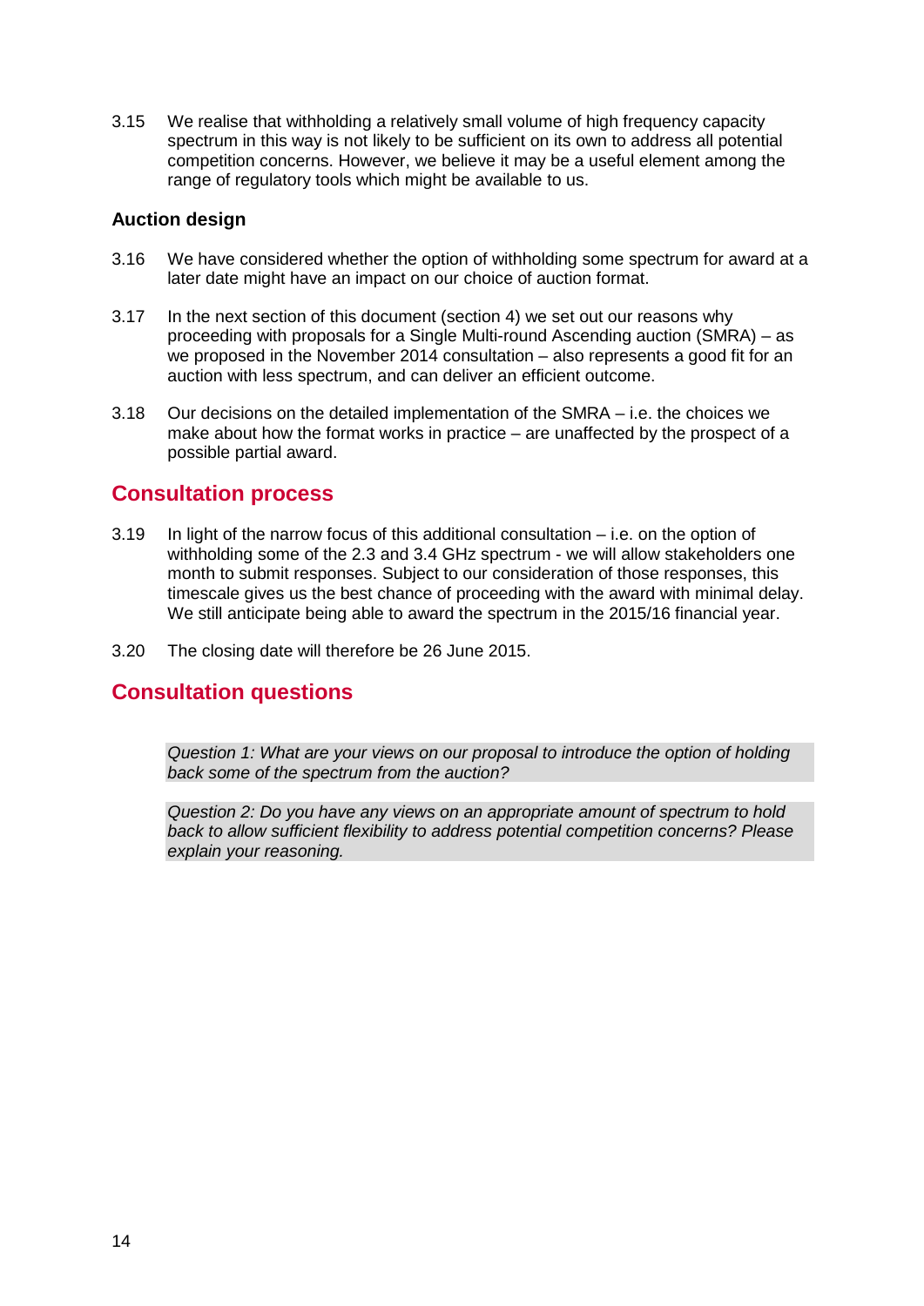3.15 We realise that withholding a relatively small volume of high frequency capacity spectrum in this way is not likely to be sufficient on its own to address all potential competition concerns. However, we believe it may be a useful element among the range of regulatory tools which might be available to us.

### Auction design

3.16 We have considered whether the option of withholding some spectrum for award at a later date might have an impact on our choice of auction format.

3.17 In the next section of this document (section 4) we set out our reasons why proceeding with proposals for a Single Multi-round Ascending auction (SMRA) – as we proposed in the November 2014 consultation – also represents a good fit for an auction with less spectrum, and can deliver an efficient outcome.

3.18 Our decisions on the detailed implementation of the SMRA – i.e. the choices we make about how the format works in practice – are unaffected by the prospect of a possible partial award.

## Consultation process

3.19 In light of the narrow focus of this additional consultation – i.e. on the option of withholding some of the 2.3 and 3.4 GHz spectrum - we will allow stakeholders one month to submit responses. Subject to our consideration of those responses, this timescale gives us the best chance of proceeding with the award with minimal delay. We still anticipate being able to award the spectrum in the 2015/16 financial year.

3.20 The closing date will therefore be 26 June 2015.

## Consultation questions

*Question 1: What are your views on our proposal to introduce the option of holding back some of the spectrum from the auction?*

*Question 2: Do you have any views on an appropriate amount of spectrum to hold back to allow sufficient flexibility to address potential competition concerns? Please explain your reasoning.*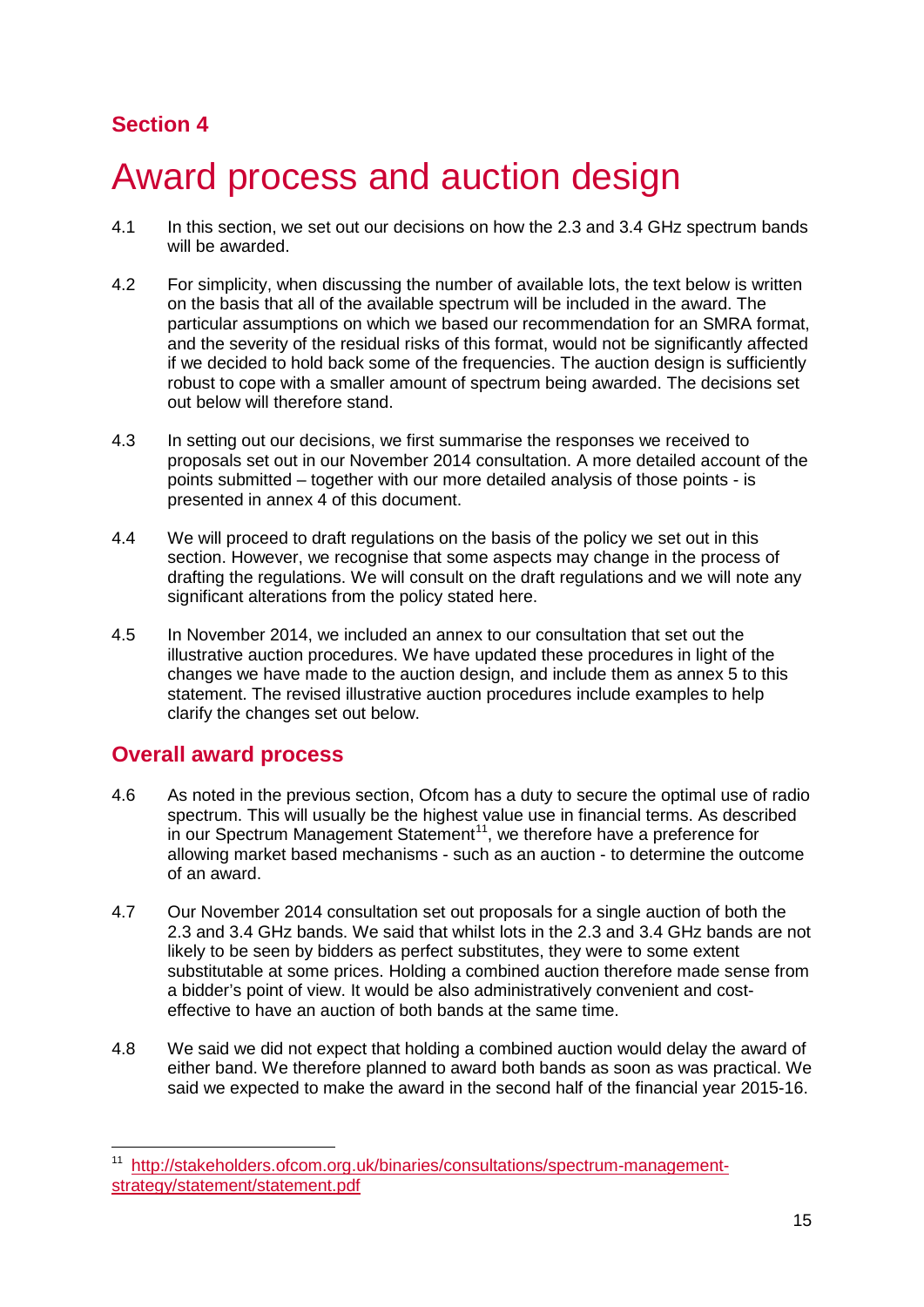## Section 4

# Award process and auction design

4.1 In this section, we set out our decisions on how the 2.3 and 3.4 GHz spectrum bands will be awarded.

4.2 For simplicity, when discussing the number of available lots, the text below is written on the basis that all of the available spectrum will be included in the award. The particular assumptions on which we based our recommendation for an SMRA format, and the severity of the residual risks of this format, would not be significantly affected if we decided to hold back some of the frequencies. The auction design is sufficiently robust to cope with a smaller amount of spectrum being awarded. The decisions set out below will therefore stand.

4.3 In setting out our decisions, we first summarise the responses we received to proposals set out in our November 2014 consultation. A more detailed account of the points submitted – together with our more detailed analysis of those points - is presented in annex 4 of this document.

4.4 We will proceed to draft regulations on the basis of the policy we set out in this section. However, we recognise that some aspects may change in the process of drafting the regulations. We will consult on the draft regulations and we will note any significant alterations from the policy stated here.

4.5 In November 2014, we included an annex to our consultation that set out the illustrative auction procedures. We have updated these procedures in light of the changes we have made to the auction design, and include them as annex 5 to this statement. The revised illustrative auction procedures include examples to help clarify the changes set out below.

## Overall award process

4.6 As noted in the previous section, Ofcom has a duty to secure the optimal use of radio spectrum. This will usually be the highest value use in financial terms. As described in our Spectrum Management Statement[11], we therefore have a preference for allowing market based mechanisms - such as an auction - to determine the outcome of an award.

4.7 Our November 2014 consultation set out proposals for a single auction of both the 2.3 and 3.4 GHz bands. We said that whilst lots in the 2.3 and 3.4 GHz bands are not likely to be seen by bidders as perfect substitutes, they were to some extent substitutable at some prices. Holding a combined auction therefore made sense from a bidder's point of view. It would be also administratively convenient and cost-effective to have an auction of both bands at the same time.

4.8 We said we did not expect that holding a combined auction would delay the award of either band. We therefore planned to award both bands as soon as was practical. We said we expected to make the award in the second half of the financial year 2015-16.

[11] http://stakeholders.ofcom.org.uk/binaries/consultations/spectrum-management-strategy/statement/statement.pdf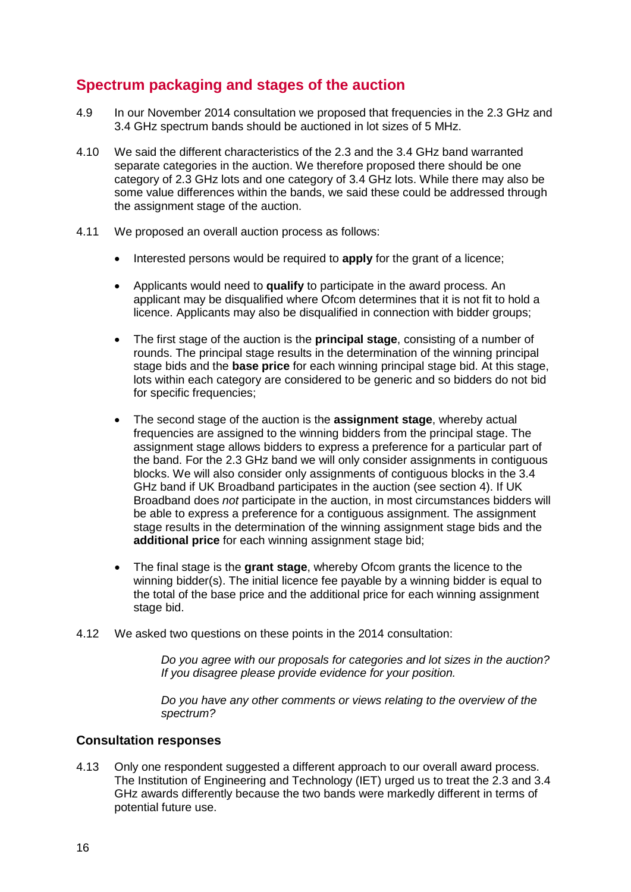## Spectrum packaging and stages of the auction

4.9 In our November 2014 consultation we proposed that frequencies in the 2.3 GHz and 3.4 GHz spectrum bands should be auctioned in lot sizes of 5 MHz.

4.10 We said the different characteristics of the 2.3 and the 3.4 GHz band warranted separate categories in the auction. We therefore proposed there should be one category of 2.3 GHz lots and one category of 3.4 GHz lots. While there may also be some value differences within the bands, we said these could be addressed through the assignment stage of the auction.

4.11 We proposed an overall auction process as follows:

- Interested persons would be required to **apply** for the grant of a licence;
- Applicants would need to **qualify** to participate in the award process. An applicant may be disqualified where Ofcom determines that it is not fit to hold a licence. Applicants may also be disqualified in connection with bidder groups;
- The first stage of the auction is the **principal stage**, consisting of a number of rounds. The principal stage results in the determination of the winning principal stage bids and the **base price** for each winning principal stage bid. At this stage, lots within each category are considered to be generic and so bidders do not bid for specific frequencies;
- The second stage of the auction is the **assignment stage**, whereby actual frequencies are assigned to the winning bidders from the principal stage. The assignment stage allows bidders to express a preference for a particular part of the band. For the 2.3 GHz band we will only consider assignments in contiguous blocks. We will also consider only assignments of contiguous blocks in the 3.4 GHz band if UK Broadband participates in the auction (see section 4). If UK Broadband does *not* participate in the auction, in most circumstances bidders will be able to express a preference for a contiguous assignment. The assignment stage results in the determination of the winning assignment stage bids and the **additional price** for each winning assignment stage bid;
- The final stage is the **grant stage**, whereby Ofcom grants the licence to the winning bidder(s). The initial licence fee payable by a winning bidder is equal to the total of the base price and the additional price for each winning assignment stage bid.

4.12 We asked two questions on these points in the 2014 consultation:

> *Do you agree with our proposals for categories and lot sizes in the auction? If you disagree please provide evidence for your position.*
>
> *Do you have any other comments or views relating to the overview of the spectrum?*

### Consultation responses

4.13 Only one respondent suggested a different approach to our overall award process. The Institution of Engineering and Technology (IET) urged us to treat the 2.3 and 3.4 GHz awards differently because the two bands were markedly different in terms of potential future use.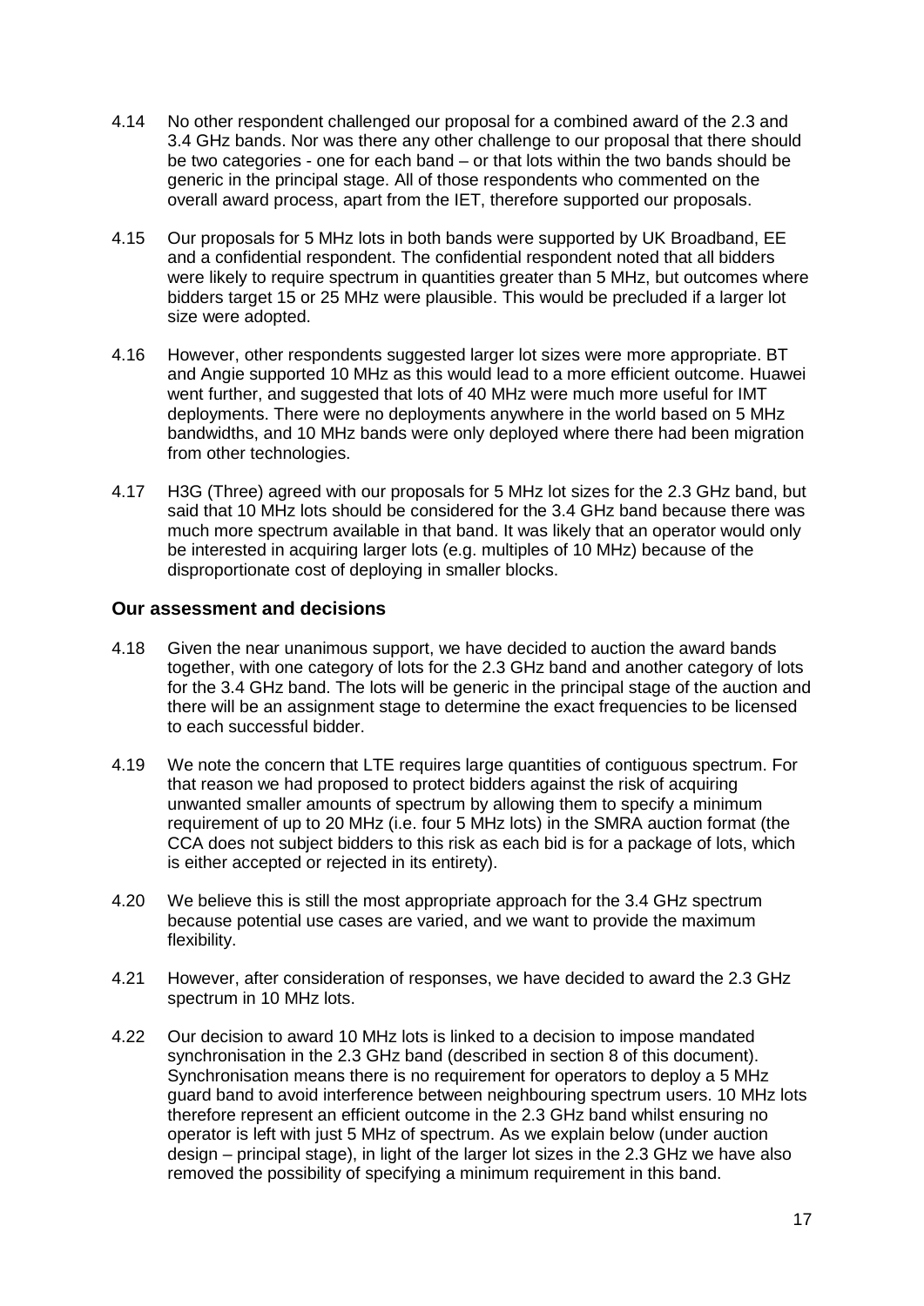4.14 No other respondent challenged our proposal for a combined award of the 2.3 and 3.4 GHz bands. Nor was there any other challenge to our proposal that there should be two categories - one for each band – or that lots within the two bands should be generic in the principal stage. All of those respondents who commented on the overall award process, apart from the IET, therefore supported our proposals.

4.15 Our proposals for 5 MHz lots in both bands were supported by UK Broadband, EE and a confidential respondent. The confidential respondent noted that all bidders were likely to require spectrum in quantities greater than 5 MHz, but outcomes where bidders target 15 or 25 MHz were plausible. This would be precluded if a larger lot size were adopted.

4.16 However, other respondents suggested larger lot sizes were more appropriate. BT and Angie supported 10 MHz as this would lead to a more efficient outcome. Huawei went further, and suggested that lots of 40 MHz were much more useful for IMT deployments. There were no deployments anywhere in the world based on 5 MHz bandwidths, and 10 MHz bands were only deployed where there had been migration from other technologies.

4.17 H3G (Three) agreed with our proposals for 5 MHz lot sizes for the 2.3 GHz band, but said that 10 MHz lots should be considered for the 3.4 GHz band because there was much more spectrum available in that band. It was likely that an operator would only be interested in acquiring larger lots (e.g. multiples of 10 MHz) because of the disproportionate cost of deploying in smaller blocks.

### Our assessment and decisions

4.18 Given the near unanimous support, we have decided to auction the award bands together, with one category of lots for the 2.3 GHz band and another category of lots for the 3.4 GHz band. The lots will be generic in the principal stage of the auction and there will be an assignment stage to determine the exact frequencies to be licensed to each successful bidder.

4.19 We note the concern that LTE requires large quantities of contiguous spectrum. For that reason we had proposed to protect bidders against the risk of acquiring unwanted smaller amounts of spectrum by allowing them to specify a minimum requirement of up to 20 MHz (i.e. four 5 MHz lots) in the SMRA auction format (the CCA does not subject bidders to this risk as each bid is for a package of lots, which is either accepted or rejected in its entirety).

4.20 We believe this is still the most appropriate approach for the 3.4 GHz spectrum because potential use cases are varied, and we want to provide the maximum flexibility.

4.21 However, after consideration of responses, we have decided to award the 2.3 GHz spectrum in 10 MHz lots.

4.22 Our decision to award 10 MHz lots is linked to a decision to impose mandated synchronisation in the 2.3 GHz band (described in section 8 of this document). Synchronisation means there is no requirement for operators to deploy a 5 MHz guard band to avoid interference between neighbouring spectrum users. 10 MHz lots therefore represent an efficient outcome in the 2.3 GHz band whilst ensuring no operator is left with just 5 MHz of spectrum. As we explain below (under auction design – principal stage), in light of the larger lot sizes in the 2.3 GHz we have also removed the possibility of specifying a minimum requirement in this band.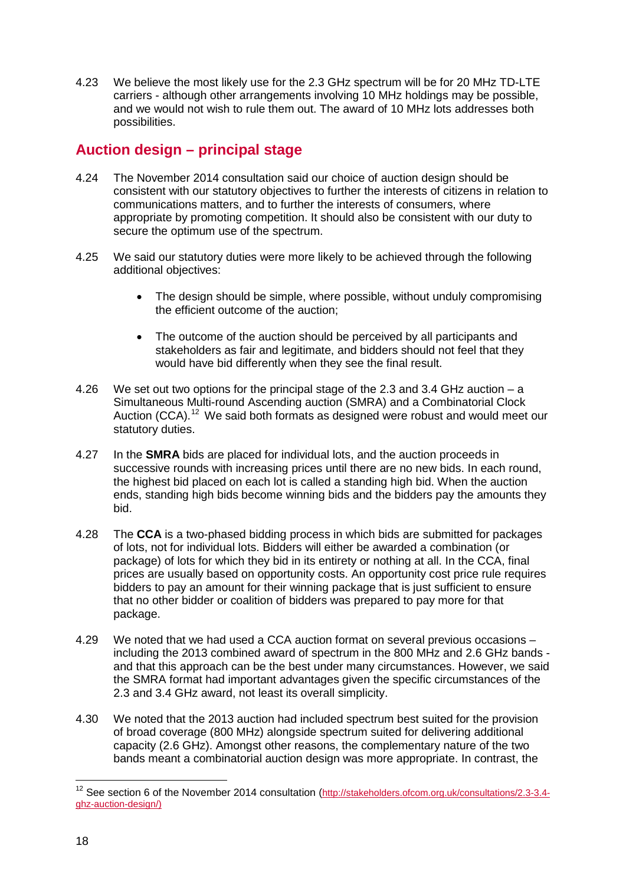4.23 We believe the most likely use for the 2.3 GHz spectrum will be for 20 MHz TD-LTE carriers - although other arrangements involving 10 MHz holdings may be possible, and we would not wish to rule them out. The award of 10 MHz lots addresses both possibilities.

## Auction design – principal stage

4.24 The November 2014 consultation said our choice of auction design should be consistent with our statutory objectives to further the interests of citizens in relation to communications matters, and to further the interests of consumers, where appropriate by promoting competition. It should also be consistent with our duty to secure the optimum use of the spectrum.

4.25 We said our statutory duties were more likely to be achieved through the following additional objectives:

- The design should be simple, where possible, without unduly compromising the efficient outcome of the auction;
- The outcome of the auction should be perceived by all participants and stakeholders as fair and legitimate, and bidders should not feel that they would have bid differently when they see the final result.

4.26 We set out two options for the principal stage of the 2.3 and 3.4 GHz auction – a Simultaneous Multi-round Ascending auction (SMRA) and a Combinatorial Clock Auction (CCA).[12] We said both formats as designed were robust and would meet our statutory duties.

4.27 In the **SMRA** bids are placed for individual lots, and the auction proceeds in successive rounds with increasing prices until there are no new bids. In each round, the highest bid placed on each lot is called a standing high bid. When the auction ends, standing high bids become winning bids and the bidders pay the amounts they bid.

4.28 The **CCA** is a two-phased bidding process in which bids are submitted for packages of lots, not for individual lots. Bidders will either be awarded a combination (or package) of lots for which they bid in its entirety or nothing at all. In the CCA, final prices are usually based on opportunity costs. An opportunity cost price rule requires bidders to pay an amount for their winning package that is just sufficient to ensure that no other bidder or coalition of bidders was prepared to pay more for that package.

4.29 We noted that we had used a CCA auction format on several previous occasions – including the 2013 combined award of spectrum in the 800 MHz and 2.6 GHz bands - and that this approach can be the best under many circumstances. However, we said the SMRA format had important advantages given the specific circumstances of the 2.3 and 3.4 GHz award, not least its overall simplicity.

4.30 We noted that the 2013 auction had included spectrum best suited for the provision of broad coverage (800 MHz) alongside spectrum suited for delivering additional capacity (2.6 GHz). Amongst other reasons, the complementary nature of the two bands meant a combinatorial auction design was more appropriate. In contrast, the

[12] See section 6 of the November 2014 consultation (http://stakeholders.ofcom.org.uk/consultations/2.3-3.4-ghz-auction-design/)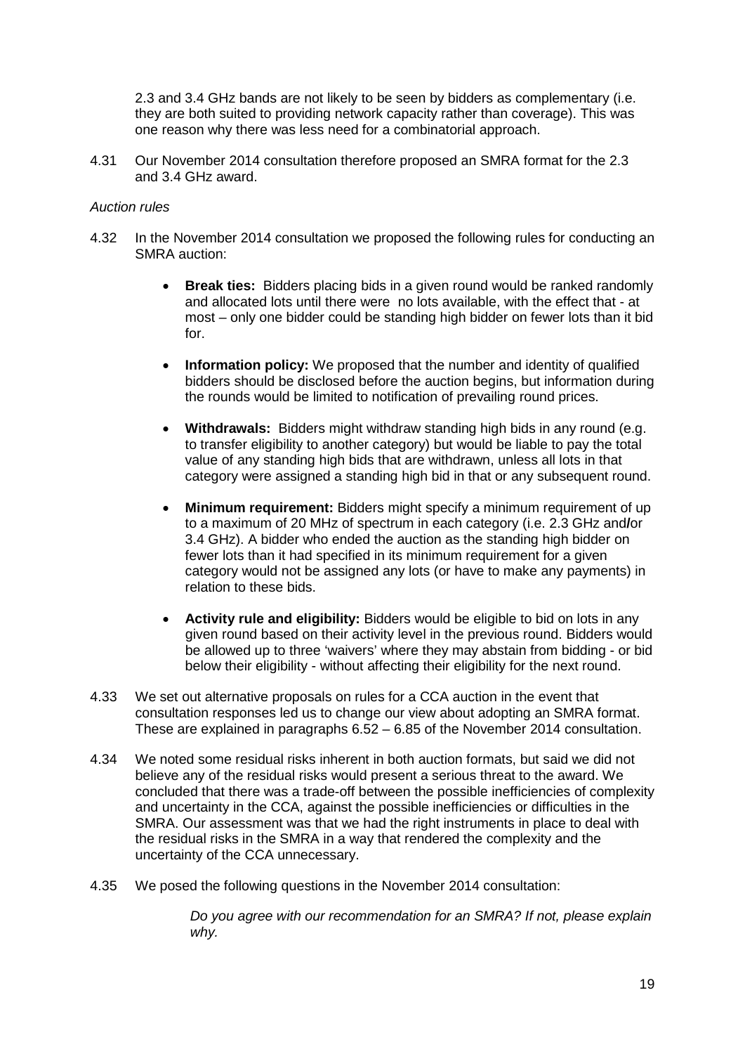2.3 and 3.4 GHz bands are not likely to be seen by bidders as complementary (i.e. they are both suited to providing network capacity rather than coverage). This was one reason why there was less need for a combinatorial approach.

4.31 Our November 2014 consultation therefore proposed an SMRA format for the 2.3 and 3.4 GHz award.

*Auction rules*

4.32 In the November 2014 consultation we proposed the following rules for conducting an SMRA auction:

- **Break ties:** Bidders placing bids in a given round would be ranked randomly and allocated lots until there were no lots available, with the effect that - at most – only one bidder could be standing high bidder on fewer lots than it bid for.
- **Information policy:** We proposed that the number and identity of qualified bidders should be disclosed before the auction begins, but information during the rounds would be limited to notification of prevailing round prices.
- **Withdrawals:** Bidders might withdraw standing high bids in any round (e.g. to transfer eligibility to another category) but would be liable to pay the total value of any standing high bids that are withdrawn, unless all lots in that category were assigned a standing high bid in that or any subsequent round.
- **Minimum requirement:** Bidders might specify a minimum requirement of up to a maximum of 20 MHz of spectrum in each category (i.e. 2.3 GHz and/or 3.4 GHz). A bidder who ended the auction as the standing high bidder on fewer lots than it had specified in its minimum requirement for a given category would not be assigned any lots (or have to make any payments) in relation to these bids.
- **Activity rule and eligibility:** Bidders would be eligible to bid on lots in any given round based on their activity level in the previous round. Bidders would be allowed up to three 'waivers' where they may abstain from bidding - or bid below their eligibility - without affecting their eligibility for the next round.

4.33 We set out alternative proposals on rules for a CCA auction in the event that consultation responses led us to change our view about adopting an SMRA format. These are explained in paragraphs 6.52 – 6.85 of the November 2014 consultation.

4.34 We noted some residual risks inherent in both auction formats, but said we did not believe any of the residual risks would present a serious threat to the award. We concluded that there was a trade-off between the possible inefficiencies of complexity and uncertainty in the CCA, against the possible inefficiencies or difficulties in the SMRA. Our assessment was that we had the right instruments in place to deal with the residual risks in the SMRA in a way that rendered the complexity and the uncertainty of the CCA unnecessary.

4.35 We posed the following questions in the November 2014 consultation:

> *Do you agree with our recommendation for an SMRA? If not, please explain why.*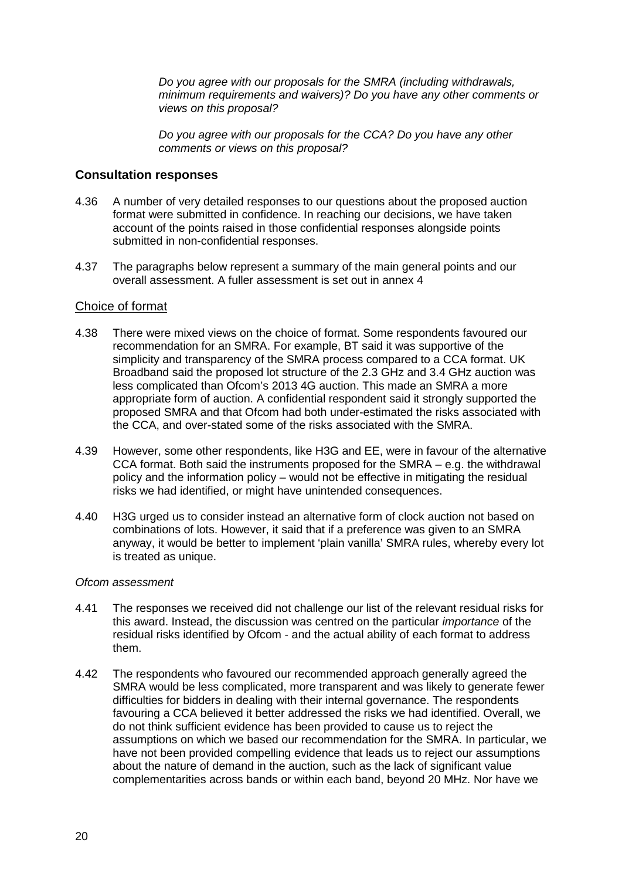*Do you agree with our proposals for the SMRA (including withdrawals, minimum requirements and waivers)? Do you have any other comments or views on this proposal?*

*Do you agree with our proposals for the CCA? Do you have any other comments or views on this proposal?*

### Consultation responses

4.36 A number of very detailed responses to our questions about the proposed auction format were submitted in confidence. In reaching our decisions, we have taken account of the points raised in those confidential responses alongside points submitted in non-confidential responses.

4.37 The paragraphs below represent a summary of the main general points and our overall assessment. A fuller assessment is set out in annex 4

#### Choice of format

4.38 There were mixed views on the choice of format. Some respondents favoured our recommendation for an SMRA. For example, BT said it was supportive of the simplicity and transparency of the SMRA process compared to a CCA format. UK Broadband said the proposed lot structure of the 2.3 GHz and 3.4 GHz auction was less complicated than Ofcom's 2013 4G auction. This made an SMRA a more appropriate form of auction. A confidential respondent said it strongly supported the proposed SMRA and that Ofcom had both under-estimated the risks associated with the CCA, and over-stated some of the risks associated with the SMRA.

4.39 However, some other respondents, like H3G and EE, were in favour of the alternative CCA format. Both said the instruments proposed for the SMRA – e.g. the withdrawal policy and the information policy – would not be effective in mitigating the residual risks we had identified, or might have unintended consequences.

4.40 H3G urged us to consider instead an alternative form of clock auction not based on combinations of lots. However, it said that if a preference was given to an SMRA anyway, it would be better to implement 'plain vanilla' SMRA rules, whereby every lot is treated as unique.

*Ofcom assessment*

4.41 The responses we received did not challenge our list of the relevant residual risks for this award. Instead, the discussion was centred on the particular *importance* of the residual risks identified by Ofcom - and the actual ability of each format to address them.

4.42 The respondents who favoured our recommended approach generally agreed the SMRA would be less complicated, more transparent and was likely to generate fewer difficulties for bidders in dealing with their internal governance. The respondents favouring a CCA believed it better addressed the risks we had identified. Overall, we do not think sufficient evidence has been provided to cause us to reject the assumptions on which we based our recommendation for the SMRA. In particular, we have not been provided compelling evidence that leads us to reject our assumptions about the nature of demand in the auction, such as the lack of significant value complementarities across bands or within each band, beyond 20 MHz. Nor have we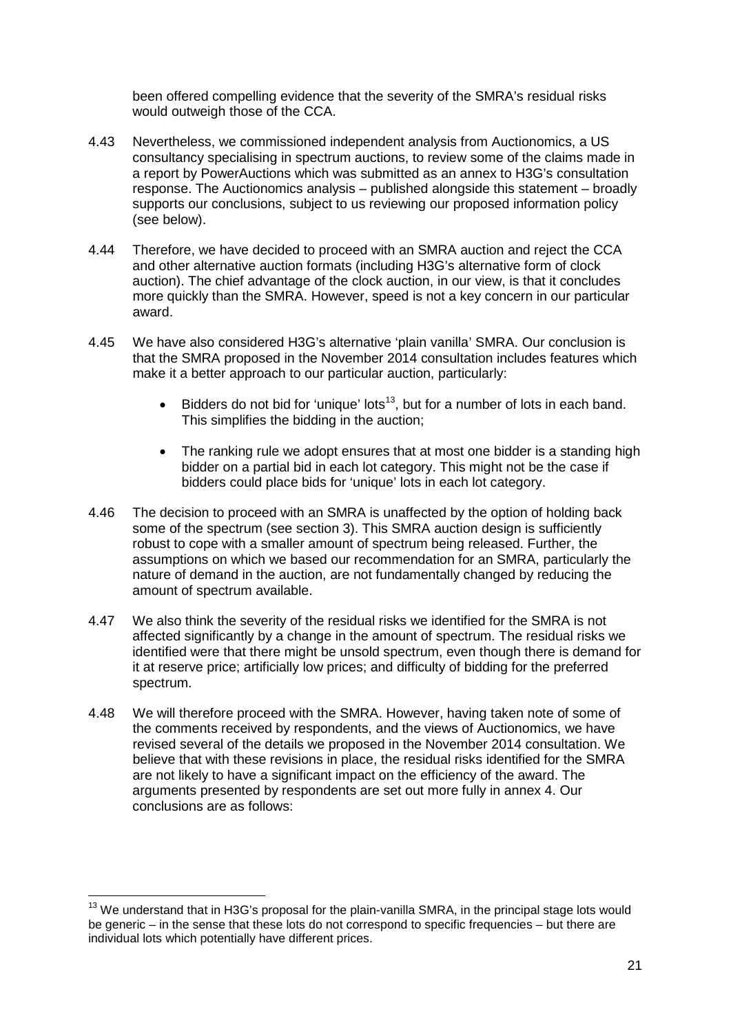been offered compelling evidence that the severity of the SMRA's residual risks would outweigh those of the CCA.

4.43 Nevertheless, we commissioned independent analysis from Auctionomics, a US consultancy specialising in spectrum auctions, to review some of the claims made in a report by PowerAuctions which was submitted as an annex to H3G's consultation response. The Auctionomics analysis – published alongside this statement – broadly supports our conclusions, subject to us reviewing our proposed information policy (see below).

4.44 Therefore, we have decided to proceed with an SMRA auction and reject the CCA and other alternative auction formats (including H3G's alternative form of clock auction). The chief advantage of the clock auction, in our view, is that it concludes more quickly than the SMRA. However, speed is not a key concern in our particular award.

4.45 We have also considered H3G's alternative 'plain vanilla' SMRA. Our conclusion is that the SMRA proposed in the November 2014 consultation includes features which make it a better approach to our particular auction, particularly:

- Bidders do not bid for 'unique' lots[13], but for a number of lots in each band. This simplifies the bidding in the auction;
- The ranking rule we adopt ensures that at most one bidder is a standing high bidder on a partial bid in each lot category. This might not be the case if bidders could place bids for 'unique' lots in each lot category.

4.46 The decision to proceed with an SMRA is unaffected by the option of holding back some of the spectrum (see section 3). This SMRA auction design is sufficiently robust to cope with a smaller amount of spectrum being released. Further, the assumptions on which we based our recommendation for an SMRA, particularly the nature of demand in the auction, are not fundamentally changed by reducing the amount of spectrum available.

4.47 We also think the severity of the residual risks we identified for the SMRA is not affected significantly by a change in the amount of spectrum. The residual risks we identified were that there might be unsold spectrum, even though there is demand for it at reserve price; artificially low prices; and difficulty of bidding for the preferred spectrum.

4.48 We will therefore proceed with the SMRA. However, having taken note of some of the comments received by respondents, and the views of Auctionomics, we have revised several of the details we proposed in the November 2014 consultation. We believe that with these revisions in place, the residual risks identified for the SMRA are not likely to have a significant impact on the efficiency of the award. The arguments presented by respondents are set out more fully in annex 4. Our conclusions are as follows:

---

[13] We understand that in H3G's proposal for the plain-vanilla SMRA, in the principal stage lots would be generic – in the sense that these lots do not correspond to specific frequencies – but there are individual lots which potentially have different prices.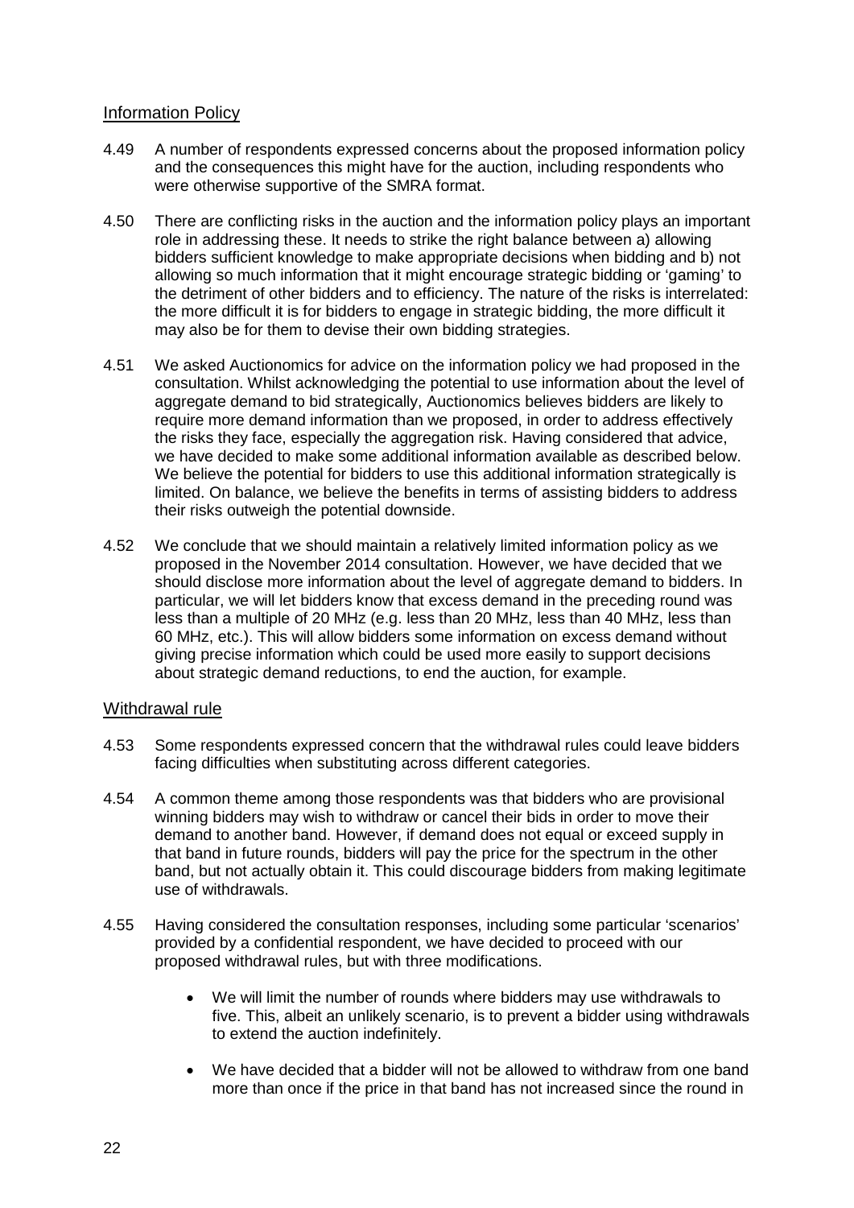## Information Policy

4.49 A number of respondents expressed concerns about the proposed information policy and the consequences this might have for the auction, including respondents who were otherwise supportive of the SMRA format.

4.50 There are conflicting risks in the auction and the information policy plays an important role in addressing these. It needs to strike the right balance between a) allowing bidders sufficient knowledge to make appropriate decisions when bidding and b) not allowing so much information that it might encourage strategic bidding or 'gaming' to the detriment of other bidders and to efficiency. The nature of the risks is interrelated: the more difficult it is for bidders to engage in strategic bidding, the more difficult it may also be for them to devise their own bidding strategies.

4.51 We asked Auctionomics for advice on the information policy we had proposed in the consultation. Whilst acknowledging the potential to use information about the level of aggregate demand to bid strategically, Auctionomics believes bidders are likely to require more demand information than we proposed, in order to address effectively the risks they face, especially the aggregation risk. Having considered that advice, we have decided to make some additional information available as described below. We believe the potential for bidders to use this additional information strategically is limited. On balance, we believe the benefits in terms of assisting bidders to address their risks outweigh the potential downside.

4.52 We conclude that we should maintain a relatively limited information policy as we proposed in the November 2014 consultation. However, we have decided that we should disclose more information about the level of aggregate demand to bidders. In particular, we will let bidders know that excess demand in the preceding round was less than a multiple of 20 MHz (e.g. less than 20 MHz, less than 40 MHz, less than 60 MHz, etc.). This will allow bidders some information on excess demand without giving precise information which could be used more easily to support decisions about strategic demand reductions, to end the auction, for example.

## Withdrawal rule

4.53 Some respondents expressed concern that the withdrawal rules could leave bidders facing difficulties when substituting across different categories.

4.54 A common theme among those respondents was that bidders who are provisional winning bidders may wish to withdraw or cancel their bids in order to move their demand to another band. However, if demand does not equal or exceed supply in that band in future rounds, bidders will pay the price for the spectrum in the other band, but not actually obtain it. This could discourage bidders from making legitimate use of withdrawals.

4.55 Having considered the consultation responses, including some particular 'scenarios' provided by a confidential respondent, we have decided to proceed with our proposed withdrawal rules, but with three modifications.

- We will limit the number of rounds where bidders may use withdrawals to five. This, albeit an unlikely scenario, is to prevent a bidder using withdrawals to extend the auction indefinitely.

- We have decided that a bidder will not be allowed to withdraw from one band more than once if the price in that band has not increased since the round in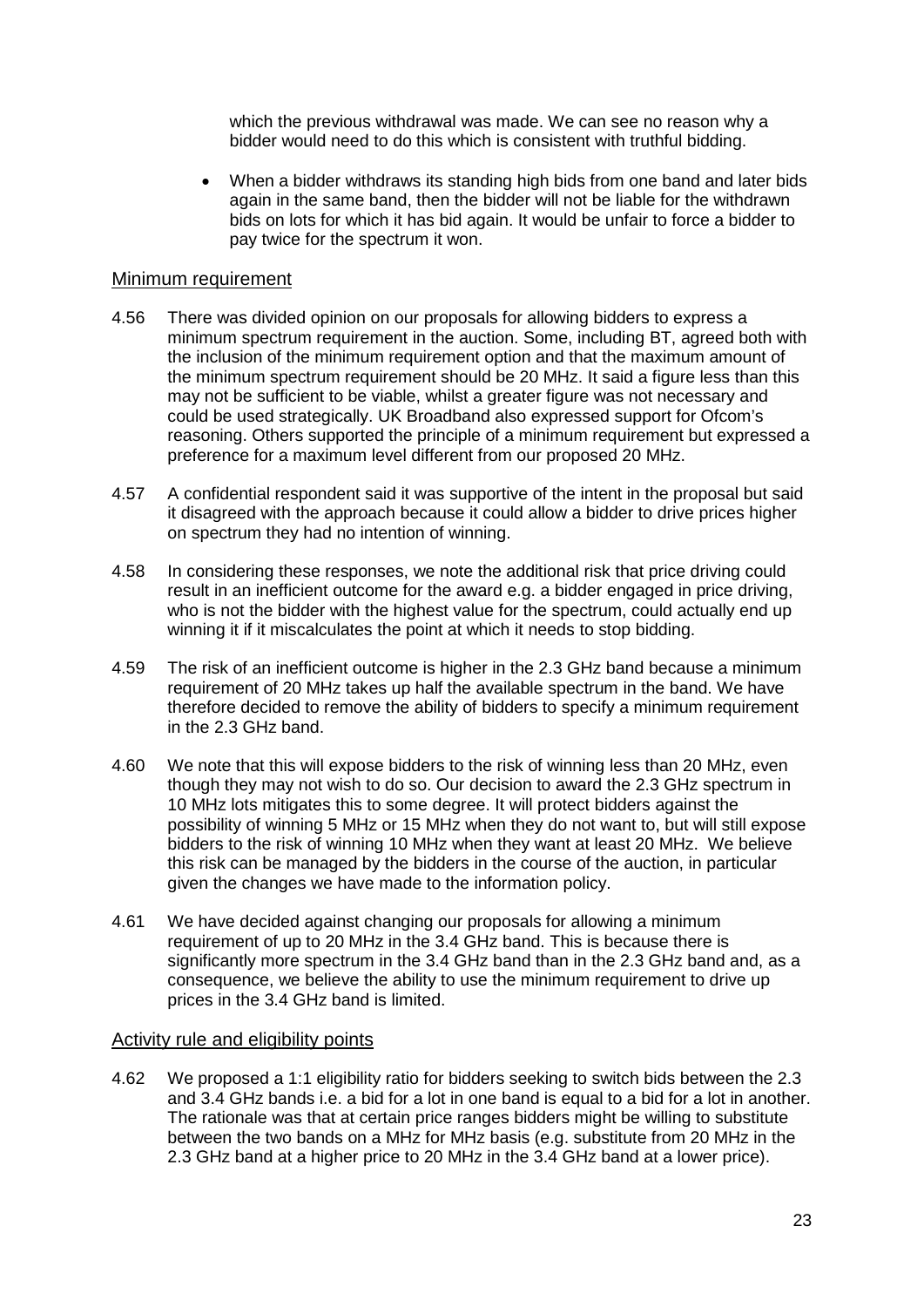which the previous withdrawal was made. We can see no reason why a bidder would need to do this which is consistent with truthful bidding.

- When a bidder withdraws its standing high bids from one band and later bids again in the same band, then the bidder will not be liable for the withdrawn bids on lots for which it has bid again. It would be unfair to force a bidder to pay twice for the spectrum it won.

### Minimum requirement

4.56 There was divided opinion on our proposals for allowing bidders to express a minimum spectrum requirement in the auction. Some, including BT, agreed both with the inclusion of the minimum requirement option and that the maximum amount of the minimum spectrum requirement should be 20 MHz. It said a figure less than this may not be sufficient to be viable, whilst a greater figure was not necessary and could be used strategically. UK Broadband also expressed support for Ofcom's reasoning. Others supported the principle of a minimum requirement but expressed a preference for a maximum level different from our proposed 20 MHz.

4.57 A confidential respondent said it was supportive of the intent in the proposal but said it disagreed with the approach because it could allow a bidder to drive prices higher on spectrum they had no intention of winning.

4.58 In considering these responses, we note the additional risk that price driving could result in an inefficient outcome for the award e.g. a bidder engaged in price driving, who is not the bidder with the highest value for the spectrum, could actually end up winning it if it miscalculates the point at which it needs to stop bidding.

4.59 The risk of an inefficient outcome is higher in the 2.3 GHz band because a minimum requirement of 20 MHz takes up half the available spectrum in the band. We have therefore decided to remove the ability of bidders to specify a minimum requirement in the 2.3 GHz band.

4.60 We note that this will expose bidders to the risk of winning less than 20 MHz, even though they may not wish to do so. Our decision to award the 2.3 GHz spectrum in 10 MHz lots mitigates this to some degree. It will protect bidders against the possibility of winning 5 MHz or 15 MHz when they do not want to, but will still expose bidders to the risk of winning 10 MHz when they want at least 20 MHz. We believe this risk can be managed by the bidders in the course of the auction, in particular given the changes we have made to the information policy.

4.61 We have decided against changing our proposals for allowing a minimum requirement of up to 20 MHz in the 3.4 GHz band. This is because there is significantly more spectrum in the 3.4 GHz band than in the 2.3 GHz band and, as a consequence, we believe the ability to use the minimum requirement to drive up prices in the 3.4 GHz band is limited.

### Activity rule and eligibility points

4.62 We proposed a 1:1 eligibility ratio for bidders seeking to switch bids between the 2.3 and 3.4 GHz bands i.e. a bid for a lot in one band is equal to a bid for a lot in another. The rationale was that at certain price ranges bidders might be willing to substitute between the two bands on a MHz for MHz basis (e.g. substitute from 20 MHz in the 2.3 GHz band at a higher price to 20 MHz in the 3.4 GHz band at a lower price).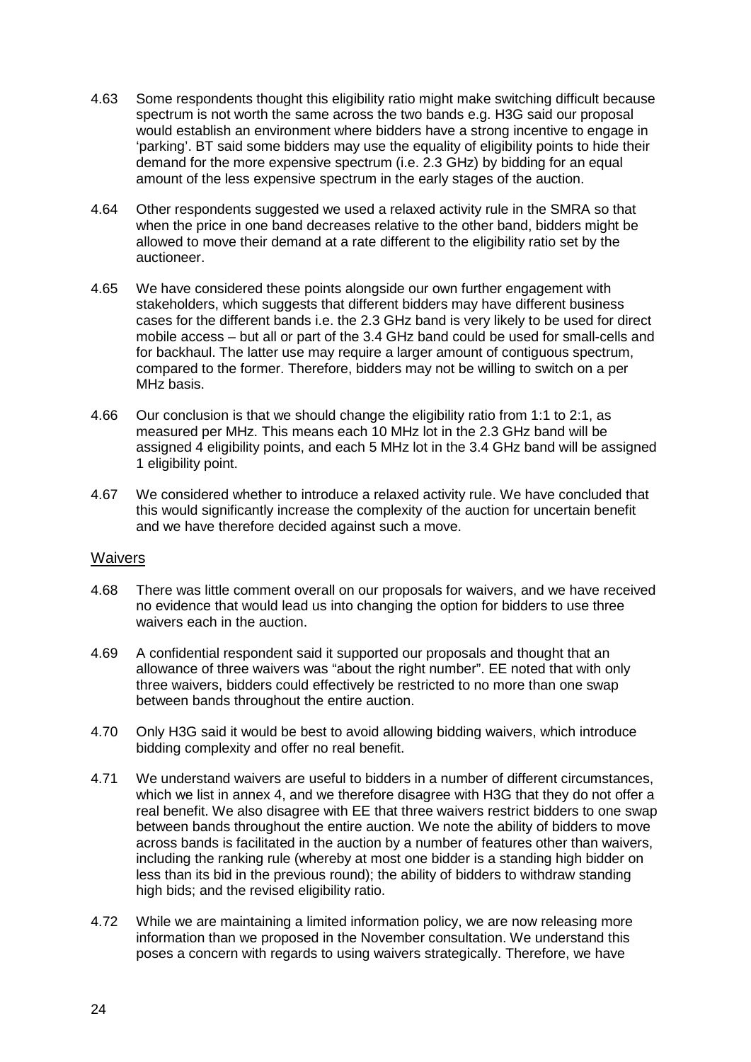4.63 Some respondents thought this eligibility ratio might make switching difficult because spectrum is not worth the same across the two bands e.g. H3G said our proposal would establish an environment where bidders have a strong incentive to engage in 'parking'. BT said some bidders may use the equality of eligibility points to hide their demand for the more expensive spectrum (i.e. 2.3 GHz) by bidding for an equal amount of the less expensive spectrum in the early stages of the auction.

4.64 Other respondents suggested we used a relaxed activity rule in the SMRA so that when the price in one band decreases relative to the other band, bidders might be allowed to move their demand at a rate different to the eligibility ratio set by the auctioneer.

4.65 We have considered these points alongside our own further engagement with stakeholders, which suggests that different bidders may have different business cases for the different bands i.e. the 2.3 GHz band is very likely to be used for direct mobile access – but all or part of the 3.4 GHz band could be used for small-cells and for backhaul. The latter use may require a larger amount of contiguous spectrum, compared to the former. Therefore, bidders may not be willing to switch on a per MHz basis.

4.66 Our conclusion is that we should change the eligibility ratio from 1:1 to 2:1, as measured per MHz. This means each 10 MHz lot in the 2.3 GHz band will be assigned 4 eligibility points, and each 5 MHz lot in the 3.4 GHz band will be assigned 1 eligibility point.

4.67 We considered whether to introduce a relaxed activity rule. We have concluded that this would significantly increase the complexity of the auction for uncertain benefit and we have therefore decided against such a move.

## Waivers

4.68 There was little comment overall on our proposals for waivers, and we have received no evidence that would lead us into changing the option for bidders to use three waivers each in the auction.

4.69 A confidential respondent said it supported our proposals and thought that an allowance of three waivers was "about the right number". EE noted that with only three waivers, bidders could effectively be restricted to no more than one swap between bands throughout the entire auction.

4.70 Only H3G said it would be best to avoid allowing bidding waivers, which introduce bidding complexity and offer no real benefit.

4.71 We understand waivers are useful to bidders in a number of different circumstances, which we list in annex 4, and we therefore disagree with H3G that they do not offer a real benefit. We also disagree with EE that three waivers restrict bidders to one swap between bands throughout the entire auction. We note the ability of bidders to move across bands is facilitated in the auction by a number of features other than waivers, including the ranking rule (whereby at most one bidder is a standing high bidder on less than its bid in the previous round); the ability of bidders to withdraw standing high bids; and the revised eligibility ratio.

4.72 While we are maintaining a limited information policy, we are now releasing more information than we proposed in the November consultation. We understand this poses a concern with regards to using waivers strategically. Therefore, we have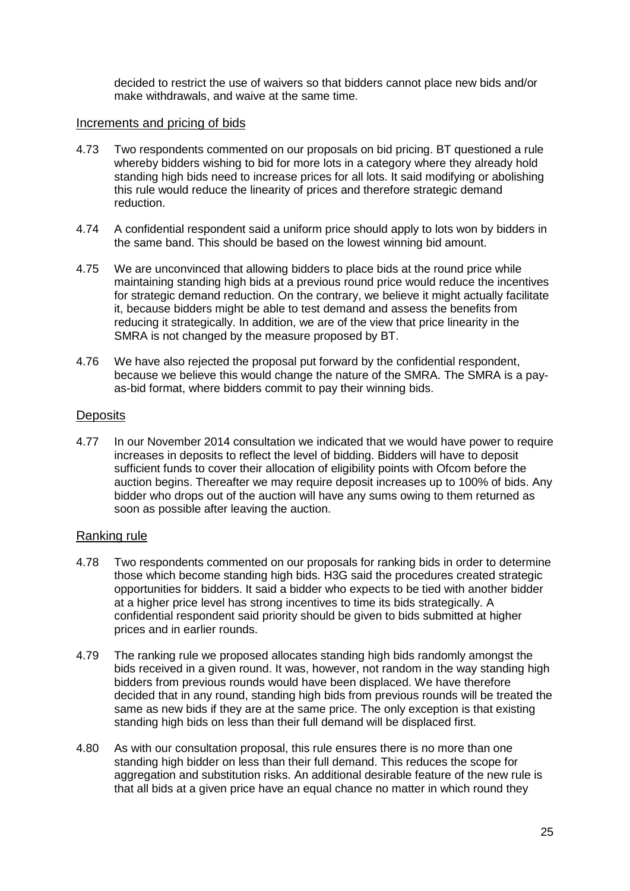decided to restrict the use of waivers so that bidders cannot place new bids and/or make withdrawals, and waive at the same time.

### Increments and pricing of bids

4.73 Two respondents commented on our proposals on bid pricing. BT questioned a rule whereby bidders wishing to bid for more lots in a category where they already hold standing high bids need to increase prices for all lots. It said modifying or abolishing this rule would reduce the linearity of prices and therefore strategic demand reduction.

4.74 A confidential respondent said a uniform price should apply to lots won by bidders in the same band. This should be based on the lowest winning bid amount.

4.75 We are unconvinced that allowing bidders to place bids at the round price while maintaining standing high bids at a previous round price would reduce the incentives for strategic demand reduction. On the contrary, we believe it might actually facilitate it, because bidders might be able to test demand and assess the benefits from reducing it strategically. In addition, we are of the view that price linearity in the SMRA is not changed by the measure proposed by BT.

4.76 We have also rejected the proposal put forward by the confidential respondent, because we believe this would change the nature of the SMRA. The SMRA is a pay-as-bid format, where bidders commit to pay their winning bids.

### Deposits

4.77 In our November 2014 consultation we indicated that we would have power to require increases in deposits to reflect the level of bidding. Bidders will have to deposit sufficient funds to cover their allocation of eligibility points with Ofcom before the auction begins. Thereafter we may require deposit increases up to 100% of bids. Any bidder who drops out of the auction will have any sums owing to them returned as soon as possible after leaving the auction.

### Ranking rule

4.78 Two respondents commented on our proposals for ranking bids in order to determine those which become standing high bids. H3G said the procedures created strategic opportunities for bidders. It said a bidder who expects to be tied with another bidder at a higher price level has strong incentives to time its bids strategically. A confidential respondent said priority should be given to bids submitted at higher prices and in earlier rounds.

4.79 The ranking rule we proposed allocates standing high bids randomly amongst the bids received in a given round. It was, however, not random in the way standing high bidders from previous rounds would have been displaced. We have therefore decided that in any round, standing high bids from previous rounds will be treated the same as new bids if they are at the same price. The only exception is that existing standing high bids on less than their full demand will be displaced first.

4.80 As with our consultation proposal, this rule ensures there is no more than one standing high bidder on less than their full demand. This reduces the scope for aggregation and substitution risks. An additional desirable feature of the new rule is that all bids at a given price have an equal chance no matter in which round they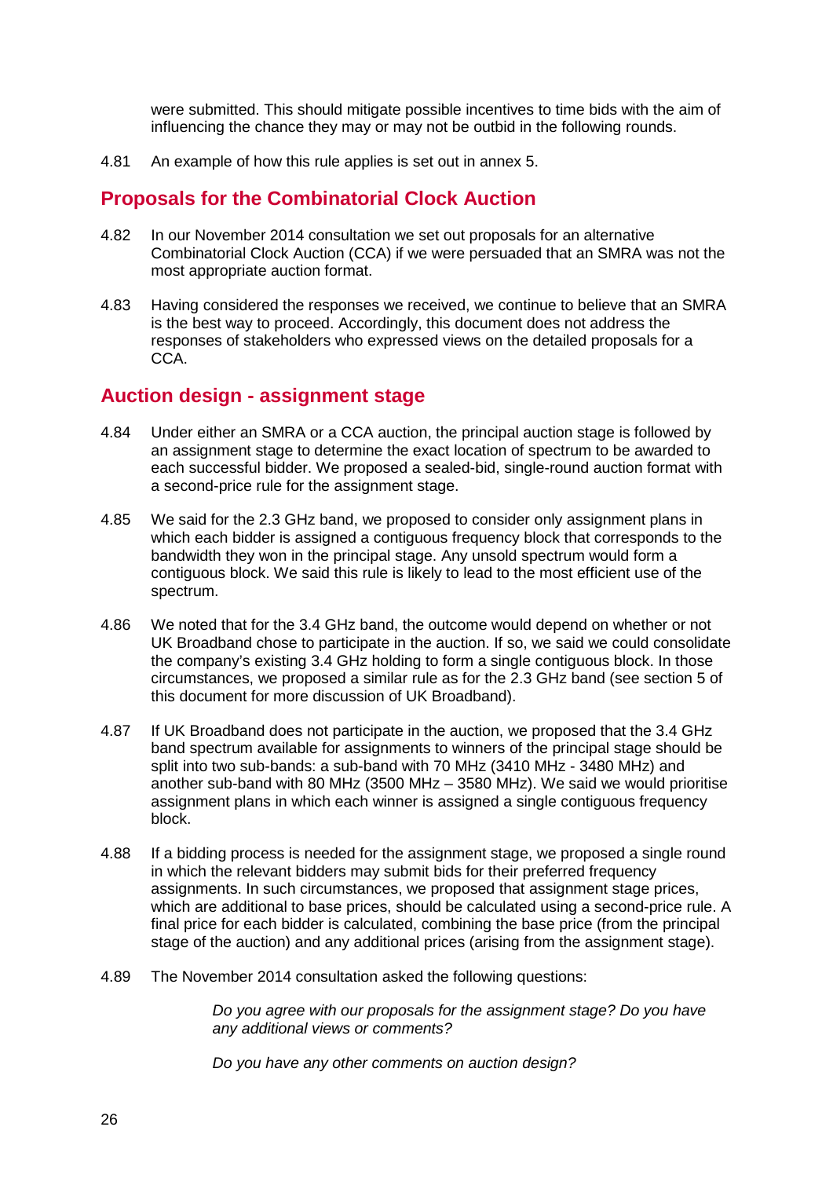were submitted. This should mitigate possible incentives to time bids with the aim of influencing the chance they may or may not be outbid in the following rounds.

4.81 An example of how this rule applies is set out in annex 5.

## Proposals for the Combinatorial Clock Auction

4.82 In our November 2014 consultation we set out proposals for an alternative Combinatorial Clock Auction (CCA) if we were persuaded that an SMRA was not the most appropriate auction format.

4.83 Having considered the responses we received, we continue to believe that an SMRA is the best way to proceed. Accordingly, this document does not address the responses of stakeholders who expressed views on the detailed proposals for a CCA.

## Auction design - assignment stage

4.84 Under either an SMRA or a CCA auction, the principal auction stage is followed by an assignment stage to determine the exact location of spectrum to be awarded to each successful bidder. We proposed a sealed-bid, single-round auction format with a second-price rule for the assignment stage.

4.85 We said for the 2.3 GHz band, we proposed to consider only assignment plans in which each bidder is assigned a contiguous frequency block that corresponds to the bandwidth they won in the principal stage. Any unsold spectrum would form a contiguous block. We said this rule is likely to lead to the most efficient use of the spectrum.

4.86 We noted that for the 3.4 GHz band, the outcome would depend on whether or not UK Broadband chose to participate in the auction. If so, we said we could consolidate the company's existing 3.4 GHz holding to form a single contiguous block. In those circumstances, we proposed a similar rule as for the 2.3 GHz band (see section 5 of this document for more discussion of UK Broadband).

4.87 If UK Broadband does not participate in the auction, we proposed that the 3.4 GHz band spectrum available for assignments to winners of the principal stage should be split into two sub-bands: a sub-band with 70 MHz (3410 MHz - 3480 MHz) and another sub-band with 80 MHz (3500 MHz – 3580 MHz). We said we would prioritise assignment plans in which each winner is assigned a single contiguous frequency block.

4.88 If a bidding process is needed for the assignment stage, we proposed a single round in which the relevant bidders may submit bids for their preferred frequency assignments. In such circumstances, we proposed that assignment stage prices, which are additional to base prices, should be calculated using a second-price rule. A final price for each bidder is calculated, combining the base price (from the principal stage of the auction) and any additional prices (arising from the assignment stage).

4.89 The November 2014 consultation asked the following questions:

> *Do you agree with our proposals for the assignment stage? Do you have any additional views or comments?*
>
> *Do you have any other comments on auction design?*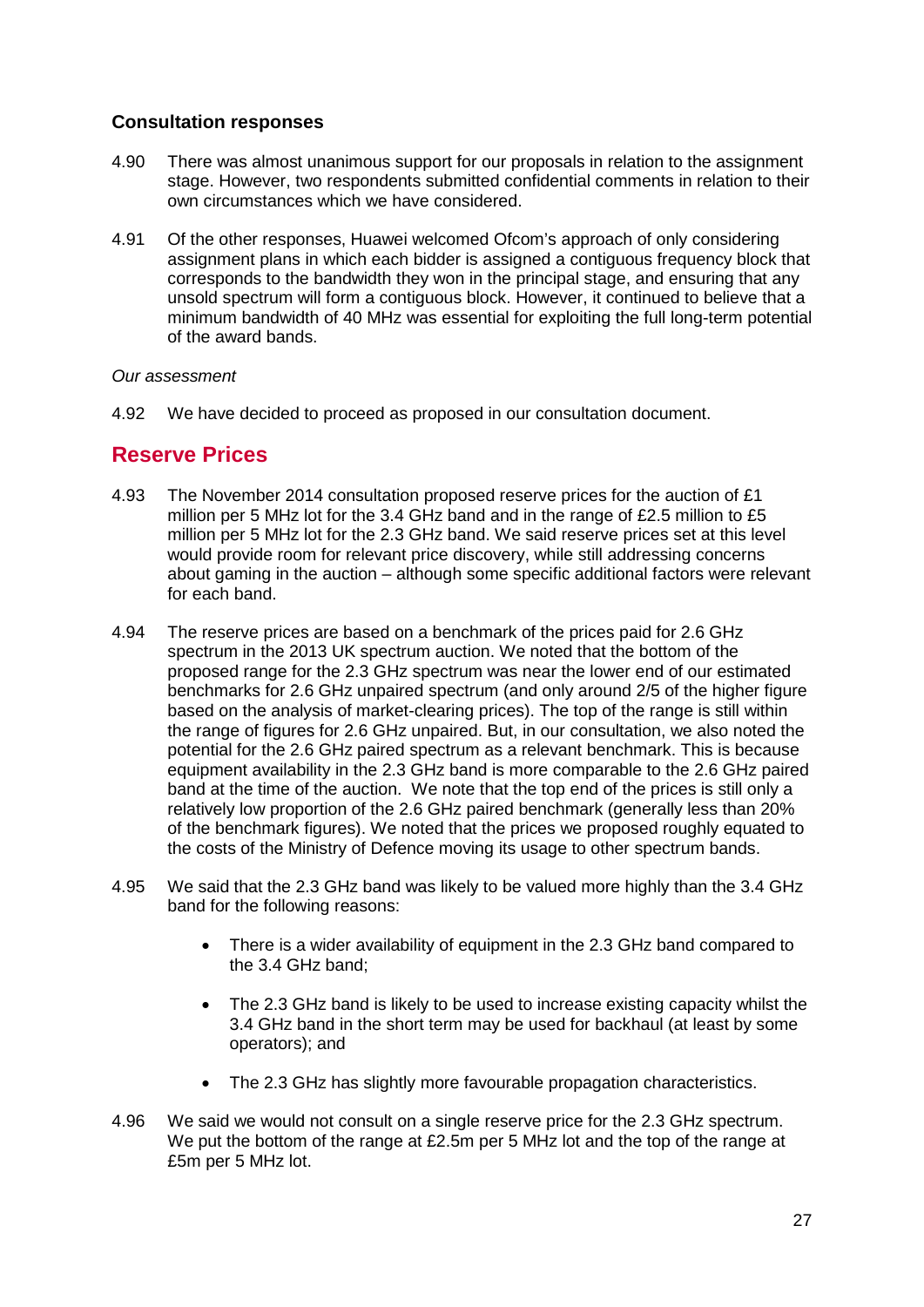### Consultation responses

4.90 There was almost unanimous support for our proposals in relation to the assignment stage. However, two respondents submitted confidential comments in relation to their own circumstances which we have considered.

4.91 Of the other responses, Huawei welcomed Ofcom's approach of only considering assignment plans in which each bidder is assigned a contiguous frequency block that corresponds to the bandwidth they won in the principal stage, and ensuring that any unsold spectrum will form a contiguous block. However, it continued to believe that a minimum bandwidth of 40 MHz was essential for exploiting the full long-term potential of the award bands.

*Our assessment*

4.92 We have decided to proceed as proposed in our consultation document.

## Reserve Prices

4.93 The November 2014 consultation proposed reserve prices for the auction of £1 million per 5 MHz lot for the 3.4 GHz band and in the range of £2.5 million to £5 million per 5 MHz lot for the 2.3 GHz band. We said reserve prices set at this level would provide room for relevant price discovery, while still addressing concerns about gaming in the auction – although some specific additional factors were relevant for each band.

4.94 The reserve prices are based on a benchmark of the prices paid for 2.6 GHz spectrum in the 2013 UK spectrum auction. We noted that the bottom of the proposed range for the 2.3 GHz spectrum was near the lower end of our estimated benchmarks for 2.6 GHz unpaired spectrum (and only around 2/5 of the higher figure based on the analysis of market-clearing prices). The top of the range is still within the range of figures for 2.6 GHz unpaired. But, in our consultation, we also noted the potential for the 2.6 GHz paired spectrum as a relevant benchmark. This is because equipment availability in the 2.3 GHz band is more comparable to the 2.6 GHz paired band at the time of the auction. We note that the top end of the prices is still only a relatively low proportion of the 2.6 GHz paired benchmark (generally less than 20% of the benchmark figures). We noted that the prices we proposed roughly equated to the costs of the Ministry of Defence moving its usage to other spectrum bands.

4.95 We said that the 2.3 GHz band was likely to be valued more highly than the 3.4 GHz band for the following reasons:

- There is a wider availability of equipment in the 2.3 GHz band compared to the 3.4 GHz band;
- The 2.3 GHz band is likely to be used to increase existing capacity whilst the 3.4 GHz band in the short term may be used for backhaul (at least by some operators); and
- The 2.3 GHz has slightly more favourable propagation characteristics.

4.96 We said we would not consult on a single reserve price for the 2.3 GHz spectrum. We put the bottom of the range at £2.5m per 5 MHz lot and the top of the range at £5m per 5 MHz lot.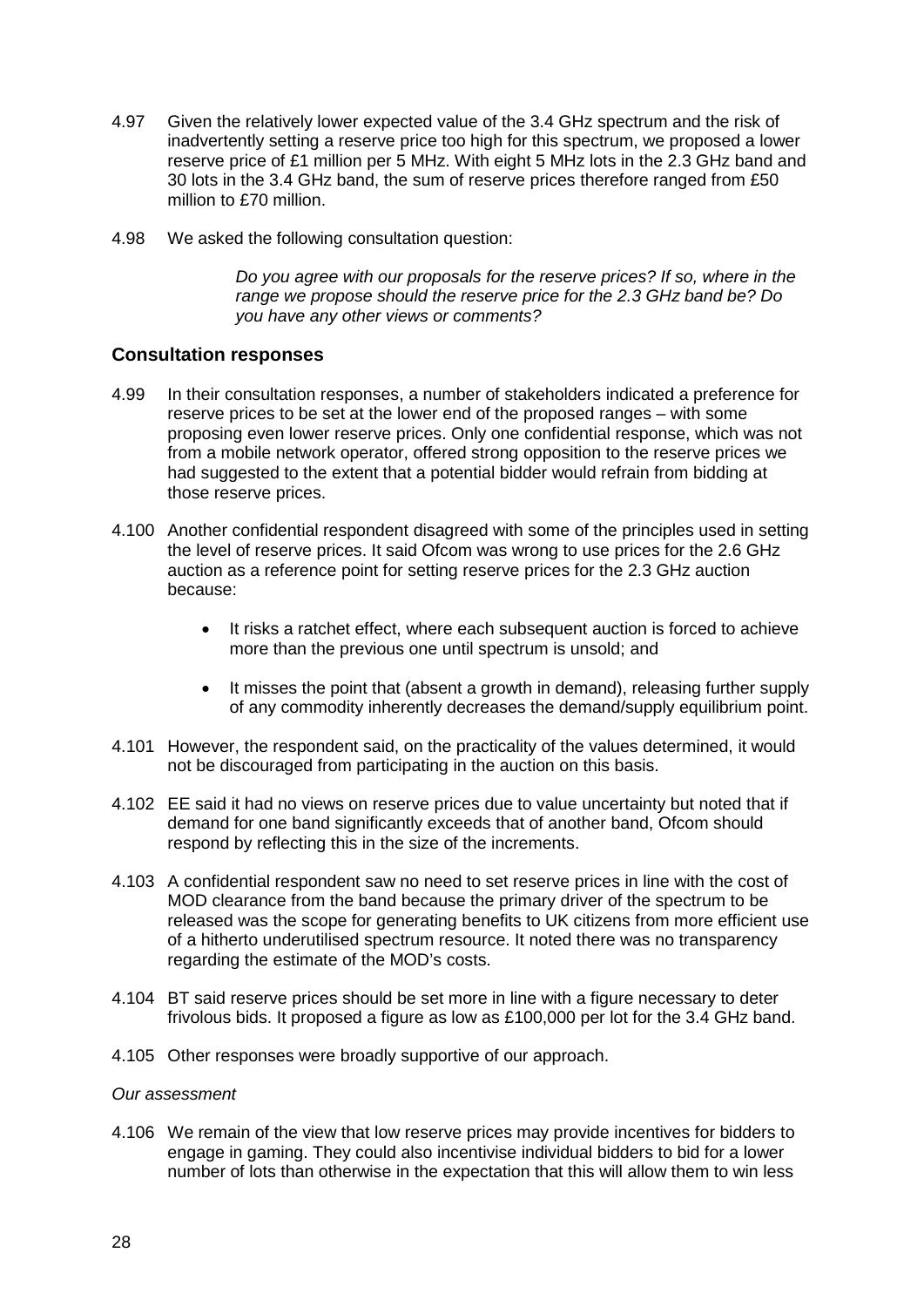4.97 Given the relatively lower expected value of the 3.4 GHz spectrum and the risk of inadvertently setting a reserve price too high for this spectrum, we proposed a lower reserve price of £1 million per 5 MHz. With eight 5 MHz lots in the 2.3 GHz band and 30 lots in the 3.4 GHz band, the sum of reserve prices therefore ranged from £50 million to £70 million.

4.98 We asked the following consultation question:

> *Do you agree with our proposals for the reserve prices? If so, where in the range we propose should the reserve price for the 2.3 GHz band be? Do you have any other views or comments?*

### Consultation responses

4.99 In their consultation responses, a number of stakeholders indicated a preference for reserve prices to be set at the lower end of the proposed ranges – with some proposing even lower reserve prices. Only one confidential response, which was not from a mobile network operator, offered strong opposition to the reserve prices we had suggested to the extent that a potential bidder would refrain from bidding at those reserve prices.

4.100 Another confidential respondent disagreed with some of the principles used in setting the level of reserve prices. It said Ofcom was wrong to use prices for the 2.6 GHz auction as a reference point for setting reserve prices for the 2.3 GHz auction because:

- It risks a ratchet effect, where each subsequent auction is forced to achieve more than the previous one until spectrum is unsold; and
- It misses the point that (absent a growth in demand), releasing further supply of any commodity inherently decreases the demand/supply equilibrium point.

4.101 However, the respondent said, on the practicality of the values determined, it would not be discouraged from participating in the auction on this basis.

4.102 EE said it had no views on reserve prices due to value uncertainty but noted that if demand for one band significantly exceeds that of another band, Ofcom should respond by reflecting this in the size of the increments.

4.103 A confidential respondent saw no need to set reserve prices in line with the cost of MOD clearance from the band because the primary driver of the spectrum to be released was the scope for generating benefits to UK citizens from more efficient use of a hitherto underutilised spectrum resource. It noted there was no transparency regarding the estimate of the MOD's costs.

4.104 BT said reserve prices should be set more in line with a figure necessary to deter frivolous bids. It proposed a figure as low as £100,000 per lot for the 3.4 GHz band.

4.105 Other responses were broadly supportive of our approach.

*Our assessment*

4.106 We remain of the view that low reserve prices may provide incentives for bidders to engage in gaming. They could also incentivise individual bidders to bid for a lower number of lots than otherwise in the expectation that this will allow them to win less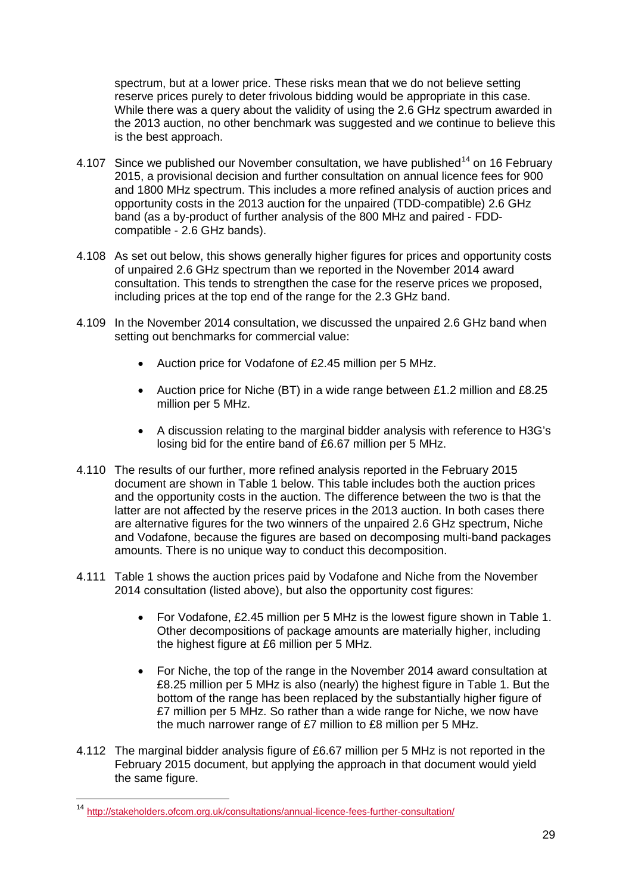spectrum, but at a lower price. These risks mean that we do not believe setting reserve prices purely to deter frivolous bidding would be appropriate in this case. While there was a query about the validity of using the 2.6 GHz spectrum awarded in the 2013 auction, no other benchmark was suggested and we continue to believe this is the best approach.

4.107 Since we published our November consultation, we have published[14] on 16 February 2015, a provisional decision and further consultation on annual licence fees for 900 and 1800 MHz spectrum. This includes a more refined analysis of auction prices and opportunity costs in the 2013 auction for the unpaired (TDD-compatible) 2.6 GHz band (as a by-product of further analysis of the 800 MHz and paired - FDD-compatible - 2.6 GHz bands).

4.108 As set out below, this shows generally higher figures for prices and opportunity costs of unpaired 2.6 GHz spectrum than we reported in the November 2014 award consultation. This tends to strengthen the case for the reserve prices we proposed, including prices at the top end of the range for the 2.3 GHz band.

4.109 In the November 2014 consultation, we discussed the unpaired 2.6 GHz band when setting out benchmarks for commercial value:

- Auction price for Vodafone of £2.45 million per 5 MHz.
- Auction price for Niche (BT) in a wide range between £1.2 million and £8.25 million per 5 MHz.
- A discussion relating to the marginal bidder analysis with reference to H3G's losing bid for the entire band of £6.67 million per 5 MHz.

4.110 The results of our further, more refined analysis reported in the February 2015 document are shown in Table 1 below. This table includes both the auction prices and the opportunity costs in the auction. The difference between the two is that the latter are not affected by the reserve prices in the 2013 auction. In both cases there are alternative figures for the two winners of the unpaired 2.6 GHz spectrum, Niche and Vodafone, because the figures are based on decomposing multi-band packages amounts. There is no unique way to conduct this decomposition.

4.111 Table 1 shows the auction prices paid by Vodafone and Niche from the November 2014 consultation (listed above), but also the opportunity cost figures:

- For Vodafone, £2.45 million per 5 MHz is the lowest figure shown in Table 1. Other decompositions of package amounts are materially higher, including the highest figure at £6 million per 5 MHz.
- For Niche, the top of the range in the November 2014 award consultation at £8.25 million per 5 MHz is also (nearly) the highest figure in Table 1. But the bottom of the range has been replaced by the substantially higher figure of £7 million per 5 MHz. So rather than a wide range for Niche, we now have the much narrower range of £7 million to £8 million per 5 MHz.

4.112 The marginal bidder analysis figure of £6.67 million per 5 MHz is not reported in the February 2015 document, but applying the approach in that document would yield the same figure.

[14] http://stakeholders.ofcom.org.uk/consultations/annual-licence-fees-further-consultation/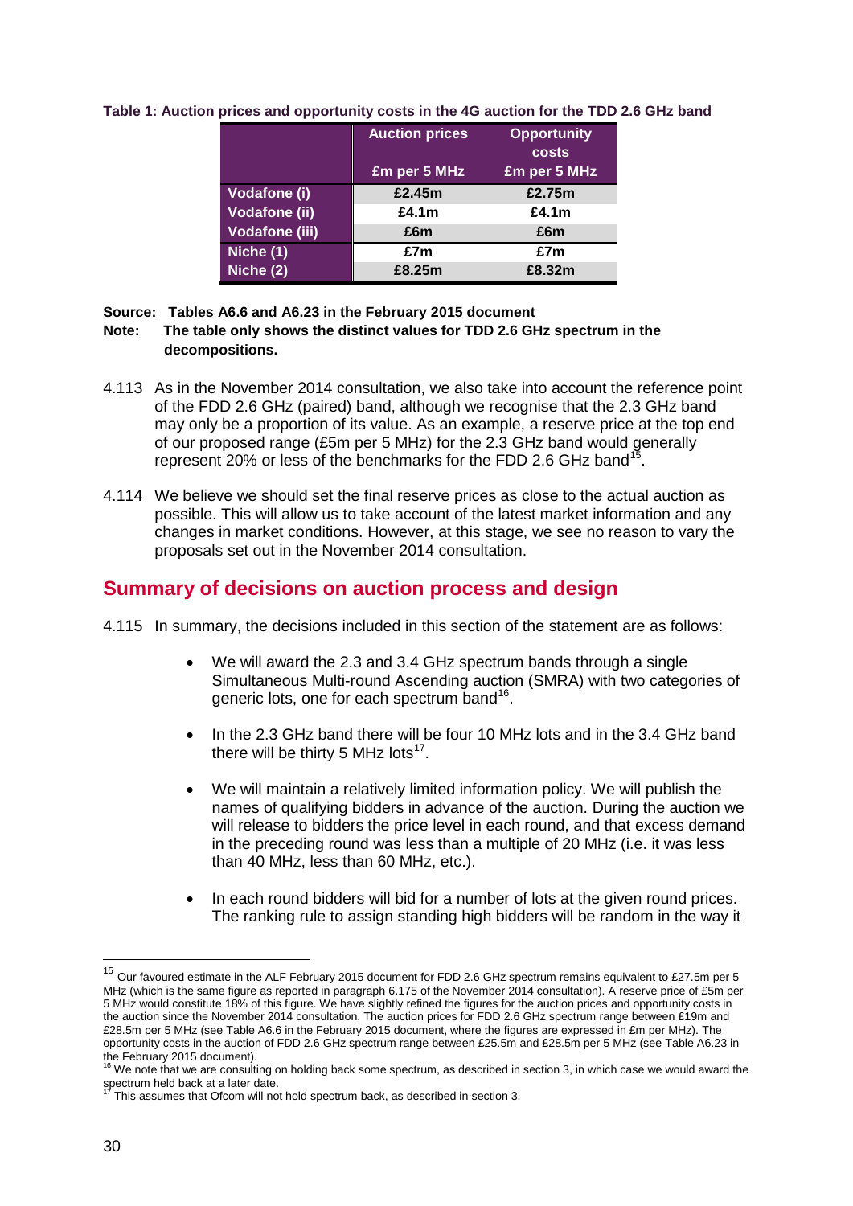**Table 1: Auction prices and opportunity costs in the 4G auction for the TDD 2.6 GHz band**

| | Auction prices £m per 5 MHz | Opportunity costs £m per 5 MHz |
|---|---|---|
| Vodafone (i) | £2.45m | £2.75m |
| Vodafone (ii) | £4.1m | £4.1m |
| Vodafone (iii) | £6m | £6m |
| Niche (1) | £7m | £7m |
| Niche (2) | £8.25m | £8.32m |

**Source: Tables A6.6 and A6.23 in the February 2015 document**

**Note: The table only shows the distinct values for TDD 2.6 GHz spectrum in the decompositions.**

4.113 As in the November 2014 consultation, we also take into account the reference point of the FDD 2.6 GHz (paired) band, although we recognise that the 2.3 GHz band may only be a proportion of its value. As an example, a reserve price at the top end of our proposed range (£5m per 5 MHz) for the 2.3 GHz band would generally represent 20% or less of the benchmarks for the FDD 2.6 GHz band[15].

4.114 We believe we should set the final reserve prices as close to the actual auction as possible. This will allow us to take account of the latest market information and any changes in market conditions. However, at this stage, we see no reason to vary the proposals set out in the November 2014 consultation.

## Summary of decisions on auction process and design

4.115 In summary, the decisions included in this section of the statement are as follows:

- We will award the 2.3 and 3.4 GHz spectrum bands through a single Simultaneous Multi-round Ascending auction (SMRA) with two categories of generic lots, one for each spectrum band[16].

- In the 2.3 GHz band there will be four 10 MHz lots and in the 3.4 GHz band there will be thirty 5 MHz lots[17].

- We will maintain a relatively limited information policy. We will publish the names of qualifying bidders in advance of the auction. During the auction we will release to bidders the price level in each round, and that excess demand in the preceding round was less than a multiple of 20 MHz (i.e. it was less than 40 MHz, less than 60 MHz, etc.).

- In each round bidders will bid for a number of lots at the given round prices. The ranking rule to assign standing high bidders will be random in the way it

---

[15] Our favoured estimate in the ALF February 2015 document for FDD 2.6 GHz spectrum remains equivalent to £27.5m per 5 MHz (which is the same figure as reported in paragraph 6.175 of the November 2014 consultation). A reserve price of £5m per 5 MHz would constitute 18% of this figure. We have slightly refined the figures for the auction prices and opportunity costs in the auction since the November 2014 consultation. The auction prices for FDD 2.6 GHz spectrum range between £19m and £28.5m per 5 MHz (see Table A6.6 in the February 2015 document, where the figures are expressed in £m per MHz). The opportunity costs in the auction of FDD 2.6 GHz spectrum range between £25.5m and £28.5m per 5 MHz (see Table A6.23 in the February 2015 document).

[16] We note that we are consulting on holding back some spectrum, as described in section 3, in which case we would award the spectrum held back at a later date.

[17] This assumes that Ofcom will not hold spectrum back, as described in section 3.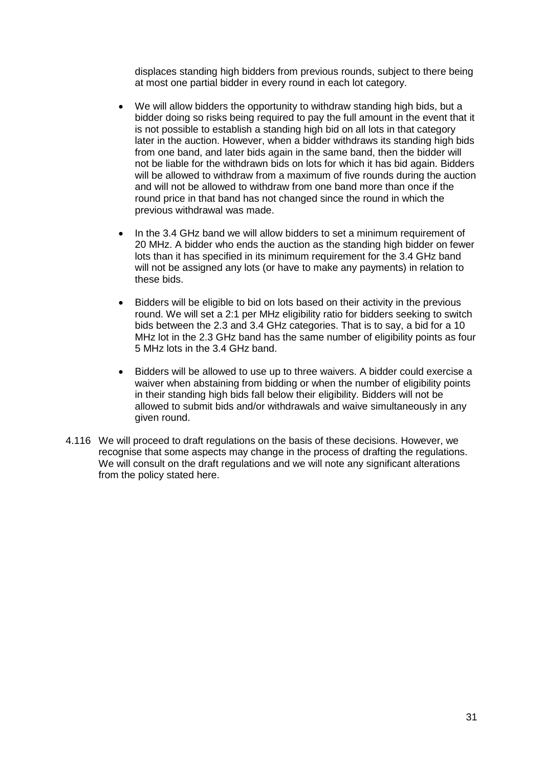displaces standing high bidders from previous rounds, subject to there being at most one partial bidder in every round in each lot category.

- We will allow bidders the opportunity to withdraw standing high bids, but a bidder doing so risks being required to pay the full amount in the event that it is not possible to establish a standing high bid on all lots in that category later in the auction. However, when a bidder withdraws its standing high bids from one band, and later bids again in the same band, then the bidder will not be liable for the withdrawn bids on lots for which it has bid again. Bidders will be allowed to withdraw from a maximum of five rounds during the auction and will not be allowed to withdraw from one band more than once if the round price in that band has not changed since the round in which the previous withdrawal was made.
- In the 3.4 GHz band we will allow bidders to set a minimum requirement of 20 MHz. A bidder who ends the auction as the standing high bidder on fewer lots than it has specified in its minimum requirement for the 3.4 GHz band will not be assigned any lots (or have to make any payments) in relation to these bids.
- Bidders will be eligible to bid on lots based on their activity in the previous round. We will set a 2:1 per MHz eligibility ratio for bidders seeking to switch bids between the 2.3 and 3.4 GHz categories. That is to say, a bid for a 10 MHz lot in the 2.3 GHz band has the same number of eligibility points as four 5 MHz lots in the 3.4 GHz band.
- Bidders will be allowed to use up to three waivers. A bidder could exercise a waiver when abstaining from bidding or when the number of eligibility points in their standing high bids fall below their eligibility. Bidders will not be allowed to submit bids and/or withdrawals and waive simultaneously in any given round.

4.116 We will proceed to draft regulations on the basis of these decisions. However, we recognise that some aspects may change in the process of drafting the regulations. We will consult on the draft regulations and we will note any significant alterations from the policy stated here.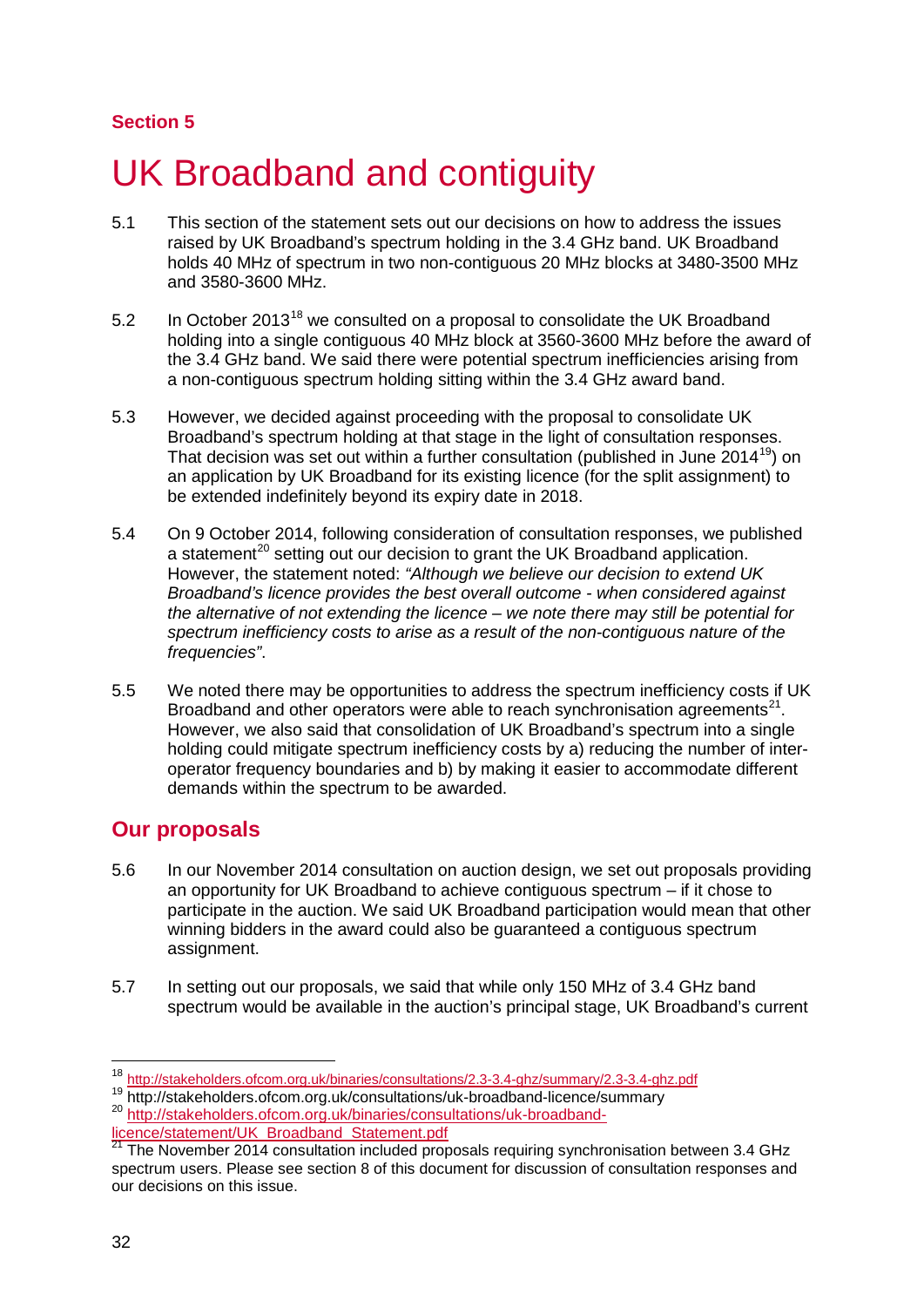## Section 5

# UK Broadband and contiguity

5.1 This section of the statement sets out our decisions on how to address the issues raised by UK Broadband's spectrum holding in the 3.4 GHz band. UK Broadband holds 40 MHz of spectrum in two non-contiguous 20 MHz blocks at 3480-3500 MHz and 3580-3600 MHz.

5.2 In October 2013[18] we consulted on a proposal to consolidate the UK Broadband holding into a single contiguous 40 MHz block at 3560-3600 MHz before the award of the 3.4 GHz band. We said there were potential spectrum inefficiencies arising from a non-contiguous spectrum holding sitting within the 3.4 GHz award band.

5.3 However, we decided against proceeding with the proposal to consolidate UK Broadband's spectrum holding at that stage in the light of consultation responses. That decision was set out within a further consultation (published in June 2014[19]) on an application by UK Broadband for its existing licence (for the split assignment) to be extended indefinitely beyond its expiry date in 2018.

5.4 On 9 October 2014, following consideration of consultation responses, we published a statement[20] setting out our decision to grant the UK Broadband application. However, the statement noted: *"Although we believe our decision to extend UK Broadband's licence provides the best overall outcome - when considered against the alternative of not extending the licence – we note there may still be potential for spectrum inefficiency costs to arise as a result of the non-contiguous nature of the frequencies"*.

5.5 We noted there may be opportunities to address the spectrum inefficiency costs if UK Broadband and other operators were able to reach synchronisation agreements[21]. However, we also said that consolidation of UK Broadband's spectrum into a single holding could mitigate spectrum inefficiency costs by a) reducing the number of inter-operator frequency boundaries and b) by making it easier to accommodate different demands within the spectrum to be awarded.

## Our proposals

5.6 In our November 2014 consultation on auction design, we set out proposals providing an opportunity for UK Broadband to achieve contiguous spectrum – if it chose to participate in the auction. We said UK Broadband participation would mean that other winning bidders in the award could also be guaranteed a contiguous spectrum assignment.

5.7 In setting out our proposals, we said that while only 150 MHz of 3.4 GHz band spectrum would be available in the auction's principal stage, UK Broadband's current

---

[18] http://stakeholders.ofcom.org.uk/binaries/consultations/2.3-3.4-ghz/summary/2.3-3.4-ghz.pdf

[19] http://stakeholders.ofcom.org.uk/consultations/uk-broadband-licence/summary

[20] http://stakeholders.ofcom.org.uk/binaries/consultations/uk-broadband-licence/statement/UK_Broadband_Statement.pdf

[21] The November 2014 consultation included proposals requiring synchronisation between 3.4 GHz spectrum users. Please see section 8 of this document for discussion of consultation responses and our decisions on this issue.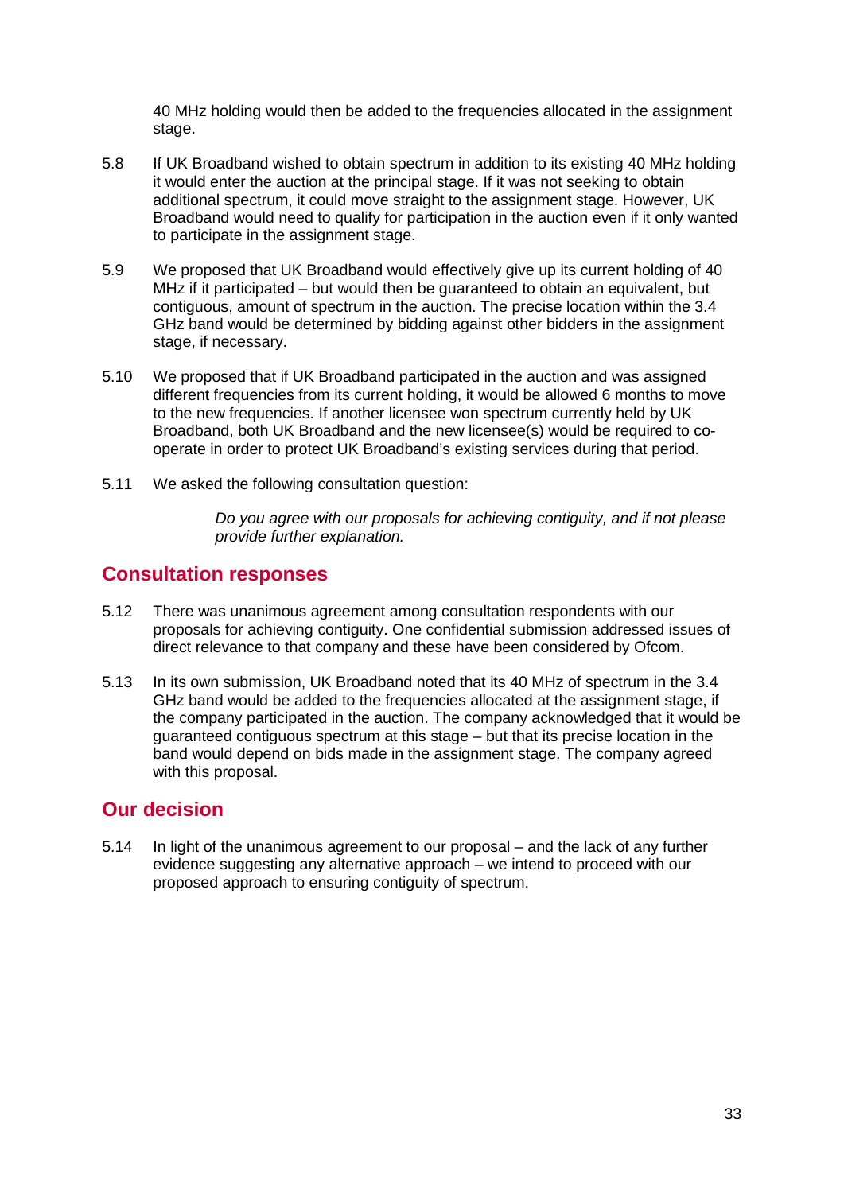40 MHz holding would then be added to the frequencies allocated in the assignment stage.

5.8 If UK Broadband wished to obtain spectrum in addition to its existing 40 MHz holding it would enter the auction at the principal stage. If it was not seeking to obtain additional spectrum, it could move straight to the assignment stage. However, UK Broadband would need to qualify for participation in the auction even if it only wanted to participate in the assignment stage.

5.9 We proposed that UK Broadband would effectively give up its current holding of 40 MHz if it participated – but would then be guaranteed to obtain an equivalent, but contiguous, amount of spectrum in the auction. The precise location within the 3.4 GHz band would be determined by bidding against other bidders in the assignment stage, if necessary.

5.10 We proposed that if UK Broadband participated in the auction and was assigned different frequencies from its current holding, it would be allowed 6 months to move to the new frequencies. If another licensee won spectrum currently held by UK Broadband, both UK Broadband and the new licensee(s) would be required to co-operate in order to protect UK Broadband's existing services during that period.

5.11 We asked the following consultation question:

> *Do you agree with our proposals for achieving contiguity, and if not please provide further explanation.*

## Consultation responses

5.12 There was unanimous agreement among consultation respondents with our proposals for achieving contiguity. One confidential submission addressed issues of direct relevance to that company and these have been considered by Ofcom.

5.13 In its own submission, UK Broadband noted that its 40 MHz of spectrum in the 3.4 GHz band would be added to the frequencies allocated at the assignment stage, if the company participated in the auction. The company acknowledged that it would be guaranteed contiguous spectrum at this stage – but that its precise location in the band would depend on bids made in the assignment stage. The company agreed with this proposal.

## Our decision

5.14 In light of the unanimous agreement to our proposal – and the lack of any further evidence suggesting any alternative approach – we intend to proceed with our proposed approach to ensuring contiguity of spectrum.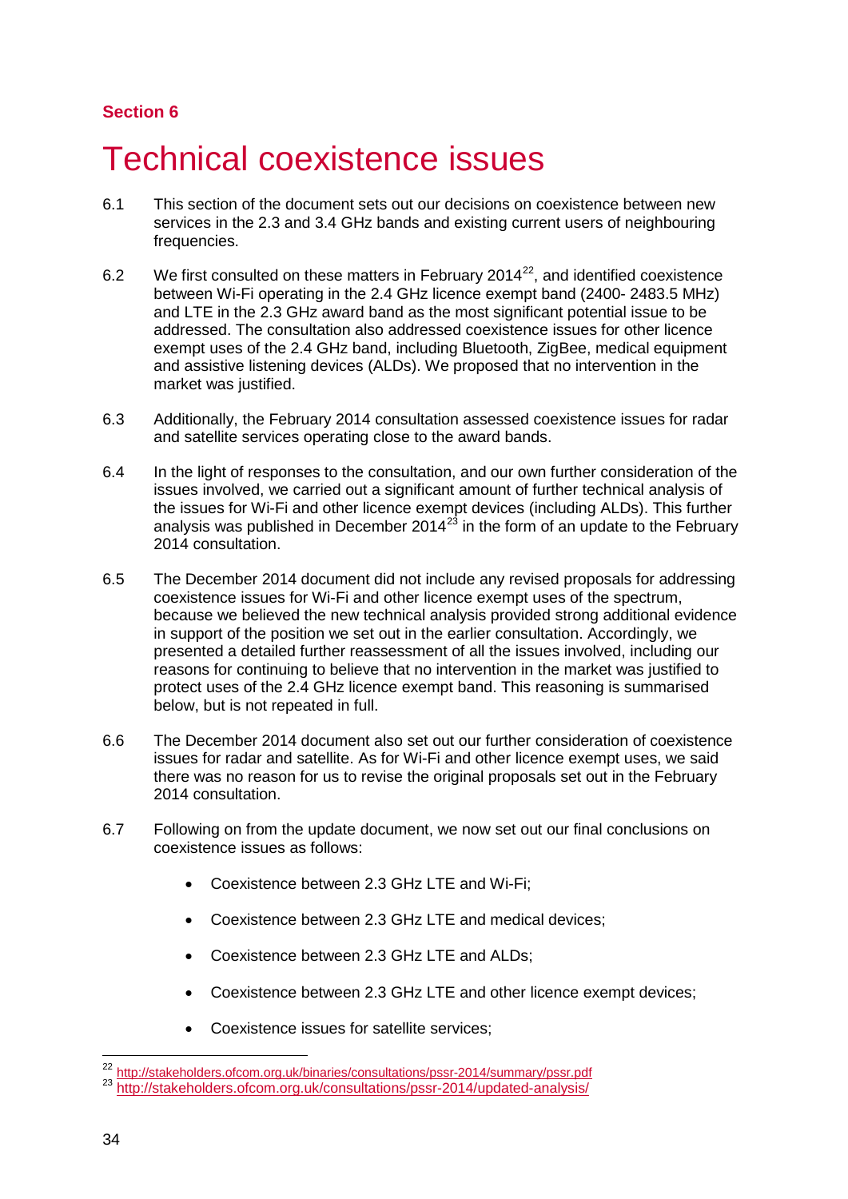**Section 6**

# Technical coexistence issues

6.1 This section of the document sets out our decisions on coexistence between new services in the 2.3 and 3.4 GHz bands and existing current users of neighbouring frequencies.

6.2 We first consulted on these matters in February 2014[22], and identified coexistence between Wi-Fi operating in the 2.4 GHz licence exempt band (2400- 2483.5 MHz) and LTE in the 2.3 GHz award band as the most significant potential issue to be addressed. The consultation also addressed coexistence issues for other licence exempt uses of the 2.4 GHz band, including Bluetooth, ZigBee, medical equipment and assistive listening devices (ALDs). We proposed that no intervention in the market was justified.

6.3 Additionally, the February 2014 consultation assessed coexistence issues for radar and satellite services operating close to the award bands.

6.4 In the light of responses to the consultation, and our own further consideration of the issues involved, we carried out a significant amount of further technical analysis of the issues for Wi-Fi and other licence exempt devices (including ALDs). This further analysis was published in December 2014[23] in the form of an update to the February 2014 consultation.

6.5 The December 2014 document did not include any revised proposals for addressing coexistence issues for Wi-Fi and other licence exempt uses of the spectrum, because we believed the new technical analysis provided strong additional evidence in support of the position we set out in the earlier consultation. Accordingly, we presented a detailed further reassessment of all the issues involved, including our reasons for continuing to believe that no intervention in the market was justified to protect uses of the 2.4 GHz licence exempt band. This reasoning is summarised below, but is not repeated in full.

6.6 The December 2014 document also set out our further consideration of coexistence issues for radar and satellite. As for Wi-Fi and other licence exempt uses, we said there was no reason for us to revise the original proposals set out in the February 2014 consultation.

6.7 Following on from the update document, we now set out our final conclusions on coexistence issues as follows:

- Coexistence between 2.3 GHz LTE and Wi-Fi;
- Coexistence between 2.3 GHz LTE and medical devices;
- Coexistence between 2.3 GHz LTE and ALDs;
- Coexistence between 2.3 GHz LTE and other licence exempt devices;
- Coexistence issues for satellite services;

[22] http://stakeholders.ofcom.org.uk/binaries/consultations/pssr-2014/summary/pssr.pdf

[23] http://stakeholders.ofcom.org.uk/consultations/pssr-2014/updated-analysis/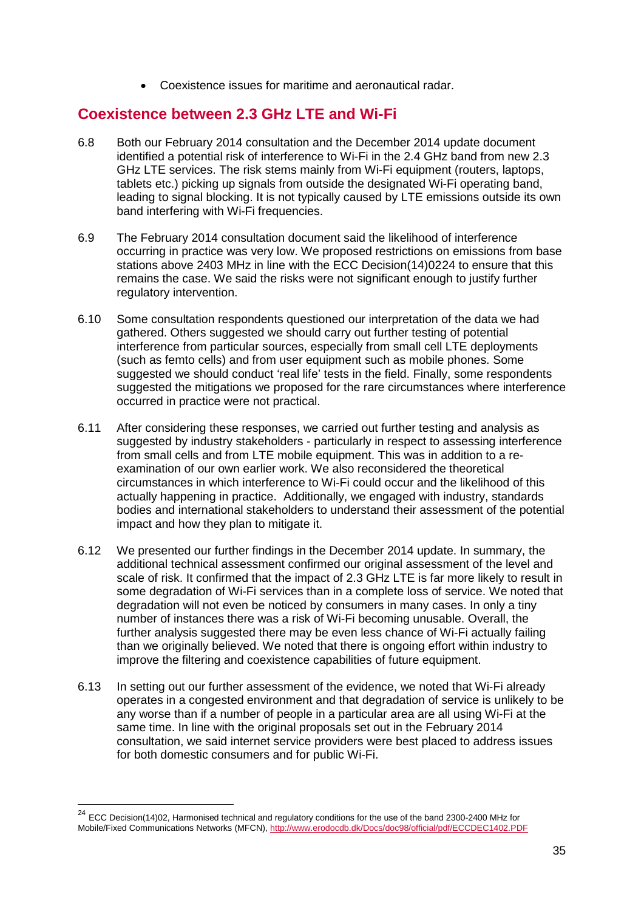- Coexistence issues for maritime and aeronautical radar.

## Coexistence between 2.3 GHz LTE and Wi-Fi

6.8 Both our February 2014 consultation and the December 2014 update document identified a potential risk of interference to Wi-Fi in the 2.4 GHz band from new 2.3 GHz LTE services. The risk stems mainly from Wi-Fi equipment (routers, laptops, tablets etc.) picking up signals from outside the designated Wi-Fi operating band, leading to signal blocking. It is not typically caused by LTE emissions outside its own band interfering with Wi-Fi frequencies.

6.9 The February 2014 consultation document said the likelihood of interference occurring in practice was very low. We proposed restrictions on emissions from base stations above 2403 MHz in line with the ECC Decision(14)02[24] to ensure that this remains the case. We said the risks were not significant enough to justify further regulatory intervention.

6.10 Some consultation respondents questioned our interpretation of the data we had gathered. Others suggested we should carry out further testing of potential interference from particular sources, especially from small cell LTE deployments (such as femto cells) and from user equipment such as mobile phones. Some suggested we should conduct 'real life' tests in the field. Finally, some respondents suggested the mitigations we proposed for the rare circumstances where interference occurred in practice were not practical.

6.11 After considering these responses, we carried out further testing and analysis as suggested by industry stakeholders - particularly in respect to assessing interference from small cells and from LTE mobile equipment. This was in addition to a re-examination of our own earlier work. We also reconsidered the theoretical circumstances in which interference to Wi-Fi could occur and the likelihood of this actually happening in practice. Additionally, we engaged with industry, standards bodies and international stakeholders to understand their assessment of the potential impact and how they plan to mitigate it.

6.12 We presented our further findings in the December 2014 update. In summary, the additional technical assessment confirmed our original assessment of the level and scale of risk. It confirmed that the impact of 2.3 GHz LTE is far more likely to result in some degradation of Wi-Fi services than in a complete loss of service. We noted that degradation will not even be noticed by consumers in many cases. In only a tiny number of instances there was a risk of Wi-Fi becoming unusable. Overall, the further analysis suggested there may be even less chance of Wi-Fi actually failing than we originally believed. We noted that there is ongoing effort within industry to improve the filtering and coexistence capabilities of future equipment.

6.13 In setting out our further assessment of the evidence, we noted that Wi-Fi already operates in a congested environment and that degradation of service is unlikely to be any worse than if a number of people in a particular area are all using Wi-Fi at the same time. In line with the original proposals set out in the February 2014 consultation, we said internet service providers were best placed to address issues for both domestic consumers and for public Wi-Fi.

[24] ECC Decision(14)02, Harmonised technical and regulatory conditions for the use of the band 2300-2400 MHz for Mobile/Fixed Communications Networks (MFCN), http://www.erodocdb.dk/Docs/doc98/official/pdf/ECCDEC1402.PDF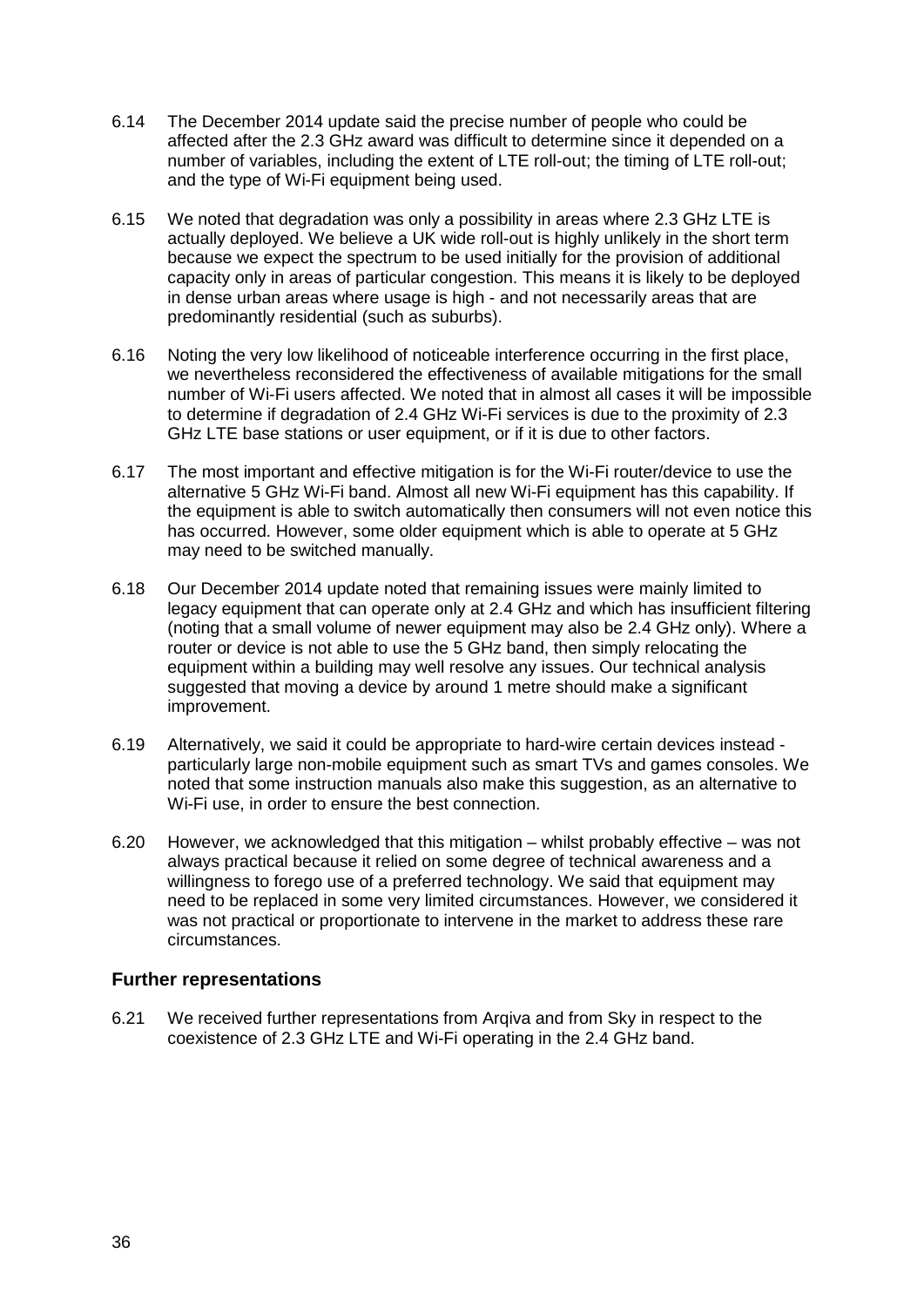6.14 The December 2014 update said the precise number of people who could be affected after the 2.3 GHz award was difficult to determine since it depended on a number of variables, including the extent of LTE roll-out; the timing of LTE roll-out; and the type of Wi-Fi equipment being used.

6.15 We noted that degradation was only a possibility in areas where 2.3 GHz LTE is actually deployed. We believe a UK wide roll-out is highly unlikely in the short term because we expect the spectrum to be used initially for the provision of additional capacity only in areas of particular congestion. This means it is likely to be deployed in dense urban areas where usage is high - and not necessarily areas that are predominantly residential (such as suburbs).

6.16 Noting the very low likelihood of noticeable interference occurring in the first place, we nevertheless reconsidered the effectiveness of available mitigations for the small number of Wi-Fi users affected. We noted that in almost all cases it will be impossible to determine if degradation of 2.4 GHz Wi-Fi services is due to the proximity of 2.3 GHz LTE base stations or user equipment, or if it is due to other factors.

6.17 The most important and effective mitigation is for the Wi-Fi router/device to use the alternative 5 GHz Wi-Fi band. Almost all new Wi-Fi equipment has this capability. If the equipment is able to switch automatically then consumers will not even notice this has occurred. However, some older equipment which is able to operate at 5 GHz may need to be switched manually.

6.18 Our December 2014 update noted that remaining issues were mainly limited to legacy equipment that can operate only at 2.4 GHz and which has insufficient filtering (noting that a small volume of newer equipment may also be 2.4 GHz only). Where a router or device is not able to use the 5 GHz band, then simply relocating the equipment within a building may well resolve any issues. Our technical analysis suggested that moving a device by around 1 metre should make a significant improvement.

6.19 Alternatively, we said it could be appropriate to hard-wire certain devices instead - particularly large non-mobile equipment such as smart TVs and games consoles. We noted that some instruction manuals also make this suggestion, as an alternative to Wi-Fi use, in order to ensure the best connection.

6.20 However, we acknowledged that this mitigation – whilst probably effective – was not always practical because it relied on some degree of technical awareness and a willingness to forego use of a preferred technology. We said that equipment may need to be replaced in some very limited circumstances. However, we considered it was not practical or proportionate to intervene in the market to address these rare circumstances.

### Further representations

6.21 We received further representations from Arqiva and from Sky in respect to the coexistence of 2.3 GHz LTE and Wi-Fi operating in the 2.4 GHz band.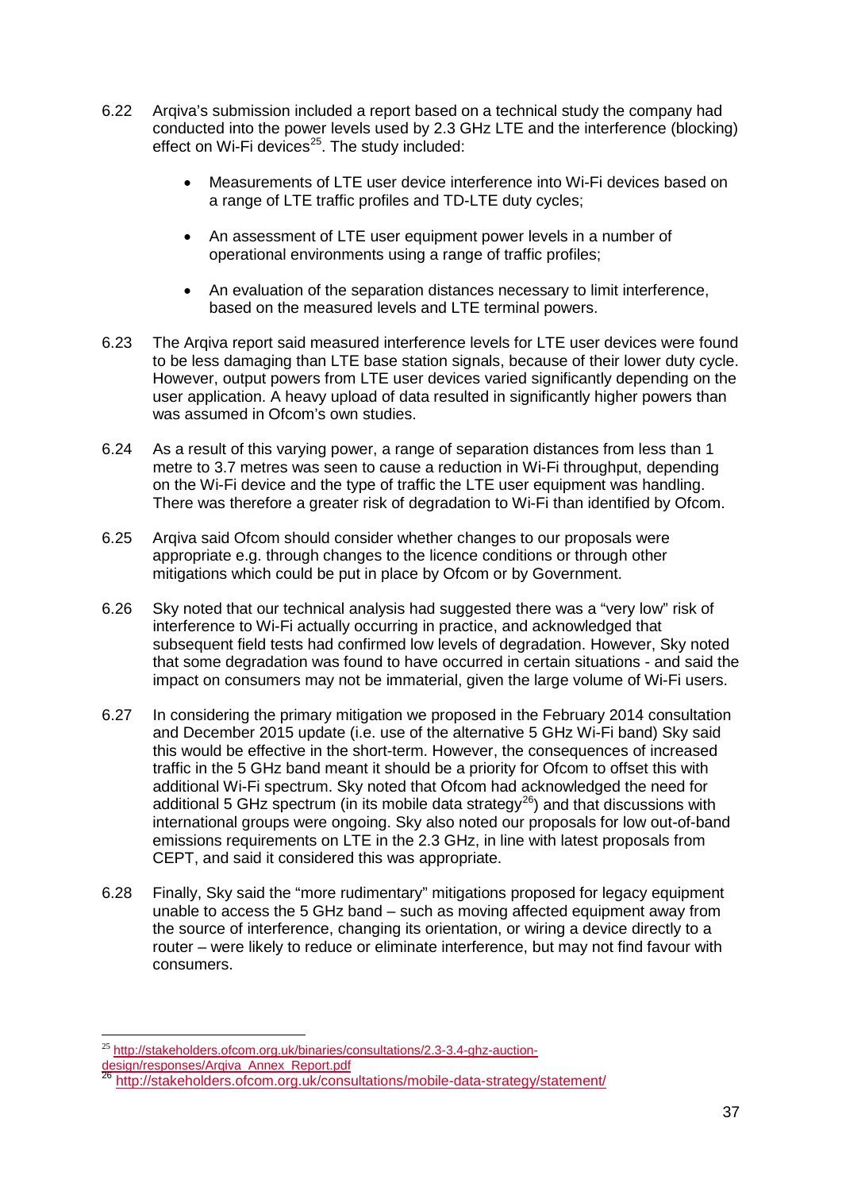6.22 Arqiva's submission included a report based on a technical study the company had conducted into the power levels used by 2.3 GHz LTE and the interference (blocking) effect on Wi-Fi devices[25]. The study included:

- Measurements of LTE user device interference into Wi-Fi devices based on a range of LTE traffic profiles and TD-LTE duty cycles;
- An assessment of LTE user equipment power levels in a number of operational environments using a range of traffic profiles;
- An evaluation of the separation distances necessary to limit interference, based on the measured levels and LTE terminal powers.

6.23 The Arqiva report said measured interference levels for LTE user devices were found to be less damaging than LTE base station signals, because of their lower duty cycle. However, output powers from LTE user devices varied significantly depending on the user application. A heavy upload of data resulted in significantly higher powers than was assumed in Ofcom's own studies.

6.24 As a result of this varying power, a range of separation distances from less than 1 metre to 3.7 metres was seen to cause a reduction in Wi-Fi throughput, depending on the Wi-Fi device and the type of traffic the LTE user equipment was handling. There was therefore a greater risk of degradation to Wi-Fi than identified by Ofcom.

6.25 Arqiva said Ofcom should consider whether changes to our proposals were appropriate e.g. through changes to the licence conditions or through other mitigations which could be put in place by Ofcom or by Government.

6.26 Sky noted that our technical analysis had suggested there was a "very low" risk of interference to Wi-Fi actually occurring in practice, and acknowledged that subsequent field tests had confirmed low levels of degradation. However, Sky noted that some degradation was found to have occurred in certain situations - and said the impact on consumers may not be immaterial, given the large volume of Wi-Fi users.

6.27 In considering the primary mitigation we proposed in the February 2014 consultation and December 2015 update (i.e. use of the alternative 5 GHz Wi-Fi band) Sky said this would be effective in the short-term. However, the consequences of increased traffic in the 5 GHz band meant it should be a priority for Ofcom to offset this with additional Wi-Fi spectrum. Sky noted that Ofcom had acknowledged the need for additional 5 GHz spectrum (in its mobile data strategy[26]) and that discussions with international groups were ongoing. Sky also noted our proposals for low out-of-band emissions requirements on LTE in the 2.3 GHz, in line with latest proposals from CEPT, and said it considered this was appropriate.

6.28 Finally, Sky said the "more rudimentary" mitigations proposed for legacy equipment unable to access the 5 GHz band – such as moving affected equipment away from the source of interference, changing its orientation, or wiring a device directly to a router – were likely to reduce or eliminate interference, but may not find favour with consumers.

---

[25] http://stakeholders.ofcom.org.uk/binaries/consultations/2.3-3.4-ghz-auction-design/responses/Arqiva_Annex_Report.pdf

[26] http://stakeholders.ofcom.org.uk/consultations/mobile-data-strategy/statement/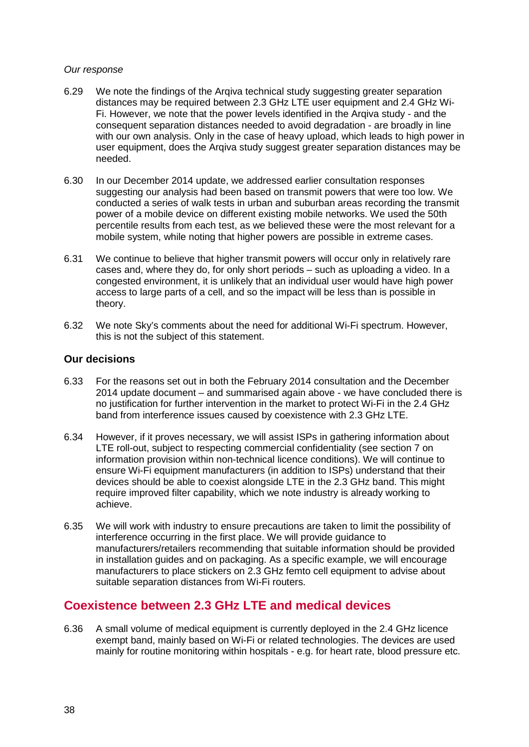*Our response*

6.29 We note the findings of the Arqiva technical study suggesting greater separation distances may be required between 2.3 GHz LTE user equipment and 2.4 GHz Wi-Fi. However, we note that the power levels identified in the Arqiva study - and the consequent separation distances needed to avoid degradation - are broadly in line with our own analysis. Only in the case of heavy upload, which leads to high power in user equipment, does the Arqiva study suggest greater separation distances may be needed.

6.30 In our December 2014 update, we addressed earlier consultation responses suggesting our analysis had been based on transmit powers that were too low. We conducted a series of walk tests in urban and suburban areas recording the transmit power of a mobile device on different existing mobile networks. We used the 50th percentile results from each test, as we believed these were the most relevant for a mobile system, while noting that higher powers are possible in extreme cases.

6.31 We continue to believe that higher transmit powers will occur only in relatively rare cases and, where they do, for only short periods – such as uploading a video. In a congested environment, it is unlikely that an individual user would have high power access to large parts of a cell, and so the impact will be less than is possible in theory.

6.32 We note Sky's comments about the need for additional Wi-Fi spectrum. However, this is not the subject of this statement.

### Our decisions

6.33 For the reasons set out in both the February 2014 consultation and the December 2014 update document – and summarised again above - we have concluded there is no justification for further intervention in the market to protect Wi-Fi in the 2.4 GHz band from interference issues caused by coexistence with 2.3 GHz LTE.

6.34 However, if it proves necessary, we will assist ISPs in gathering information about LTE roll-out, subject to respecting commercial confidentiality (see section 7 on information provision within non-technical licence conditions). We will continue to ensure Wi-Fi equipment manufacturers (in addition to ISPs) understand that their devices should be able to coexist alongside LTE in the 2.3 GHz band. This might require improved filter capability, which we note industry is already working to achieve.

6.35 We will work with industry to ensure precautions are taken to limit the possibility of interference occurring in the first place. We will provide guidance to manufacturers/retailers recommending that suitable information should be provided in installation guides and on packaging. As a specific example, we will encourage manufacturers to place stickers on 2.3 GHz femto cell equipment to advise about suitable separation distances from Wi-Fi routers.

## Coexistence between 2.3 GHz LTE and medical devices

6.36 A small volume of medical equipment is currently deployed in the 2.4 GHz licence exempt band, mainly based on Wi-Fi or related technologies. The devices are used mainly for routine monitoring within hospitals - e.g. for heart rate, blood pressure etc.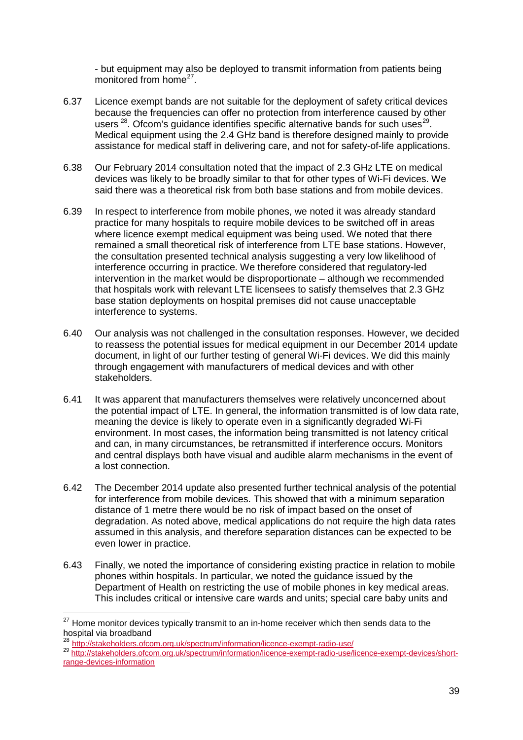- but equipment may also be deployed to transmit information from patients being monitored from home[27].

6.37 Licence exempt bands are not suitable for the deployment of safety critical devices because the frequencies can offer no protection from interference caused by other users [28]. Ofcom's guidance identifies specific alternative bands for such uses[29]. Medical equipment using the 2.4 GHz band is therefore designed mainly to provide assistance for medical staff in delivering care, and not for safety-of-life applications.

6.38 Our February 2014 consultation noted that the impact of 2.3 GHz LTE on medical devices was likely to be broadly similar to that for other types of Wi-Fi devices. We said there was a theoretical risk from both base stations and from mobile devices.

6.39 In respect to interference from mobile phones, we noted it was already standard practice for many hospitals to require mobile devices to be switched off in areas where licence exempt medical equipment was being used. We noted that there remained a small theoretical risk of interference from LTE base stations. However, the consultation presented technical analysis suggesting a very low likelihood of interference occurring in practice. We therefore considered that regulatory-led intervention in the market would be disproportionate – although we recommended that hospitals work with relevant LTE licensees to satisfy themselves that 2.3 GHz base station deployments on hospital premises did not cause unacceptable interference to systems.

6.40 Our analysis was not challenged in the consultation responses. However, we decided to reassess the potential issues for medical equipment in our December 2014 update document, in light of our further testing of general Wi-Fi devices. We did this mainly through engagement with manufacturers of medical devices and with other stakeholders.

6.41 It was apparent that manufacturers themselves were relatively unconcerned about the potential impact of LTE. In general, the information transmitted is of low data rate, meaning the device is likely to operate even in a significantly degraded Wi-Fi environment. In most cases, the information being transmitted is not latency critical and can, in many circumstances, be retransmitted if interference occurs. Monitors and central displays both have visual and audible alarm mechanisms in the event of a lost connection.

6.42 The December 2014 update also presented further technical analysis of the potential for interference from mobile devices. This showed that with a minimum separation distance of 1 metre there would be no risk of impact based on the onset of degradation. As noted above, medical applications do not require the high data rates assumed in this analysis, and therefore separation distances can be expected to be even lower in practice.

6.43 Finally, we noted the importance of considering existing practice in relation to mobile phones within hospitals. In particular, we noted the guidance issued by the Department of Health on restricting the use of mobile phones in key medical areas. This includes critical or intensive care wards and units; special care baby units and

---

[27] Home monitor devices typically transmit to an in-home receiver which then sends data to the hospital via broadband

[28] http://stakeholders.ofcom.org.uk/spectrum/information/licence-exempt-radio-use/

[29] http://stakeholders.ofcom.org.uk/spectrum/information/licence-exempt-radio-use/licence-exempt-devices/short-range-devices-information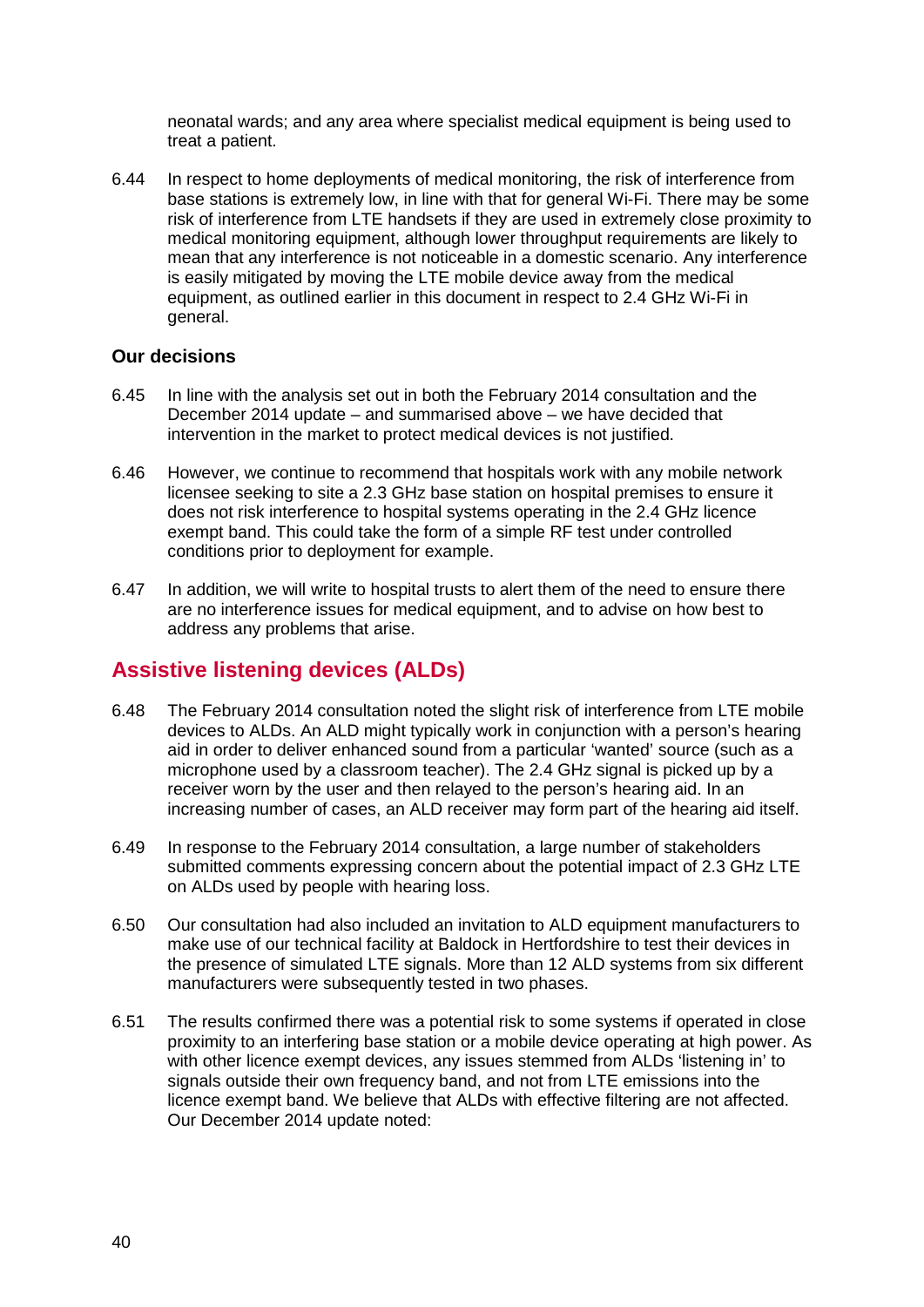neonatal wards; and any area where specialist medical equipment is being used to treat a patient.

6.44 In respect to home deployments of medical monitoring, the risk of interference from base stations is extremely low, in line with that for general Wi-Fi. There may be some risk of interference from LTE handsets if they are used in extremely close proximity to medical monitoring equipment, although lower throughput requirements are likely to mean that any interference is not noticeable in a domestic scenario. Any interference is easily mitigated by moving the LTE mobile device away from the medical equipment, as outlined earlier in this document in respect to 2.4 GHz Wi-Fi in general.

### Our decisions

6.45 In line with the analysis set out in both the February 2014 consultation and the December 2014 update – and summarised above – we have decided that intervention in the market to protect medical devices is not justified.

6.46 However, we continue to recommend that hospitals work with any mobile network licensee seeking to site a 2.3 GHz base station on hospital premises to ensure it does not risk interference to hospital systems operating in the 2.4 GHz licence exempt band. This could take the form of a simple RF test under controlled conditions prior to deployment for example.

6.47 In addition, we will write to hospital trusts to alert them of the need to ensure there are no interference issues for medical equipment, and to advise on how best to address any problems that arise.

## Assistive listening devices (ALDs)

6.48 The February 2014 consultation noted the slight risk of interference from LTE mobile devices to ALDs. An ALD might typically work in conjunction with a person's hearing aid in order to deliver enhanced sound from a particular 'wanted' source (such as a microphone used by a classroom teacher). The 2.4 GHz signal is picked up by a receiver worn by the user and then relayed to the person's hearing aid. In an increasing number of cases, an ALD receiver may form part of the hearing aid itself.

6.49 In response to the February 2014 consultation, a large number of stakeholders submitted comments expressing concern about the potential impact of 2.3 GHz LTE on ALDs used by people with hearing loss.

6.50 Our consultation had also included an invitation to ALD equipment manufacturers to make use of our technical facility at Baldock in Hertfordshire to test their devices in the presence of simulated LTE signals. More than 12 ALD systems from six different manufacturers were subsequently tested in two phases.

6.51 The results confirmed there was a potential risk to some systems if operated in close proximity to an interfering base station or a mobile device operating at high power. As with other licence exempt devices, any issues stemmed from ALDs 'listening in' to signals outside their own frequency band, and not from LTE emissions into the licence exempt band. We believe that ALDs with effective filtering are not affected. Our December 2014 update noted: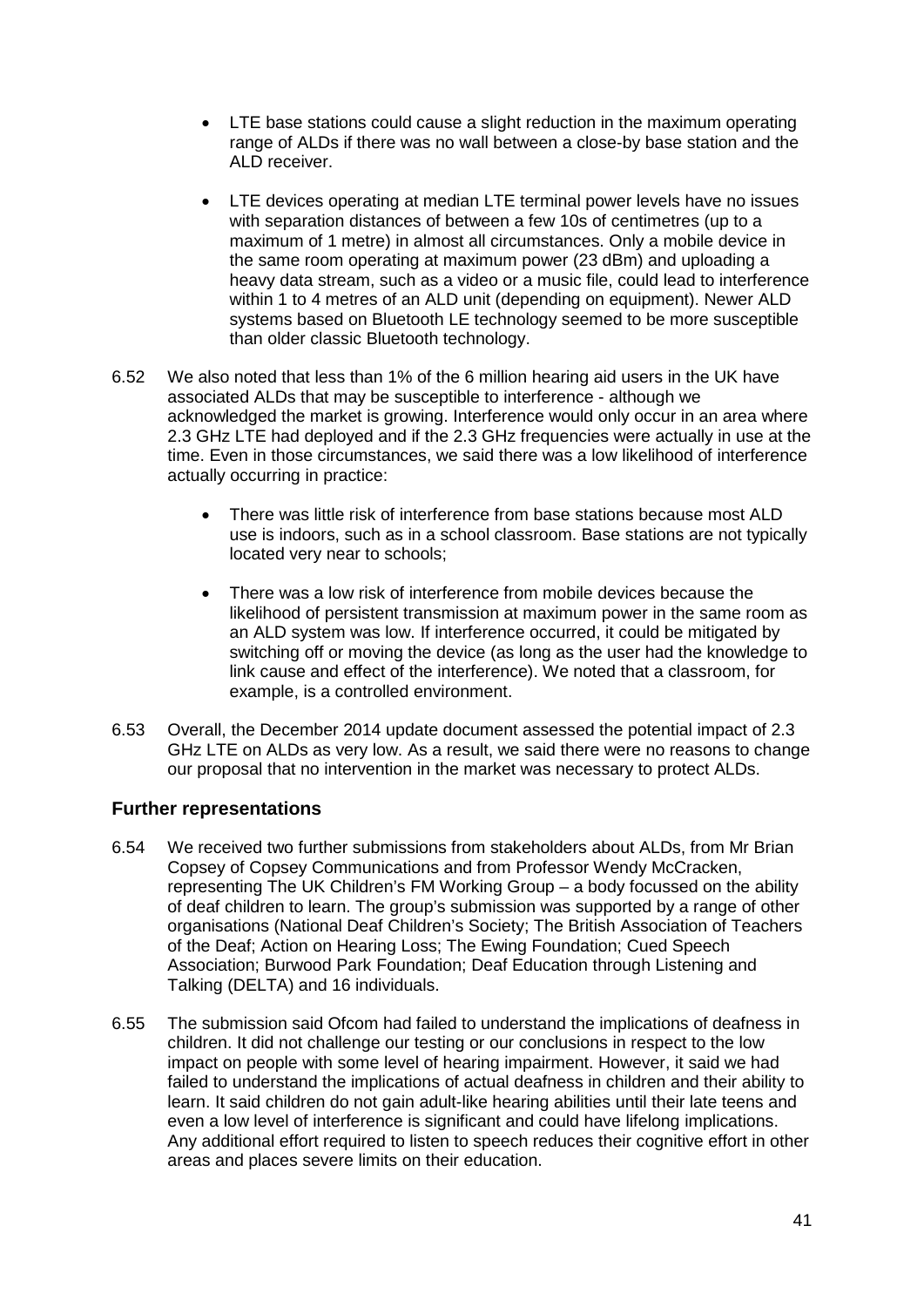- LTE base stations could cause a slight reduction in the maximum operating range of ALDs if there was no wall between a close-by base station and the ALD receiver.

- LTE devices operating at median LTE terminal power levels have no issues with separation distances of between a few 10s of centimetres (up to a maximum of 1 metre) in almost all circumstances. Only a mobile device in the same room operating at maximum power (23 dBm) and uploading a heavy data stream, such as a video or a music file, could lead to interference within 1 to 4 metres of an ALD unit (depending on equipment). Newer ALD systems based on Bluetooth LE technology seemed to be more susceptible than older classic Bluetooth technology.

6.52 We also noted that less than 1% of the 6 million hearing aid users in the UK have associated ALDs that may be susceptible to interference - although we acknowledged the market is growing. Interference would only occur in an area where 2.3 GHz LTE had deployed and if the 2.3 GHz frequencies were actually in use at the time. Even in those circumstances, we said there was a low likelihood of interference actually occurring in practice:

- There was little risk of interference from base stations because most ALD use is indoors, such as in a school classroom. Base stations are not typically located very near to schools;

- There was a low risk of interference from mobile devices because the likelihood of persistent transmission at maximum power in the same room as an ALD system was low. If interference occurred, it could be mitigated by switching off or moving the device (as long as the user had the knowledge to link cause and effect of the interference). We noted that a classroom, for example, is a controlled environment.

6.53 Overall, the December 2014 update document assessed the potential impact of 2.3 GHz LTE on ALDs as very low. As a result, we said there were no reasons to change our proposal that no intervention in the market was necessary to protect ALDs.

### Further representations

6.54 We received two further submissions from stakeholders about ALDs, from Mr Brian Copsey of Copsey Communications and from Professor Wendy McCracken, representing The UK Children's FM Working Group – a body focussed on the ability of deaf children to learn. The group's submission was supported by a range of other organisations (National Deaf Children's Society; The British Association of Teachers of the Deaf; Action on Hearing Loss; The Ewing Foundation; Cued Speech Association; Burwood Park Foundation; Deaf Education through Listening and Talking (DELTA) and 16 individuals.

6.55 The submission said Ofcom had failed to understand the implications of deafness in children. It did not challenge our testing or our conclusions in respect to the low impact on people with some level of hearing impairment. However, it said we had failed to understand the implications of actual deafness in children and their ability to learn. It said children do not gain adult-like hearing abilities until their late teens and even a low level of interference is significant and could have lifelong implications. Any additional effort required to listen to speech reduces their cognitive effort in other areas and places severe limits on their education.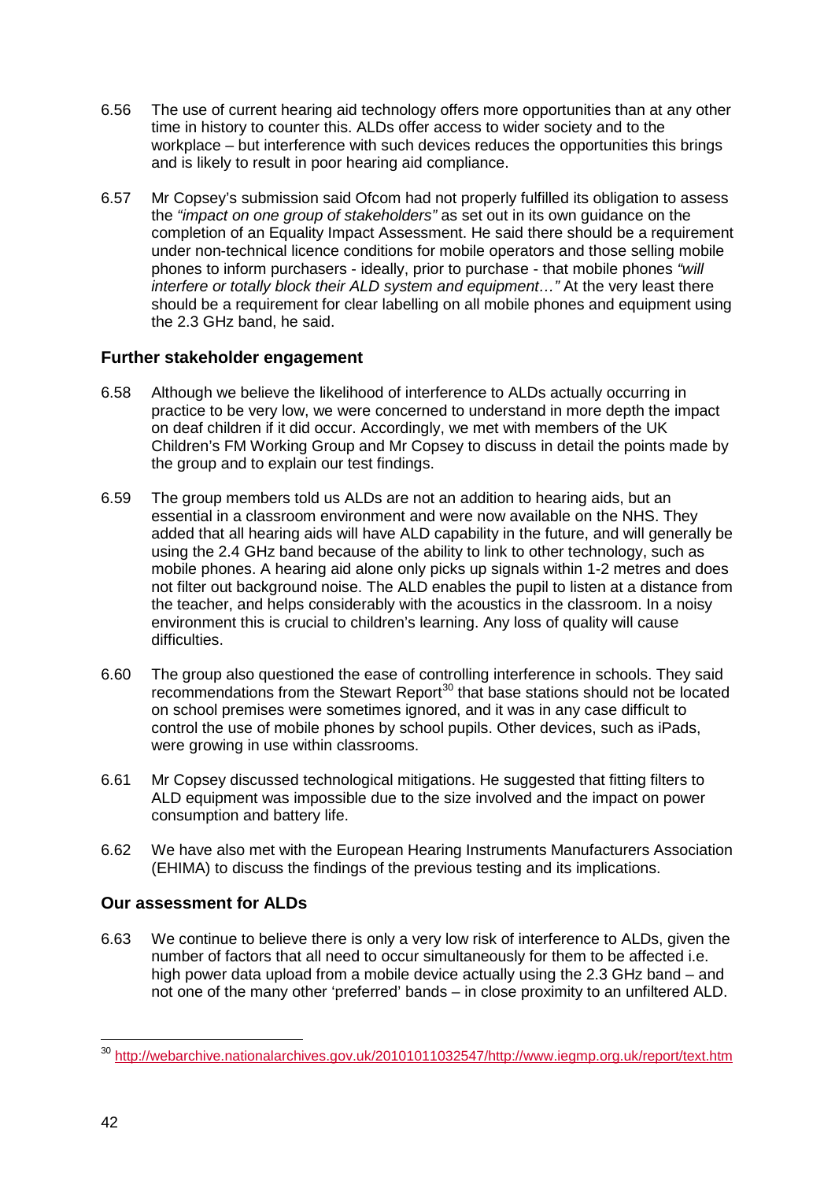6.56 The use of current hearing aid technology offers more opportunities than at any other time in history to counter this. ALDs offer access to wider society and to the workplace – but interference with such devices reduces the opportunities this brings and is likely to result in poor hearing aid compliance.

6.57 Mr Copsey's submission said Ofcom had not properly fulfilled its obligation to assess the *"impact on one group of stakeholders"* as set out in its own guidance on the completion of an Equality Impact Assessment. He said there should be a requirement under non-technical licence conditions for mobile operators and those selling mobile phones to inform purchasers - ideally, prior to purchase - that mobile phones *"will interfere or totally block their ALD system and equipment…"* At the very least there should be a requirement for clear labelling on all mobile phones and equipment using the 2.3 GHz band, he said.

### Further stakeholder engagement

6.58 Although we believe the likelihood of interference to ALDs actually occurring in practice to be very low, we were concerned to understand in more depth the impact on deaf children if it did occur. Accordingly, we met with members of the UK Children's FM Working Group and Mr Copsey to discuss in detail the points made by the group and to explain our test findings.

6.59 The group members told us ALDs are not an addition to hearing aids, but an essential in a classroom environment and were now available on the NHS. They added that all hearing aids will have ALD capability in the future, and will generally be using the 2.4 GHz band because of the ability to link to other technology, such as mobile phones. A hearing aid alone only picks up signals within 1-2 metres and does not filter out background noise. The ALD enables the pupil to listen at a distance from the teacher, and helps considerably with the acoustics in the classroom. In a noisy environment this is crucial to children's learning. Any loss of quality will cause difficulties.

6.60 The group also questioned the ease of controlling interference in schools. They said recommendations from the Stewart Report[30] that base stations should not be located on school premises were sometimes ignored, and it was in any case difficult to control the use of mobile phones by school pupils. Other devices, such as iPads, were growing in use within classrooms.

6.61 Mr Copsey discussed technological mitigations. He suggested that fitting filters to ALD equipment was impossible due to the size involved and the impact on power consumption and battery life.

6.62 We have also met with the European Hearing Instruments Manufacturers Association (EHIMA) to discuss the findings of the previous testing and its implications.

### Our assessment for ALDs

6.63 We continue to believe there is only a very low risk of interference to ALDs, given the number of factors that all need to occur simultaneously for them to be affected i.e. high power data upload from a mobile device actually using the 2.3 GHz band – and not one of the many other 'preferred' bands – in close proximity to an unfiltered ALD.

---

[30] http://webarchive.nationalarchives.gov.uk/20101011032547/http://www.iegmp.org.uk/report/text.htm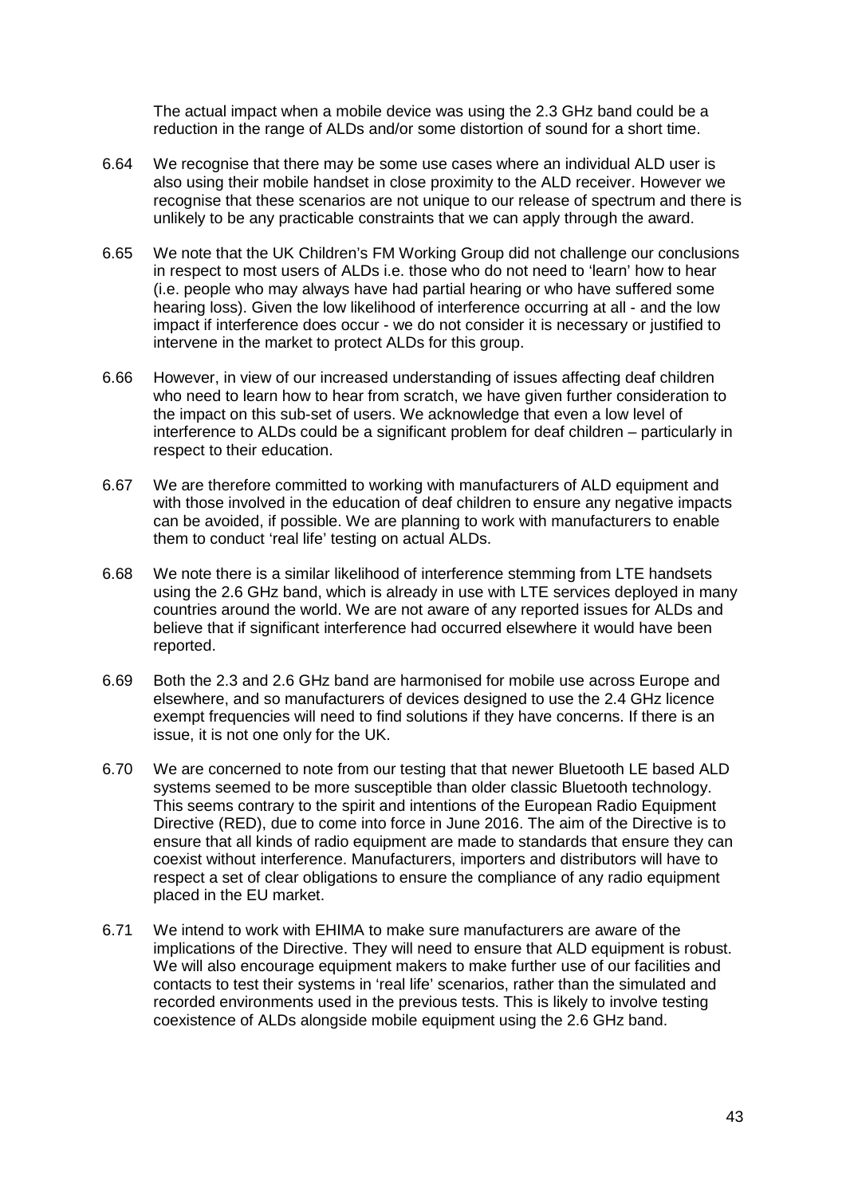The actual impact when a mobile device was using the 2.3 GHz band could be a reduction in the range of ALDs and/or some distortion of sound for a short time.

6.64 We recognise that there may be some use cases where an individual ALD user is also using their mobile handset in close proximity to the ALD receiver. However we recognise that these scenarios are not unique to our release of spectrum and there is unlikely to be any practicable constraints that we can apply through the award.

6.65 We note that the UK Children's FM Working Group did not challenge our conclusions in respect to most users of ALDs i.e. those who do not need to 'learn' how to hear (i.e. people who may always have had partial hearing or who have suffered some hearing loss). Given the low likelihood of interference occurring at all - and the low impact if interference does occur - we do not consider it is necessary or justified to intervene in the market to protect ALDs for this group.

6.66 However, in view of our increased understanding of issues affecting deaf children who need to learn how to hear from scratch, we have given further consideration to the impact on this sub-set of users. We acknowledge that even a low level of interference to ALDs could be a significant problem for deaf children – particularly in respect to their education.

6.67 We are therefore committed to working with manufacturers of ALD equipment and with those involved in the education of deaf children to ensure any negative impacts can be avoided, if possible. We are planning to work with manufacturers to enable them to conduct 'real life' testing on actual ALDs.

6.68 We note there is a similar likelihood of interference stemming from LTE handsets using the 2.6 GHz band, which is already in use with LTE services deployed in many countries around the world. We are not aware of any reported issues for ALDs and believe that if significant interference had occurred elsewhere it would have been reported.

6.69 Both the 2.3 and 2.6 GHz band are harmonised for mobile use across Europe and elsewhere, and so manufacturers of devices designed to use the 2.4 GHz licence exempt frequencies will need to find solutions if they have concerns. If there is an issue, it is not one only for the UK.

6.70 We are concerned to note from our testing that that newer Bluetooth LE based ALD systems seemed to be more susceptible than older classic Bluetooth technology. This seems contrary to the spirit and intentions of the European Radio Equipment Directive (RED), due to come into force in June 2016. The aim of the Directive is to ensure that all kinds of radio equipment are made to standards that ensure they can coexist without interference. Manufacturers, importers and distributors will have to respect a set of clear obligations to ensure the compliance of any radio equipment placed in the EU market.

6.71 We intend to work with EHIMA to make sure manufacturers are aware of the implications of the Directive. They will need to ensure that ALD equipment is robust. We will also encourage equipment makers to make further use of our facilities and contacts to test their systems in 'real life' scenarios, rather than the simulated and recorded environments used in the previous tests. This is likely to involve testing coexistence of ALDs alongside mobile equipment using the 2.6 GHz band.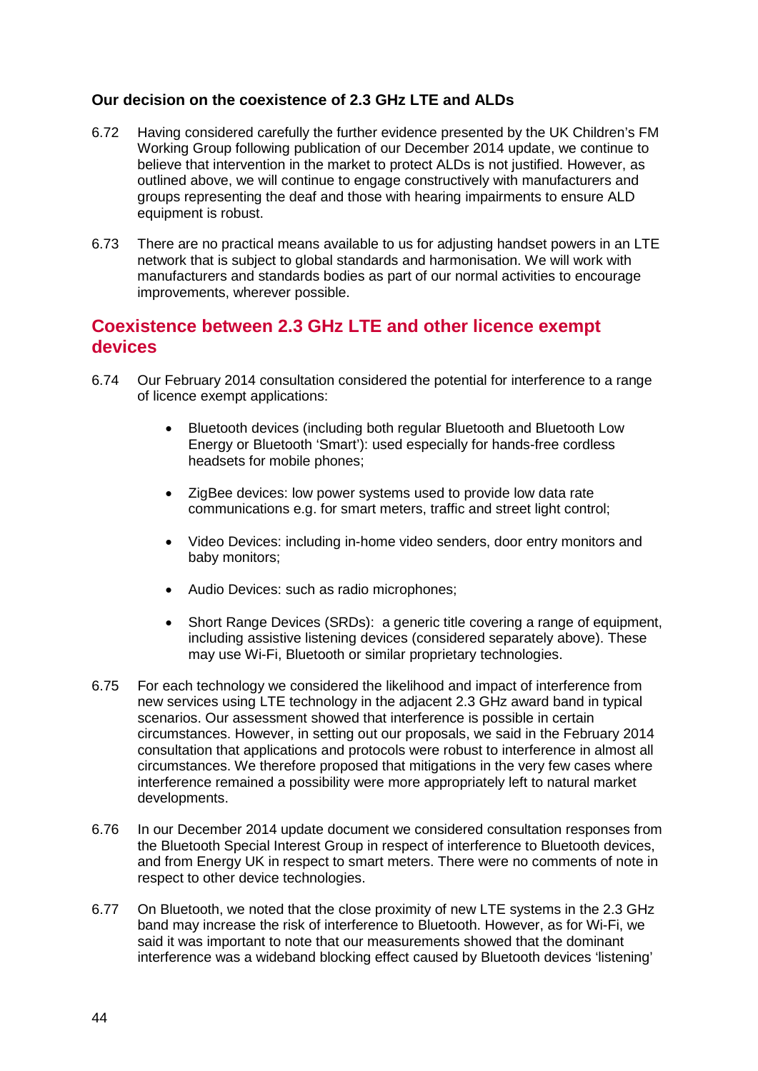### Our decision on the coexistence of 2.3 GHz LTE and ALDs

6.72 Having considered carefully the further evidence presented by the UK Children's FM Working Group following publication of our December 2014 update, we continue to believe that intervention in the market to protect ALDs is not justified. However, as outlined above, we will continue to engage constructively with manufacturers and groups representing the deaf and those with hearing impairments to ensure ALD equipment is robust.

6.73 There are no practical means available to us for adjusting handset powers in an LTE network that is subject to global standards and harmonisation. We will work with manufacturers and standards bodies as part of our normal activities to encourage improvements, wherever possible.

## Coexistence between 2.3 GHz LTE and other licence exempt devices

6.74 Our February 2014 consultation considered the potential for interference to a range of licence exempt applications:

- Bluetooth devices (including both regular Bluetooth and Bluetooth Low Energy or Bluetooth 'Smart'): used especially for hands-free cordless headsets for mobile phones;
- ZigBee devices: low power systems used to provide low data rate communications e.g. for smart meters, traffic and street light control;
- Video Devices: including in-home video senders, door entry monitors and baby monitors;
- Audio Devices: such as radio microphones;
- Short Range Devices (SRDs): a generic title covering a range of equipment, including assistive listening devices (considered separately above). These may use Wi-Fi, Bluetooth or similar proprietary technologies.

6.75 For each technology we considered the likelihood and impact of interference from new services using LTE technology in the adjacent 2.3 GHz award band in typical scenarios. Our assessment showed that interference is possible in certain circumstances. However, in setting out our proposals, we said in the February 2014 consultation that applications and protocols were robust to interference in almost all circumstances. We therefore proposed that mitigations in the very few cases where interference remained a possibility were more appropriately left to natural market developments.

6.76 In our December 2014 update document we considered consultation responses from the Bluetooth Special Interest Group in respect of interference to Bluetooth devices, and from Energy UK in respect to smart meters. There were no comments of note in respect to other device technologies.

6.77 On Bluetooth, we noted that the close proximity of new LTE systems in the 2.3 GHz band may increase the risk of interference to Bluetooth. However, as for Wi-Fi, we said it was important to note that our measurements showed that the dominant interference was a wideband blocking effect caused by Bluetooth devices 'listening'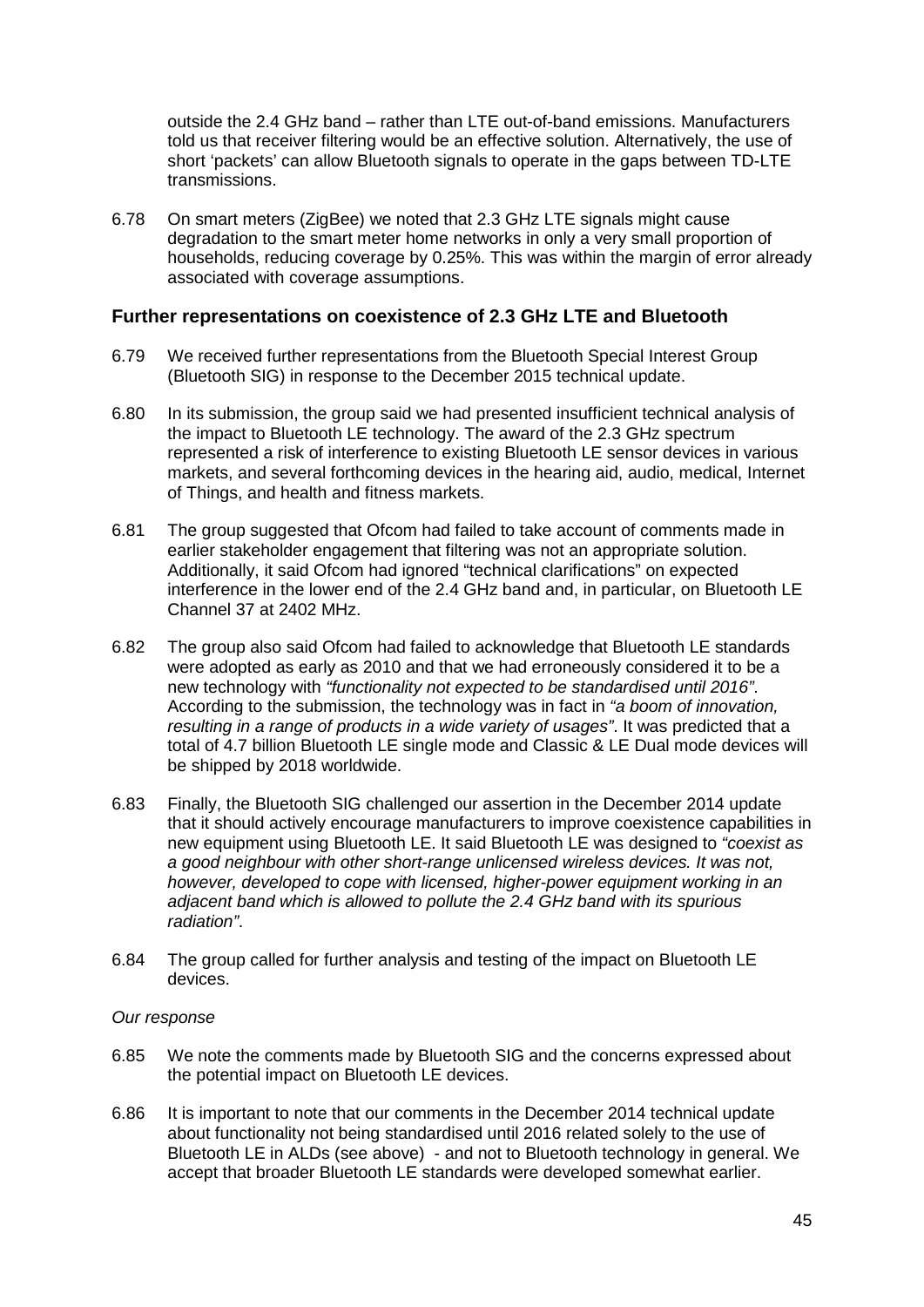outside the 2.4 GHz band – rather than LTE out-of-band emissions. Manufacturers told us that receiver filtering would be an effective solution. Alternatively, the use of short 'packets' can allow Bluetooth signals to operate in the gaps between TD-LTE transmissions.

6.78 On smart meters (ZigBee) we noted that 2.3 GHz LTE signals might cause degradation to the smart meter home networks in only a very small proportion of households, reducing coverage by 0.25%. This was within the margin of error already associated with coverage assumptions.

### Further representations on coexistence of 2.3 GHz LTE and Bluetooth

6.79 We received further representations from the Bluetooth Special Interest Group (Bluetooth SIG) in response to the December 2015 technical update.

6.80 In its submission, the group said we had presented insufficient technical analysis of the impact to Bluetooth LE technology. The award of the 2.3 GHz spectrum represented a risk of interference to existing Bluetooth LE sensor devices in various markets, and several forthcoming devices in the hearing aid, audio, medical, Internet of Things, and health and fitness markets.

6.81 The group suggested that Ofcom had failed to take account of comments made in earlier stakeholder engagement that filtering was not an appropriate solution. Additionally, it said Ofcom had ignored "technical clarifications" on expected interference in the lower end of the 2.4 GHz band and, in particular, on Bluetooth LE Channel 37 at 2402 MHz.

6.82 The group also said Ofcom had failed to acknowledge that Bluetooth LE standards were adopted as early as 2010 and that we had erroneously considered it to be a new technology with *"functionality not expected to be standardised until 2016"*. According to the submission, the technology was in fact in *"a boom of innovation, resulting in a range of products in a wide variety of usages"*. It was predicted that a total of 4.7 billion Bluetooth LE single mode and Classic & LE Dual mode devices will be shipped by 2018 worldwide.

6.83 Finally, the Bluetooth SIG challenged our assertion in the December 2014 update that it should actively encourage manufacturers to improve coexistence capabilities in new equipment using Bluetooth LE. It said Bluetooth LE was designed to *"coexist as a good neighbour with other short-range unlicensed wireless devices. It was not, however, developed to cope with licensed, higher-power equipment working in an adjacent band which is allowed to pollute the 2.4 GHz band with its spurious radiation"*.

6.84 The group called for further analysis and testing of the impact on Bluetooth LE devices.

*Our response*

6.85 We note the comments made by Bluetooth SIG and the concerns expressed about the potential impact on Bluetooth LE devices.

6.86 It is important to note that our comments in the December 2014 technical update about functionality not being standardised until 2016 related solely to the use of Bluetooth LE in ALDs (see above) - and not to Bluetooth technology in general. We accept that broader Bluetooth LE standards were developed somewhat earlier.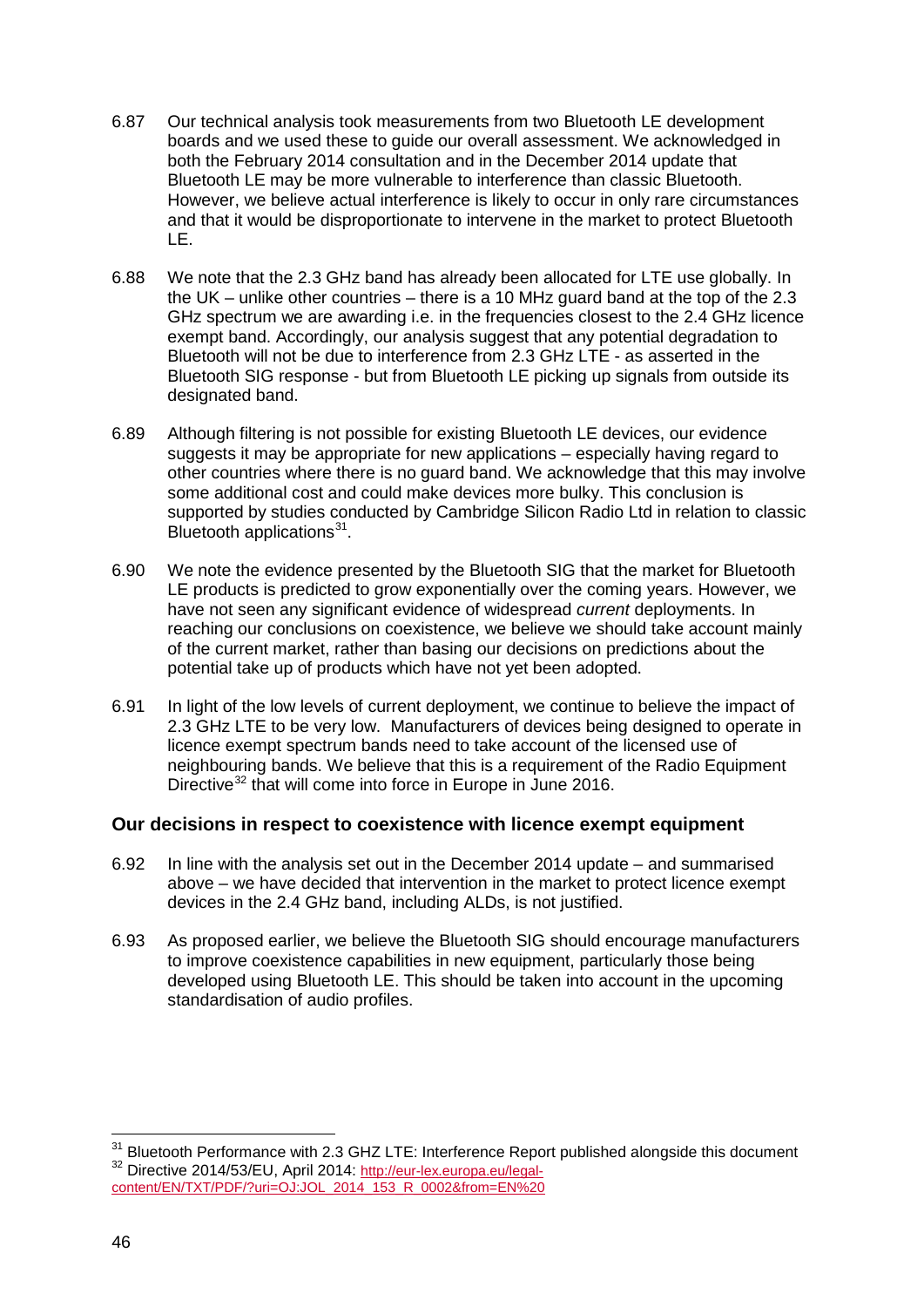6.87 Our technical analysis took measurements from two Bluetooth LE development boards and we used these to guide our overall assessment. We acknowledged in both the February 2014 consultation and in the December 2014 update that Bluetooth LE may be more vulnerable to interference than classic Bluetooth. However, we believe actual interference is likely to occur in only rare circumstances and that it would be disproportionate to intervene in the market to protect Bluetooth LE.

6.88 We note that the 2.3 GHz band has already been allocated for LTE use globally. In the UK – unlike other countries – there is a 10 MHz guard band at the top of the 2.3 GHz spectrum we are awarding i.e. in the frequencies closest to the 2.4 GHz licence exempt band. Accordingly, our analysis suggest that any potential degradation to Bluetooth will not be due to interference from 2.3 GHz LTE - as asserted in the Bluetooth SIG response - but from Bluetooth LE picking up signals from outside its designated band.

6.89 Although filtering is not possible for existing Bluetooth LE devices, our evidence suggests it may be appropriate for new applications – especially having regard to other countries where there is no guard band. We acknowledge that this may involve some additional cost and could make devices more bulky. This conclusion is supported by studies conducted by Cambridge Silicon Radio Ltd in relation to classic Bluetooth applications[31].

6.90 We note the evidence presented by the Bluetooth SIG that the market for Bluetooth LE products is predicted to grow exponentially over the coming years. However, we have not seen any significant evidence of widespread *current* deployments. In reaching our conclusions on coexistence, we believe we should take account mainly of the current market, rather than basing our decisions on predictions about the potential take up of products which have not yet been adopted.

6.91 In light of the low levels of current deployment, we continue to believe the impact of 2.3 GHz LTE to be very low. Manufacturers of devices being designed to operate in licence exempt spectrum bands need to take account of the licensed use of neighbouring bands. We believe that this is a requirement of the Radio Equipment Directive[32] that will come into force in Europe in June 2016.

### Our decisions in respect to coexistence with licence exempt equipment

6.92 In line with the analysis set out in the December 2014 update – and summarised above – we have decided that intervention in the market to protect licence exempt devices in the 2.4 GHz band, including ALDs, is not justified.

6.93 As proposed earlier, we believe the Bluetooth SIG should encourage manufacturers to improve coexistence capabilities in new equipment, particularly those being developed using Bluetooth LE. This should be taken into account in the upcoming standardisation of audio profiles.

---

[31] Bluetooth Performance with 2.3 GHZ LTE: Interference Report published alongside this document

[32] Directive 2014/53/EU, April 2014: http://eur-lex.europa.eu/legal-content/EN/TXT/PDF/?uri=OJ:JOL_2014_153_R_0002&from=EN%20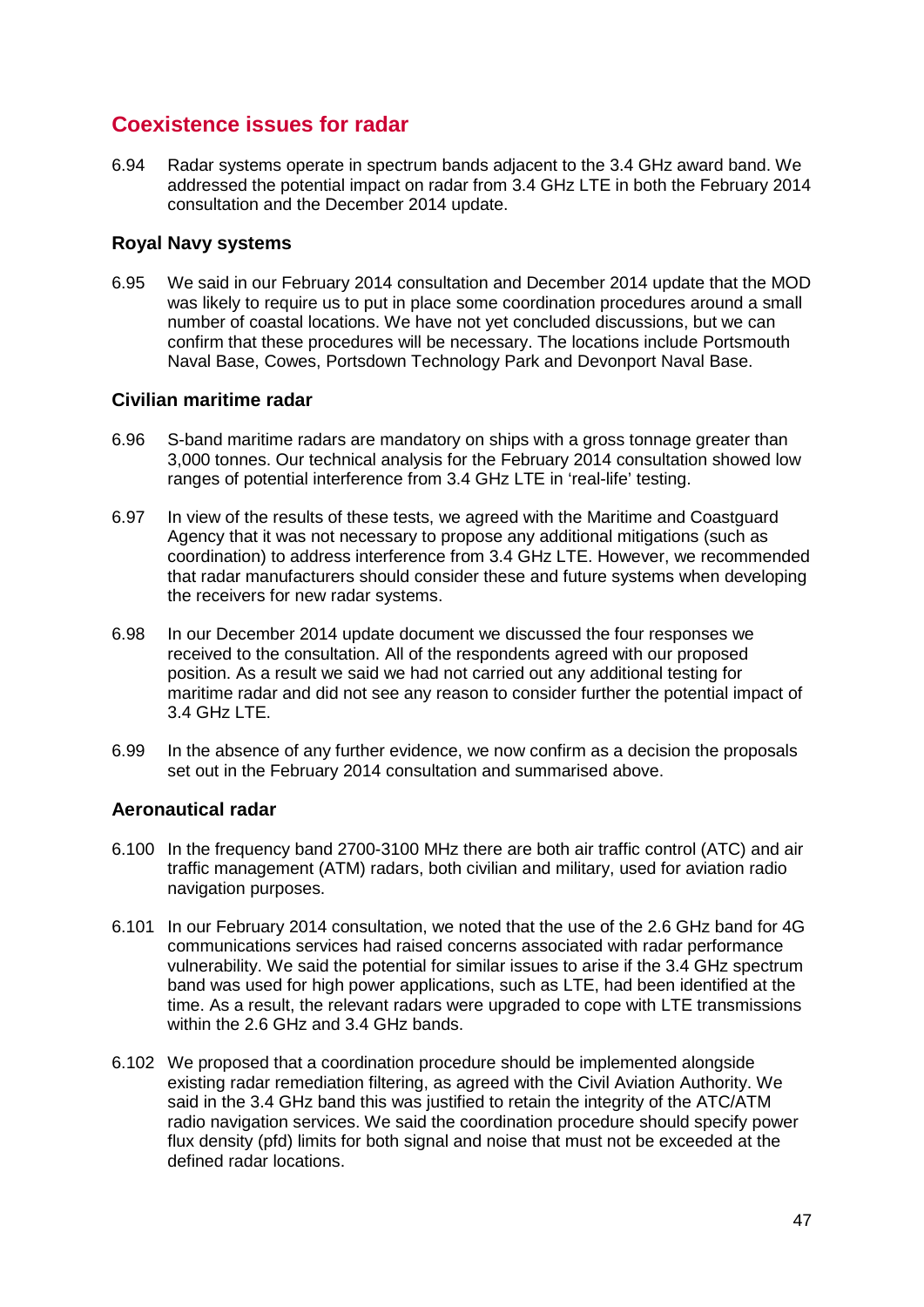## Coexistence issues for radar

6.94 Radar systems operate in spectrum bands adjacent to the 3.4 GHz award band. We addressed the potential impact on radar from 3.4 GHz LTE in both the February 2014 consultation and the December 2014 update.

### Royal Navy systems

6.95 We said in our February 2014 consultation and December 2014 update that the MOD was likely to require us to put in place some coordination procedures around a small number of coastal locations. We have not yet concluded discussions, but we can confirm that these procedures will be necessary. The locations include Portsmouth Naval Base, Cowes, Portsdown Technology Park and Devonport Naval Base.

### Civilian maritime radar

6.96 S-band maritime radars are mandatory on ships with a gross tonnage greater than 3,000 tonnes. Our technical analysis for the February 2014 consultation showed low ranges of potential interference from 3.4 GHz LTE in 'real-life' testing.

6.97 In view of the results of these tests, we agreed with the Maritime and Coastguard Agency that it was not necessary to propose any additional mitigations (such as coordination) to address interference from 3.4 GHz LTE. However, we recommended that radar manufacturers should consider these and future systems when developing the receivers for new radar systems.

6.98 In our December 2014 update document we discussed the four responses we received to the consultation. All of the respondents agreed with our proposed position. As a result we said we had not carried out any additional testing for maritime radar and did not see any reason to consider further the potential impact of 3.4 GHz LTE.

6.99 In the absence of any further evidence, we now confirm as a decision the proposals set out in the February 2014 consultation and summarised above.

### Aeronautical radar

6.100 In the frequency band 2700-3100 MHz there are both air traffic control (ATC) and air traffic management (ATM) radars, both civilian and military, used for aviation radio navigation purposes.

6.101 In our February 2014 consultation, we noted that the use of the 2.6 GHz band for 4G communications services had raised concerns associated with radar performance vulnerability. We said the potential for similar issues to arise if the 3.4 GHz spectrum band was used for high power applications, such as LTE, had been identified at the time. As a result, the relevant radars were upgraded to cope with LTE transmissions within the 2.6 GHz and 3.4 GHz bands.

6.102 We proposed that a coordination procedure should be implemented alongside existing radar remediation filtering, as agreed with the Civil Aviation Authority. We said in the 3.4 GHz band this was justified to retain the integrity of the ATC/ATM radio navigation services. We said the coordination procedure should specify power flux density (pfd) limits for both signal and noise that must not be exceeded at the defined radar locations.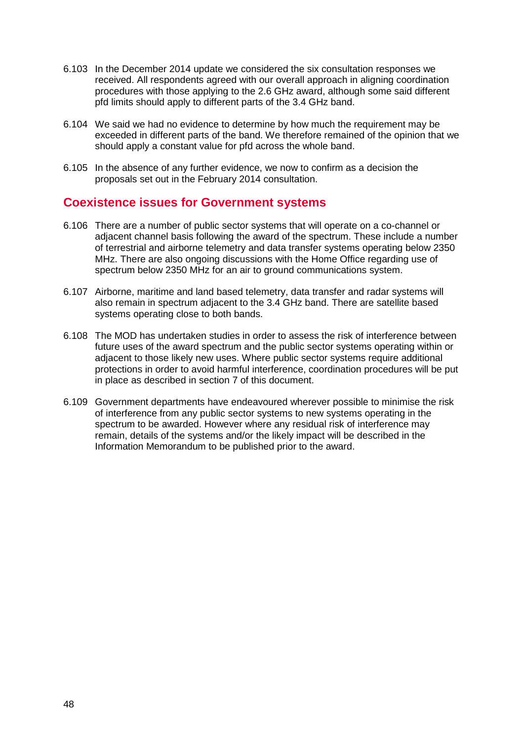6.103 In the December 2014 update we considered the six consultation responses we received. All respondents agreed with our overall approach in aligning coordination procedures with those applying to the 2.6 GHz award, although some said different pfd limits should apply to different parts of the 3.4 GHz band.

6.104 We said we had no evidence to determine by how much the requirement may be exceeded in different parts of the band. We therefore remained of the opinion that we should apply a constant value for pfd across the whole band.

6.105 In the absence of any further evidence, we now to confirm as a decision the proposals set out in the February 2014 consultation.

## Coexistence issues for Government systems

6.106 There are a number of public sector systems that will operate on a co-channel or adjacent channel basis following the award of the spectrum. These include a number of terrestrial and airborne telemetry and data transfer systems operating below 2350 MHz. There are also ongoing discussions with the Home Office regarding use of spectrum below 2350 MHz for an air to ground communications system.

6.107 Airborne, maritime and land based telemetry, data transfer and radar systems will also remain in spectrum adjacent to the 3.4 GHz band. There are satellite based systems operating close to both bands.

6.108 The MOD has undertaken studies in order to assess the risk of interference between future uses of the award spectrum and the public sector systems operating within or adjacent to those likely new uses. Where public sector systems require additional protections in order to avoid harmful interference, coordination procedures will be put in place as described in section 7 of this document.

6.109 Government departments have endeavoured wherever possible to minimise the risk of interference from any public sector systems to new systems operating in the spectrum to be awarded. However where any residual risk of interference may remain, details of the systems and/or the likely impact will be described in the Information Memorandum to be published prior to the award.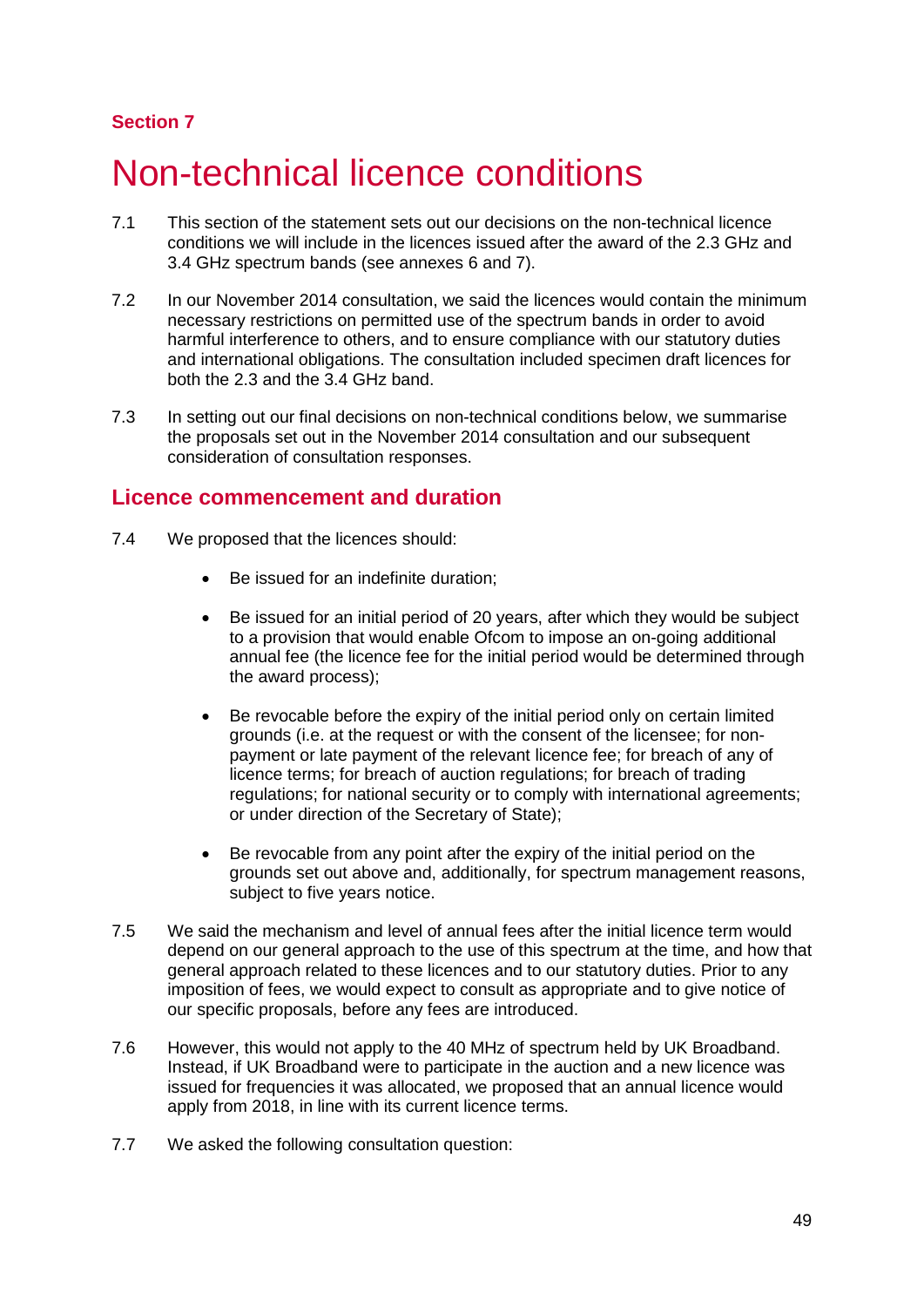Section 7

# Non-technical licence conditions

7.1 This section of the statement sets out our decisions on the non-technical licence conditions we will include in the licences issued after the award of the 2.3 GHz and 3.4 GHz spectrum bands (see annexes 6 and 7).

7.2 In our November 2014 consultation, we said the licences would contain the minimum necessary restrictions on permitted use of the spectrum bands in order to avoid harmful interference to others, and to ensure compliance with our statutory duties and international obligations. The consultation included specimen draft licences for both the 2.3 and the 3.4 GHz band.

7.3 In setting out our final decisions on non-technical conditions below, we summarise the proposals set out in the November 2014 consultation and our subsequent consideration of consultation responses.

## Licence commencement and duration

7.4 We proposed that the licences should:

- Be issued for an indefinite duration;
- Be issued for an initial period of 20 years, after which they would be subject to a provision that would enable Ofcom to impose an on-going additional annual fee (the licence fee for the initial period would be determined through the award process);
- Be revocable before the expiry of the initial period only on certain limited grounds (i.e. at the request or with the consent of the licensee; for non-payment or late payment of the relevant licence fee; for breach of any of licence terms; for breach of auction regulations; for breach of trading regulations; for national security or to comply with international agreements; or under direction of the Secretary of State);
- Be revocable from any point after the expiry of the initial period on the grounds set out above and, additionally, for spectrum management reasons, subject to five years notice.

7.5 We said the mechanism and level of annual fees after the initial licence term would depend on our general approach to the use of this spectrum at the time, and how that general approach related to these licences and to our statutory duties. Prior to any imposition of fees, we would expect to consult as appropriate and to give notice of our specific proposals, before any fees are introduced.

7.6 However, this would not apply to the 40 MHz of spectrum held by UK Broadband. Instead, if UK Broadband were to participate in the auction and a new licence was issued for frequencies it was allocated, we proposed that an annual licence would apply from 2018, in line with its current licence terms.

7.7 We asked the following consultation question: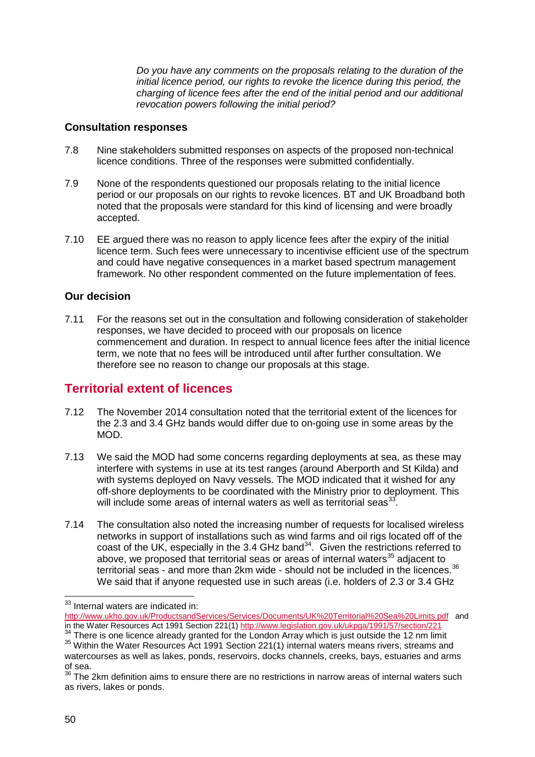*Do you have any comments on the proposals relating to the duration of the initial licence period, our rights to revoke the licence during this period, the charging of licence fees after the end of the initial period and our additional revocation powers following the initial period?*

### Consultation responses

7.8 Nine stakeholders submitted responses on aspects of the proposed non-technical licence conditions. Three of the responses were submitted confidentially.

7.9 None of the respondents questioned our proposals relating to the initial licence period or our proposals on our rights to revoke licences. BT and UK Broadband both noted that the proposals were standard for this kind of licensing and were broadly accepted.

7.10 EE argued there was no reason to apply licence fees after the expiry of the initial licence term. Such fees were unnecessary to incentivise efficient use of the spectrum and could have negative consequences in a market based spectrum management framework. No other respondent commented on the future implementation of fees.

### Our decision

7.11 For the reasons set out in the consultation and following consideration of stakeholder responses, we have decided to proceed with our proposals on licence commencement and duration. In respect to annual licence fees after the initial licence term, we note that no fees will be introduced until after further consultation. We therefore see no reason to change our proposals at this stage.

## Territorial extent of licences

7.12 The November 2014 consultation noted that the territorial extent of the licences for the 2.3 and 3.4 GHz bands would differ due to on-going use in some areas by the MOD.

7.13 We said the MOD had some concerns regarding deployments at sea, as these may interfere with systems in use at its test ranges (around Aberporth and St Kilda) and with systems deployed on Navy vessels. The MOD indicated that it wished for any off-shore deployments to be coordinated with the Ministry prior to deployment. This will include some areas of internal waters as well as territorial seas[33].

7.14 The consultation also noted the increasing number of requests for localised wireless networks in support of installations such as wind farms and oil rigs located off of the coast of the UK, especially in the 3.4 GHz band[34]. Given the restrictions referred to above, we proposed that territorial seas or areas of internal waters[35] adjacent to territorial seas - and more than 2km wide - should not be included in the licences.[36] We said that if anyone requested use in such areas (i.e. holders of 2.3 or 3.4 GHz

---

[33] Internal waters are indicated in: http://www.ukho.gov.uk/ProductsandServices/Services/Documents/UK%20Territorial%20Sea%20Limits.pdf and in the Water Resources Act 1991 Section 221(1) http://www.legislation.gov.uk/ukpga/1991/57/section/221

[34] There is one licence already granted for the London Array which is just outside the 12 nm limit

[35] Within the Water Resources Act 1991 Section 221(1) internal waters means rivers, streams and watercourses as well as lakes, ponds, reservoirs, docks channels, creeks, bays, estuaries and arms of sea.

[36] The 2km definition aims to ensure there are no restrictions in narrow areas of internal waters such as rivers, lakes or ponds.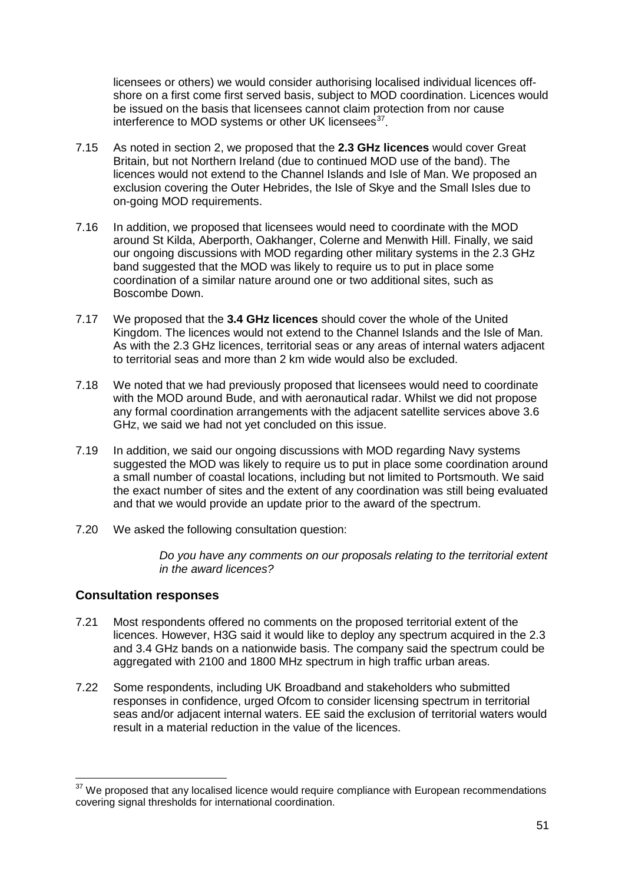licensees or others) we would consider authorising localised individual licences off-shore on a first come first served basis, subject to MOD coordination. Licences would be issued on the basis that licensees cannot claim protection from nor cause interference to MOD systems or other UK licensees[37].

7.15 As noted in section 2, we proposed that the **2.3 GHz licences** would cover Great Britain, but not Northern Ireland (due to continued MOD use of the band). The licences would not extend to the Channel Islands and Isle of Man. We proposed an exclusion covering the Outer Hebrides, the Isle of Skye and the Small Isles due to on-going MOD requirements.

7.16 In addition, we proposed that licensees would need to coordinate with the MOD around St Kilda, Aberporth, Oakhanger, Colerne and Menwith Hill. Finally, we said our ongoing discussions with MOD regarding other military systems in the 2.3 GHz band suggested that the MOD was likely to require us to put in place some coordination of a similar nature around one or two additional sites, such as Boscombe Down.

7.17 We proposed that the **3.4 GHz licences** should cover the whole of the United Kingdom. The licences would not extend to the Channel Islands and the Isle of Man. As with the 2.3 GHz licences, territorial seas or any areas of internal waters adjacent to territorial seas and more than 2 km wide would also be excluded.

7.18 We noted that we had previously proposed that licensees would need to coordinate with the MOD around Bude, and with aeronautical radar. Whilst we did not propose any formal coordination arrangements with the adjacent satellite services above 3.6 GHz, we said we had not yet concluded on this issue.

7.19 In addition, we said our ongoing discussions with MOD regarding Navy systems suggested the MOD was likely to require us to put in place some coordination around a small number of coastal locations, including but not limited to Portsmouth. We said the exact number of sites and the extent of any coordination was still being evaluated and that we would provide an update prior to the award of the spectrum.

7.20 We asked the following consultation question:

> *Do you have any comments on our proposals relating to the territorial extent in the award licences?*

### Consultation responses

7.21 Most respondents offered no comments on the proposed territorial extent of the licences. However, H3G said it would like to deploy any spectrum acquired in the 2.3 and 3.4 GHz bands on a nationwide basis. The company said the spectrum could be aggregated with 2100 and 1800 MHz spectrum in high traffic urban areas.

7.22 Some respondents, including UK Broadband and stakeholders who submitted responses in confidence, urged Ofcom to consider licensing spectrum in territorial seas and/or adjacent internal waters. EE said the exclusion of territorial waters would result in a material reduction in the value of the licences.

---

[37] We proposed that any localised licence would require compliance with European recommendations covering signal thresholds for international coordination.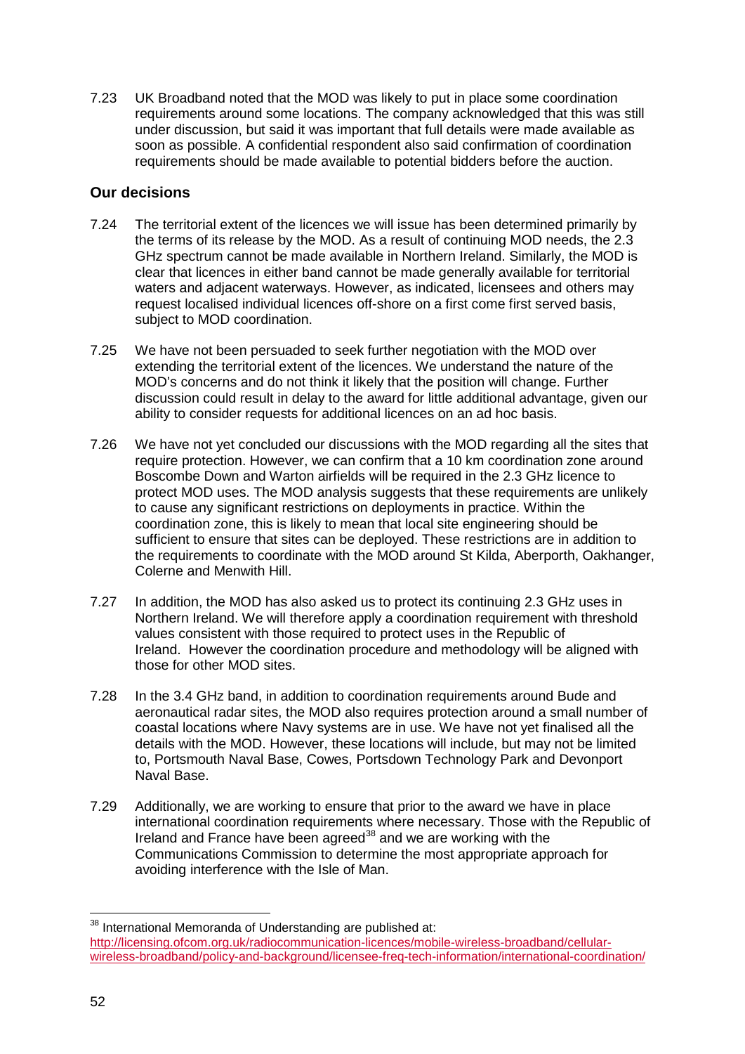7.23 UK Broadband noted that the MOD was likely to put in place some coordination requirements around some locations. The company acknowledged that this was still under discussion, but said it was important that full details were made available as soon as possible. A confidential respondent also said confirmation of coordination requirements should be made available to potential bidders before the auction.

### Our decisions

7.24 The territorial extent of the licences we will issue has been determined primarily by the terms of its release by the MOD. As a result of continuing MOD needs, the 2.3 GHz spectrum cannot be made available in Northern Ireland. Similarly, the MOD is clear that licences in either band cannot be made generally available for territorial waters and adjacent waterways. However, as indicated, licensees and others may request localised individual licences off-shore on a first come first served basis, subject to MOD coordination.

7.25 We have not been persuaded to seek further negotiation with the MOD over extending the territorial extent of the licences. We understand the nature of the MOD's concerns and do not think it likely that the position will change. Further discussion could result in delay to the award for little additional advantage, given our ability to consider requests for additional licences on an ad hoc basis.

7.26 We have not yet concluded our discussions with the MOD regarding all the sites that require protection. However, we can confirm that a 10 km coordination zone around Boscombe Down and Warton airfields will be required in the 2.3 GHz licence to protect MOD uses. The MOD analysis suggests that these requirements are unlikely to cause any significant restrictions on deployments in practice. Within the coordination zone, this is likely to mean that local site engineering should be sufficient to ensure that sites can be deployed. These restrictions are in addition to the requirements to coordinate with the MOD around St Kilda, Aberporth, Oakhanger, Colerne and Menwith Hill.

7.27 In addition, the MOD has also asked us to protect its continuing 2.3 GHz uses in Northern Ireland. We will therefore apply a coordination requirement with threshold values consistent with those required to protect uses in the Republic of Ireland. However the coordination procedure and methodology will be aligned with those for other MOD sites.

7.28 In the 3.4 GHz band, in addition to coordination requirements around Bude and aeronautical radar sites, the MOD also requires protection around a small number of coastal locations where Navy systems are in use. We have not yet finalised all the details with the MOD. However, these locations will include, but may not be limited to, Portsmouth Naval Base, Cowes, Portsdown Technology Park and Devonport Naval Base.

7.29 Additionally, we are working to ensure that prior to the award we have in place international coordination requirements where necessary. Those with the Republic of Ireland and France have been agreed[38] and we are working with the Communications Commission to determine the most appropriate approach for avoiding interference with the Isle of Man.

[38] International Memoranda of Understanding are published at: http://licensing.ofcom.org.uk/radiocommunication-licences/mobile-wireless-broadband/cellular-wireless-broadband/policy-and-background/licensee-freq-tech-information/international-coordination/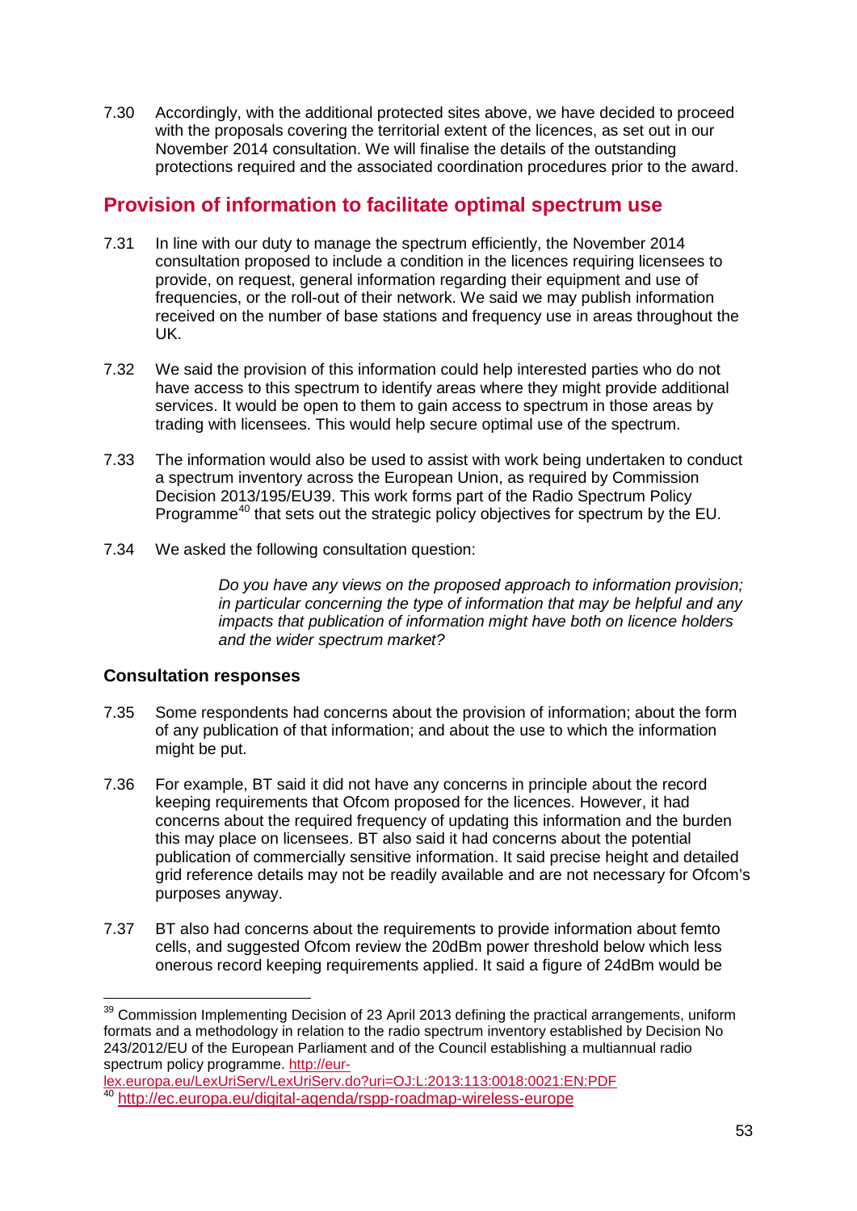7.30 Accordingly, with the additional protected sites above, we have decided to proceed with the proposals covering the territorial extent of the licences, as set out in our November 2014 consultation. We will finalise the details of the outstanding protections required and the associated coordination procedures prior to the award.

## Provision of information to facilitate optimal spectrum use

7.31 In line with our duty to manage the spectrum efficiently, the November 2014 consultation proposed to include a condition in the licences requiring licensees to provide, on request, general information regarding their equipment and use of frequencies, or the roll-out of their network. We said we may publish information received on the number of base stations and frequency use in areas throughout the UK.

7.32 We said the provision of this information could help interested parties who do not have access to this spectrum to identify areas where they might provide additional services. It would be open to them to gain access to spectrum in those areas by trading with licensees. This would help secure optimal use of the spectrum.

7.33 The information would also be used to assist with work being undertaken to conduct a spectrum inventory across the European Union, as required by Commission Decision 2013/195/EU39. This work forms part of the Radio Spectrum Policy Programme[40] that sets out the strategic policy objectives for spectrum by the EU.

7.34 We asked the following consultation question:

> *Do you have any views on the proposed approach to information provision; in particular concerning the type of information that may be helpful and any impacts that publication of information might have both on licence holders and the wider spectrum market?*

### Consultation responses

7.35 Some respondents had concerns about the provision of information; about the form of any publication of that information; and about the use to which the information might be put.

7.36 For example, BT said it did not have any concerns in principle about the record keeping requirements that Ofcom proposed for the licences. However, it had concerns about the required frequency of updating this information and the burden this may place on licensees. BT also said it had concerns about the potential publication of commercially sensitive information. It said precise height and detailed grid reference details may not be readily available and are not necessary for Ofcom's purposes anyway.

7.37 BT also had concerns about the requirements to provide information about femto cells, and suggested Ofcom review the 20dBm power threshold below which less onerous record keeping requirements applied. It said a figure of 24dBm would be

---

[39] Commission Implementing Decision of 23 April 2013 defining the practical arrangements, uniform formats and a methodology in relation to the radio spectrum inventory established by Decision No 243/2012/EU of the European Parliament and of the Council establishing a multiannual radio spectrum policy programme. http://eur-lex.europa.eu/LexUriServ/LexUriServ.do?uri=OJ:L:2013:113:0018:0021:EN:PDF

[40] http://ec.europa.eu/digital-agenda/rspp-roadmap-wireless-europe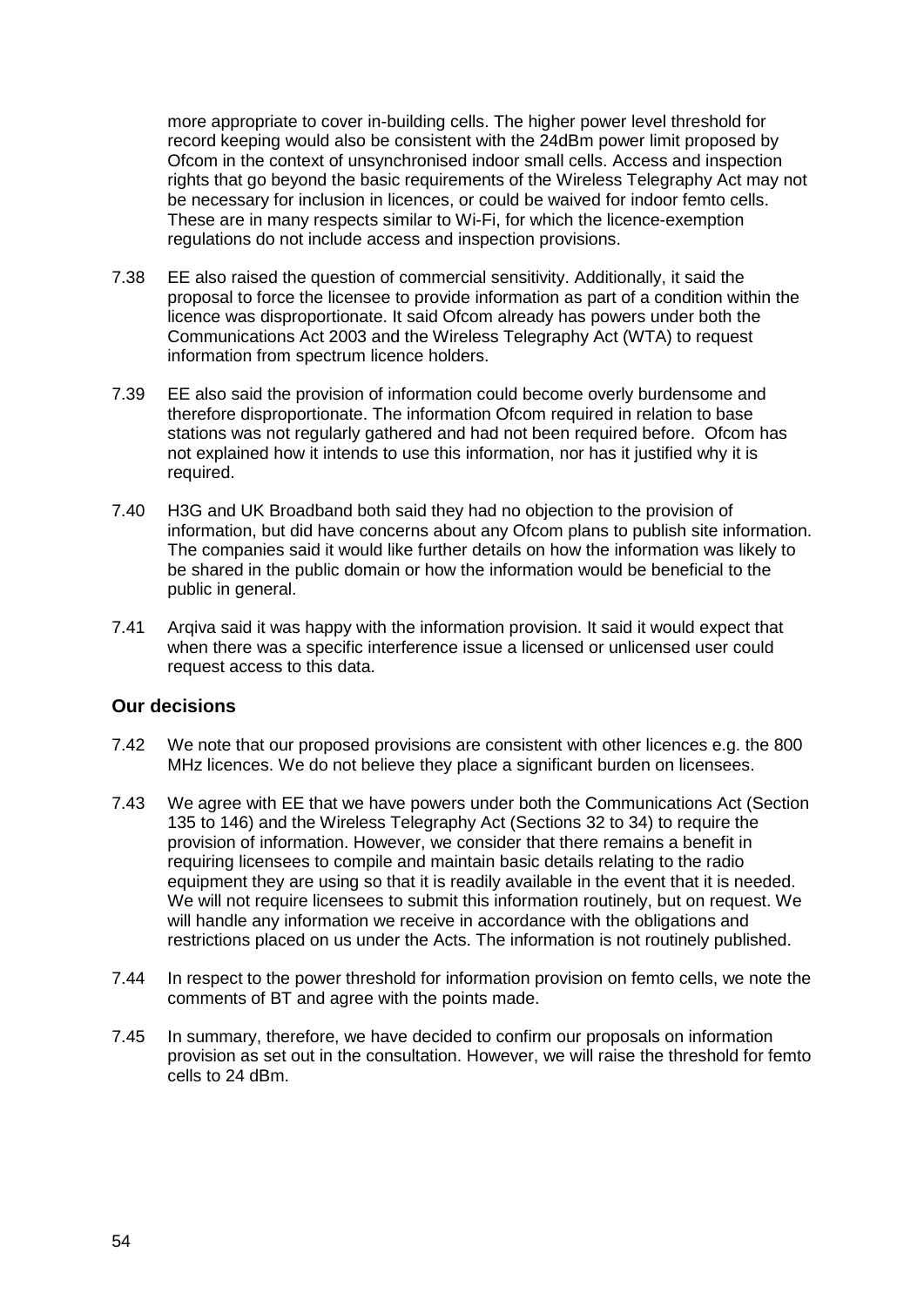more appropriate to cover in-building cells. The higher power level threshold for record keeping would also be consistent with the 24dBm power limit proposed by Ofcom in the context of unsynchronised indoor small cells. Access and inspection rights that go beyond the basic requirements of the Wireless Telegraphy Act may not be necessary for inclusion in licences, or could be waived for indoor femto cells. These are in many respects similar to Wi-Fi, for which the licence-exemption regulations do not include access and inspection provisions.

7.38 EE also raised the question of commercial sensitivity. Additionally, it said the proposal to force the licensee to provide information as part of a condition within the licence was disproportionate. It said Ofcom already has powers under both the Communications Act 2003 and the Wireless Telegraphy Act (WTA) to request information from spectrum licence holders.

7.39 EE also said the provision of information could become overly burdensome and therefore disproportionate. The information Ofcom required in relation to base stations was not regularly gathered and had not been required before. Ofcom has not explained how it intends to use this information, nor has it justified why it is required.

7.40 H3G and UK Broadband both said they had no objection to the provision of information, but did have concerns about any Ofcom plans to publish site information. The companies said it would like further details on how the information was likely to be shared in the public domain or how the information would be beneficial to the public in general.

7.41 Arqiva said it was happy with the information provision. It said it would expect that when there was a specific interference issue a licensed or unlicensed user could request access to this data.

### Our decisions

7.42 We note that our proposed provisions are consistent with other licences e.g. the 800 MHz licences. We do not believe they place a significant burden on licensees.

7.43 We agree with EE that we have powers under both the Communications Act (Section 135 to 146) and the Wireless Telegraphy Act (Sections 32 to 34) to require the provision of information. However, we consider that there remains a benefit in requiring licensees to compile and maintain basic details relating to the radio equipment they are using so that it is readily available in the event that it is needed. We will not require licensees to submit this information routinely, but on request. We will handle any information we receive in accordance with the obligations and restrictions placed on us under the Acts. The information is not routinely published.

7.44 In respect to the power threshold for information provision on femto cells, we note the comments of BT and agree with the points made.

7.45 In summary, therefore, we have decided to confirm our proposals on information provision as set out in the consultation. However, we will raise the threshold for femto cells to 24 dBm.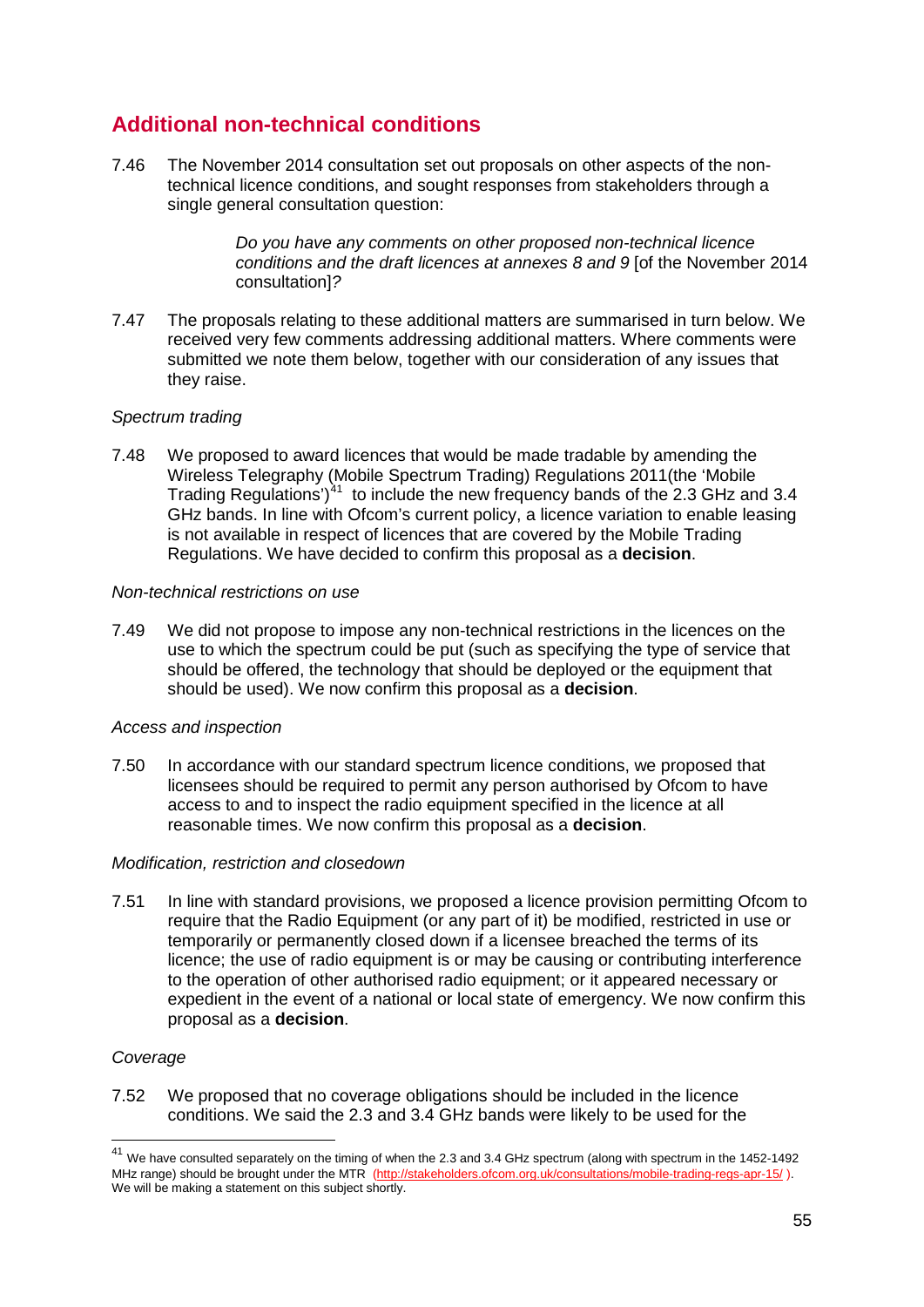## Additional non-technical conditions

7.46 The November 2014 consultation set out proposals on other aspects of the non-technical licence conditions, and sought responses from stakeholders through a single general consultation question:

> *Do you have any comments on other proposed non-technical licence conditions and the draft licences at annexes 8 and 9* [of the November 2014 consultation]*?*

7.47 The proposals relating to these additional matters are summarised in turn below. We received very few comments addressing additional matters. Where comments were submitted we note them below, together with our consideration of any issues that they raise.

*Spectrum trading*

7.48 We proposed to award licences that would be made tradable by amending the Wireless Telegraphy (Mobile Spectrum Trading) Regulations 2011(the 'Mobile Trading Regulations')[41] to include the new frequency bands of the 2.3 GHz and 3.4 GHz bands. In line with Ofcom's current policy, a licence variation to enable leasing is not available in respect of licences that are covered by the Mobile Trading Regulations. We have decided to confirm this proposal as a **decision**.

*Non-technical restrictions on use*

7.49 We did not propose to impose any non-technical restrictions in the licences on the use to which the spectrum could be put (such as specifying the type of service that should be offered, the technology that should be deployed or the equipment that should be used). We now confirm this proposal as a **decision**.

*Access and inspection*

7.50 In accordance with our standard spectrum licence conditions, we proposed that licensees should be required to permit any person authorised by Ofcom to have access to and to inspect the radio equipment specified in the licence at all reasonable times. We now confirm this proposal as a **decision**.

*Modification, restriction and closedown*

7.51 In line with standard provisions, we proposed a licence provision permitting Ofcom to require that the Radio Equipment (or any part of it) be modified, restricted in use or temporarily or permanently closed down if a licensee breached the terms of its licence; the use of radio equipment is or may be causing or contributing interference to the operation of other authorised radio equipment; or it appeared necessary or expedient in the event of a national or local state of emergency. We now confirm this proposal as a **decision**.

*Coverage*

7.52 We proposed that no coverage obligations should be included in the licence conditions. We said the 2.3 and 3.4 GHz bands were likely to be used for the

[41] We have consulted separately on the timing of when the 2.3 and 3.4 GHz spectrum (along with spectrum in the 1452-1492 MHz range) should be brought under the MTR (http://stakeholders.ofcom.org.uk/consultations/mobile-trading-regs-apr-15/ ). We will be making a statement on this subject shortly.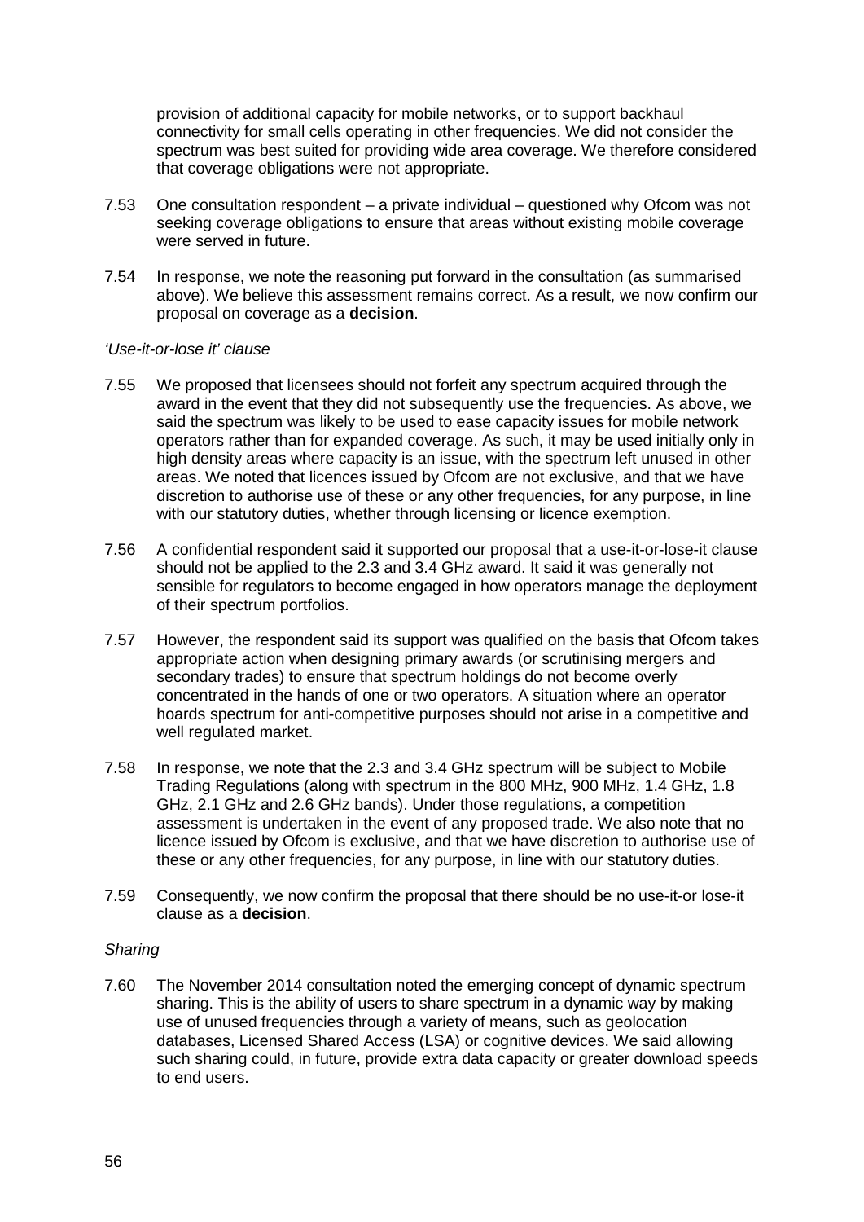provision of additional capacity for mobile networks, or to support backhaul connectivity for small cells operating in other frequencies. We did not consider the spectrum was best suited for providing wide area coverage. We therefore considered that coverage obligations were not appropriate.

7.53 One consultation respondent – a private individual – questioned why Ofcom was not seeking coverage obligations to ensure that areas without existing mobile coverage were served in future.

7.54 In response, we note the reasoning put forward in the consultation (as summarised above). We believe this assessment remains correct. As a result, we now confirm our proposal on coverage as a **decision**.

*'Use-it-or-lose it' clause*

7.55 We proposed that licensees should not forfeit any spectrum acquired through the award in the event that they did not subsequently use the frequencies. As above, we said the spectrum was likely to be used to ease capacity issues for mobile network operators rather than for expanded coverage. As such, it may be used initially only in high density areas where capacity is an issue, with the spectrum left unused in other areas. We noted that licences issued by Ofcom are not exclusive, and that we have discretion to authorise use of these or any other frequencies, for any purpose, in line with our statutory duties, whether through licensing or licence exemption.

7.56 A confidential respondent said it supported our proposal that a use-it-or-lose-it clause should not be applied to the 2.3 and 3.4 GHz award. It said it was generally not sensible for regulators to become engaged in how operators manage the deployment of their spectrum portfolios.

7.57 However, the respondent said its support was qualified on the basis that Ofcom takes appropriate action when designing primary awards (or scrutinising mergers and secondary trades) to ensure that spectrum holdings do not become overly concentrated in the hands of one or two operators. A situation where an operator hoards spectrum for anti-competitive purposes should not arise in a competitive and well regulated market.

7.58 In response, we note that the 2.3 and 3.4 GHz spectrum will be subject to Mobile Trading Regulations (along with spectrum in the 800 MHz, 900 MHz, 1.4 GHz, 1.8 GHz, 2.1 GHz and 2.6 GHz bands). Under those regulations, a competition assessment is undertaken in the event of any proposed trade. We also note that no licence issued by Ofcom is exclusive, and that we have discretion to authorise use of these or any other frequencies, for any purpose, in line with our statutory duties.

7.59 Consequently, we now confirm the proposal that there should be no use-it-or lose-it clause as a **decision**.

*Sharing*

7.60 The November 2014 consultation noted the emerging concept of dynamic spectrum sharing. This is the ability of users to share spectrum in a dynamic way by making use of unused frequencies through a variety of means, such as geolocation databases, Licensed Shared Access (LSA) or cognitive devices. We said allowing such sharing could, in future, provide extra data capacity or greater download speeds to end users.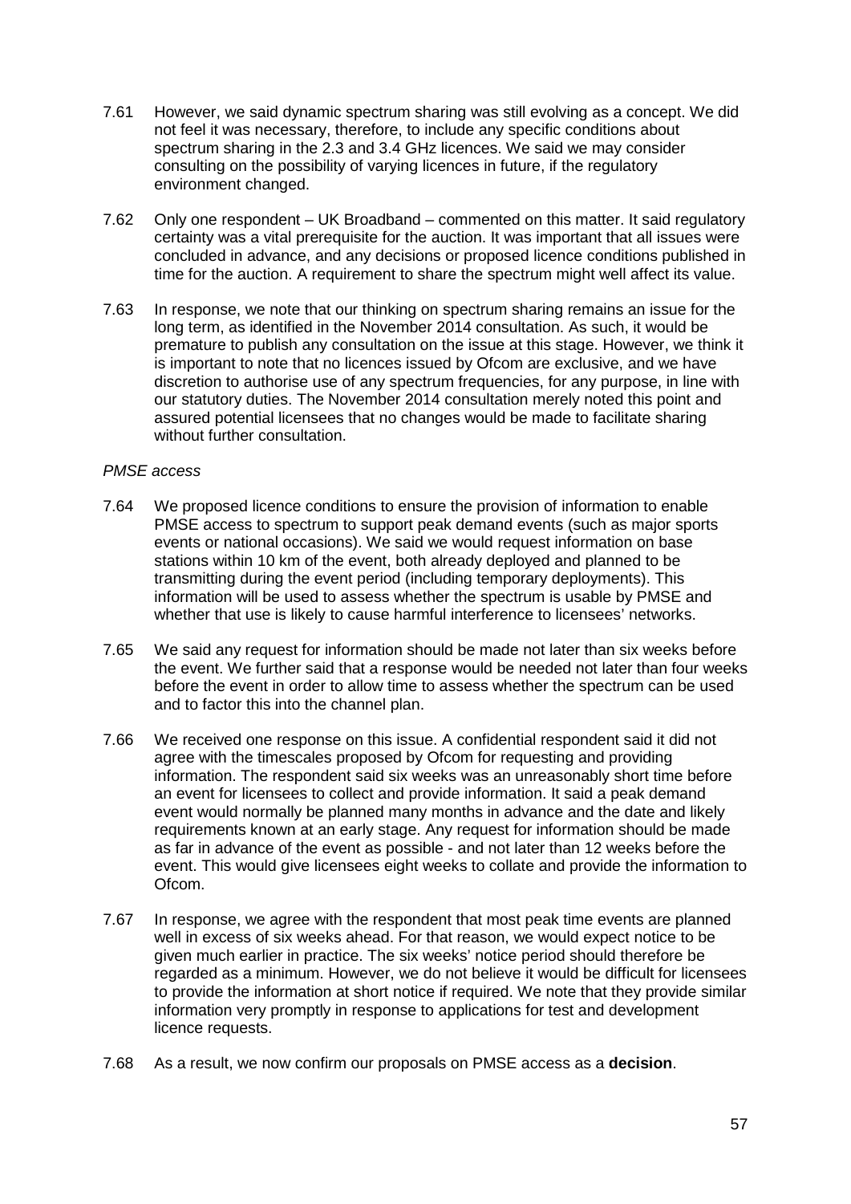7.61 However, we said dynamic spectrum sharing was still evolving as a concept. We did not feel it was necessary, therefore, to include any specific conditions about spectrum sharing in the 2.3 and 3.4 GHz licences. We said we may consider consulting on the possibility of varying licences in future, if the regulatory environment changed.

7.62 Only one respondent – UK Broadband – commented on this matter. It said regulatory certainty was a vital prerequisite for the auction. It was important that all issues were concluded in advance, and any decisions or proposed licence conditions published in time for the auction. A requirement to share the spectrum might well affect its value.

7.63 In response, we note that our thinking on spectrum sharing remains an issue for the long term, as identified in the November 2014 consultation. As such, it would be premature to publish any consultation on the issue at this stage. However, we think it is important to note that no licences issued by Ofcom are exclusive, and we have discretion to authorise use of any spectrum frequencies, for any purpose, in line with our statutory duties. The November 2014 consultation merely noted this point and assured potential licensees that no changes would be made to facilitate sharing without further consultation.

*PMSE access*

7.64 We proposed licence conditions to ensure the provision of information to enable PMSE access to spectrum to support peak demand events (such as major sports events or national occasions). We said we would request information on base stations within 10 km of the event, both already deployed and planned to be transmitting during the event period (including temporary deployments). This information will be used to assess whether the spectrum is usable by PMSE and whether that use is likely to cause harmful interference to licensees' networks.

7.65 We said any request for information should be made not later than six weeks before the event. We further said that a response would be needed not later than four weeks before the event in order to allow time to assess whether the spectrum can be used and to factor this into the channel plan.

7.66 We received one response on this issue. A confidential respondent said it did not agree with the timescales proposed by Ofcom for requesting and providing information. The respondent said six weeks was an unreasonably short time before an event for licensees to collect and provide information. It said a peak demand event would normally be planned many months in advance and the date and likely requirements known at an early stage. Any request for information should be made as far in advance of the event as possible - and not later than 12 weeks before the event. This would give licensees eight weeks to collate and provide the information to Ofcom.

7.67 In response, we agree with the respondent that most peak time events are planned well in excess of six weeks ahead. For that reason, we would expect notice to be given much earlier in practice. The six weeks' notice period should therefore be regarded as a minimum. However, we do not believe it would be difficult for licensees to provide the information at short notice if required. We note that they provide similar information very promptly in response to applications for test and development licence requests.

7.68 As a result, we now confirm our proposals on PMSE access as a **decision**.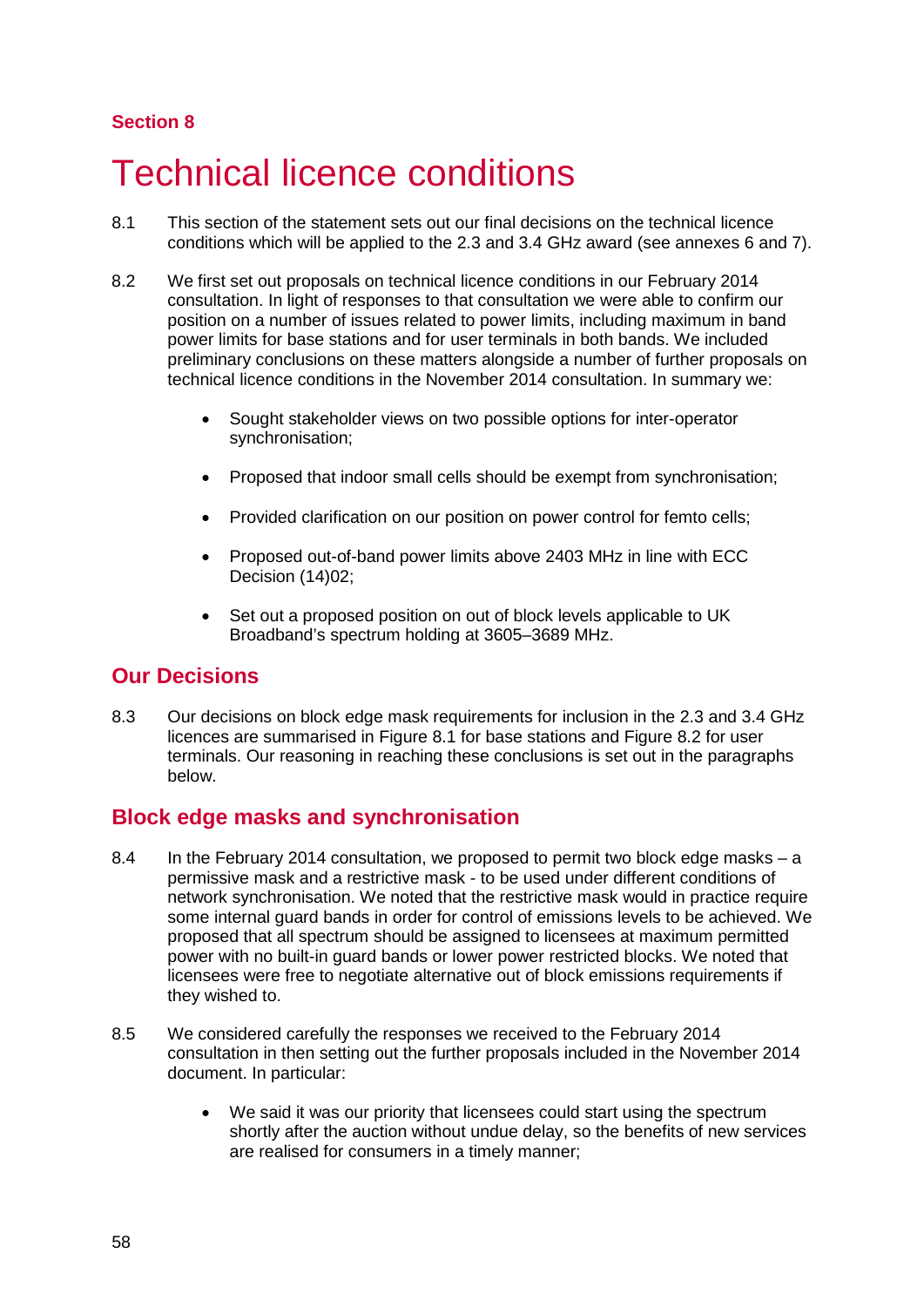Section 8

# Technical licence conditions

8.1 This section of the statement sets out our final decisions on the technical licence conditions which will be applied to the 2.3 and 3.4 GHz award (see annexes 6 and 7).

8.2 We first set out proposals on technical licence conditions in our February 2014 consultation. In light of responses to that consultation we were able to confirm our position on a number of issues related to power limits, including maximum in band power limits for base stations and for user terminals in both bands. We included preliminary conclusions on these matters alongside a number of further proposals on technical licence conditions in the November 2014 consultation. In summary we:

- Sought stakeholder views on two possible options for inter-operator synchronisation;
- Proposed that indoor small cells should be exempt from synchronisation;
- Provided clarification on our position on power control for femto cells;
- Proposed out-of-band power limits above 2403 MHz in line with ECC Decision (14)02;
- Set out a proposed position on out of block levels applicable to UK Broadband's spectrum holding at 3605–3689 MHz.

## Our Decisions

8.3 Our decisions on block edge mask requirements for inclusion in the 2.3 and 3.4 GHz licences are summarised in Figure 8.1 for base stations and Figure 8.2 for user terminals. Our reasoning in reaching these conclusions is set out in the paragraphs below.

## Block edge masks and synchronisation

8.4 In the February 2014 consultation, we proposed to permit two block edge masks – a permissive mask and a restrictive mask - to be used under different conditions of network synchronisation. We noted that the restrictive mask would in practice require some internal guard bands in order for control of emissions levels to be achieved. We proposed that all spectrum should be assigned to licensees at maximum permitted power with no built-in guard bands or lower power restricted blocks. We noted that licensees were free to negotiate alternative out of block emissions requirements if they wished to.

8.5 We considered carefully the responses we received to the February 2014 consultation in then setting out the further proposals included in the November 2014 document. In particular:

- We said it was our priority that licensees could start using the spectrum shortly after the auction without undue delay, so the benefits of new services are realised for consumers in a timely manner;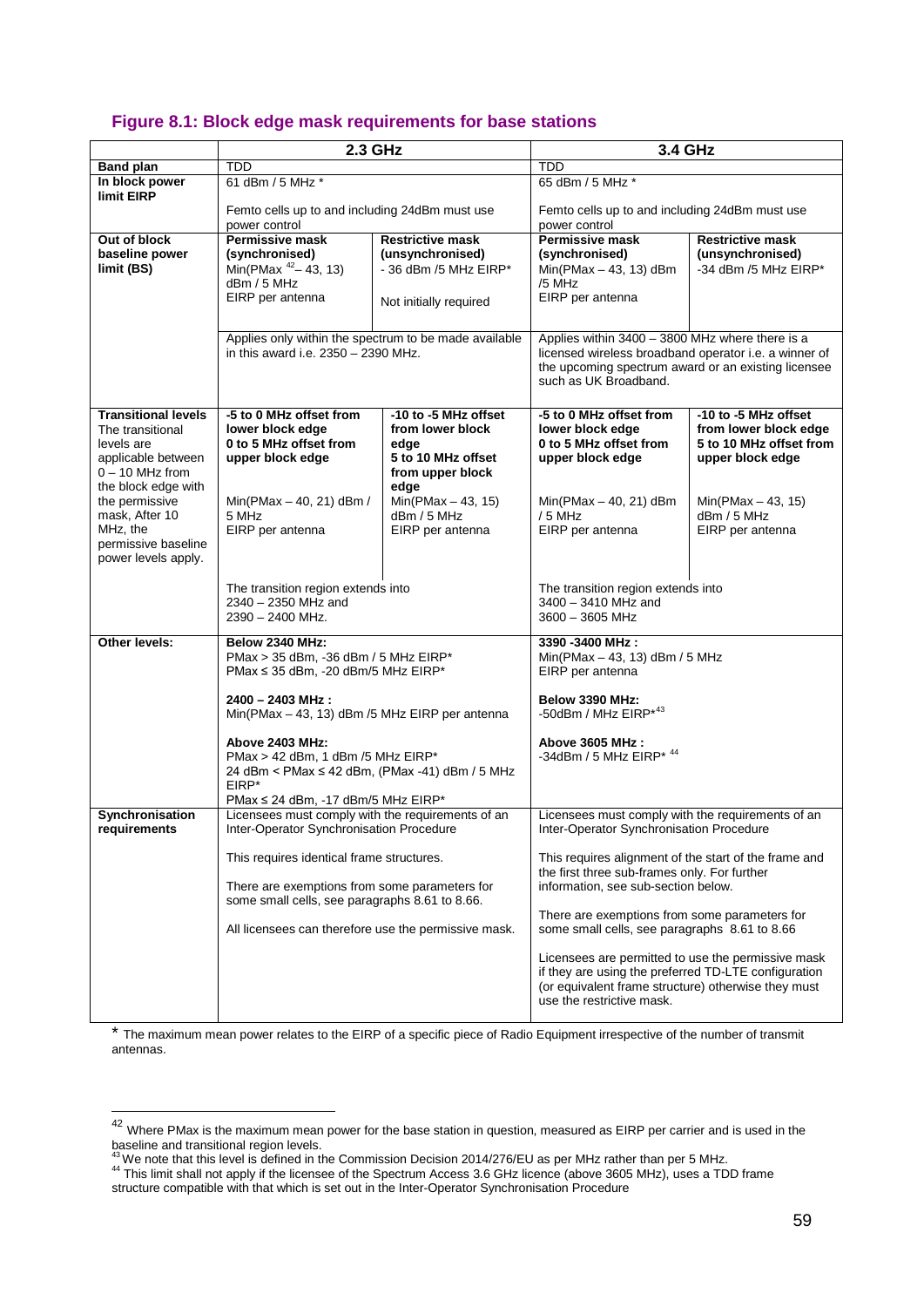### Figure 8.1: Block edge mask requirements for base stations

| | 2.3 GHz | | 3.4 GHz | |
|---|---|---|---|---|
| **Band plan** | TDD | | TDD | |
| **In block power limit EIRP** | 61 dBm / 5 MHz *<br><br>Femto cells up to and including 24dBm must use power control | | 65 dBm / 5 MHz *<br><br>Femto cells up to and including 24dBm must use power control | |
| **Out of block baseline power limit (BS)** | **Permissive mask (synchronised)**<br>Min(PMax [42]– 43, 13) dBm / 5 MHz<br>EIRP per antenna | **Restrictive mask (unsynchronised)**<br>- 36 dBm /5 MHz EIRP*<br><br>Not initially required | **Permissive mask (synchronised)**<br>Min(PMax – 43, 13) dBm /5 MHz<br>EIRP per antenna | **Restrictive mask (unsynchronised)**<br>-34 dBm /5 MHz EIRP* |
| | Applies only within the spectrum to be made available in this award i.e. 2350 – 2390 MHz. | | Applies within 3400 – 3800 MHz where there is a licensed wireless broadband operator i.e. a winner of the upcoming spectrum award or an existing licensee such as UK Broadband. | |
| **Transitional levels**<br>The transitional levels are applicable between 0 – 10 MHz from the block edge with the permissive mask, After 10 MHz, the permissive baseline power levels apply. | **-5 to 0 MHz offset from lower block edge**<br>**0 to 5 MHz offset from upper block edge**<br><br>Min(PMax – 40, 21) dBm / 5 MHz<br>EIRP per antenna | **-10 to -5 MHz offset from lower block edge**<br>**5 to 10 MHz offset from upper block edge**<br><br>Min(PMax – 43, 15) dBm / 5 MHz<br>EIRP per antenna | **-5 to 0 MHz offset from lower block edge**<br>**0 to 5 MHz offset from upper block edge**<br><br>Min(PMax – 40, 21) dBm / 5 MHz<br>EIRP per antenna | **-10 to -5 MHz offset from lower block edge**<br>**5 to 10 MHz offset from upper block edge**<br><br>Min(PMax – 43, 15) dBm / 5 MHz<br>EIRP per antenna |
| | The transition region extends into<br>2340 – 2350 MHz and<br>2390 – 2400 MHz. | | The transition region extends into<br>3400 – 3410 MHz and<br>3600 – 3605 MHz | |
| **Other levels:** | **Below 2340 MHz:**<br>PMax > 35 dBm, -36 dBm / 5 MHz EIRP*<br>PMax ≤ 35 dBm, -20 dBm/5 MHz EIRP*<br><br>**2400 – 2403 MHz :**<br>Min(PMax – 43, 13) dBm /5 MHz EIRP per antenna<br><br>**Above 2403 MHz:**<br>PMax > 42 dBm, 1 dBm /5 MHz EIRP*<br>24 dBm < PMax ≤ 42 dBm, (PMax -41) dBm / 5 MHz EIRP*<br>PMax ≤ 24 dBm, -17 dBm/5 MHz EIRP* | | **3390 -3400 MHz :**<br>Min(PMax – 43, 13) dBm / 5 MHz<br>EIRP per antenna<br><br>**Below 3390 MHz:**<br>-50dBm / MHz EIRP*[43]<br><br>**Above 3605 MHz :**<br>-34dBm / 5 MHz EIRP* [44] | |
| **Synchronisation requirements** | Licensees must comply with the requirements of an Inter-Operator Synchronisation Procedure<br><br>This requires identical frame structures.<br><br>There are exemptions from some parameters for some small cells, see paragraphs 8.61 to 8.66.<br><br>All licensees can therefore use the permissive mask. | | Licensees must comply with the requirements of an Inter-Operator Synchronisation Procedure<br><br>This requires alignment of the start of the frame and the first three sub-frames only. For further information, see sub-section below.<br><br>There are exemptions from some parameters for some small cells, see paragraphs 8.61 to 8.66<br><br>Licensees are permitted to use the permissive mask if they are using the preferred TD-LTE configuration (or equivalent frame structure) otherwise they must use the restrictive mask. | |

\* The maximum mean power relates to the EIRP of a specific piece of Radio Equipment irrespective of the number of transmit antennas.

[42] Where PMax is the maximum mean power for the base station in question, measured as EIRP per carrier and is used in the baseline and transitional region levels.

[43] We note that this level is defined in the Commission Decision 2014/276/EU as per MHz rather than per 5 MHz.

[44] This limit shall not apply if the licensee of the Spectrum Access 3.6 GHz licence (above 3605 MHz), uses a TDD frame structure compatible with that which is set out in the Inter-Operator Synchronisation Procedure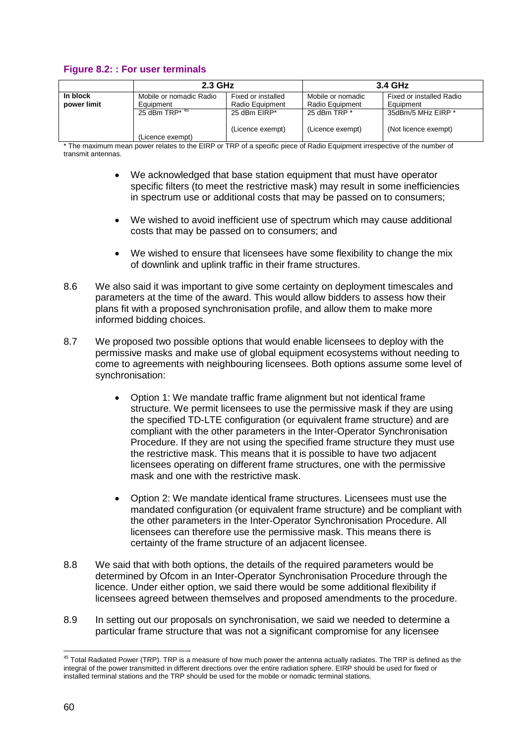**Figure 8.2: : For user terminals**

| | 2.3 GHz | | 3.4 GHz | |
|---|---|---|---|---|
| **In block power limit** | Mobile or nomadic Radio Equipment | Fixed or installed Radio Equipment | Mobile or nomadic Radio Equipment | Fixed or installed Radio Equipment |
| | 25 dBm TRP*[45] (Licence exempt) | 25 dBm EIRP* (Licence exempt) | 25 dBm TRP * (Licence exempt) | 35dBm/5 MHz EIRP * (Not licence exempt) |

\* The maximum mean power relates to the EIRP or TRP of a specific piece of Radio Equipment irrespective of the number of transmit antennas.

- We acknowledged that base station equipment that must have operator specific filters (to meet the restrictive mask) may result in some inefficiencies in spectrum use or additional costs that may be passed on to consumers;
- We wished to avoid inefficient use of spectrum which may cause additional costs that may be passed on to consumers; and
- We wished to ensure that licensees have some flexibility to change the mix of downlink and uplink traffic in their frame structures.

8.6 We also said it was important to give some certainty on deployment timescales and parameters at the time of the award. This would allow bidders to assess how their plans fit with a proposed synchronisation profile, and allow them to make more informed bidding choices.

8.7 We proposed two possible options that would enable licensees to deploy with the permissive masks and make use of global equipment ecosystems without needing to come to agreements with neighbouring licensees. Both options assume some level of synchronisation:

- Option 1: We mandate traffic frame alignment but not identical frame structure. We permit licensees to use the permissive mask if they are using the specified TD-LTE configuration (or equivalent frame structure) and are compliant with the other parameters in the Inter-Operator Synchronisation Procedure. If they are not using the specified frame structure they must use the restrictive mask. This means that it is possible to have two adjacent licensees operating on different frame structures, one with the permissive mask and one with the restrictive mask.
- Option 2: We mandate identical frame structures. Licensees must use the mandated configuration (or equivalent frame structure) and be compliant with the other parameters in the Inter-Operator Synchronisation Procedure. All licensees can therefore use the permissive mask. This means there is certainty of the frame structure of an adjacent licensee.

8.8 We said that with both options, the details of the required parameters would be determined by Ofcom in an Inter-Operator Synchronisation Procedure through the licence. Under either option, we said there would be some additional flexibility if licensees agreed between themselves and proposed amendments to the procedure.

8.9 In setting out our proposals on synchronisation, we said we needed to determine a particular frame structure that was not a significant compromise for any licensee

[45] Total Radiated Power (TRP). TRP is a measure of how much power the antenna actually radiates. The TRP is defined as the integral of the power transmitted in different directions over the entire radiation sphere. EIRP should be used for fixed or installed terminal stations and the TRP should be used for the mobile or nomadic terminal stations.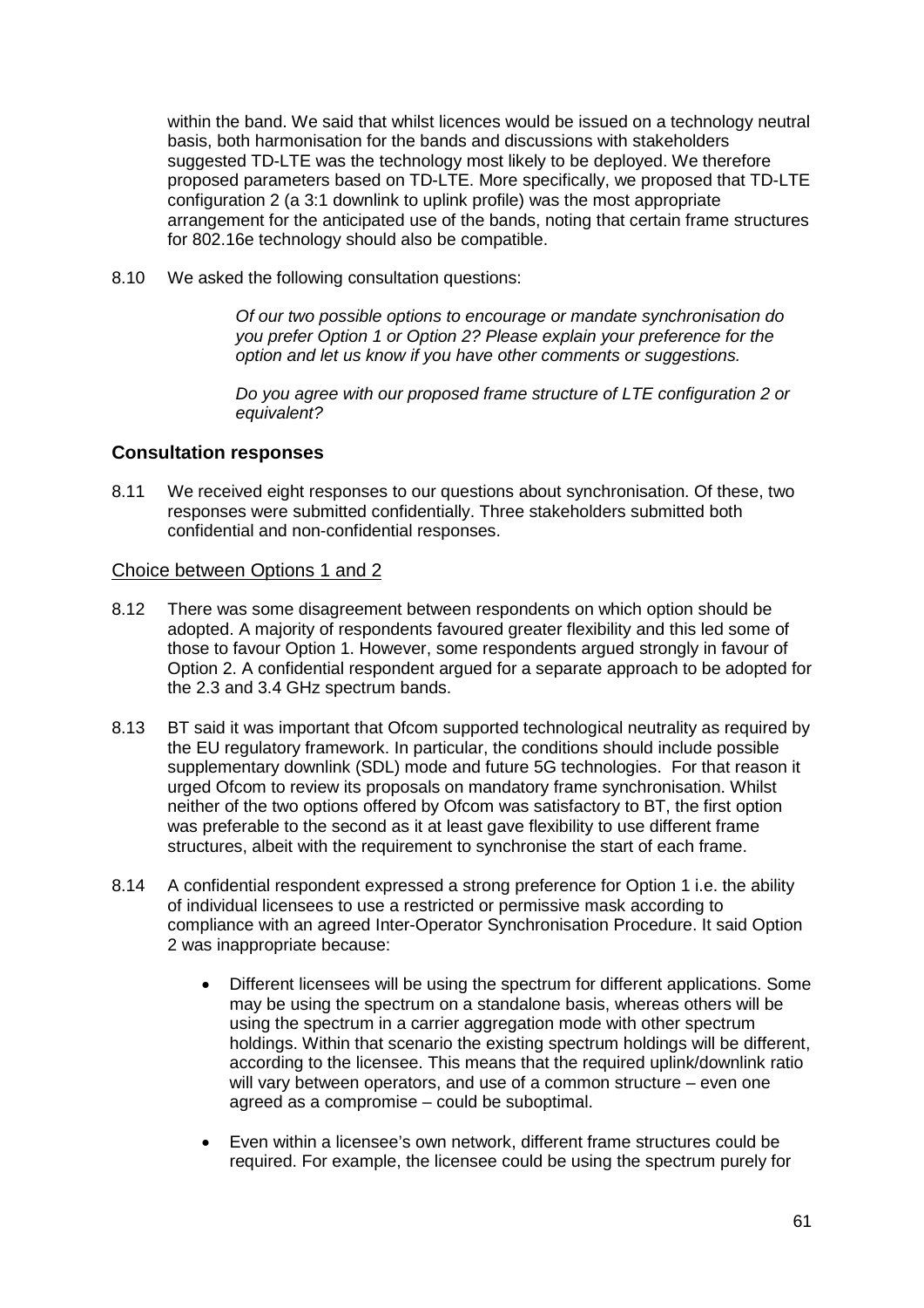within the band. We said that whilst licences would be issued on a technology neutral basis, both harmonisation for the bands and discussions with stakeholders suggested TD-LTE was the technology most likely to be deployed. We therefore proposed parameters based on TD-LTE. More specifically, we proposed that TD-LTE configuration 2 (a 3:1 downlink to uplink profile) was the most appropriate arrangement for the anticipated use of the bands, noting that certain frame structures for 802.16e technology should also be compatible.

8.10 We asked the following consultation questions:

> *Of our two possible options to encourage or mandate synchronisation do you prefer Option 1 or Option 2? Please explain your preference for the option and let us know if you have other comments or suggestions.*
>
> *Do you agree with our proposed frame structure of LTE configuration 2 or equivalent?*

## Consultation responses

8.11 We received eight responses to our questions about synchronisation. Of these, two responses were submitted confidentially. Three stakeholders submitted both confidential and non-confidential responses.

### Choice between Options 1 and 2

8.12 There was some disagreement between respondents on which option should be adopted. A majority of respondents favoured greater flexibility and this led some of those to favour Option 1. However, some respondents argued strongly in favour of Option 2. A confidential respondent argued for a separate approach to be adopted for the 2.3 and 3.4 GHz spectrum bands.

8.13 BT said it was important that Ofcom supported technological neutrality as required by the EU regulatory framework. In particular, the conditions should include possible supplementary downlink (SDL) mode and future 5G technologies. For that reason it urged Ofcom to review its proposals on mandatory frame synchronisation. Whilst neither of the two options offered by Ofcom was satisfactory to BT, the first option was preferable to the second as it at least gave flexibility to use different frame structures, albeit with the requirement to synchronise the start of each frame.

8.14 A confidential respondent expressed a strong preference for Option 1 i.e. the ability of individual licensees to use a restricted or permissive mask according to compliance with an agreed Inter-Operator Synchronisation Procedure. It said Option 2 was inappropriate because:

- Different licensees will be using the spectrum for different applications. Some may be using the spectrum on a standalone basis, whereas others will be using the spectrum in a carrier aggregation mode with other spectrum holdings. Within that scenario the existing spectrum holdings will be different, according to the licensee. This means that the required uplink/downlink ratio will vary between operators, and use of a common structure – even one agreed as a compromise – could be suboptimal.
- Even within a licensee's own network, different frame structures could be required. For example, the licensee could be using the spectrum purely for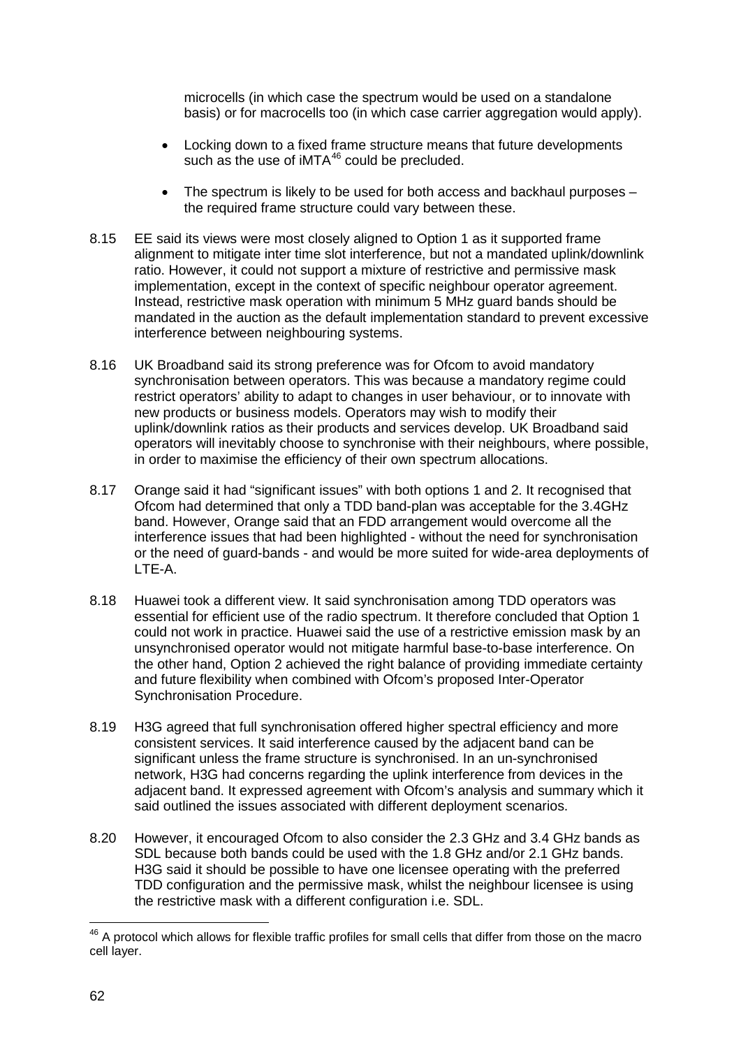microcells (in which case the spectrum would be used on a standalone basis) or for macrocells too (in which case carrier aggregation would apply).

- Locking down to a fixed frame structure means that future developments such as the use of iMTA[46] could be precluded.

- The spectrum is likely to be used for both access and backhaul purposes – the required frame structure could vary between these.

8.15 EE said its views were most closely aligned to Option 1 as it supported frame alignment to mitigate inter time slot interference, but not a mandated uplink/downlink ratio. However, it could not support a mixture of restrictive and permissive mask implementation, except in the context of specific neighbour operator agreement. Instead, restrictive mask operation with minimum 5 MHz guard bands should be mandated in the auction as the default implementation standard to prevent excessive interference between neighbouring systems.

8.16 UK Broadband said its strong preference was for Ofcom to avoid mandatory synchronisation between operators. This was because a mandatory regime could restrict operators' ability to adapt to changes in user behaviour, or to innovate with new products or business models. Operators may wish to modify their uplink/downlink ratios as their products and services develop. UK Broadband said operators will inevitably choose to synchronise with their neighbours, where possible, in order to maximise the efficiency of their own spectrum allocations.

8.17 Orange said it had "significant issues" with both options 1 and 2. It recognised that Ofcom had determined that only a TDD band-plan was acceptable for the 3.4GHz band. However, Orange said that an FDD arrangement would overcome all the interference issues that had been highlighted - without the need for synchronisation or the need of guard-bands - and would be more suited for wide-area deployments of LTE-A.

8.18 Huawei took a different view. It said synchronisation among TDD operators was essential for efficient use of the radio spectrum. It therefore concluded that Option 1 could not work in practice. Huawei said the use of a restrictive emission mask by an unsynchronised operator would not mitigate harmful base-to-base interference. On the other hand, Option 2 achieved the right balance of providing immediate certainty and future flexibility when combined with Ofcom's proposed Inter-Operator Synchronisation Procedure.

8.19 H3G agreed that full synchronisation offered higher spectral efficiency and more consistent services. It said interference caused by the adjacent band can be significant unless the frame structure is synchronised. In an un-synchronised network, H3G had concerns regarding the uplink interference from devices in the adjacent band. It expressed agreement with Ofcom's analysis and summary which it said outlined the issues associated with different deployment scenarios.

8.20 However, it encouraged Ofcom to also consider the 2.3 GHz and 3.4 GHz bands as SDL because both bands could be used with the 1.8 GHz and/or 2.1 GHz bands. H3G said it should be possible to have one licensee operating with the preferred TDD configuration and the permissive mask, whilst the neighbour licensee is using the restrictive mask with a different configuration i.e. SDL.

[46] A protocol which allows for flexible traffic profiles for small cells that differ from those on the macro cell layer.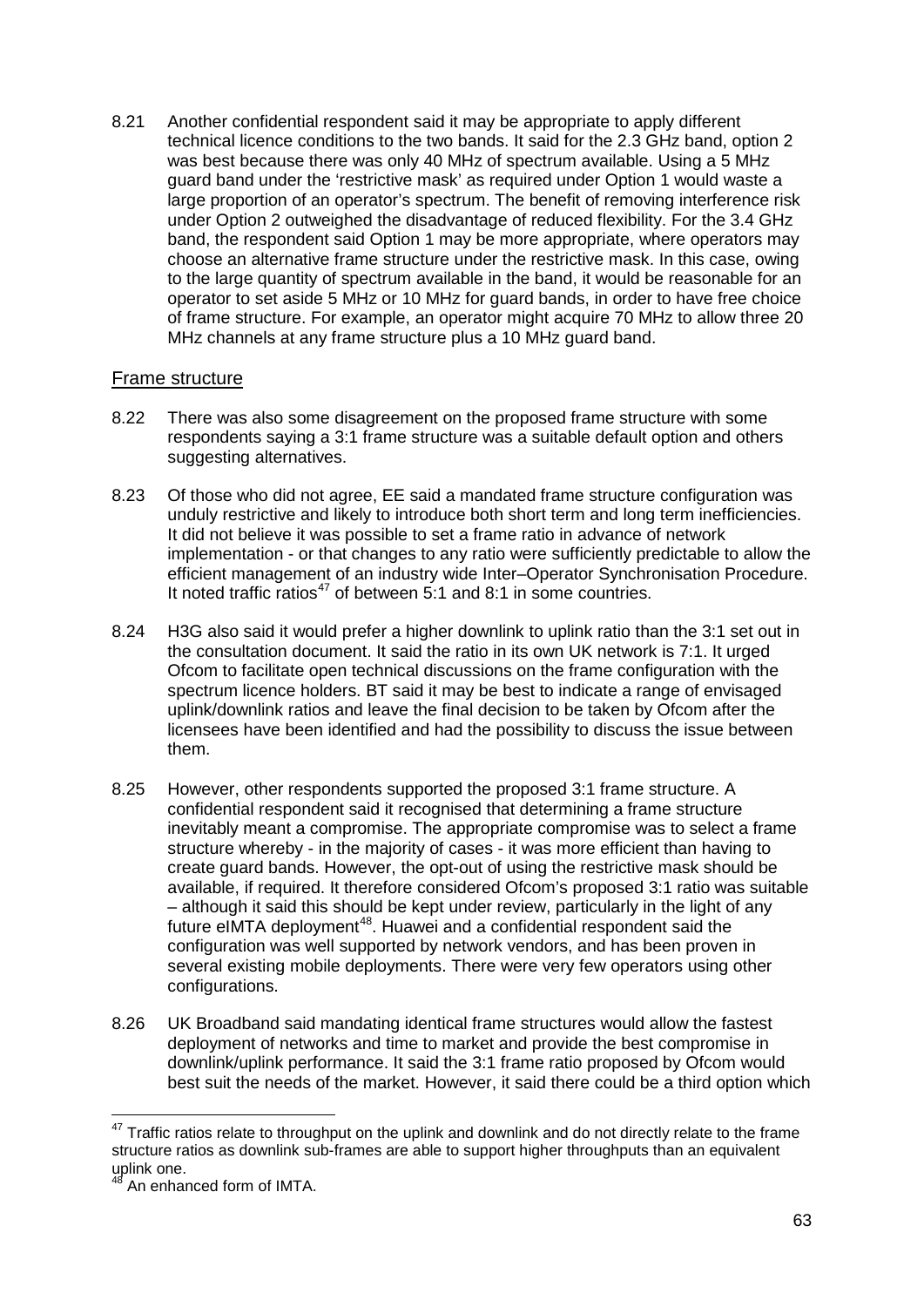8.21 Another confidential respondent said it may be appropriate to apply different technical licence conditions to the two bands. It said for the 2.3 GHz band, option 2 was best because there was only 40 MHz of spectrum available. Using a 5 MHz guard band under the 'restrictive mask' as required under Option 1 would waste a large proportion of an operator's spectrum. The benefit of removing interference risk under Option 2 outweighed the disadvantage of reduced flexibility. For the 3.4 GHz band, the respondent said Option 1 may be more appropriate, where operators may choose an alternative frame structure under the restrictive mask. In this case, owing to the large quantity of spectrum available in the band, it would be reasonable for an operator to set aside 5 MHz or 10 MHz for guard bands, in order to have free choice of frame structure. For example, an operator might acquire 70 MHz to allow three 20 MHz channels at any frame structure plus a 10 MHz guard band.

## Frame structure

8.22 There was also some disagreement on the proposed frame structure with some respondents saying a 3:1 frame structure was a suitable default option and others suggesting alternatives.

8.23 Of those who did not agree, EE said a mandated frame structure configuration was unduly restrictive and likely to introduce both short term and long term inefficiencies. It did not believe it was possible to set a frame ratio in advance of network implementation - or that changes to any ratio were sufficiently predictable to allow the efficient management of an industry wide Inter–Operator Synchronisation Procedure. It noted traffic ratios[47] of between 5:1 and 8:1 in some countries.

8.24 H3G also said it would prefer a higher downlink to uplink ratio than the 3:1 set out in the consultation document. It said the ratio in its own UK network is 7:1. It urged Ofcom to facilitate open technical discussions on the frame configuration with the spectrum licence holders. BT said it may be best to indicate a range of envisaged uplink/downlink ratios and leave the final decision to be taken by Ofcom after the licensees have been identified and had the possibility to discuss the issue between them.

8.25 However, other respondents supported the proposed 3:1 frame structure. A confidential respondent said it recognised that determining a frame structure inevitably meant a compromise. The appropriate compromise was to select a frame structure whereby - in the majority of cases - it was more efficient than having to create guard bands. However, the opt-out of using the restrictive mask should be available, if required. It therefore considered Ofcom's proposed 3:1 ratio was suitable – although it said this should be kept under review, particularly in the light of any future eIMTA deployment[48]. Huawei and a confidential respondent said the configuration was well supported by network vendors, and has been proven in several existing mobile deployments. There were very few operators using other configurations.

8.26 UK Broadband said mandating identical frame structures would allow the fastest deployment of networks and time to market and provide the best compromise in downlink/uplink performance. It said the 3:1 frame ratio proposed by Ofcom would best suit the needs of the market. However, it said there could be a third option which

---

[47] Traffic ratios relate to throughput on the uplink and downlink and do not directly relate to the frame structure ratios as downlink sub-frames are able to support higher throughputs than an equivalent uplink one.

[48] An enhanced form of IMTA.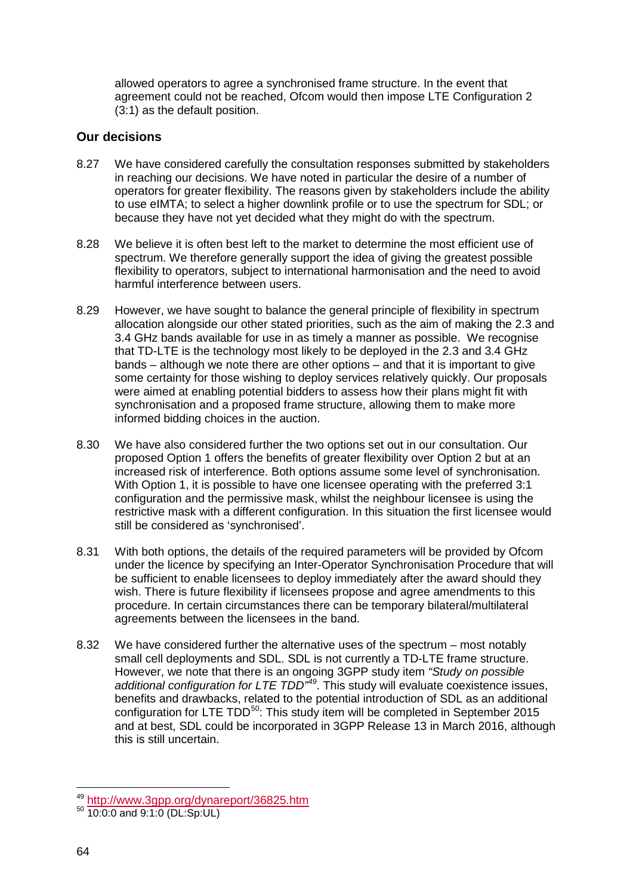allowed operators to agree a synchronised frame structure. In the event that agreement could not be reached, Ofcom would then impose LTE Configuration 2 (3:1) as the default position.

### Our decisions

8.27 We have considered carefully the consultation responses submitted by stakeholders in reaching our decisions. We have noted in particular the desire of a number of operators for greater flexibility. The reasons given by stakeholders include the ability to use eIMTA; to select a higher downlink profile or to use the spectrum for SDL; or because they have not yet decided what they might do with the spectrum.

8.28 We believe it is often best left to the market to determine the most efficient use of spectrum. We therefore generally support the idea of giving the greatest possible flexibility to operators, subject to international harmonisation and the need to avoid harmful interference between users.

8.29 However, we have sought to balance the general principle of flexibility in spectrum allocation alongside our other stated priorities, such as the aim of making the 2.3 and 3.4 GHz bands available for use in as timely a manner as possible. We recognise that TD-LTE is the technology most likely to be deployed in the 2.3 and 3.4 GHz bands – although we note there are other options – and that it is important to give some certainty for those wishing to deploy services relatively quickly. Our proposals were aimed at enabling potential bidders to assess how their plans might fit with synchronisation and a proposed frame structure, allowing them to make more informed bidding choices in the auction.

8.30 We have also considered further the two options set out in our consultation. Our proposed Option 1 offers the benefits of greater flexibility over Option 2 but at an increased risk of interference. Both options assume some level of synchronisation. With Option 1, it is possible to have one licensee operating with the preferred 3:1 configuration and the permissive mask, whilst the neighbour licensee is using the restrictive mask with a different configuration. In this situation the first licensee would still be considered as 'synchronised'.

8.31 With both options, the details of the required parameters will be provided by Ofcom under the licence by specifying an Inter-Operator Synchronisation Procedure that will be sufficient to enable licensees to deploy immediately after the award should they wish. There is future flexibility if licensees propose and agree amendments to this procedure. In certain circumstances there can be temporary bilateral/multilateral agreements between the licensees in the band.

8.32 We have considered further the alternative uses of the spectrum – most notably small cell deployments and SDL. SDL is not currently a TD-LTE frame structure. However, we note that there is an ongoing 3GPP study item *"Study on possible additional configuration for LTE TDD"*[49]. This study will evaluate coexistence issues, benefits and drawbacks, related to the potential introduction of SDL as an additional configuration for LTE TDD[50]: This study item will be completed in September 2015 and at best, SDL could be incorporated in 3GPP Release 13 in March 2016, although this is still uncertain.

[49] http://www.3gpp.org/dynareport/36825.htm

[50] 10:0:0 and 9:1:0 (DL:Sp:UL)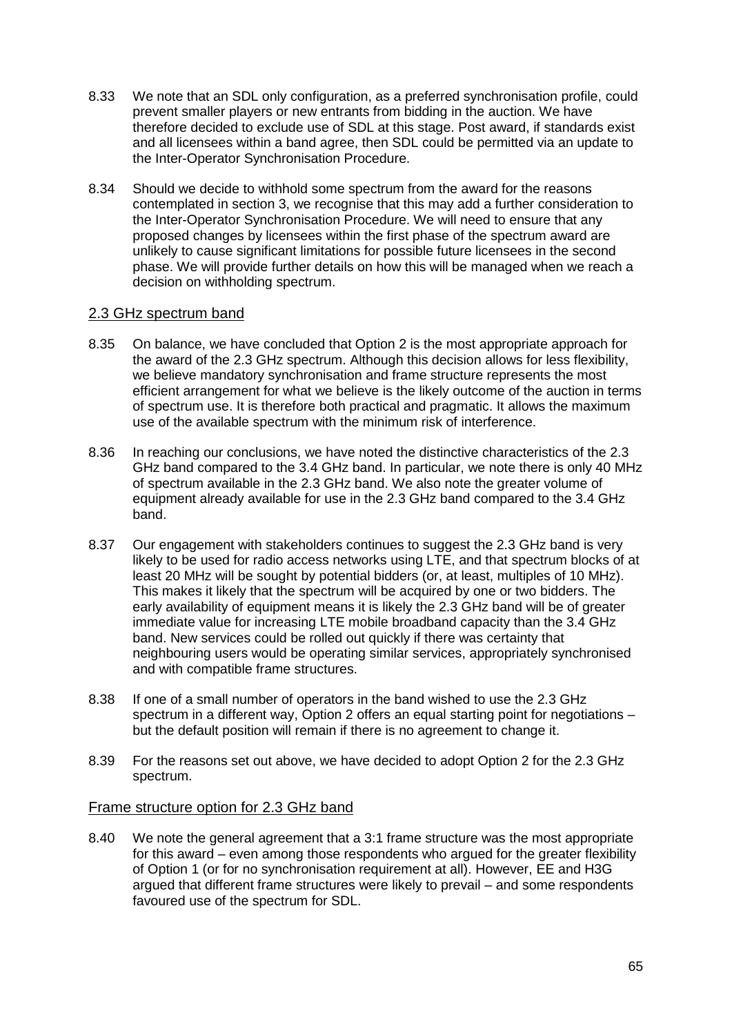8.33 We note that an SDL only configuration, as a preferred synchronisation profile, could prevent smaller players or new entrants from bidding in the auction. We have therefore decided to exclude use of SDL at this stage. Post award, if standards exist and all licensees within a band agree, then SDL could be permitted via an update to the Inter-Operator Synchronisation Procedure.

8.34 Should we decide to withhold some spectrum from the award for the reasons contemplated in section 3, we recognise that this may add a further consideration to the Inter-Operator Synchronisation Procedure. We will need to ensure that any proposed changes by licensees within the first phase of the spectrum award are unlikely to cause significant limitations for possible future licensees in the second phase. We will provide further details on how this will be managed when we reach a decision on withholding spectrum.

## 2.3 GHz spectrum band

8.35 On balance, we have concluded that Option 2 is the most appropriate approach for the award of the 2.3 GHz spectrum. Although this decision allows for less flexibility, we believe mandatory synchronisation and frame structure represents the most efficient arrangement for what we believe is the likely outcome of the auction in terms of spectrum use. It is therefore both practical and pragmatic. It allows the maximum use of the available spectrum with the minimum risk of interference.

8.36 In reaching our conclusions, we have noted the distinctive characteristics of the 2.3 GHz band compared to the 3.4 GHz band. In particular, we note there is only 40 MHz of spectrum available in the 2.3 GHz band. We also note the greater volume of equipment already available for use in the 2.3 GHz band compared to the 3.4 GHz band.

8.37 Our engagement with stakeholders continues to suggest the 2.3 GHz band is very likely to be used for radio access networks using LTE, and that spectrum blocks of at least 20 MHz will be sought by potential bidders (or, at least, multiples of 10 MHz). This makes it likely that the spectrum will be acquired by one or two bidders. The early availability of equipment means it is likely the 2.3 GHz band will be of greater immediate value for increasing LTE mobile broadband capacity than the 3.4 GHz band. New services could be rolled out quickly if there was certainty that neighbouring users would be operating similar services, appropriately synchronised and with compatible frame structures.

8.38 If one of a small number of operators in the band wished to use the 2.3 GHz spectrum in a different way, Option 2 offers an equal starting point for negotiations – but the default position will remain if there is no agreement to change it.

8.39 For the reasons set out above, we have decided to adopt Option 2 for the 2.3 GHz spectrum.

## Frame structure option for 2.3 GHz band

8.40 We note the general agreement that a 3:1 frame structure was the most appropriate for this award – even among those respondents who argued for the greater flexibility of Option 1 (or for no synchronisation requirement at all). However, EE and H3G argued that different frame structures were likely to prevail – and some respondents favoured use of the spectrum for SDL.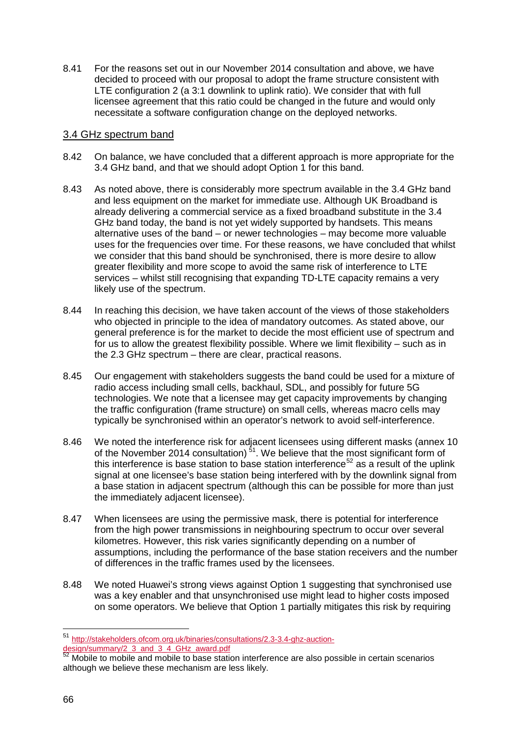8.41 For the reasons set out in our November 2014 consultation and above, we have decided to proceed with our proposal to adopt the frame structure consistent with LTE configuration 2 (a 3:1 downlink to uplink ratio). We consider that with full licensee agreement that this ratio could be changed in the future and would only necessitate a software configuration change on the deployed networks.

## 3.4 GHz spectrum band

8.42 On balance, we have concluded that a different approach is more appropriate for the 3.4 GHz band, and that we should adopt Option 1 for this band.

8.43 As noted above, there is considerably more spectrum available in the 3.4 GHz band and less equipment on the market for immediate use. Although UK Broadband is already delivering a commercial service as a fixed broadband substitute in the 3.4 GHz band today, the band is not yet widely supported by handsets. This means alternative uses of the band – or newer technologies – may become more valuable uses for the frequencies over time. For these reasons, we have concluded that whilst we consider that this band should be synchronised, there is more desire to allow greater flexibility and more scope to avoid the same risk of interference to LTE services – whilst still recognising that expanding TD-LTE capacity remains a very likely use of the spectrum.

8.44 In reaching this decision, we have taken account of the views of those stakeholders who objected in principle to the idea of mandatory outcomes. As stated above, our general preference is for the market to decide the most efficient use of spectrum and for us to allow the greatest flexibility possible. Where we limit flexibility – such as in the 2.3 GHz spectrum – there are clear, practical reasons.

8.45 Our engagement with stakeholders suggests the band could be used for a mixture of radio access including small cells, backhaul, SDL, and possibly for future 5G technologies. We note that a licensee may get capacity improvements by changing the traffic configuration (frame structure) on small cells, whereas macro cells may typically be synchronised within an operator's network to avoid self-interference.

8.46 We noted the interference risk for adjacent licensees using different masks (annex 10 of the November 2014 consultation) [51]. We believe that the most significant form of this interference is base station to base station interference[52] as a result of the uplink signal at one licensee's base station being interfered with by the downlink signal from a base station in adjacent spectrum (although this can be possible for more than just the immediately adjacent licensee).

8.47 When licensees are using the permissive mask, there is potential for interference from the high power transmissions in neighbouring spectrum to occur over several kilometres. However, this risk varies significantly depending on a number of assumptions, including the performance of the base station receivers and the number of differences in the traffic frames used by the licensees.

8.48 We noted Huawei's strong views against Option 1 suggesting that synchronised use was a key enabler and that unsynchronised use might lead to higher costs imposed on some operators. We believe that Option 1 partially mitigates this risk by requiring

---

[51] http://stakeholders.ofcom.org.uk/binaries/consultations/2.3-3.4-ghz-auction-design/summary/2_3_and_3_4_GHz_award.pdf

[52] Mobile to mobile and mobile to base station interference are also possible in certain scenarios although we believe these mechanism are less likely.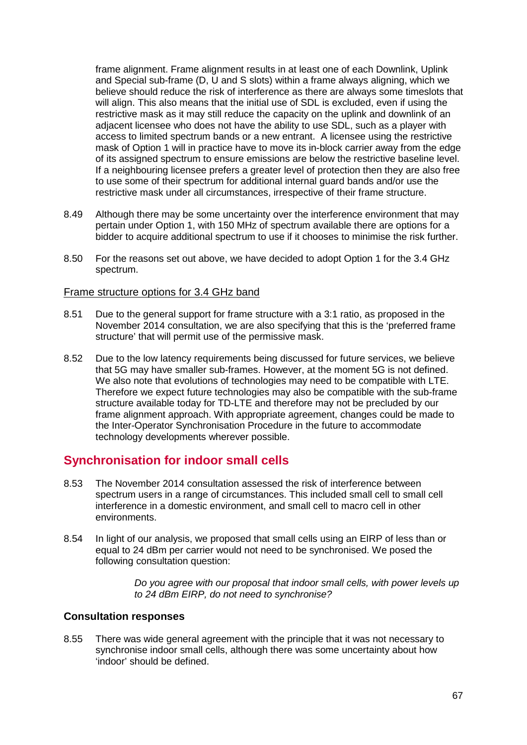frame alignment. Frame alignment results in at least one of each Downlink, Uplink and Special sub-frame (D, U and S slots) within a frame always aligning, which we believe should reduce the risk of interference as there are always some timeslots that will align. This also means that the initial use of SDL is excluded, even if using the restrictive mask as it may still reduce the capacity on the uplink and downlink of an adjacent licensee who does not have the ability to use SDL, such as a player with access to limited spectrum bands or a new entrant. A licensee using the restrictive mask of Option 1 will in practice have to move its in-block carrier away from the edge of its assigned spectrum to ensure emissions are below the restrictive baseline level. If a neighbouring licensee prefers a greater level of protection then they are also free to use some of their spectrum for additional internal guard bands and/or use the restrictive mask under all circumstances, irrespective of their frame structure.

8.49 Although there may be some uncertainty over the interference environment that may pertain under Option 1, with 150 MHz of spectrum available there are options for a bidder to acquire additional spectrum to use if it chooses to minimise the risk further.

8.50 For the reasons set out above, we have decided to adopt Option 1 for the 3.4 GHz spectrum.

<u>Frame structure options for 3.4 GHz band</u>

8.51 Due to the general support for frame structure with a 3:1 ratio, as proposed in the November 2014 consultation, we are also specifying that this is the 'preferred frame structure' that will permit use of the permissive mask.

8.52 Due to the low latency requirements being discussed for future services, we believe that 5G may have smaller sub-frames. However, at the moment 5G is not defined. We also note that evolutions of technologies may need to be compatible with LTE. Therefore we expect future technologies may also be compatible with the sub-frame structure available today for TD-LTE and therefore may not be precluded by our frame alignment approach. With appropriate agreement, changes could be made to the Inter-Operator Synchronisation Procedure in the future to accommodate technology developments wherever possible.

## Synchronisation for indoor small cells

8.53 The November 2014 consultation assessed the risk of interference between spectrum users in a range of circumstances. This included small cell to small cell interference in a domestic environment, and small cell to macro cell in other environments.

8.54 In light of our analysis, we proposed that small cells using an EIRP of less than or equal to 24 dBm per carrier would not need to be synchronised. We posed the following consultation question:

> *Do you agree with our proposal that indoor small cells, with power levels up to 24 dBm EIRP, do not need to synchronise?*

### Consultation responses

8.55 There was wide general agreement with the principle that it was not necessary to synchronise indoor small cells, although there was some uncertainty about how 'indoor' should be defined.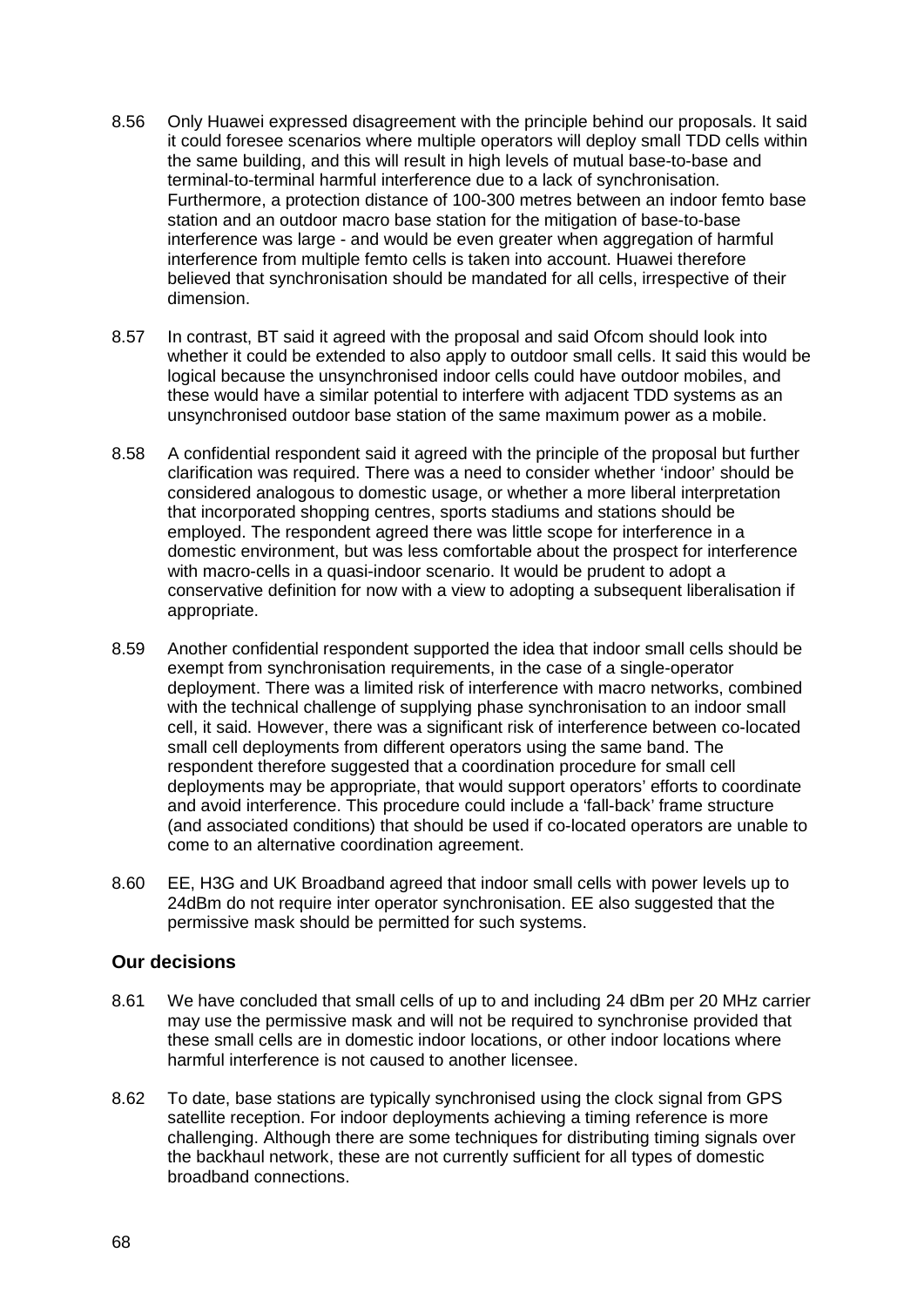8.56 Only Huawei expressed disagreement with the principle behind our proposals. It said it could foresee scenarios where multiple operators will deploy small TDD cells within the same building, and this will result in high levels of mutual base-to-base and terminal-to-terminal harmful interference due to a lack of synchronisation. Furthermore, a protection distance of 100-300 metres between an indoor femto base station and an outdoor macro base station for the mitigation of base-to-base interference was large - and would be even greater when aggregation of harmful interference from multiple femto cells is taken into account. Huawei therefore believed that synchronisation should be mandated for all cells, irrespective of their dimension.

8.57 In contrast, BT said it agreed with the proposal and said Ofcom should look into whether it could be extended to also apply to outdoor small cells. It said this would be logical because the unsynchronised indoor cells could have outdoor mobiles, and these would have a similar potential to interfere with adjacent TDD systems as an unsynchronised outdoor base station of the same maximum power as a mobile.

8.58 A confidential respondent said it agreed with the principle of the proposal but further clarification was required. There was a need to consider whether 'indoor' should be considered analogous to domestic usage, or whether a more liberal interpretation that incorporated shopping centres, sports stadiums and stations should be employed. The respondent agreed there was little scope for interference in a domestic environment, but was less comfortable about the prospect for interference with macro-cells in a quasi-indoor scenario. It would be prudent to adopt a conservative definition for now with a view to adopting a subsequent liberalisation if appropriate.

8.59 Another confidential respondent supported the idea that indoor small cells should be exempt from synchronisation requirements, in the case of a single-operator deployment. There was a limited risk of interference with macro networks, combined with the technical challenge of supplying phase synchronisation to an indoor small cell, it said. However, there was a significant risk of interference between co-located small cell deployments from different operators using the same band. The respondent therefore suggested that a coordination procedure for small cell deployments may be appropriate, that would support operators' efforts to coordinate and avoid interference. This procedure could include a 'fall-back' frame structure (and associated conditions) that should be used if co-located operators are unable to come to an alternative coordination agreement.

8.60 EE, H3G and UK Broadband agreed that indoor small cells with power levels up to 24dBm do not require inter operator synchronisation. EE also suggested that the permissive mask should be permitted for such systems.

### Our decisions

8.61 We have concluded that small cells of up to and including 24 dBm per 20 MHz carrier may use the permissive mask and will not be required to synchronise provided that these small cells are in domestic indoor locations, or other indoor locations where harmful interference is not caused to another licensee.

8.62 To date, base stations are typically synchronised using the clock signal from GPS satellite reception. For indoor deployments achieving a timing reference is more challenging. Although there are some techniques for distributing timing signals over the backhaul network, these are not currently sufficient for all types of domestic broadband connections.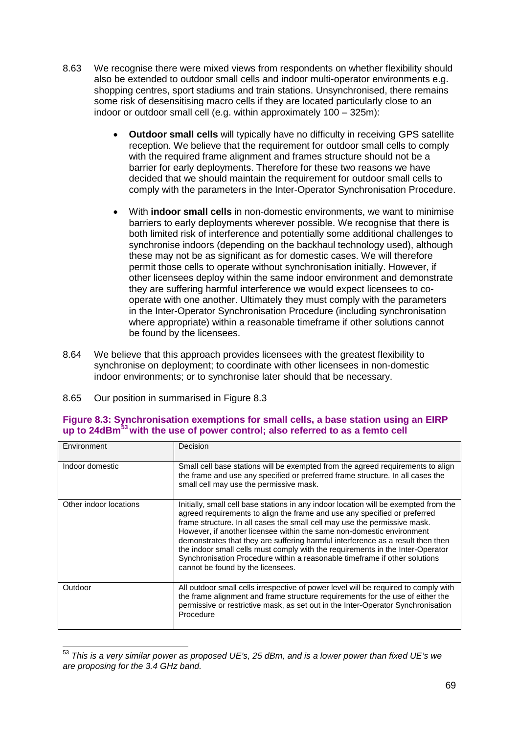8.63 We recognise there were mixed views from respondents on whether flexibility should also be extended to outdoor small cells and indoor multi-operator environments e.g. shopping centres, sport stadiums and train stations. Unsynchronised, there remains some risk of desensitising macro cells if they are located particularly close to an indoor or outdoor small cell (e.g. within approximately 100 – 325m):

- **Outdoor small cells** will typically have no difficulty in receiving GPS satellite reception. We believe that the requirement for outdoor small cells to comply with the required frame alignment and frames structure should not be a barrier for early deployments. Therefore for these two reasons we have decided that we should maintain the requirement for outdoor small cells to comply with the parameters in the Inter-Operator Synchronisation Procedure.

- With **indoor small cells** in non-domestic environments, we want to minimise barriers to early deployments wherever possible. We recognise that there is both limited risk of interference and potentially some additional challenges to synchronise indoors (depending on the backhaul technology used), although these may not be as significant as for domestic cases. We will therefore permit those cells to operate without synchronisation initially. However, if other licensees deploy within the same indoor environment and demonstrate they are suffering harmful interference we would expect licensees to co-operate with one another. Ultimately they must comply with the parameters in the Inter-Operator Synchronisation Procedure (including synchronisation where appropriate) within a reasonable timeframe if other solutions cannot be found by the licensees.

8.64 We believe that this approach provides licensees with the greatest flexibility to synchronise on deployment; to coordinate with other licensees in non-domestic indoor environments; or to synchronise later should that be necessary.

8.65 Our position in summarised in Figure 8.3

**Figure 8.3: Synchronisation exemptions for small cells, a base station using an EIRP up to 24dBm[53] with the use of power control; also referred to as a femto cell**

| Environment | Decision |
|---|---|
| Indoor domestic | Small cell base stations will be exempted from the agreed requirements to align the frame and use any specified or preferred frame structure. In all cases the small cell may use the permissive mask. |
| Other indoor locations | Initially, small cell base stations in any indoor location will be exempted from the agreed requirements to align the frame and use any specified or preferred frame structure. In all cases the small cell may use the permissive mask. However, if another licensee within the same non-domestic environment demonstrates that they are suffering harmful interference as a result then the indoor small cells must comply with the requirements in the Inter-Operator Synchronisation Procedure within a reasonable timeframe if other solutions cannot be found by the licensees. |
| Outdoor | All outdoor small cells irrespective of power level will be required to comply with the frame alignment and frame structure requirements for the use of either the permissive or restrictive mask, as set out in the Inter-Operator Synchronisation Procedure |

[53] *This is a very similar power as proposed UE's, 25 dBm, and is a lower power than fixed UE's we are proposing for the 3.4 GHz band.*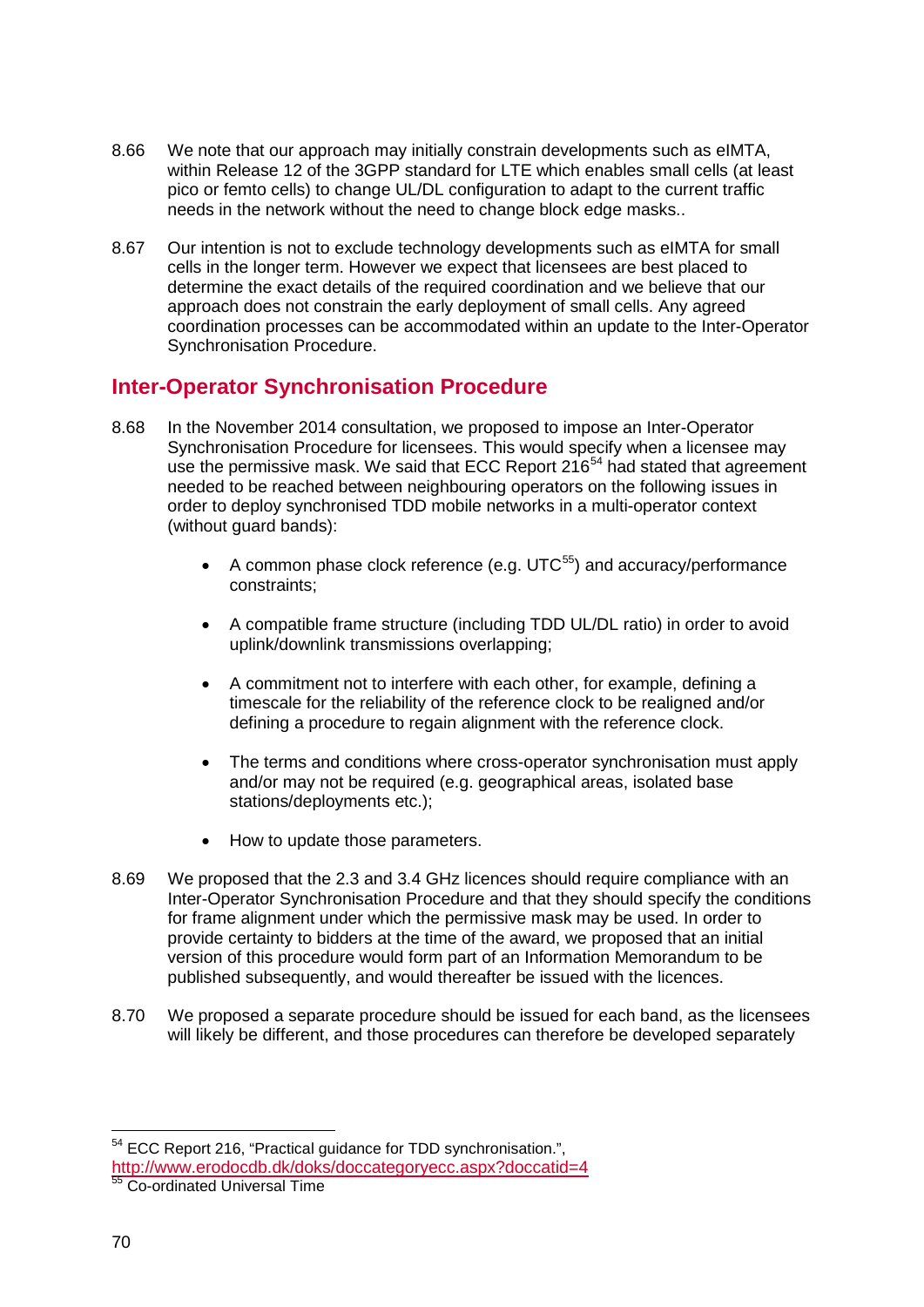8.66 We note that our approach may initially constrain developments such as eIMTA, within Release 12 of the 3GPP standard for LTE which enables small cells (at least pico or femto cells) to change UL/DL configuration to adapt to the current traffic needs in the network without the need to change block edge masks..

8.67 Our intention is not to exclude technology developments such as eIMTA for small cells in the longer term. However we expect that licensees are best placed to determine the exact details of the required coordination and we believe that our approach does not constrain the early deployment of small cells. Any agreed coordination processes can be accommodated within an update to the Inter-Operator Synchronisation Procedure.

## Inter-Operator Synchronisation Procedure

8.68 In the November 2014 consultation, we proposed to impose an Inter-Operator Synchronisation Procedure for licensees. This would specify when a licensee may use the permissive mask. We said that ECC Report 216[54] had stated that agreement needed to be reached between neighbouring operators on the following issues in order to deploy synchronised TDD mobile networks in a multi-operator context (without guard bands):

- A common phase clock reference (e.g. UTC[55]) and accuracy/performance constraints;
- A compatible frame structure (including TDD UL/DL ratio) in order to avoid uplink/downlink transmissions overlapping;
- A commitment not to interfere with each other, for example, defining a timescale for the reliability of the reference clock to be realigned and/or defining a procedure to regain alignment with the reference clock.
- The terms and conditions where cross-operator synchronisation must apply and/or may not be required (e.g. geographical areas, isolated base stations/deployments etc.);
- How to update those parameters.

8.69 We proposed that the 2.3 and 3.4 GHz licences should require compliance with an Inter-Operator Synchronisation Procedure and that they should specify the conditions for frame alignment under which the permissive mask may be used. In order to provide certainty to bidders at the time of the award, we proposed that an initial version of this procedure would form part of an Information Memorandum to be published subsequently, and would thereafter be issued with the licences.

8.70 We proposed a separate procedure should be issued for each band, as the licensees will likely be different, and those procedures can therefore be developed separately

---

[54] ECC Report 216, "Practical guidance for TDD synchronisation.", http://www.erodocdb.dk/doks/doccategoryecc.aspx?doccatid=4

[55] Co-ordinated Universal Time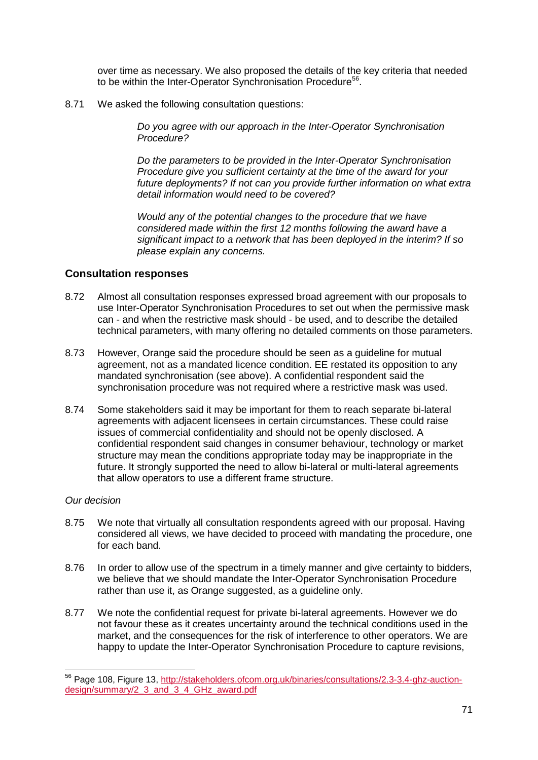over time as necessary. We also proposed the details of the key criteria that needed to be within the Inter-Operator Synchronisation Procedure[56].

8.71 We asked the following consultation questions:

> *Do you agree with our approach in the Inter-Operator Synchronisation Procedure?*
>
> *Do the parameters to be provided in the Inter-Operator Synchronisation Procedure give you sufficient certainty at the time of the award for your future deployments? If not can you provide further information on what extra detail information would need to be covered?*
>
> *Would any of the potential changes to the procedure that we have considered made within the first 12 months following the award have a significant impact to a network that has been deployed in the interim? If so please explain any concerns.*

### Consultation responses

8.72 Almost all consultation responses expressed broad agreement with our proposals to use Inter-Operator Synchronisation Procedures to set out when the permissive mask can - and when the restrictive mask should - be used, and to describe the detailed technical parameters, with many offering no detailed comments on those parameters.

8.73 However, Orange said the procedure should be seen as a guideline for mutual agreement, not as a mandated licence condition. EE restated its opposition to any mandated synchronisation (see above). A confidential respondent said the synchronisation procedure was not required where a restrictive mask was used.

8.74 Some stakeholders said it may be important for them to reach separate bi-lateral agreements with adjacent licensees in certain circumstances. These could raise issues of commercial confidentiality and should not be openly disclosed. A confidential respondent said changes in consumer behaviour, technology or market structure may mean the conditions appropriate today may be inappropriate in the future. It strongly supported the need to allow bi-lateral or multi-lateral agreements that allow operators to use a different frame structure.

*Our decision*

8.75 We note that virtually all consultation respondents agreed with our proposal. Having considered all views, we have decided to proceed with mandating the procedure, one for each band.

8.76 In order to allow use of the spectrum in a timely manner and give certainty to bidders, we believe that we should mandate the Inter-Operator Synchronisation Procedure rather than use it, as Orange suggested, as a guideline only.

8.77 We note the confidential request for private bi-lateral agreements. However we do not favour these as it creates uncertainty around the technical conditions used in the market, and the consequences for the risk of interference to other operators. We are happy to update the Inter-Operator Synchronisation Procedure to capture revisions,

---

[56] Page 108, Figure 13, http://stakeholders.ofcom.org.uk/binaries/consultations/2.3-3.4-ghz-auction-design/summary/2_3_and_3_4_GHz_award.pdf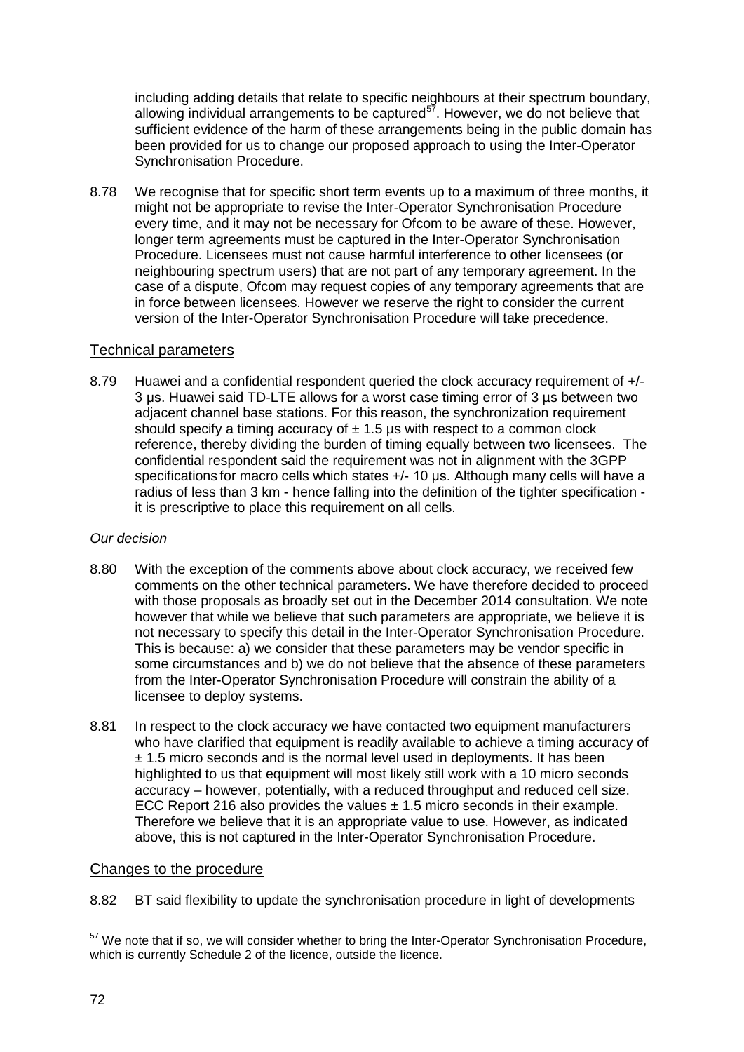including adding details that relate to specific neighbours at their spectrum boundary, allowing individual arrangements to be captured[57]. However, we do not believe that sufficient evidence of the harm of these arrangements being in the public domain has been provided for us to change our proposed approach to using the Inter-Operator Synchronisation Procedure.

8.78 We recognise that for specific short term events up to a maximum of three months, it might not be appropriate to revise the Inter-Operator Synchronisation Procedure every time, and it may not be necessary for Ofcom to be aware of these. However, longer term agreements must be captured in the Inter-Operator Synchronisation Procedure. Licensees must not cause harmful interference to other licensees (or neighbouring spectrum users) that are not part of any temporary agreement. In the case of a dispute, Ofcom may request copies of any temporary agreements that are in force between licensees. However we reserve the right to consider the current version of the Inter-Operator Synchronisation Procedure will take precedence.

## Technical parameters

8.79 Huawei and a confidential respondent queried the clock accuracy requirement of +/- 3 µs. Huawei said TD-LTE allows for a worst case timing error of 3 µs between two adjacent channel base stations. For this reason, the synchronization requirement should specify a timing accuracy of ± 1.5 µs with respect to a common clock reference, thereby dividing the burden of timing equally between two licensees. The confidential respondent said the requirement was not in alignment with the 3GPP specifications for macro cells which states +/- 10 µs. Although many cells will have a radius of less than 3 km - hence falling into the definition of the tighter specification - it is prescriptive to place this requirement on all cells.

*Our decision*

8.80 With the exception of the comments above about clock accuracy, we received few comments on the other technical parameters. We have therefore decided to proceed with those proposals as broadly set out in the December 2014 consultation. We note however that while we believe that such parameters are appropriate, we believe it is not necessary to specify this detail in the Inter-Operator Synchronisation Procedure. This is because: a) we consider that these parameters may be vendor specific in some circumstances and b) we do not believe that the absence of these parameters from the Inter-Operator Synchronisation Procedure will constrain the ability of a licensee to deploy systems.

8.81 In respect to the clock accuracy we have contacted two equipment manufacturers who have clarified that equipment is readily available to achieve a timing accuracy of ± 1.5 micro seconds and is the normal level used in deployments. It has been highlighted to us that equipment will most likely still work with a 10 micro seconds accuracy – however, potentially, with a reduced throughput and reduced cell size. ECC Report 216 also provides the values ± 1.5 micro seconds in their example. Therefore we believe that it is an appropriate value to use. However, as indicated above, this is not captured in the Inter-Operator Synchronisation Procedure.

## Changes to the procedure

8.82 BT said flexibility to update the synchronisation procedure in light of developments

[57] We note that if so, we will consider whether to bring the Inter-Operator Synchronisation Procedure, which is currently Schedule 2 of the licence, outside the licence.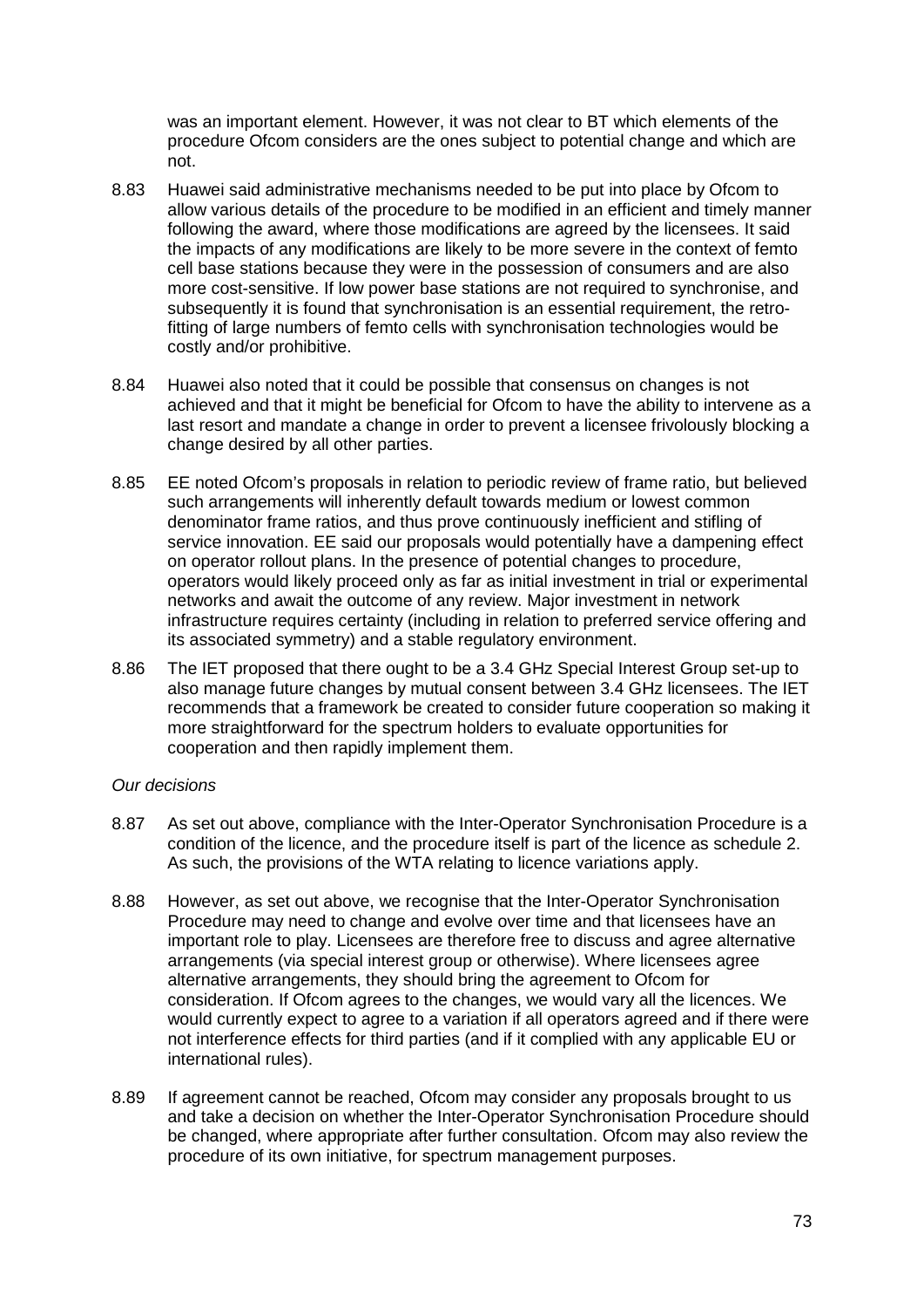was an important element. However, it was not clear to BT which elements of the procedure Ofcom considers are the ones subject to potential change and which are not.

8.83 Huawei said administrative mechanisms needed to be put into place by Ofcom to allow various details of the procedure to be modified in an efficient and timely manner following the award, where those modifications are agreed by the licensees. It said the impacts of any modifications are likely to be more severe in the context of femto cell base stations because they were in the possession of consumers and are also more cost-sensitive. If low power base stations are not required to synchronise, and subsequently it is found that synchronisation is an essential requirement, the retro-fitting of large numbers of femto cells with synchronisation technologies would be costly and/or prohibitive.

8.84 Huawei also noted that it could be possible that consensus on changes is not achieved and that it might be beneficial for Ofcom to have the ability to intervene as a last resort and mandate a change in order to prevent a licensee frivolously blocking a change desired by all other parties.

8.85 EE noted Ofcom's proposals in relation to periodic review of frame ratio, but believed such arrangements will inherently default towards medium or lowest common denominator frame ratios, and thus prove continuously inefficient and stifling of service innovation. EE said our proposals would potentially have a dampening effect on operator rollout plans. In the presence of potential changes to procedure, operators would likely proceed only as far as initial investment in trial or experimental networks and await the outcome of any review. Major investment in network infrastructure requires certainty (including in relation to preferred service offering and its associated symmetry) and a stable regulatory environment.

8.86 The IET proposed that there ought to be a 3.4 GHz Special Interest Group set-up to also manage future changes by mutual consent between 3.4 GHz licensees. The IET recommends that a framework be created to consider future cooperation so making it more straightforward for the spectrum holders to evaluate opportunities for cooperation and then rapidly implement them.

*Our decisions*

8.87 As set out above, compliance with the Inter-Operator Synchronisation Procedure is a condition of the licence, and the procedure itself is part of the licence as schedule 2. As such, the provisions of the WTA relating to licence variations apply.

8.88 However, as set out above, we recognise that the Inter-Operator Synchronisation Procedure may need to change and evolve over time and that licensees have an important role to play. Licensees are therefore free to discuss and agree alternative arrangements (via special interest group or otherwise). Where licensees agree alternative arrangements, they should bring the agreement to Ofcom for consideration. If Ofcom agrees to the changes, we would vary all the licences. We would currently expect to agree to a variation if all operators agreed and if there were not interference effects for third parties (and if it complied with any applicable EU or international rules).

8.89 If agreement cannot be reached, Ofcom may consider any proposals brought to us and take a decision on whether the Inter-Operator Synchronisation Procedure should be changed, where appropriate after further consultation. Ofcom may also review the procedure of its own initiative, for spectrum management purposes.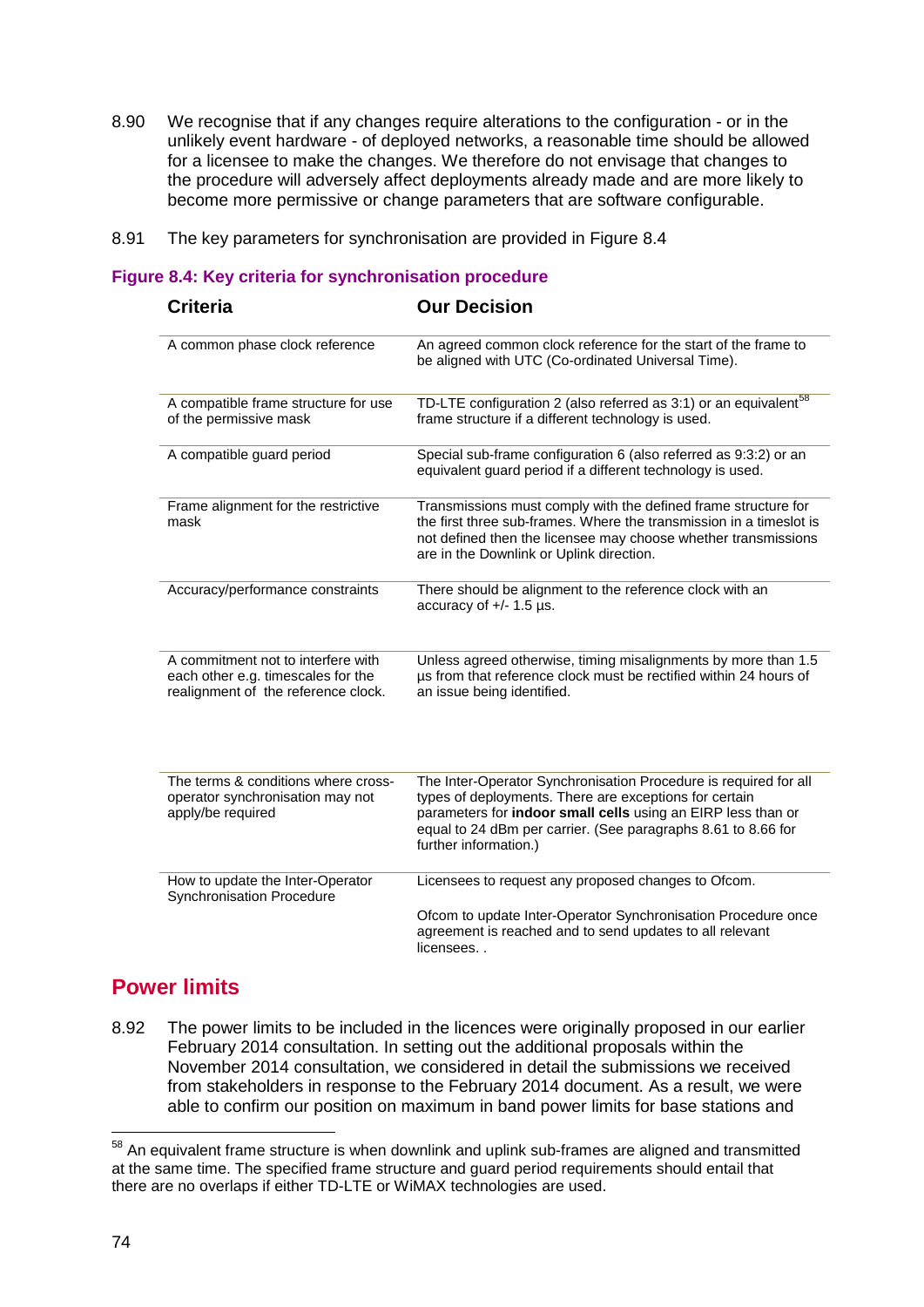8.90 We recognise that if any changes require alterations to the configuration - or in the unlikely event hardware - of deployed networks, a reasonable time should be allowed for a licensee to make the changes. We therefore do not envisage that changes to the procedure will adversely affect deployments already made and are more likely to become more permissive or change parameters that are software configurable.

8.91 The key parameters for synchronisation are provided in Figure 8.4

**Figure 8.4: Key criteria for synchronisation procedure**

| Criteria | Our Decision |
|---|---|
| A common phase clock reference | An agreed common clock reference for the start of the frame to be aligned with UTC (Co-ordinated Universal Time). |
| A compatible frame structure for use of the permissive mask | TD-LTE configuration 2 (also referred as 3:1) or an equivalent[58] frame structure if a different technology is used. |
| A compatible guard period | Special sub-frame configuration 6 (also referred as 9:3:2) or an equivalent guard period if a different technology is used. |
| Frame alignment for the restrictive mask | Transmissions must comply with the defined frame structure for the first three sub-frames. Where the transmission in a timeslot is not defined then the licensee may choose whether transmissions are in the Downlink or Uplink direction. |
| Accuracy/performance constraints | There should be alignment to the reference clock with an accuracy of +/- 1.5 µs. |
| A commitment not to interfere with each other e.g. timescales for the realignment of the reference clock. | Unless agreed otherwise, timing misalignments by more than 1.5 µs from that reference clock must be rectified within 24 hours of an issue being identified. |
| The terms & conditions where cross-operator synchronisation may not apply/be required | The Inter-Operator Synchronisation Procedure is required for all types of deployments. There are exceptions for certain parameters for **indoor small cells** using an EIRP less than or equal to 24 dBm per carrier. (See paragraphs 8.61 to 8.66 for further information.) |
| How to update the Inter-Operator Synchronisation Procedure | Licensees to request any proposed changes to Ofcom.<br><br>Ofcom to update Inter-Operator Synchronisation Procedure once agreement is reached and to send updates to all relevant licensees. . |

## Power limits

8.92 The power limits to be included in the licences were originally proposed in our earlier February 2014 consultation. In setting out the additional proposals within the November 2014 consultation, we considered in detail the submissions we received from stakeholders in response to the February 2014 document. As a result, we were able to confirm our position on maximum in band power limits for base stations and

[58] An equivalent frame structure is when downlink and uplink sub-frames are aligned and transmitted at the same time. The specified frame structure and guard period requirements should entail that there are no overlaps if either TD-LTE or WiMAX technologies are used.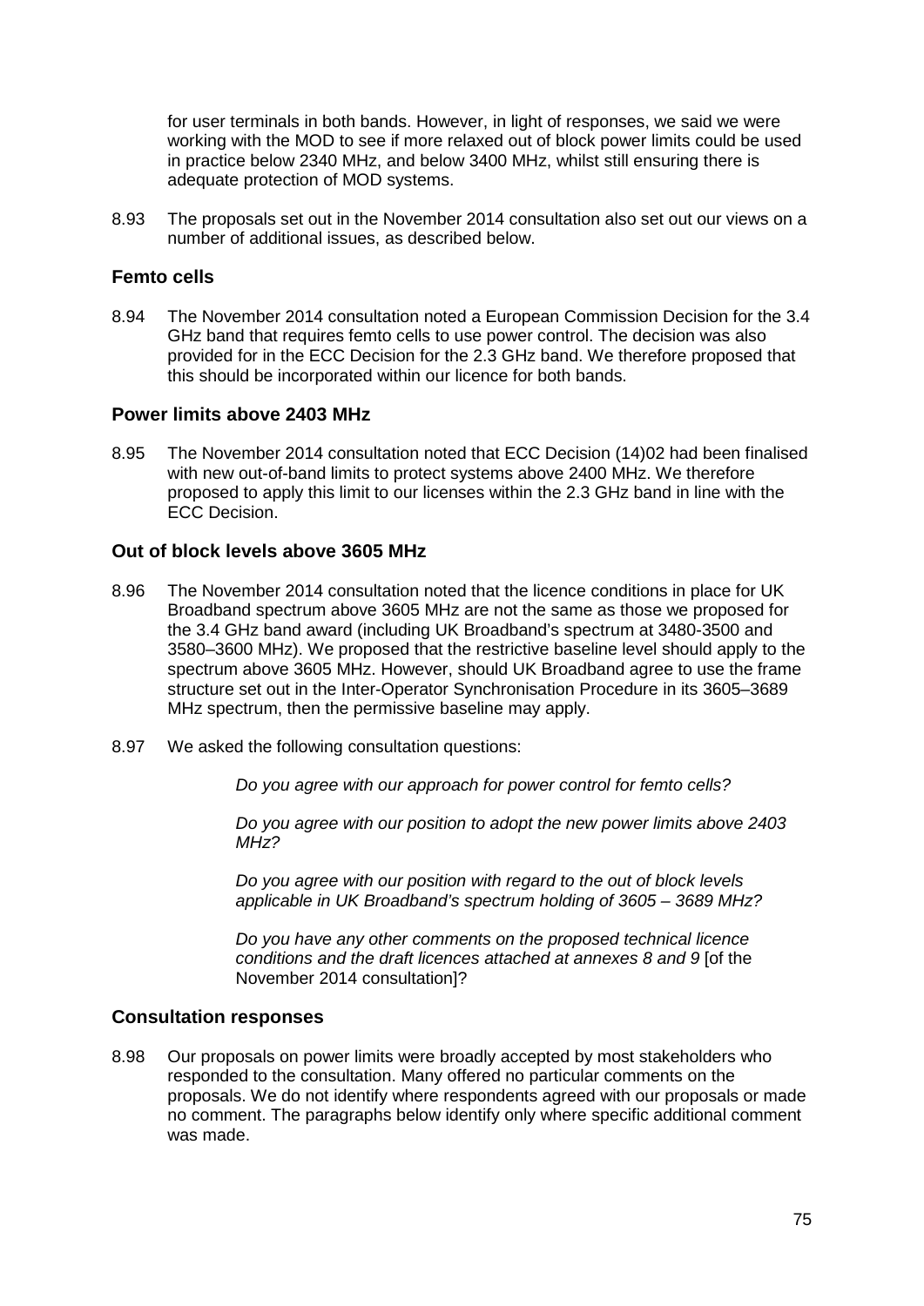for user terminals in both bands. However, in light of responses, we said we were working with the MOD to see if more relaxed out of block power limits could be used in practice below 2340 MHz, and below 3400 MHz, whilst still ensuring there is adequate protection of MOD systems.

8.93 The proposals set out in the November 2014 consultation also set out our views on a number of additional issues, as described below.

### Femto cells

8.94 The November 2014 consultation noted a European Commission Decision for the 3.4 GHz band that requires femto cells to use power control. The decision was also provided for in the ECC Decision for the 2.3 GHz band. We therefore proposed that this should be incorporated within our licence for both bands.

### Power limits above 2403 MHz

8.95 The November 2014 consultation noted that ECC Decision (14)02 had been finalised with new out-of-band limits to protect systems above 2400 MHz. We therefore proposed to apply this limit to our licenses within the 2.3 GHz band in line with the ECC Decision.

### Out of block levels above 3605 MHz

8.96 The November 2014 consultation noted that the licence conditions in place for UK Broadband spectrum above 3605 MHz are not the same as those we proposed for the 3.4 GHz band award (including UK Broadband's spectrum at 3480-3500 and 3580–3600 MHz). We proposed that the restrictive baseline level should apply to the spectrum above 3605 MHz. However, should UK Broadband agree to use the frame structure set out in the Inter-Operator Synchronisation Procedure in its 3605–3689 MHz spectrum, then the permissive baseline may apply.

8.97 We asked the following consultation questions:

> *Do you agree with our approach for power control for femto cells?*
>
> *Do you agree with our position to adopt the new power limits above 2403 MHz?*
>
> *Do you agree with our position with regard to the out of block levels applicable in UK Broadband's spectrum holding of 3605 – 3689 MHz?*
>
> *Do you have any other comments on the proposed technical licence conditions and the draft licences attached at annexes 8 and 9* [of the November 2014 consultation]?

### Consultation responses

8.98 Our proposals on power limits were broadly accepted by most stakeholders who responded to the consultation. Many offered no particular comments on the proposals. We do not identify where respondents agreed with our proposals or made no comment. The paragraphs below identify only where specific additional comment was made.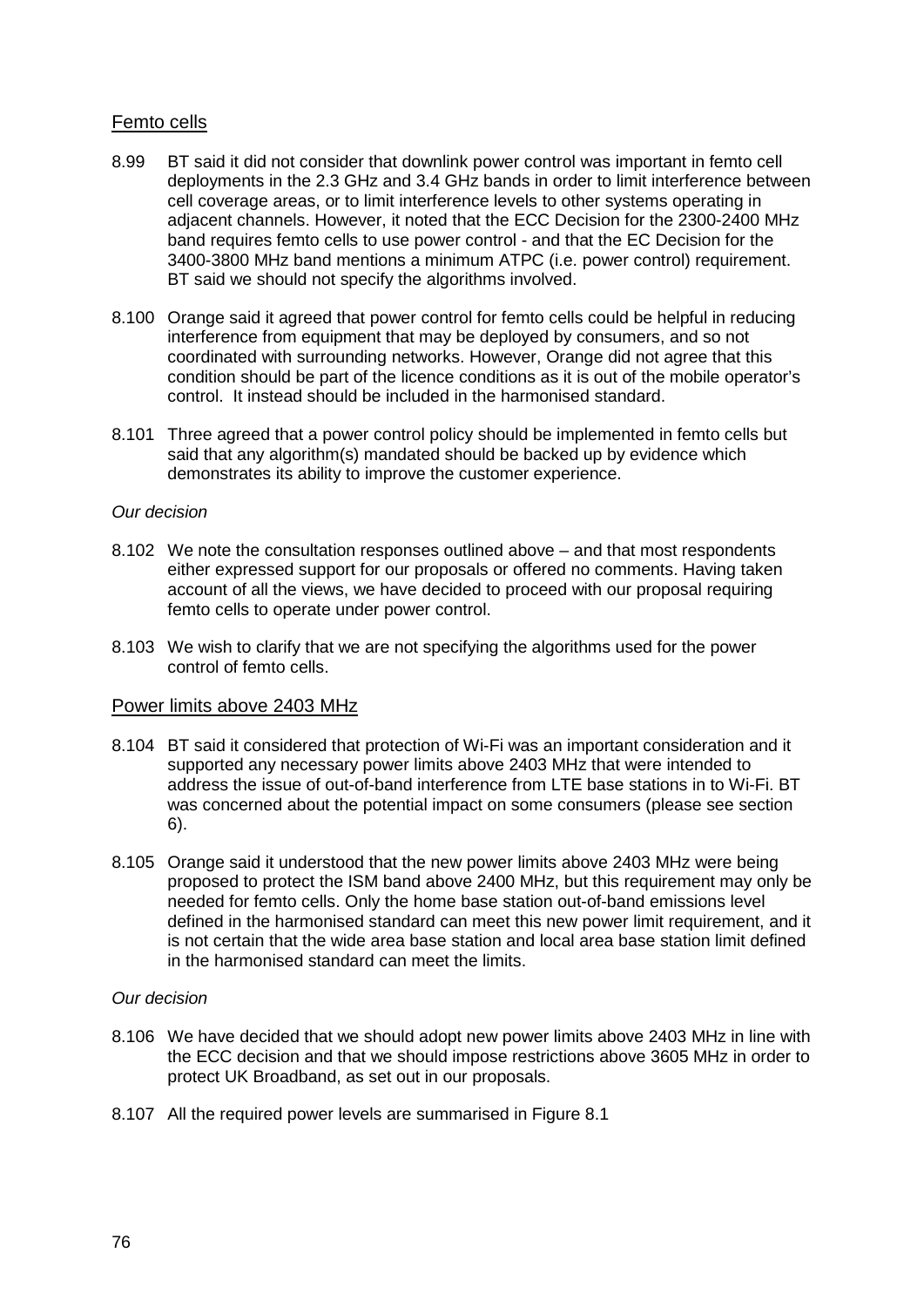## Femto cells

8.99 BT said it did not consider that downlink power control was important in femto cell deployments in the 2.3 GHz and 3.4 GHz bands in order to limit interference between cell coverage areas, or to limit interference levels to other systems operating in adjacent channels. However, it noted that the ECC Decision for the 2300-2400 MHz band requires femto cells to use power control - and that the EC Decision for the 3400-3800 MHz band mentions a minimum ATPC (i.e. power control) requirement. BT said we should not specify the algorithms involved.

8.100 Orange said it agreed that power control for femto cells could be helpful in reducing interference from equipment that may be deployed by consumers, and so not coordinated with surrounding networks. However, Orange did not agree that this condition should be part of the licence conditions as it is out of the mobile operator's control. It instead should be included in the harmonised standard.

8.101 Three agreed that a power control policy should be implemented in femto cells but said that any algorithm(s) mandated should be backed up by evidence which demonstrates its ability to improve the customer experience.

*Our decision*

8.102 We note the consultation responses outlined above – and that most respondents either expressed support for our proposals or offered no comments. Having taken account of all the views, we have decided to proceed with our proposal requiring femto cells to operate under power control.

8.103 We wish to clarify that we are not specifying the algorithms used for the power control of femto cells.

## Power limits above 2403 MHz

8.104 BT said it considered that protection of Wi-Fi was an important consideration and it supported any necessary power limits above 2403 MHz that were intended to address the issue of out-of-band interference from LTE base stations in to Wi-Fi. BT was concerned about the potential impact on some consumers (please see section 6).

8.105 Orange said it understood that the new power limits above 2403 MHz were being proposed to protect the ISM band above 2400 MHz, but this requirement may only be needed for femto cells. Only the home base station out-of-band emissions level defined in the harmonised standard can meet this new power limit requirement, and it is not certain that the wide area base station and local area base station limit defined in the harmonised standard can meet the limits.

*Our decision*

8.106 We have decided that we should adopt new power limits above 2403 MHz in line with the ECC decision and that we should impose restrictions above 3605 MHz in order to protect UK Broadband, as set out in our proposals.

8.107 All the required power levels are summarised in Figure 8.1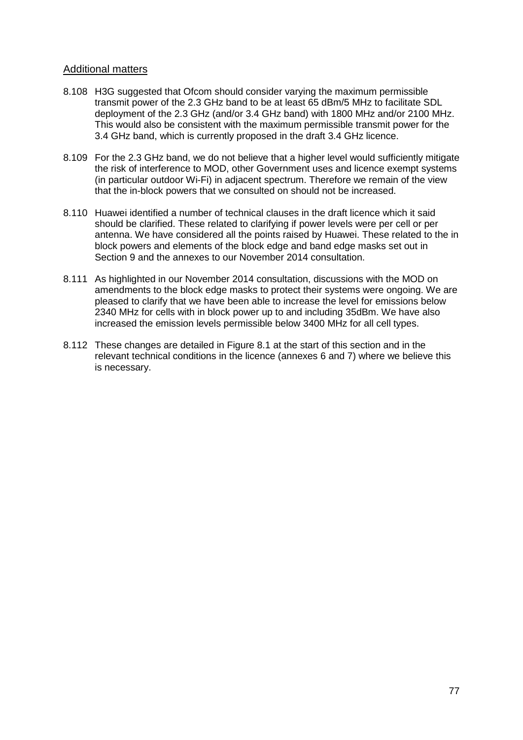## Additional matters

8.108 H3G suggested that Ofcom should consider varying the maximum permissible transmit power of the 2.3 GHz band to be at least 65 dBm/5 MHz to facilitate SDL deployment of the 2.3 GHz (and/or 3.4 GHz band) with 1800 MHz and/or 2100 MHz. This would also be consistent with the maximum permissible transmit power for the 3.4 GHz band, which is currently proposed in the draft 3.4 GHz licence.

8.109 For the 2.3 GHz band, we do not believe that a higher level would sufficiently mitigate the risk of interference to MOD, other Government uses and licence exempt systems (in particular outdoor Wi-Fi) in adjacent spectrum. Therefore we remain of the view that the in-block powers that we consulted on should not be increased.

8.110 Huawei identified a number of technical clauses in the draft licence which it said should be clarified. These related to clarifying if power levels were per cell or per antenna. We have considered all the points raised by Huawei. These related to the in block powers and elements of the block edge and band edge masks set out in Section 9 and the annexes to our November 2014 consultation.

8.111 As highlighted in our November 2014 consultation, discussions with the MOD on amendments to the block edge masks to protect their systems were ongoing. We are pleased to clarify that we have been able to increase the level for emissions below 2340 MHz for cells with in block power up to and including 35dBm. We have also increased the emission levels permissible below 3400 MHz for all cell types.

8.112 These changes are detailed in Figure 8.1 at the start of this section and in the relevant technical conditions in the licence (annexes 6 and 7) where we believe this is necessary.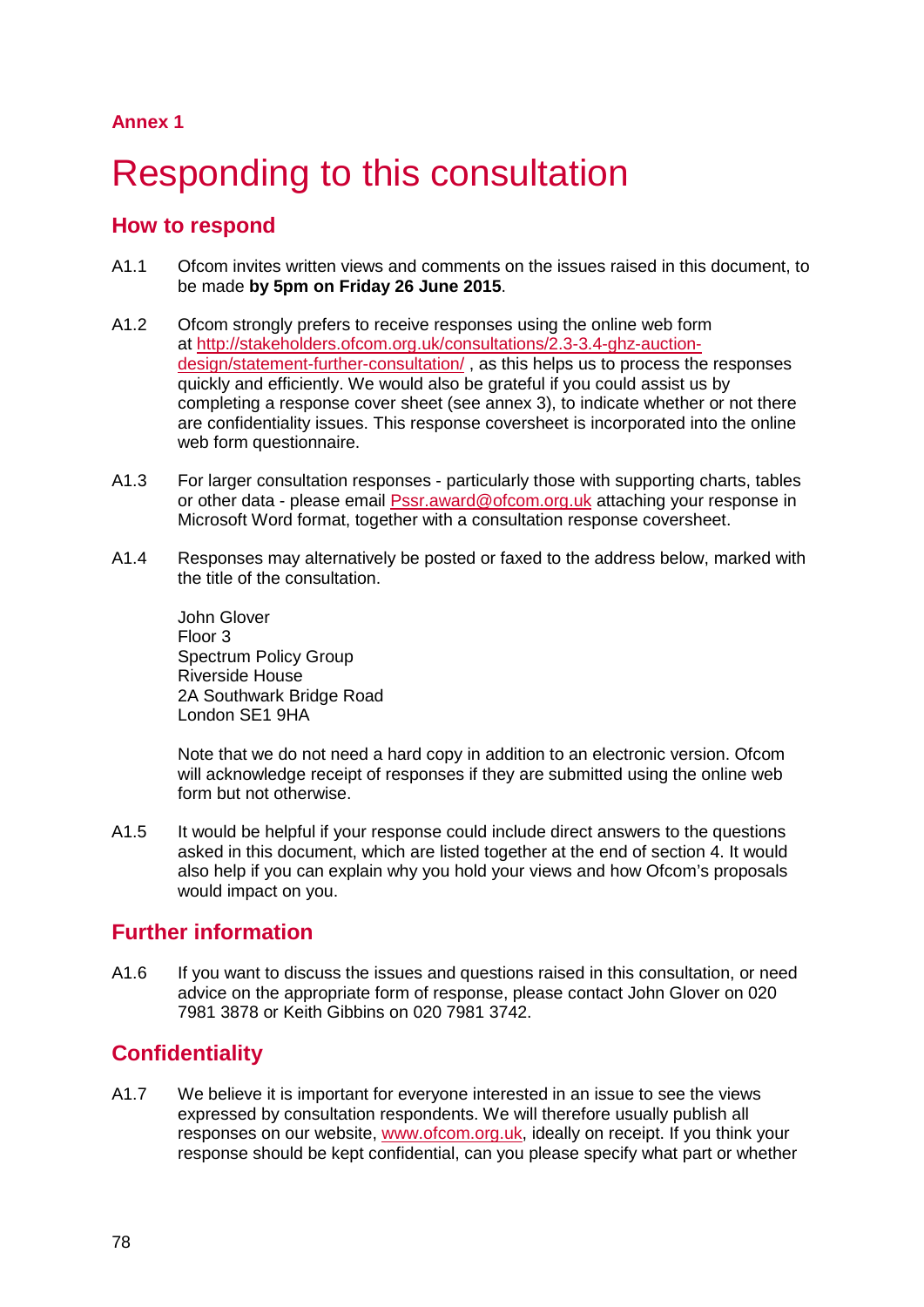**Annex 1**

# Responding to this consultation

## How to respond

A1.1 Ofcom invites written views and comments on the issues raised in this document, to be made **by 5pm on Friday 26 June 2015**.

A1.2 Ofcom strongly prefers to receive responses using the online web form at http://stakeholders.ofcom.org.uk/consultations/2.3-3.4-ghz-auction-design/statement-further-consultation/ , as this helps us to process the responses quickly and efficiently. We would also be grateful if you could assist us by completing a response cover sheet (see annex 3), to indicate whether or not there are confidentiality issues. This response coversheet is incorporated into the online web form questionnaire.

A1.3 For larger consultation responses - particularly those with supporting charts, tables or other data - please email Pssr.award@ofcom.org.uk attaching your response in Microsoft Word format, together with a consultation response coversheet.

A1.4 Responses may alternatively be posted or faxed to the address below, marked with the title of the consultation.

John Glover
Floor 3
Spectrum Policy Group
Riverside House
2A Southwark Bridge Road
London SE1 9HA

Note that we do not need a hard copy in addition to an electronic version. Ofcom will acknowledge receipt of responses if they are submitted using the online web form but not otherwise.

A1.5 It would be helpful if your response could include direct answers to the questions asked in this document, which are listed together at the end of section 4. It would also help if you can explain why you hold your views and how Ofcom's proposals would impact on you.

## Further information

A1.6 If you want to discuss the issues and questions raised in this consultation, or need advice on the appropriate form of response, please contact John Glover on 020 7981 3878 or Keith Gibbins on 020 7981 3742.

## Confidentiality

A1.7 We believe it is important for everyone interested in an issue to see the views expressed by consultation respondents. We will therefore usually publish all responses on our website, www.ofcom.org.uk, ideally on receipt. If you think your response should be kept confidential, can you please specify what part or whether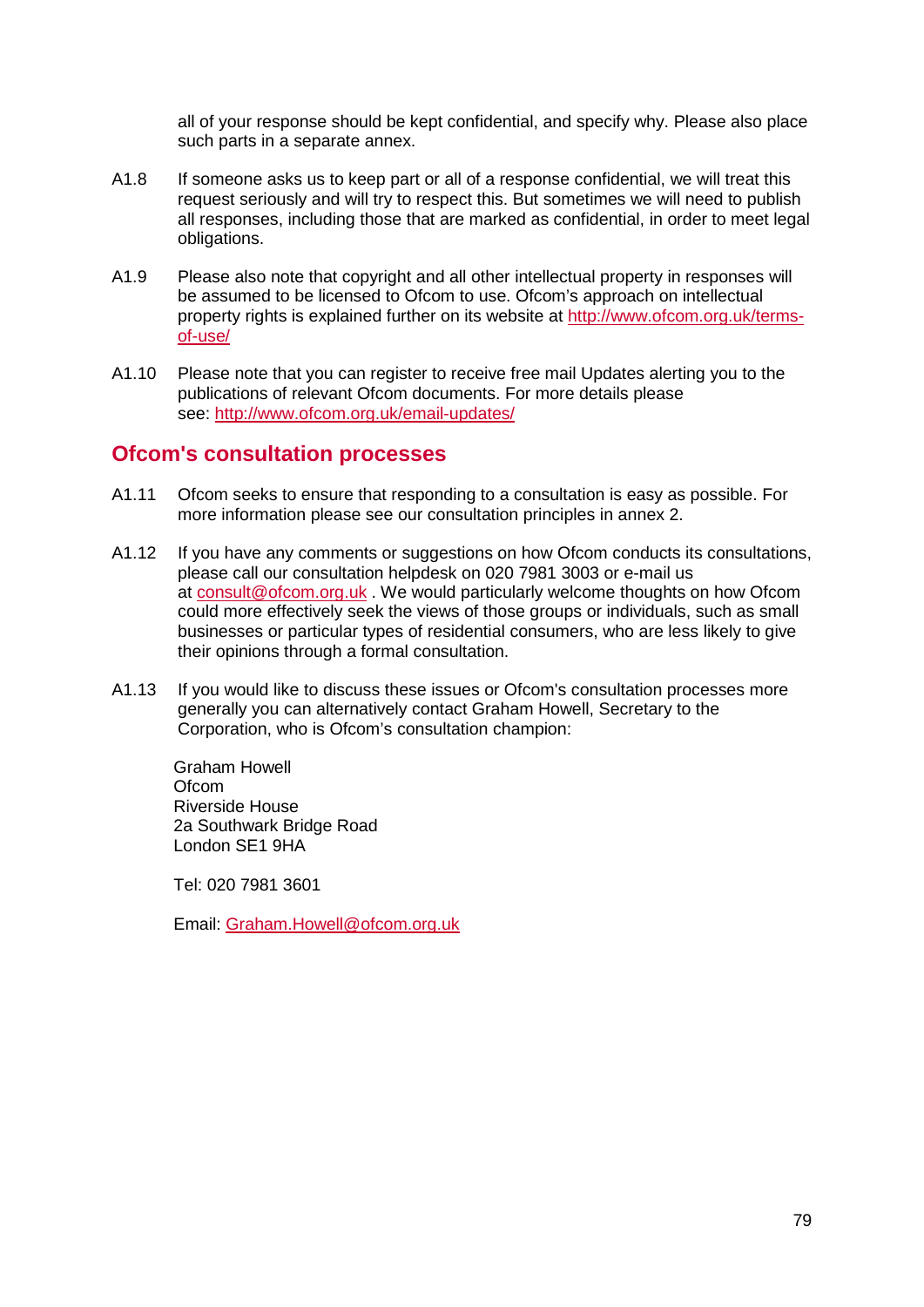all of your response should be kept confidential, and specify why. Please also place such parts in a separate annex.

A1.8 If someone asks us to keep part or all of a response confidential, we will treat this request seriously and will try to respect this. But sometimes we will need to publish all responses, including those that are marked as confidential, in order to meet legal obligations.

A1.9 Please also note that copyright and all other intellectual property in responses will be assumed to be licensed to Ofcom to use. Ofcom's approach on intellectual property rights is explained further on its website at http://www.ofcom.org.uk/terms-of-use/

A1.10 Please note that you can register to receive free mail Updates alerting you to the publications of relevant Ofcom documents. For more details please see: http://www.ofcom.org.uk/email-updates/

## Ofcom's consultation processes

A1.11 Ofcom seeks to ensure that responding to a consultation is easy as possible. For more information please see our consultation principles in annex 2.

A1.12 If you have any comments or suggestions on how Ofcom conducts its consultations, please call our consultation helpdesk on 020 7981 3003 or e-mail us at consult@ofcom.org.uk . We would particularly welcome thoughts on how Ofcom could more effectively seek the views of those groups or individuals, such as small businesses or particular types of residential consumers, who are less likely to give their opinions through a formal consultation.

A1.13 If you would like to discuss these issues or Ofcom's consultation processes more generally you can alternatively contact Graham Howell, Secretary to the Corporation, who is Ofcom's consultation champion:

Graham Howell
Ofcom
Riverside House
2a Southwark Bridge Road
London SE1 9HA

Tel: 020 7981 3601

Email: Graham.Howell@ofcom.org.uk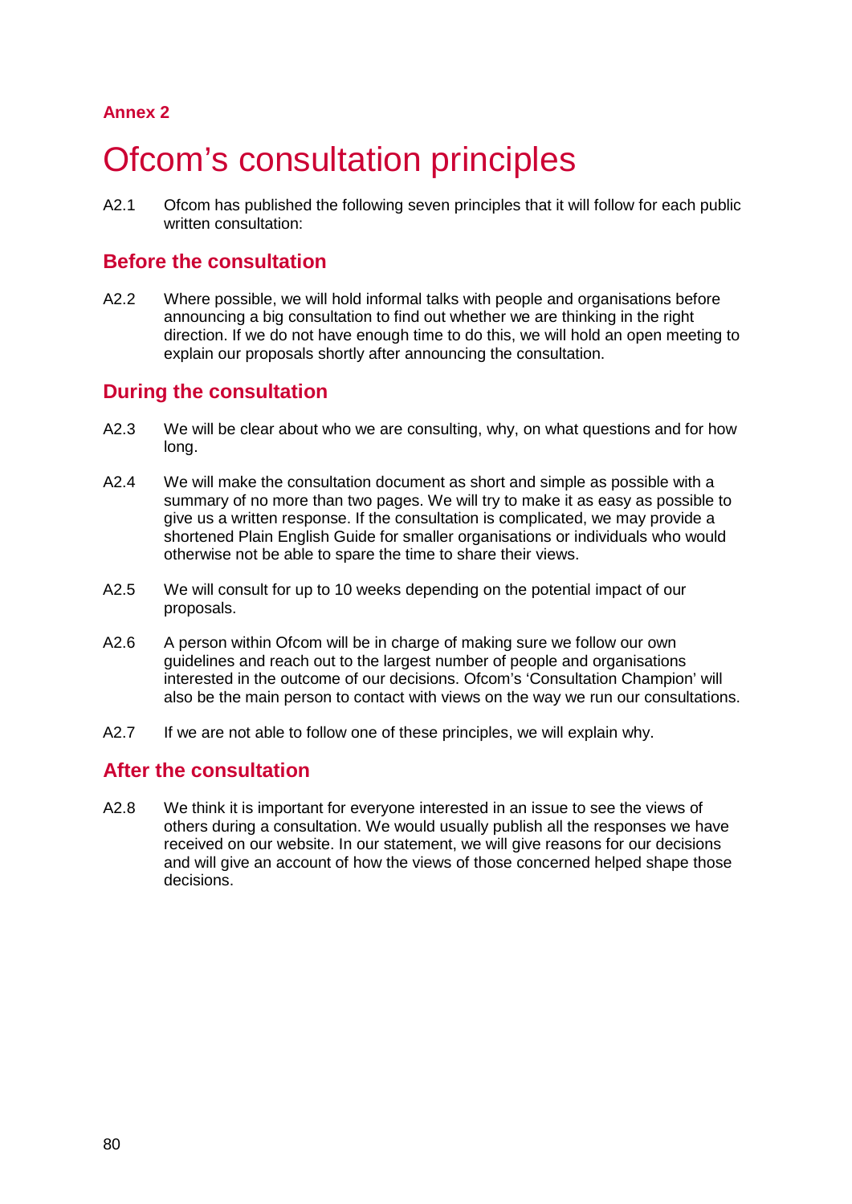**Annex 2**

# Ofcom's consultation principles

A2.1 Ofcom has published the following seven principles that it will follow for each public written consultation:

## Before the consultation

A2.2 Where possible, we will hold informal talks with people and organisations before announcing a big consultation to find out whether we are thinking in the right direction. If we do not have enough time to do this, we will hold an open meeting to explain our proposals shortly after announcing the consultation.

## During the consultation

A2.3 We will be clear about who we are consulting, why, on what questions and for how long.

A2.4 We will make the consultation document as short and simple as possible with a summary of no more than two pages. We will try to make it as easy as possible to give us a written response. If the consultation is complicated, we may provide a shortened Plain English Guide for smaller organisations or individuals who would otherwise not be able to spare the time to share their views.

A2.5 We will consult for up to 10 weeks depending on the potential impact of our proposals.

A2.6 A person within Ofcom will be in charge of making sure we follow our own guidelines and reach out to the largest number of people and organisations interested in the outcome of our decisions. Ofcom's 'Consultation Champion' will also be the main person to contact with views on the way we run our consultations.

A2.7 If we are not able to follow one of these principles, we will explain why.

## After the consultation

A2.8 We think it is important for everyone interested in an issue to see the views of others during a consultation. We would usually publish all the responses we have received on our website. In our statement, we will give reasons for our decisions and will give an account of how the views of those concerned helped shape those decisions.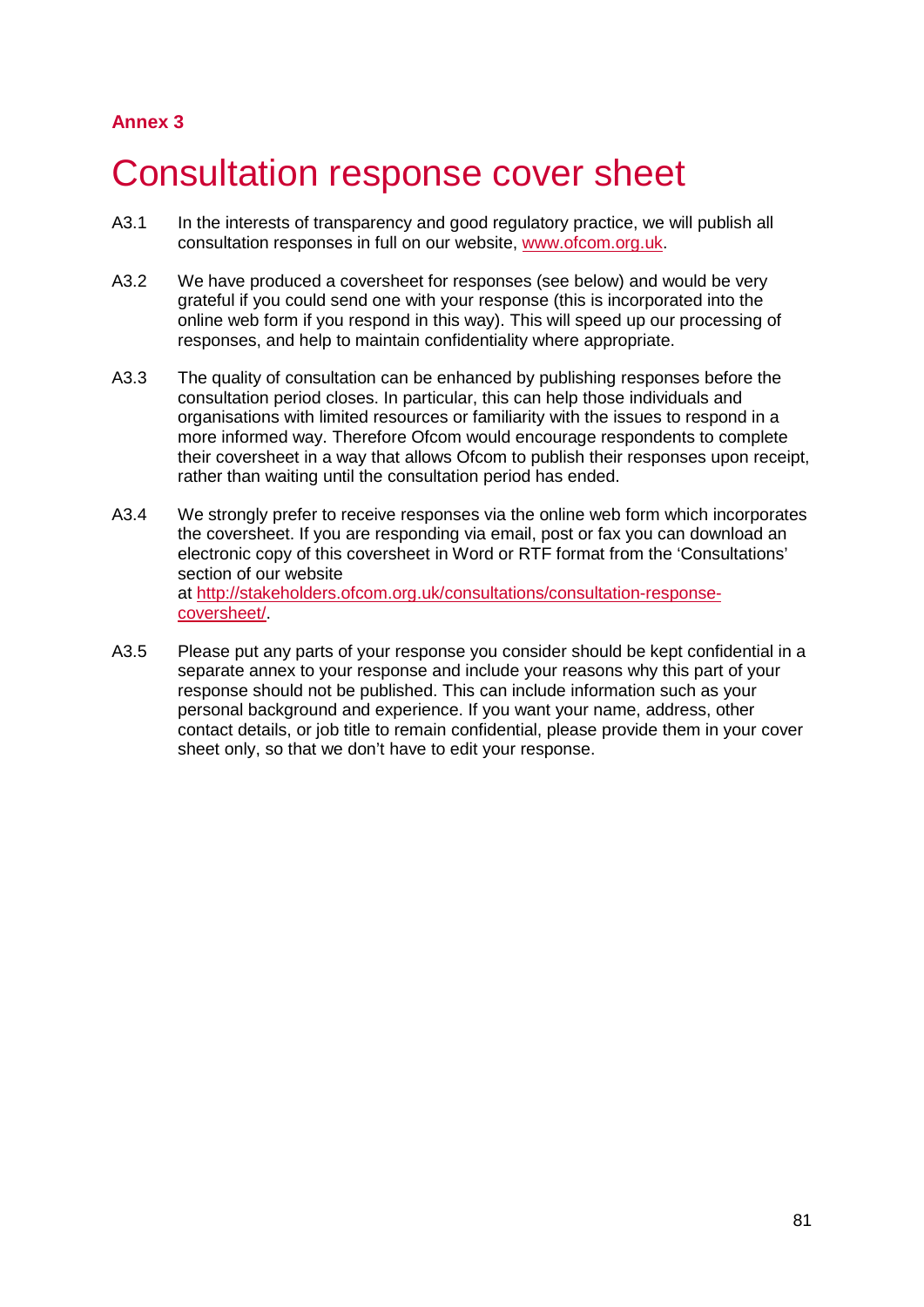**Annex 3**

# Consultation response cover sheet

A3.1 In the interests of transparency and good regulatory practice, we will publish all consultation responses in full on our website, www.ofcom.org.uk.

A3.2 We have produced a coversheet for responses (see below) and would be very grateful if you could send one with your response (this is incorporated into the online web form if you respond in this way). This will speed up our processing of responses, and help to maintain confidentiality where appropriate.

A3.3 The quality of consultation can be enhanced by publishing responses before the consultation period closes. In particular, this can help those individuals and organisations with limited resources or familiarity with the issues to respond in a more informed way. Therefore Ofcom would encourage respondents to complete their coversheet in a way that allows Ofcom to publish their responses upon receipt, rather than waiting until the consultation period has ended.

A3.4 We strongly prefer to receive responses via the online web form which incorporates the coversheet. If you are responding via email, post or fax you can download an electronic copy of this coversheet in Word or RTF format from the 'Consultations' section of our website at http://stakeholders.ofcom.org.uk/consultations/consultation-response-coversheet/.

A3.5 Please put any parts of your response you consider should be kept confidential in a separate annex to your response and include your reasons why this part of your response should not be published. This can include information such as your personal background and experience. If you want your name, address, other contact details, or job title to remain confidential, please provide them in your cover sheet only, so that we don't have to edit your response.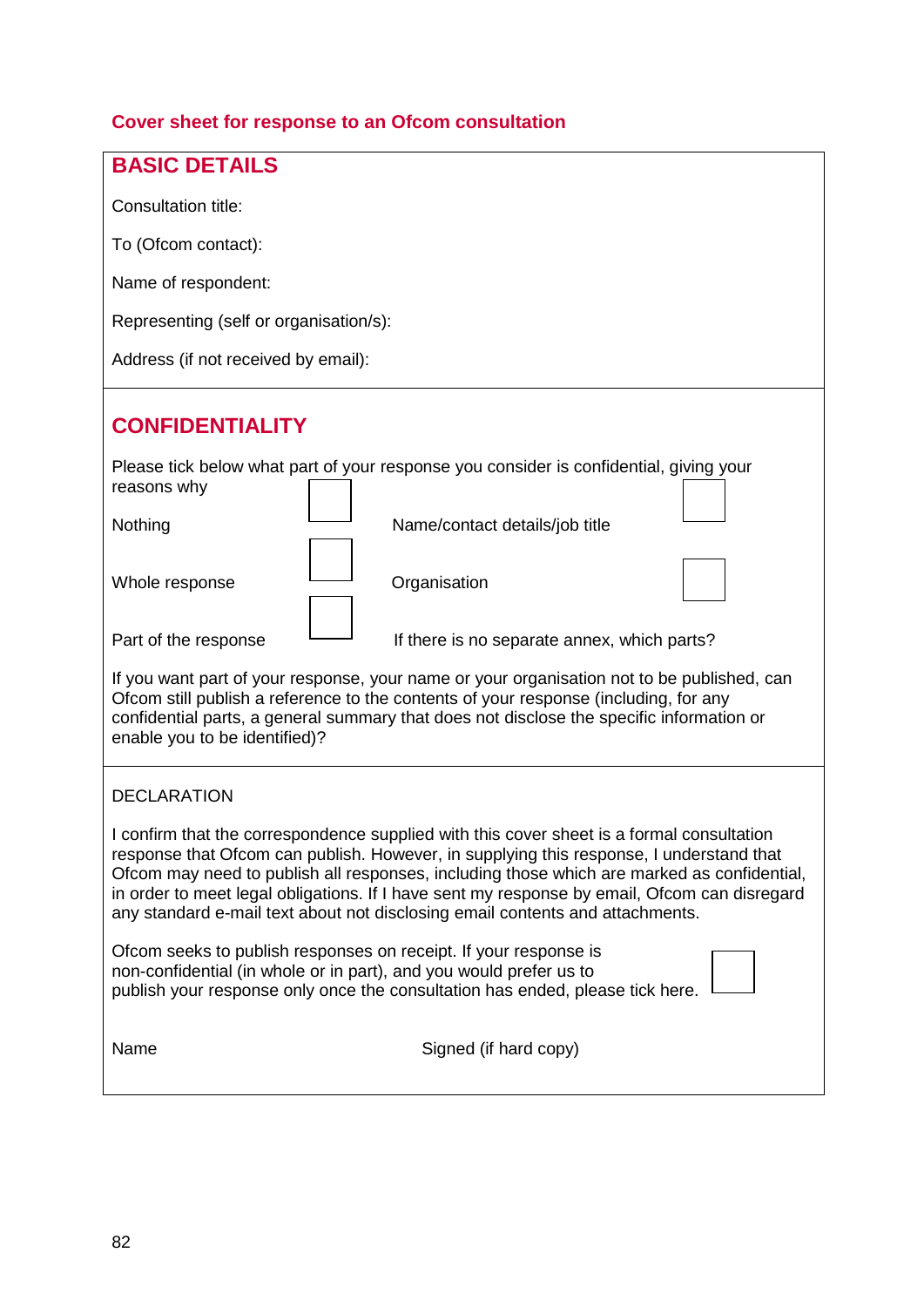## Cover sheet for response to an Ofcom consultation

### BASIC DETAILS

Consultation title:

To (Ofcom contact):

Name of respondent:

Representing (self or organisation/s):

Address (if not received by email):

### CONFIDENTIALITY

Please tick below what part of your response you consider is confidential, giving your reasons why

| | | | |
|---|---|---|---|
| Nothing | ☐ | Name/contact details/job title | ☐ |
| Whole response | ☐ | Organisation | ☐ |
| Part of the response | ☐ | If there is no separate annex, which parts? | |

If you want part of your response, your name or your organisation not to be published, can Ofcom still publish a reference to the contents of your response (including, for any confidential parts, a general summary that does not disclose the specific information or enable you to be identified)?

DECLARATION

I confirm that the correspondence supplied with this cover sheet is a formal consultation response that Ofcom can publish. However, in supplying this response, I understand that Ofcom may need to publish all responses, including those which are marked as confidential, in order to meet legal obligations. If I have sent my response by email, Ofcom can disregard any standard e-mail text about not disclosing email contents and attachments.

Ofcom seeks to publish responses on receipt. If your response is non-confidential (in whole or in part), and you would prefer us to publish your response only once the consultation has ended, please tick here. ☐

Name　　　　　　　　　　　　Signed (if hard copy)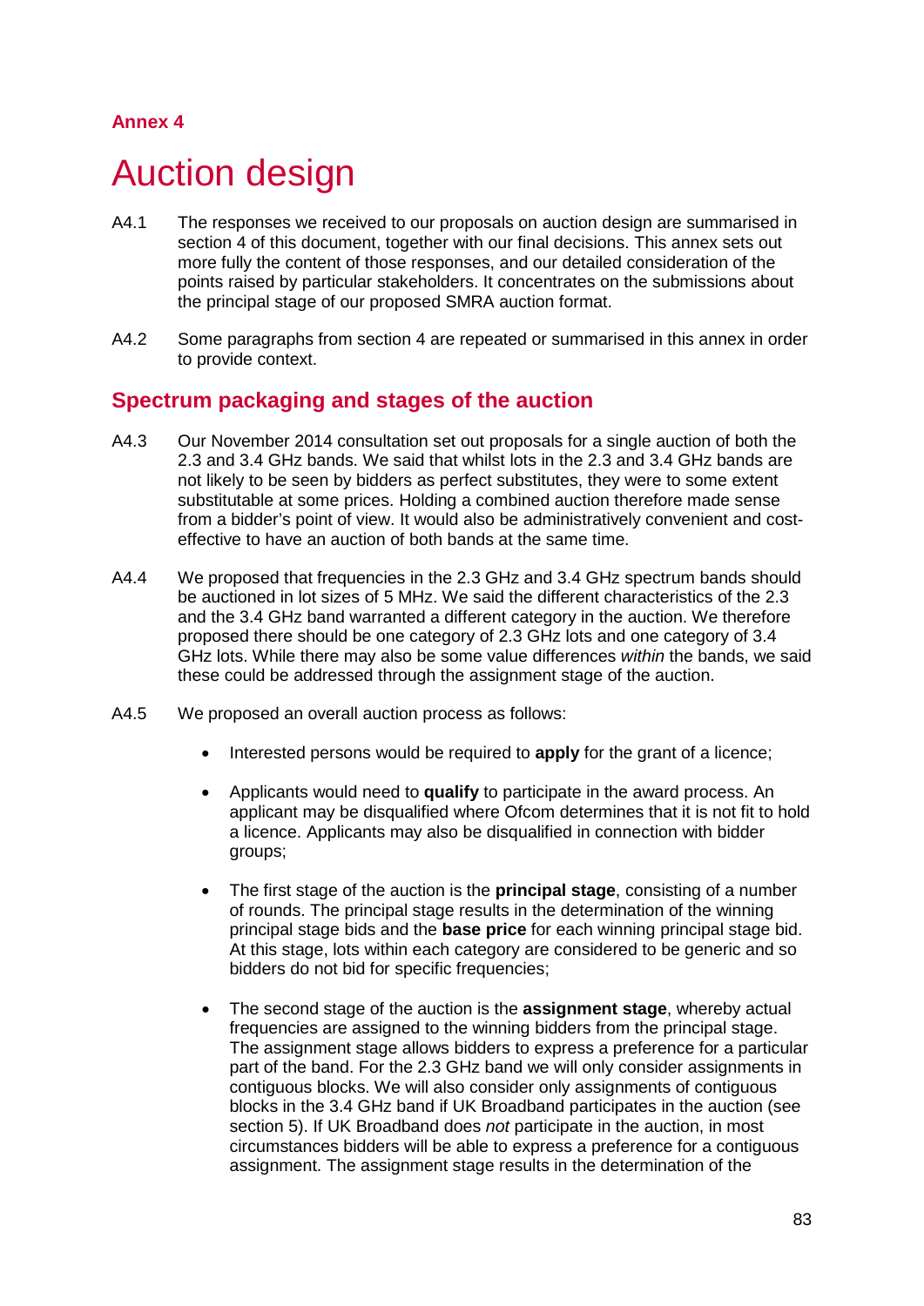## Annex 4

# Auction design

A4.1 The responses we received to our proposals on auction design are summarised in section 4 of this document, together with our final decisions. This annex sets out more fully the content of those responses, and our detailed consideration of the points raised by particular stakeholders. It concentrates on the submissions about the principal stage of our proposed SMRA auction format.

A4.2 Some paragraphs from section 4 are repeated or summarised in this annex in order to provide context.

## Spectrum packaging and stages of the auction

A4.3 Our November 2014 consultation set out proposals for a single auction of both the 2.3 and 3.4 GHz bands. We said that whilst lots in the 2.3 and 3.4 GHz bands are not likely to be seen by bidders as perfect substitutes, they were to some extent substitutable at some prices. Holding a combined auction therefore made sense from a bidder's point of view. It would also be administratively convenient and cost-effective to have an auction of both bands at the same time.

A4.4 We proposed that frequencies in the 2.3 GHz and 3.4 GHz spectrum bands should be auctioned in lot sizes of 5 MHz. We said the different characteristics of the 2.3 and the 3.4 GHz band warranted a different category in the auction. We therefore proposed there should be one category of 2.3 GHz lots and one category of 3.4 GHz lots. While there may also be some value differences *within* the bands, we said these could be addressed through the assignment stage of the auction.

A4.5 We proposed an overall auction process as follows:

- Interested persons would be required to **apply** for the grant of a licence;
- Applicants would need to **qualify** to participate in the award process. An applicant may be disqualified where Ofcom determines that it is not fit to hold a licence. Applicants may also be disqualified in connection with bidder groups;
- The first stage of the auction is the **principal stage**, consisting of a number of rounds. The principal stage results in the determination of the winning principal stage bids and the **base price** for each winning principal stage bid. At this stage, lots within each category are considered to be generic and so bidders do not bid for specific frequencies;
- The second stage of the auction is the **assignment stage**, whereby actual frequencies are assigned to the winning bidders from the principal stage. The assignment stage allows bidders to express a preference for a particular part of the band. For the 2.3 GHz band we will only consider assignments in contiguous blocks. We will also consider only assignments of contiguous blocks in the 3.4 GHz band if UK Broadband participates in the auction (see section 5). If UK Broadband does *not* participate in the auction, in most circumstances bidders will be able to express a preference for a contiguous assignment. The assignment stage results in the determination of the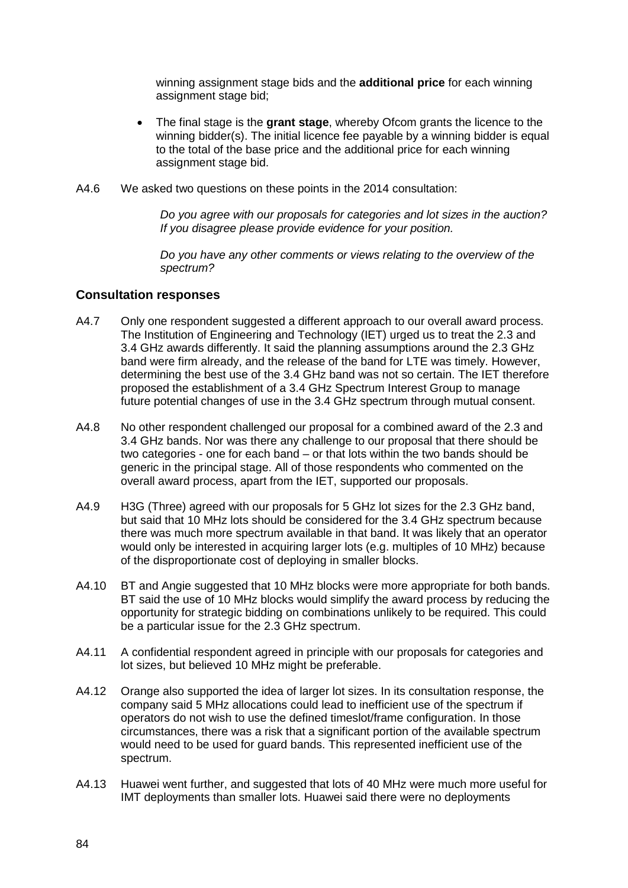winning assignment stage bids and the **additional price** for each winning assignment stage bid;

- The final stage is the **grant stage**, whereby Ofcom grants the licence to the winning bidder(s). The initial licence fee payable by a winning bidder is equal to the total of the base price and the additional price for each winning assignment stage bid.

A4.6 We asked two questions on these points in the 2014 consultation:

*Do you agree with our proposals for categories and lot sizes in the auction? If you disagree please provide evidence for your position.*

*Do you have any other comments or views relating to the overview of the spectrum?*

### Consultation responses

A4.7 Only one respondent suggested a different approach to our overall award process. The Institution of Engineering and Technology (IET) urged us to treat the 2.3 and 3.4 GHz awards differently. It said the planning assumptions around the 2.3 GHz band were firm already, and the release of the band for LTE was timely. However, determining the best use of the 3.4 GHz band was not so certain. The IET therefore proposed the establishment of a 3.4 GHz Spectrum Interest Group to manage future potential changes of use in the 3.4 GHz spectrum through mutual consent.

A4.8 No other respondent challenged our proposal for a combined award of the 2.3 and 3.4 GHz bands. Nor was there any challenge to our proposal that there should be two categories - one for each band – or that lots within the two bands should be generic in the principal stage. All of those respondents who commented on the overall award process, apart from the IET, supported our proposals.

A4.9 H3G (Three) agreed with our proposals for 5 GHz lot sizes for the 2.3 GHz band, but said that 10 MHz lots should be considered for the 3.4 GHz spectrum because there was much more spectrum available in that band. It was likely that an operator would only be interested in acquiring larger lots (e.g. multiples of 10 MHz) because of the disproportionate cost of deploying in smaller blocks.

A4.10 BT and Angie suggested that 10 MHz blocks were more appropriate for both bands. BT said the use of 10 MHz blocks would simplify the award process by reducing the opportunity for strategic bidding on combinations unlikely to be required. This could be a particular issue for the 2.3 GHz spectrum.

A4.11 A confidential respondent agreed in principle with our proposals for categories and lot sizes, but believed 10 MHz might be preferable.

A4.12 Orange also supported the idea of larger lot sizes. In its consultation response, the company said 5 MHz allocations could lead to inefficient use of the spectrum if operators do not wish to use the defined timeslot/frame configuration. In those circumstances, there was a risk that a significant portion of the available spectrum would need to be used for guard bands. This represented inefficient use of the spectrum.

A4.13 Huawei went further, and suggested that lots of 40 MHz were much more useful for IMT deployments than smaller lots. Huawei said there were no deployments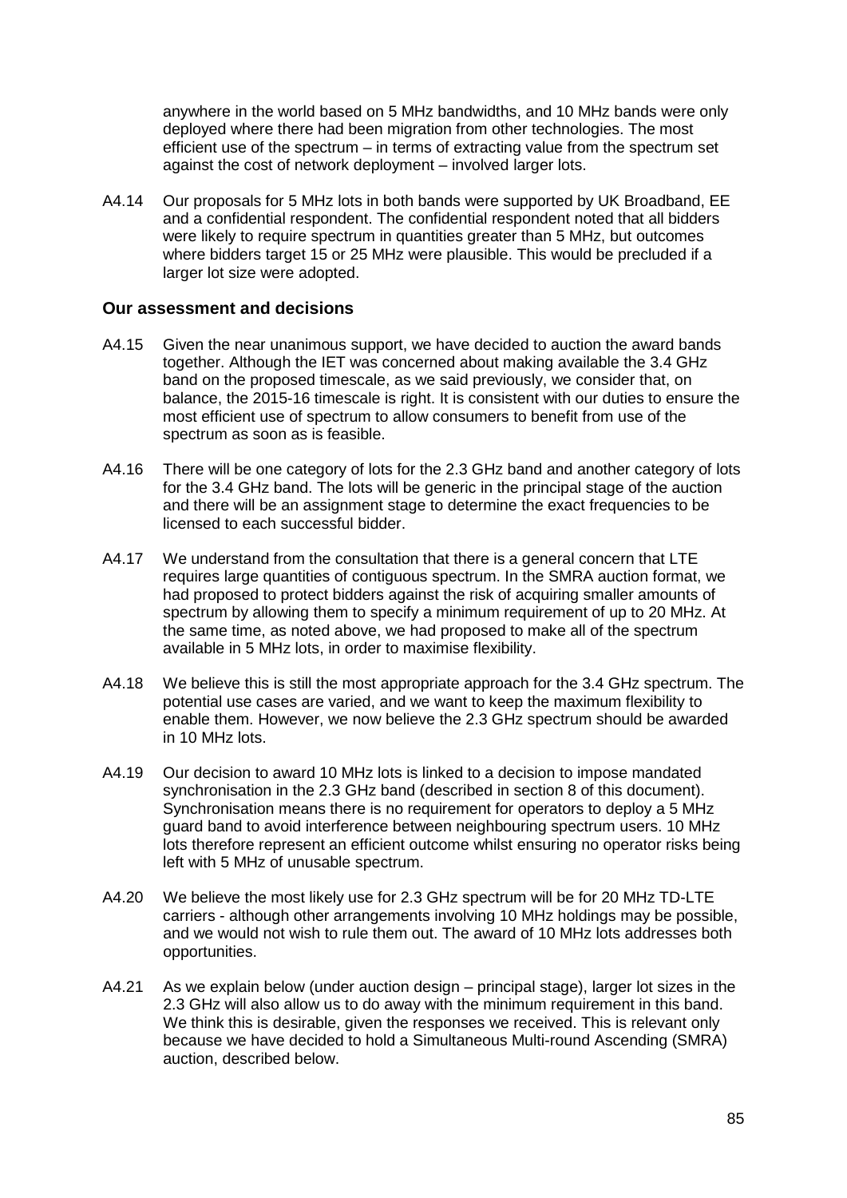anywhere in the world based on 5 MHz bandwidths, and 10 MHz bands were only deployed where there had been migration from other technologies. The most efficient use of the spectrum – in terms of extracting value from the spectrum set against the cost of network deployment – involved larger lots.

A4.14 Our proposals for 5 MHz lots in both bands were supported by UK Broadband, EE and a confidential respondent. The confidential respondent noted that all bidders were likely to require spectrum in quantities greater than 5 MHz, but outcomes where bidders target 15 or 25 MHz were plausible. This would be precluded if a larger lot size were adopted.

### Our assessment and decisions

A4.15 Given the near unanimous support, we have decided to auction the award bands together. Although the IET was concerned about making available the 3.4 GHz band on the proposed timescale, as we said previously, we consider that, on balance, the 2015-16 timescale is right. It is consistent with our duties to ensure the most efficient use of spectrum to allow consumers to benefit from use of the spectrum as soon as is feasible.

A4.16 There will be one category of lots for the 2.3 GHz band and another category of lots for the 3.4 GHz band. The lots will be generic in the principal stage of the auction and there will be an assignment stage to determine the exact frequencies to be licensed to each successful bidder.

A4.17 We understand from the consultation that there is a general concern that LTE requires large quantities of contiguous spectrum. In the SMRA auction format, we had proposed to protect bidders against the risk of acquiring smaller amounts of spectrum by allowing them to specify a minimum requirement of up to 20 MHz. At the same time, as noted above, we had proposed to make all of the spectrum available in 5 MHz lots, in order to maximise flexibility.

A4.18 We believe this is still the most appropriate approach for the 3.4 GHz spectrum. The potential use cases are varied, and we want to keep the maximum flexibility to enable them. However, we now believe the 2.3 GHz spectrum should be awarded in 10 MHz lots.

A4.19 Our decision to award 10 MHz lots is linked to a decision to impose mandated synchronisation in the 2.3 GHz band (described in section 8 of this document). Synchronisation means there is no requirement for operators to deploy a 5 MHz guard band to avoid interference between neighbouring spectrum users. 10 MHz lots therefore represent an efficient outcome whilst ensuring no operator risks being left with 5 MHz of unusable spectrum.

A4.20 We believe the most likely use for 2.3 GHz spectrum will be for 20 MHz TD-LTE carriers - although other arrangements involving 10 MHz holdings may be possible, and we would not wish to rule them out. The award of 10 MHz lots addresses both opportunities.

A4.21 As we explain below (under auction design – principal stage), larger lot sizes in the 2.3 GHz will also allow us to do away with the minimum requirement in this band. We think this is desirable, given the responses we received. This is relevant only because we have decided to hold a Simultaneous Multi-round Ascending (SMRA) auction, described below.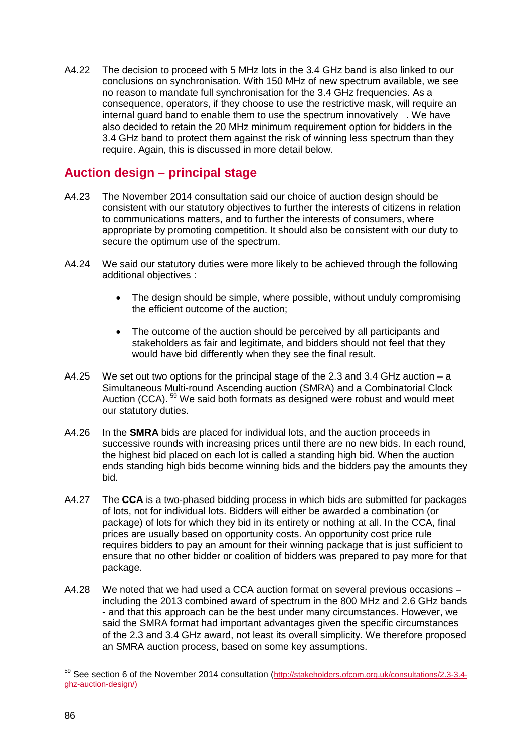A4.22 The decision to proceed with 5 MHz lots in the 3.4 GHz band is also linked to our conclusions on synchronisation. With 150 MHz of new spectrum available, we see no reason to mandate full synchronisation for the 3.4 GHz frequencies. As a consequence, operators, if they choose to use the restrictive mask, will require an internal guard band to enable them to use the spectrum innovatively . We have also decided to retain the 20 MHz minimum requirement option for bidders in the 3.4 GHz band to protect them against the risk of winning less spectrum than they require. Again, this is discussed in more detail below.

## Auction design – principal stage

A4.23 The November 2014 consultation said our choice of auction design should be consistent with our statutory objectives to further the interests of citizens in relation to communications matters, and to further the interests of consumers, where appropriate by promoting competition. It should also be consistent with our duty to secure the optimum use of the spectrum.

A4.24 We said our statutory duties were more likely to be achieved through the following additional objectives :

- The design should be simple, where possible, without unduly compromising the efficient outcome of the auction;
- The outcome of the auction should be perceived by all participants and stakeholders as fair and legitimate, and bidders should not feel that they would have bid differently when they see the final result.

A4.25 We set out two options for the principal stage of the 2.3 and 3.4 GHz auction – a Simultaneous Multi-round Ascending auction (SMRA) and a Combinatorial Clock Auction (CCA). [59] We said both formats as designed were robust and would meet our statutory duties.

A4.26 In the **SMRA** bids are placed for individual lots, and the auction proceeds in successive rounds with increasing prices until there are no new bids. In each round, the highest bid placed on each lot is called a standing high bid. When the auction ends standing high bids become winning bids and the bidders pay the amounts they bid.

A4.27 The **CCA** is a two-phased bidding process in which bids are submitted for packages of lots, not for individual lots. Bidders will either be awarded a combination (or package) of lots for which they bid in its entirety or nothing at all. In the CCA, final prices are usually based on opportunity costs. An opportunity cost price rule requires bidders to pay an amount for their winning package that is just sufficient to ensure that no other bidder or coalition of bidders was prepared to pay more for that package.

A4.28 We noted that we had used a CCA auction format on several previous occasions – including the 2013 combined award of spectrum in the 800 MHz and 2.6 GHz bands - and that this approach can be the best under many circumstances. However, we said the SMRA format had important advantages given the specific circumstances of the 2.3 and 3.4 GHz award, not least its overall simplicity. We therefore proposed an SMRA auction process, based on some key assumptions.

[59] See section 6 of the November 2014 consultation (http://stakeholders.ofcom.org.uk/consultations/2.3-3.4-ghz-auction-design/)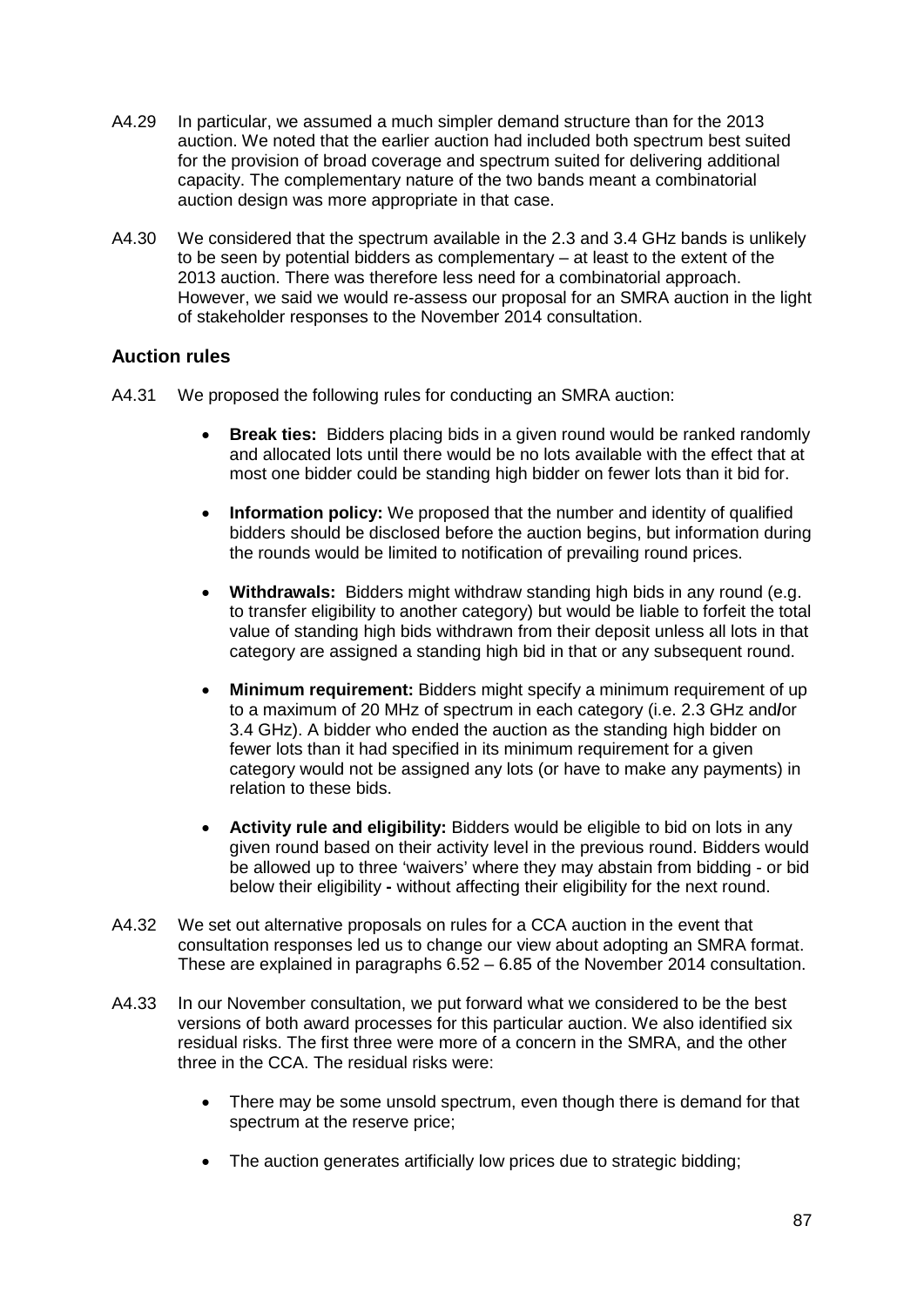A4.29 In particular, we assumed a much simpler demand structure than for the 2013 auction. We noted that the earlier auction had included both spectrum best suited for the provision of broad coverage and spectrum suited for delivering additional capacity. The complementary nature of the two bands meant a combinatorial auction design was more appropriate in that case.

A4.30 We considered that the spectrum available in the 2.3 and 3.4 GHz bands is unlikely to be seen by potential bidders as complementary – at least to the extent of the 2013 auction. There was therefore less need for a combinatorial approach. However, we said we would re-assess our proposal for an SMRA auction in the light of stakeholder responses to the November 2014 consultation.

### Auction rules

A4.31 We proposed the following rules for conducting an SMRA auction:

- **Break ties:** Bidders placing bids in a given round would be ranked randomly and allocated lots until there would be no lots available with the effect that at most one bidder could be standing high bidder on fewer lots than it bid for.
- **Information policy:** We proposed that the number and identity of qualified bidders should be disclosed before the auction begins, but information during the rounds would be limited to notification of prevailing round prices.
- **Withdrawals:** Bidders might withdraw standing high bids in any round (e.g. to transfer eligibility to another category) but would be liable to forfeit the total value of standing high bids withdrawn from their deposit unless all lots in that category are assigned a standing high bid in that or any subsequent round.
- **Minimum requirement:** Bidders might specify a minimum requirement of up to a maximum of 20 MHz of spectrum in each category (i.e. 2.3 GHz and/or 3.4 GHz). A bidder who ended the auction as the standing high bidder on fewer lots than it had specified in its minimum requirement for a given category would not be assigned any lots (or have to make any payments) in relation to these bids.
- **Activity rule and eligibility:** Bidders would be eligible to bid on lots in any given round based on their activity level in the previous round. Bidders would be allowed up to three 'waivers' where they may abstain from bidding - or bid below their eligibility - without affecting their eligibility for the next round.

A4.32 We set out alternative proposals on rules for a CCA auction in the event that consultation responses led us to change our view about adopting an SMRA format. These are explained in paragraphs 6.52 – 6.85 of the November 2014 consultation.

A4.33 In our November consultation, we put forward what we considered to be the best versions of both award processes for this particular auction. We also identified six residual risks. The first three were more of a concern in the SMRA, and the other three in the CCA. The residual risks were:

- There may be some unsold spectrum, even though there is demand for that spectrum at the reserve price;
- The auction generates artificially low prices due to strategic bidding;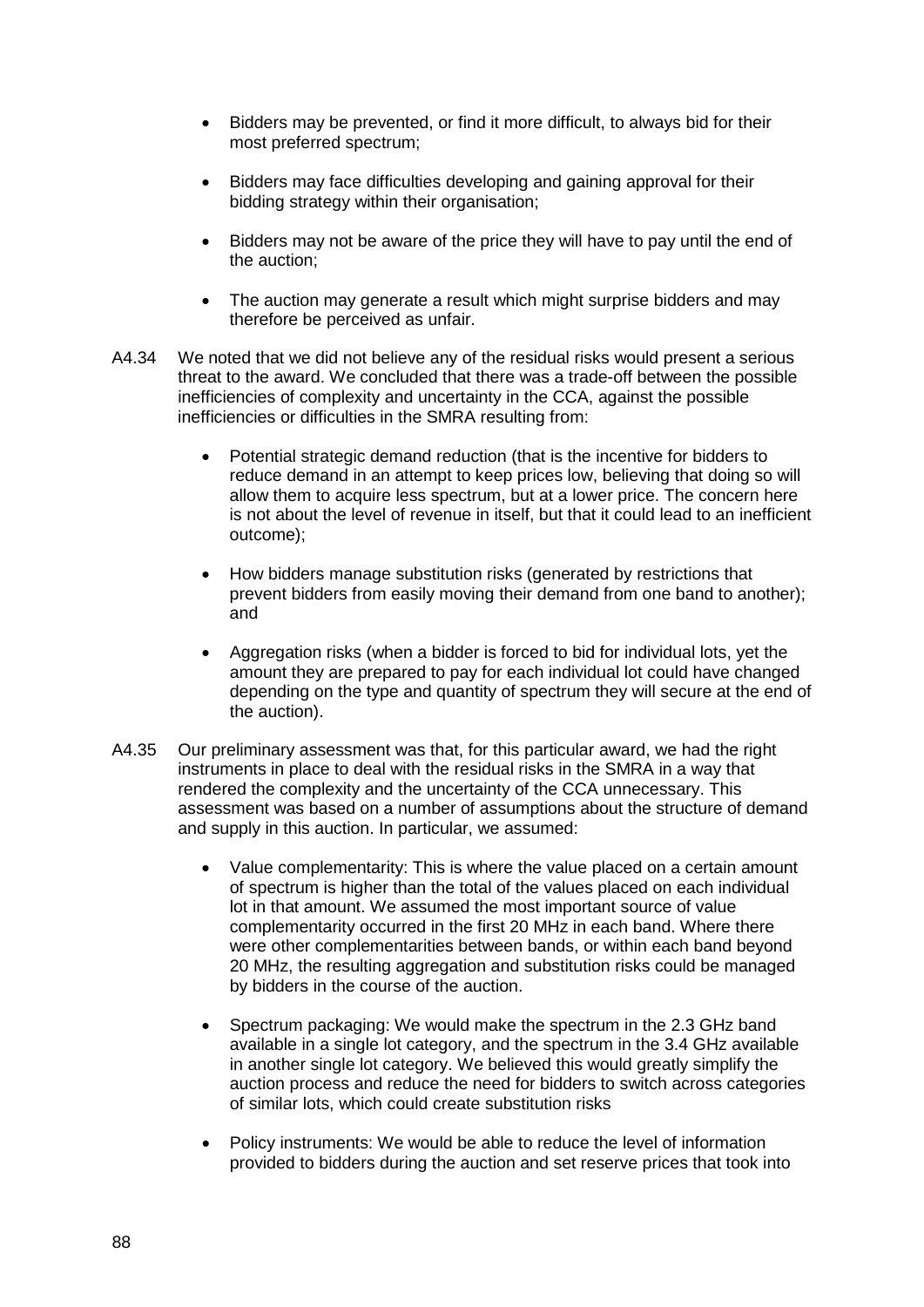- Bidders may be prevented, or find it more difficult, to always bid for their most preferred spectrum;
- Bidders may face difficulties developing and gaining approval for their bidding strategy within their organisation;
- Bidders may not be aware of the price they will have to pay until the end of the auction;
- The auction may generate a result which might surprise bidders and may therefore be perceived as unfair.

A4.34 We noted that we did not believe any of the residual risks would present a serious threat to the award. We concluded that there was a trade-off between the possible inefficiencies of complexity and uncertainty in the CCA, against the possible inefficiencies or difficulties in the SMRA resulting from:

- Potential strategic demand reduction (that is the incentive for bidders to reduce demand in an attempt to keep prices low, believing that doing so will allow them to acquire less spectrum, but at a lower price. The concern here is not about the level of revenue in itself, but that it could lead to an inefficient outcome);
- How bidders manage substitution risks (generated by restrictions that prevent bidders from easily moving their demand from one band to another); and
- Aggregation risks (when a bidder is forced to bid for individual lots, yet the amount they are prepared to pay for each individual lot could have changed depending on the type and quantity of spectrum they will secure at the end of the auction).

A4.35 Our preliminary assessment was that, for this particular award, we had the right instruments in place to deal with the residual risks in the SMRA in a way that rendered the complexity and the uncertainty of the CCA unnecessary. This assessment was based on a number of assumptions about the structure of demand and supply in this auction. In particular, we assumed:

- Value complementarity: This is where the value placed on a certain amount of spectrum is higher than the total of the values placed on each individual lot in that amount. We assumed the most important source of value complementarity occurred in the first 20 MHz in each band. Where there were other complementarities between bands, or within each band beyond 20 MHz, the resulting aggregation and substitution risks could be managed by bidders in the course of the auction.
- Spectrum packaging: We would make the spectrum in the 2.3 GHz band available in a single lot category, and the spectrum in the 3.4 GHz available in another single lot category. We believed this would greatly simplify the auction process and reduce the need for bidders to switch across categories of similar lots, which could create substitution risks
- Policy instruments: We would be able to reduce the level of information provided to bidders during the auction and set reserve prices that took into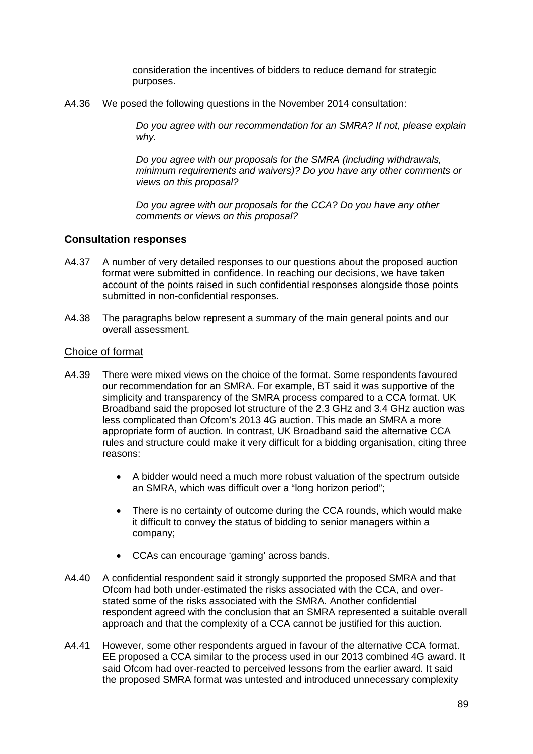consideration the incentives of bidders to reduce demand for strategic purposes.

A4.36 We posed the following questions in the November 2014 consultation:

> *Do you agree with our recommendation for an SMRA? If not, please explain why.*
>
> *Do you agree with our proposals for the SMRA (including withdrawals, minimum requirements and waivers)? Do you have any other comments or views on this proposal?*
>
> *Do you agree with our proposals for the CCA? Do you have any other comments or views on this proposal?*

### Consultation responses

A4.37 A number of very detailed responses to our questions about the proposed auction format were submitted in confidence. In reaching our decisions, we have taken account of the points raised in such confidential responses alongside those points submitted in non-confidential responses.

A4.38 The paragraphs below represent a summary of the main general points and our overall assessment.

#### Choice of format

A4.39 There were mixed views on the choice of the format. Some respondents favoured our recommendation for an SMRA. For example, BT said it was supportive of the simplicity and transparency of the SMRA process compared to a CCA format. UK Broadband said the proposed lot structure of the 2.3 GHz and 3.4 GHz auction was less complicated than Ofcom's 2013 4G auction. This made an SMRA a more appropriate form of auction. In contrast, UK Broadband said the alternative CCA rules and structure could make it very difficult for a bidding organisation, citing three reasons:

- A bidder would need a much more robust valuation of the spectrum outside an SMRA, which was difficult over a "long horizon period";
- There is no certainty of outcome during the CCA rounds, which would make it difficult to convey the status of bidding to senior managers within a company;
- CCAs can encourage 'gaming' across bands.

A4.40 A confidential respondent said it strongly supported the proposed SMRA and that Ofcom had both under-estimated the risks associated with the CCA, and over-stated some of the risks associated with the SMRA. Another confidential respondent agreed with the conclusion that an SMRA represented a suitable overall approach and that the complexity of a CCA cannot be justified for this auction.

A4.41 However, some other respondents argued in favour of the alternative CCA format. EE proposed a CCA similar to the process used in our 2013 combined 4G award. It said Ofcom had over-reacted to perceived lessons from the earlier award. It said the proposed SMRA format was untested and introduced unnecessary complexity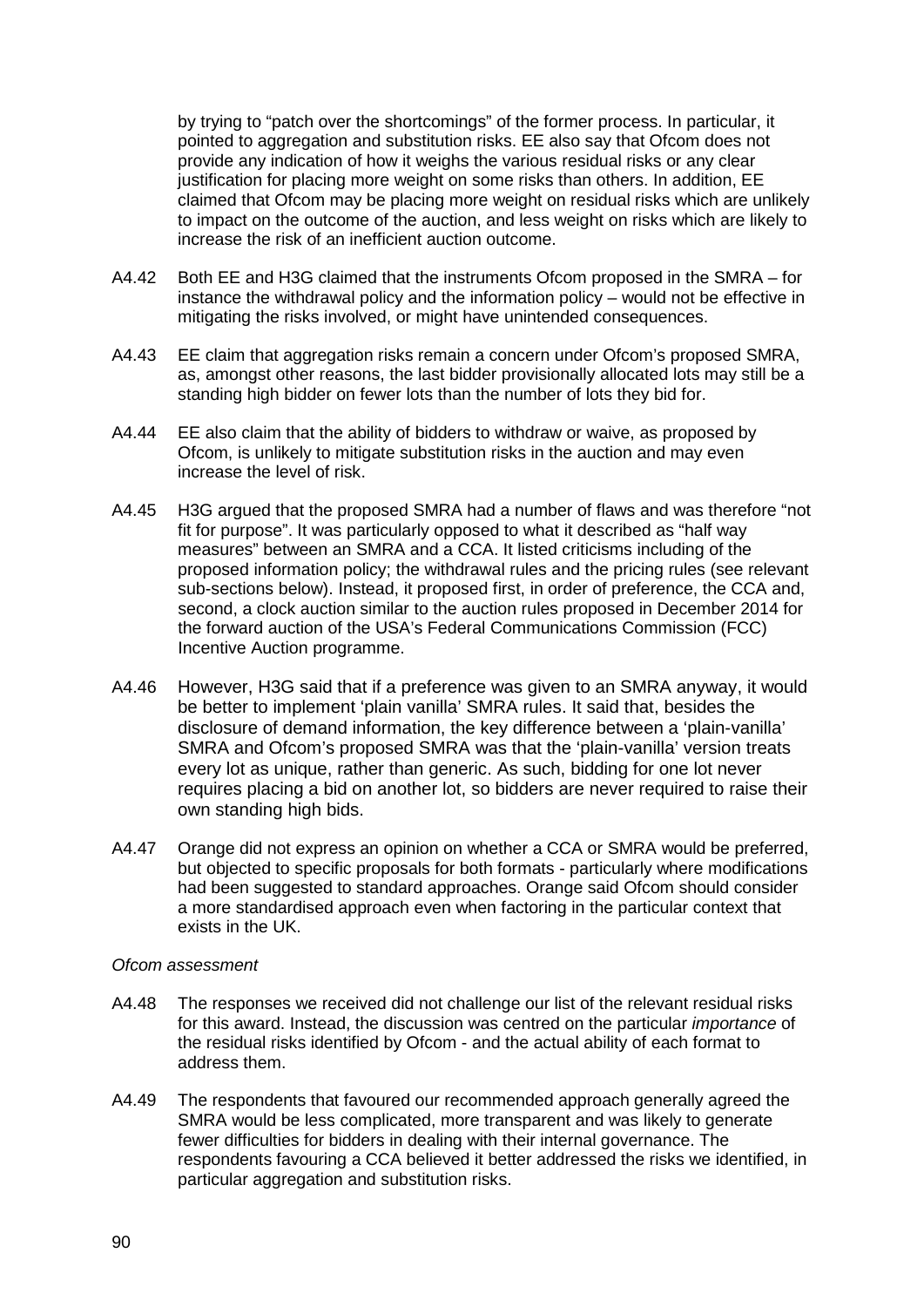by trying to "patch over the shortcomings" of the former process. In particular, it pointed to aggregation and substitution risks. EE also say that Ofcom does not provide any indication of how it weighs the various residual risks or any clear justification for placing more weight on some risks than others. In addition, EE claimed that Ofcom may be placing more weight on residual risks which are unlikely to impact on the outcome of the auction, and less weight on risks which are likely to increase the risk of an inefficient auction outcome.

A4.42 Both EE and H3G claimed that the instruments Ofcom proposed in the SMRA – for instance the withdrawal policy and the information policy – would not be effective in mitigating the risks involved, or might have unintended consequences.

A4.43 EE claim that aggregation risks remain a concern under Ofcom's proposed SMRA, as, amongst other reasons, the last bidder provisionally allocated lots may still be a standing high bidder on fewer lots than the number of lots they bid for.

A4.44 EE also claim that the ability of bidders to withdraw or waive, as proposed by Ofcom, is unlikely to mitigate substitution risks in the auction and may even increase the level of risk.

A4.45 H3G argued that the proposed SMRA had a number of flaws and was therefore "not fit for purpose". It was particularly opposed to what it described as "half way measures" between an SMRA and a CCA. It listed criticisms including of the proposed information policy; the withdrawal rules and the pricing rules (see relevant sub-sections below). Instead, it proposed first, in order of preference, the CCA and, second, a clock auction similar to the auction rules proposed in December 2014 for the forward auction of the USA's Federal Communications Commission (FCC) Incentive Auction programme.

A4.46 However, H3G said that if a preference was given to an SMRA anyway, it would be better to implement 'plain vanilla' SMRA rules. It said that, besides the disclosure of demand information, the key difference between a 'plain-vanilla' SMRA and Ofcom's proposed SMRA was that the 'plain-vanilla' version treats every lot as unique, rather than generic. As such, bidding for one lot never requires placing a bid on another lot, so bidders are never required to raise their own standing high bids.

A4.47 Orange did not express an opinion on whether a CCA or SMRA would be preferred, but objected to specific proposals for both formats - particularly where modifications had been suggested to standard approaches. Orange said Ofcom should consider a more standardised approach even when factoring in the particular context that exists in the UK.

*Ofcom assessment*

A4.48 The responses we received did not challenge our list of the relevant residual risks for this award. Instead, the discussion was centred on the particular *importance* of the residual risks identified by Ofcom - and the actual ability of each format to address them.

A4.49 The respondents that favoured our recommended approach generally agreed the SMRA would be less complicated, more transparent and was likely to generate fewer difficulties for bidders in dealing with their internal governance. The respondents favouring a CCA believed it better addressed the risks we identified, in particular aggregation and substitution risks.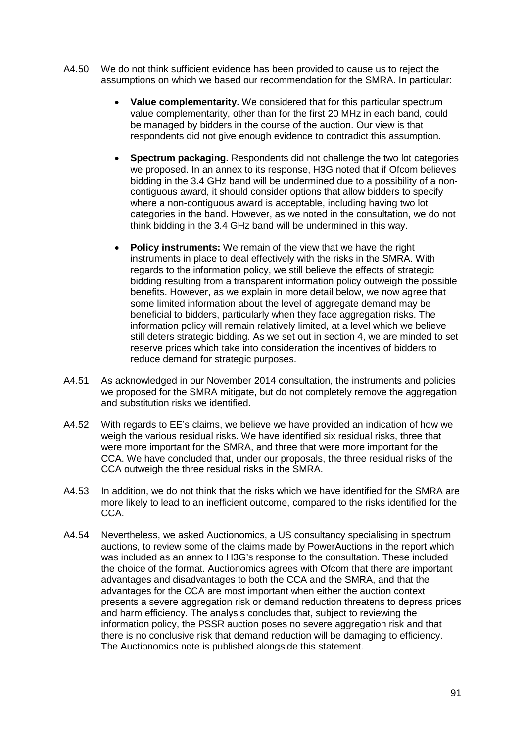A4.50 We do not think sufficient evidence has been provided to cause us to reject the assumptions on which we based our recommendation for the SMRA. In particular:

- **Value complementarity.** We considered that for this particular spectrum value complementarity, other than for the first 20 MHz in each band, could be managed by bidders in the course of the auction. Our view is that respondents did not give enough evidence to contradict this assumption.
- **Spectrum packaging.** Respondents did not challenge the two lot categories we proposed. In an annex to its response, H3G noted that if Ofcom believes bidding in the 3.4 GHz band will be undermined due to a possibility of a non-contiguous award, it should consider options that allow bidders to specify where a non-contiguous award is acceptable, including having two lot categories in the band. However, as we noted in the consultation, we do not think bidding in the 3.4 GHz band will be undermined in this way.
- **Policy instruments:** We remain of the view that we have the right instruments in place to deal effectively with the risks in the SMRA. With regards to the information policy, we still believe the effects of strategic bidding resulting from a transparent information policy outweigh the possible benefits. However, as we explain in more detail below, we now agree that some limited information about the level of aggregate demand may be beneficial to bidders, particularly when they face aggregation risks. The information policy will remain relatively limited, at a level which we believe still deters strategic bidding. As we set out in section 4, we are minded to set reserve prices which take into consideration the incentives of bidders to reduce demand for strategic purposes.

A4.51 As acknowledged in our November 2014 consultation, the instruments and policies we proposed for the SMRA mitigate, but do not completely remove the aggregation and substitution risks we identified.

A4.52 With regards to EE's claims, we believe we have provided an indication of how we weigh the various residual risks. We have identified six residual risks, three that were more important for the SMRA, and three that were more important for the CCA. We have concluded that, under our proposals, the three residual risks of the CCA outweigh the three residual risks in the SMRA.

A4.53 In addition, we do not think that the risks which we have identified for the SMRA are more likely to lead to an inefficient outcome, compared to the risks identified for the CCA.

A4.54 Nevertheless, we asked Auctionomics, a US consultancy specialising in spectrum auctions, to review some of the claims made by PowerAuctions in the report which was included as an annex to H3G's response to the consultation. These included the choice of the format. Auctionomics agrees with Ofcom that there are important advantages and disadvantages to both the CCA and the SMRA, and that the advantages for the CCA are most important when either the auction context presents a severe aggregation risk or demand reduction threatens to depress prices and harm efficiency. The analysis concludes that, subject to reviewing the information policy, the PSSR auction poses no severe aggregation risk and that there is no conclusive risk that demand reduction will be damaging to efficiency. The Auctionomics note is published alongside this statement.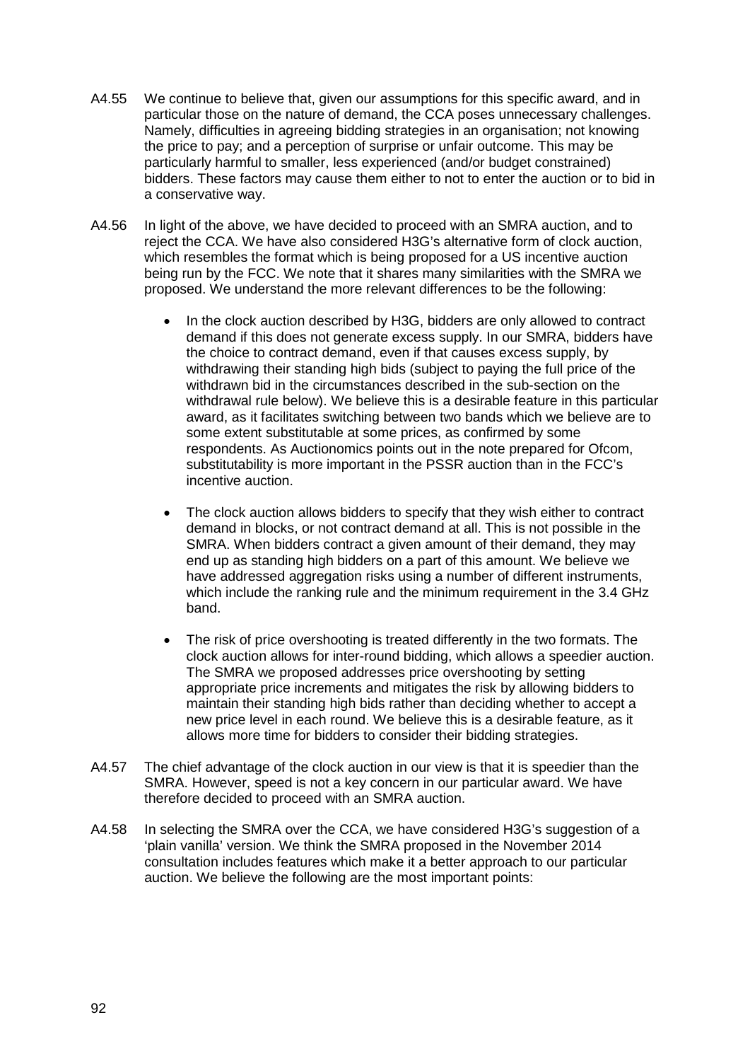A4.55 We continue to believe that, given our assumptions for this specific award, and in particular those on the nature of demand, the CCA poses unnecessary challenges. Namely, difficulties in agreeing bidding strategies in an organisation; not knowing the price to pay; and a perception of surprise or unfair outcome. This may be particularly harmful to smaller, less experienced (and/or budget constrained) bidders. These factors may cause them either to not to enter the auction or to bid in a conservative way.

A4.56 In light of the above, we have decided to proceed with an SMRA auction, and to reject the CCA. We have also considered H3G's alternative form of clock auction, which resembles the format which is being proposed for a US incentive auction being run by the FCC. We note that it shares many similarities with the SMRA we proposed. We understand the more relevant differences to be the following:

- In the clock auction described by H3G, bidders are only allowed to contract demand if this does not generate excess supply. In our SMRA, bidders have the choice to contract demand, even if that causes excess supply, by withdrawing their standing high bids (subject to paying the full price of the withdrawn bid in the circumstances described in the sub-section on the withdrawal rule below). We believe this is a desirable feature in this particular award, as it facilitates switching between two bands which we believe are to some extent substitutable at some prices, as confirmed by some respondents. As Auctionomics points out in the note prepared for Ofcom, substitutability is more important in the PSSR auction than in the FCC's incentive auction.

- The clock auction allows bidders to specify that they wish either to contract demand in blocks, or not contract demand at all. This is not possible in the SMRA. When bidders contract a given amount of their demand, they may end up as standing high bidders on a part of this amount. We believe we have addressed aggregation risks using a number of different instruments, which include the ranking rule and the minimum requirement in the 3.4 GHz band.

- The risk of price overshooting is treated differently in the two formats. The clock auction allows for inter-round bidding, which allows a speedier auction. The SMRA we proposed addresses price overshooting by setting appropriate price increments and mitigates the risk by allowing bidders to maintain their standing high bids rather than deciding whether to accept a new price level in each round. We believe this is a desirable feature, as it allows more time for bidders to consider their bidding strategies.

A4.57 The chief advantage of the clock auction in our view is that it is speedier than the SMRA. However, speed is not a key concern in our particular award. We have therefore decided to proceed with an SMRA auction.

A4.58 In selecting the SMRA over the CCA, we have considered H3G's suggestion of a 'plain vanilla' version. We think the SMRA proposed in the November 2014 consultation includes features which make it a better approach to our particular auction. We believe the following are the most important points: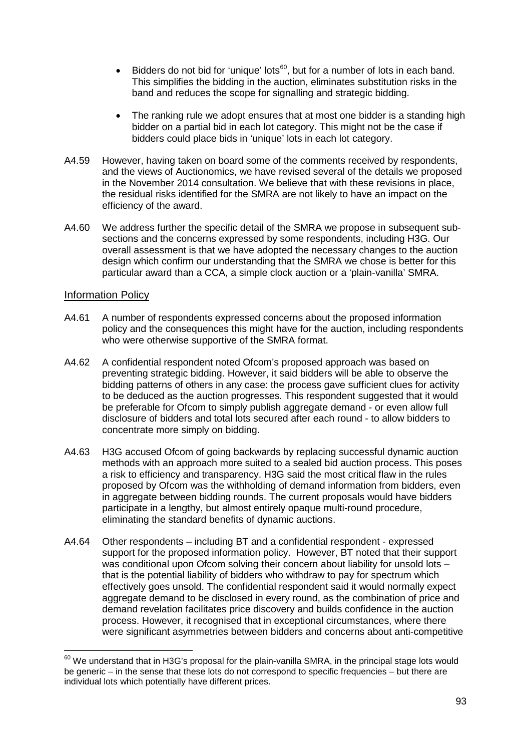- Bidders do not bid for 'unique' lots[60], but for a number of lots in each band. This simplifies the bidding in the auction, eliminates substitution risks in the band and reduces the scope for signalling and strategic bidding.

- The ranking rule we adopt ensures that at most one bidder is a standing high bidder on a partial bid in each lot category. This might not be the case if bidders could place bids in 'unique' lots in each lot category.

A4.59 However, having taken on board some of the comments received by respondents, and the views of Auctionomics, we have revised several of the details we proposed in the November 2014 consultation. We believe that with these revisions in place, the residual risks identified for the SMRA are not likely to have an impact on the efficiency of the award.

A4.60 We address further the specific detail of the SMRA we propose in subsequent sub-sections and the concerns expressed by some respondents, including H3G. Our overall assessment is that we have adopted the necessary changes to the auction design which confirm our understanding that the SMRA we chose is better for this particular award than a CCA, a simple clock auction or a 'plain-vanilla' SMRA.

## Information Policy

A4.61 A number of respondents expressed concerns about the proposed information policy and the consequences this might have for the auction, including respondents who were otherwise supportive of the SMRA format.

A4.62 A confidential respondent noted Ofcom's proposed approach was based on preventing strategic bidding. However, it said bidders will be able to observe the bidding patterns of others in any case: the process gave sufficient clues for activity to be deduced as the auction progresses. This respondent suggested that it would be preferable for Ofcom to simply publish aggregate demand - or even allow full disclosure of bidders and total lots secured after each round - to allow bidders to concentrate more simply on bidding.

A4.63 H3G accused Ofcom of going backwards by replacing successful dynamic auction methods with an approach more suited to a sealed bid auction process. This poses a risk to efficiency and transparency. H3G said the most critical flaw in the rules proposed by Ofcom was the withholding of demand information from bidders, even in aggregate between bidding rounds. The current proposals would have bidders participate in a lengthy, but almost entirely opaque multi-round procedure, eliminating the standard benefits of dynamic auctions.

A4.64 Other respondents – including BT and a confidential respondent - expressed support for the proposed information policy. However, BT noted that their support was conditional upon Ofcom solving their concern about liability for unsold lots – that is the potential liability of bidders who withdraw to pay for spectrum which effectively goes unsold. The confidential respondent said it would normally expect aggregate demand to be disclosed in every round, as the combination of price and demand revelation facilitates price discovery and builds confidence in the auction process. However, it recognised that in exceptional circumstances, where there were significant asymmetries between bidders and concerns about anti-competitive

[60] We understand that in H3G's proposal for the plain-vanilla SMRA, in the principal stage lots would be generic – in the sense that these lots do not correspond to specific frequencies – but there are individual lots which potentially have different prices.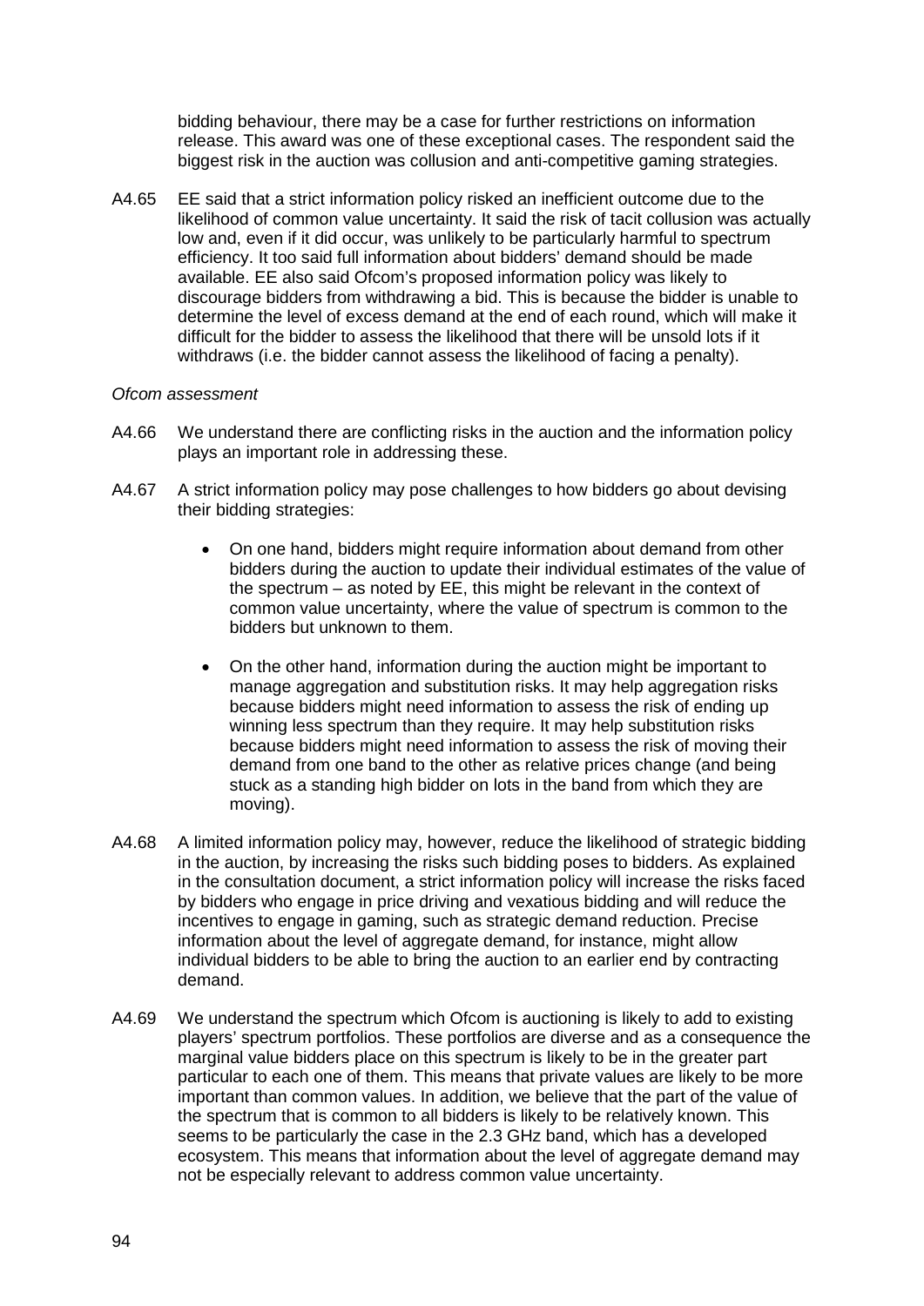bidding behaviour, there may be a case for further restrictions on information release. This award was one of these exceptional cases. The respondent said the biggest risk in the auction was collusion and anti-competitive gaming strategies.

A4.65 EE said that a strict information policy risked an inefficient outcome due to the likelihood of common value uncertainty. It said the risk of tacit collusion was actually low and, even if it did occur, was unlikely to be particularly harmful to spectrum efficiency. It too said full information about bidders' demand should be made available. EE also said Ofcom's proposed information policy was likely to discourage bidders from withdrawing a bid. This is because the bidder is unable to determine the level of excess demand at the end of each round, which will make it difficult for the bidder to assess the likelihood that there will be unsold lots if it withdraws (i.e. the bidder cannot assess the likelihood of facing a penalty).

*Ofcom assessment*

A4.66 We understand there are conflicting risks in the auction and the information policy plays an important role in addressing these.

A4.67 A strict information policy may pose challenges to how bidders go about devising their bidding strategies:

- On one hand, bidders might require information about demand from other bidders during the auction to update their individual estimates of the value of the spectrum – as noted by EE, this might be relevant in the context of common value uncertainty, where the value of spectrum is common to the bidders but unknown to them.
- On the other hand, information during the auction might be important to manage aggregation and substitution risks. It may help aggregation risks because bidders might need information to assess the risk of ending up winning less spectrum than they require. It may help substitution risks because bidders might need information to assess the risk of moving their demand from one band to the other as relative prices change (and being stuck as a standing high bidder on lots in the band from which they are moving).

A4.68 A limited information policy may, however, reduce the likelihood of strategic bidding in the auction, by increasing the risks such bidding poses to bidders. As explained in the consultation document, a strict information policy will increase the risks faced by bidders who engage in price driving and vexatious bidding and will reduce the incentives to engage in gaming, such as strategic demand reduction. Precise information about the level of aggregate demand, for instance, might allow individual bidders to be able to bring the auction to an earlier end by contracting demand.

A4.69 We understand the spectrum which Ofcom is auctioning is likely to add to existing players' spectrum portfolios. These portfolios are diverse and as a consequence the marginal value bidders place on this spectrum is likely to be in the greater part particular to each one of them. This means that private values are likely to be more important than common values. In addition, we believe that the part of the value of the spectrum that is common to all bidders is likely to be relatively known. This seems to be particularly the case in the 2.3 GHz band, which has a developed ecosystem. This means that information about the level of aggregate demand may not be especially relevant to address common value uncertainty.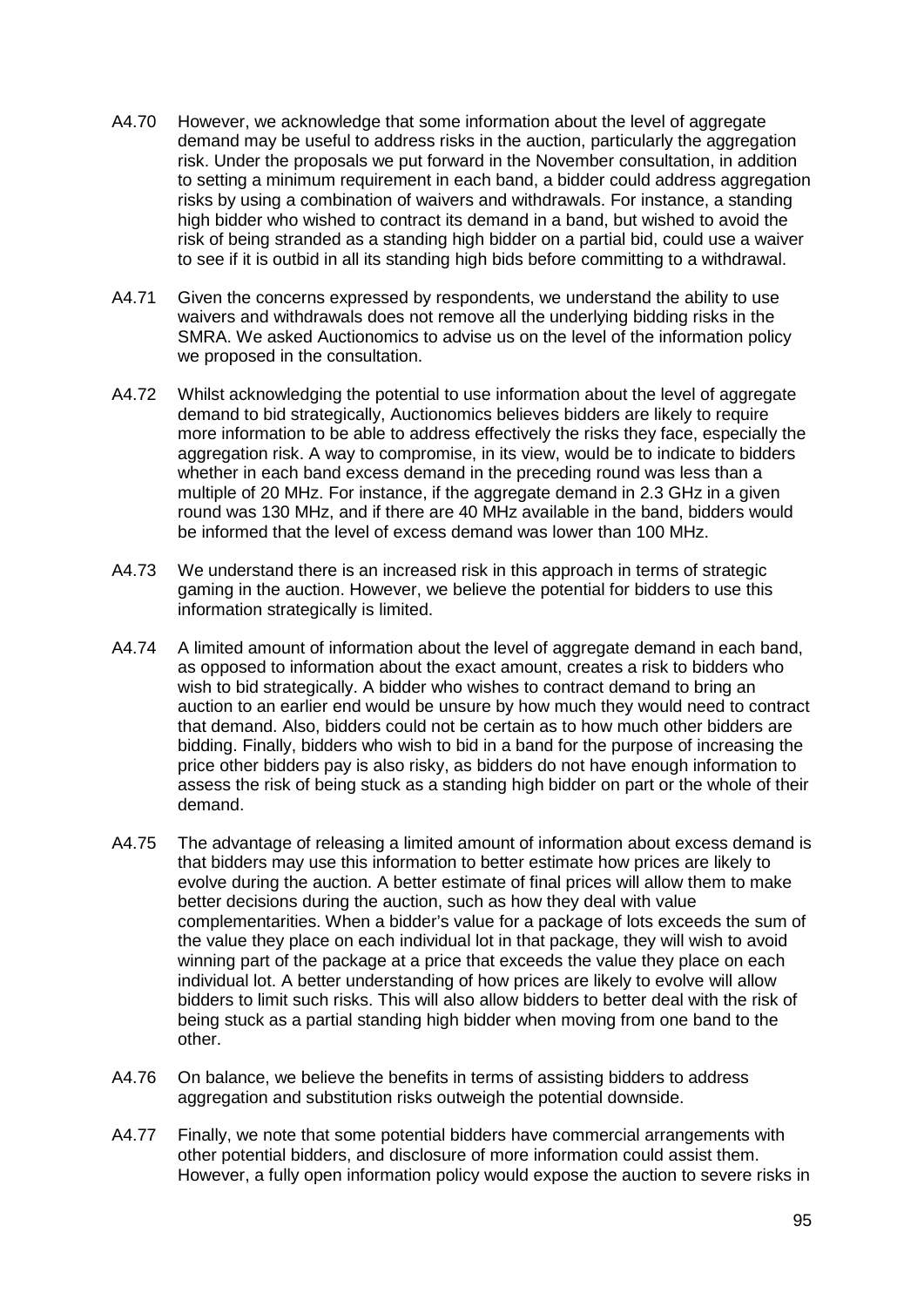A4.70 However, we acknowledge that some information about the level of aggregate demand may be useful to address risks in the auction, particularly the aggregation risk. Under the proposals we put forward in the November consultation, in addition to setting a minimum requirement in each band, a bidder could address aggregation risks by using a combination of waivers and withdrawals. For instance, a standing high bidder who wished to contract its demand in a band, but wished to avoid the risk of being stranded as a standing high bidder on a partial bid, could use a waiver to see if it is outbid in all its standing high bids before committing to a withdrawal.

A4.71 Given the concerns expressed by respondents, we understand the ability to use waivers and withdrawals does not remove all the underlying bidding risks in the SMRA. We asked Auctionomics to advise us on the level of the information policy we proposed in the consultation.

A4.72 Whilst acknowledging the potential to use information about the level of aggregate demand to bid strategically, Auctionomics believes bidders are likely to require more information to be able to address effectively the risks they face, especially the aggregation risk. A way to compromise, in its view, would be to indicate to bidders whether in each band excess demand in the preceding round was less than a multiple of 20 MHz. For instance, if the aggregate demand in 2.3 GHz in a given round was 130 MHz, and if there are 40 MHz available in the band, bidders would be informed that the level of excess demand was lower than 100 MHz.

A4.73 We understand there is an increased risk in this approach in terms of strategic gaming in the auction. However, we believe the potential for bidders to use this information strategically is limited.

A4.74 A limited amount of information about the level of aggregate demand in each band, as opposed to information about the exact amount, creates a risk to bidders who wish to bid strategically. A bidder who wishes to contract demand to bring an auction to an earlier end would be unsure by how much they would need to contract that demand. Also, bidders could not be certain as to how much other bidders are bidding. Finally, bidders who wish to bid in a band for the purpose of increasing the price other bidders pay is also risky, as bidders do not have enough information to assess the risk of being stuck as a standing high bidder on part or the whole of their demand.

A4.75 The advantage of releasing a limited amount of information about excess demand is that bidders may use this information to better estimate how prices are likely to evolve during the auction. A better estimate of final prices will allow them to make better decisions during the auction, such as how they deal with value complementarities. When a bidder's value for a package of lots exceeds the sum of the value they place on each individual lot in that package, they will wish to avoid winning part of the package at a price that exceeds the value they place on each individual lot. A better understanding of how prices are likely to evolve will allow bidders to limit such risks. This will also allow bidders to better deal with the risk of being stuck as a partial standing high bidder when moving from one band to the other.

A4.76 On balance, we believe the benefits in terms of assisting bidders to address aggregation and substitution risks outweigh the potential downside.

A4.77 Finally, we note that some potential bidders have commercial arrangements with other potential bidders, and disclosure of more information could assist them. However, a fully open information policy would expose the auction to severe risks in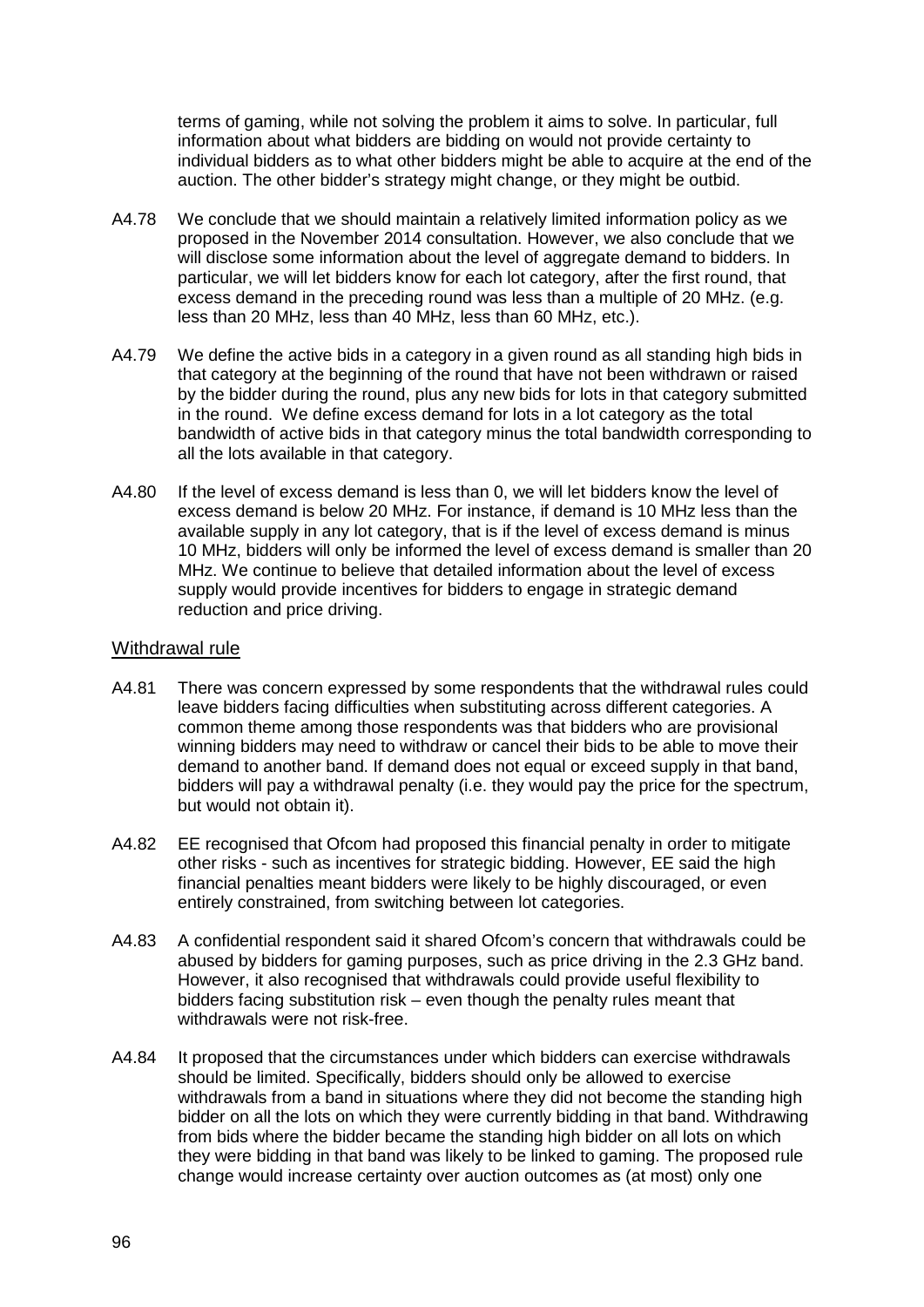terms of gaming, while not solving the problem it aims to solve. In particular, full information about what bidders are bidding on would not provide certainty to individual bidders as to what other bidders might be able to acquire at the end of the auction. The other bidder's strategy might change, or they might be outbid.

A4.78 We conclude that we should maintain a relatively limited information policy as we proposed in the November 2014 consultation. However, we also conclude that we will disclose some information about the level of aggregate demand to bidders. In particular, we will let bidders know for each lot category, after the first round, that excess demand in the preceding round was less than a multiple of 20 MHz. (e.g. less than 20 MHz, less than 40 MHz, less than 60 MHz, etc.).

A4.79 We define the active bids in a category in a given round as all standing high bids in that category at the beginning of the round that have not been withdrawn or raised by the bidder during the round, plus any new bids for lots in that category submitted in the round. We define excess demand for lots in a lot category as the total bandwidth of active bids in that category minus the total bandwidth corresponding to all the lots available in that category.

A4.80 If the level of excess demand is less than 0, we will let bidders know the level of excess demand is below 20 MHz. For instance, if demand is 10 MHz less than the available supply in any lot category, that is if the level of excess demand is minus 10 MHz, bidders will only be informed the level of excess demand is smaller than 20 MHz. We continue to believe that detailed information about the level of excess supply would provide incentives for bidders to engage in strategic demand reduction and price driving.

### Withdrawal rule

A4.81 There was concern expressed by some respondents that the withdrawal rules could leave bidders facing difficulties when substituting across different categories. A common theme among those respondents was that bidders who are provisional winning bidders may need to withdraw or cancel their bids to be able to move their demand to another band. If demand does not equal or exceed supply in that band, bidders will pay a withdrawal penalty (i.e. they would pay the price for the spectrum, but would not obtain it).

A4.82 EE recognised that Ofcom had proposed this financial penalty in order to mitigate other risks - such as incentives for strategic bidding. However, EE said the high financial penalties meant bidders were likely to be highly discouraged, or even entirely constrained, from switching between lot categories.

A4.83 A confidential respondent said it shared Ofcom's concern that withdrawals could be abused by bidders for gaming purposes, such as price driving in the 2.3 GHz band. However, it also recognised that withdrawals could provide useful flexibility to bidders facing substitution risk – even though the penalty rules meant that withdrawals were not risk-free.

A4.84 It proposed that the circumstances under which bidders can exercise withdrawals should be limited. Specifically, bidders should only be allowed to exercise withdrawals from a band in situations where they did not become the standing high bidder on all the lots on which they were currently bidding in that band. Withdrawing from bids where the bidder became the standing high bidder on all lots on which they were bidding in that band was likely to be linked to gaming. The proposed rule change would increase certainty over auction outcomes as (at most) only one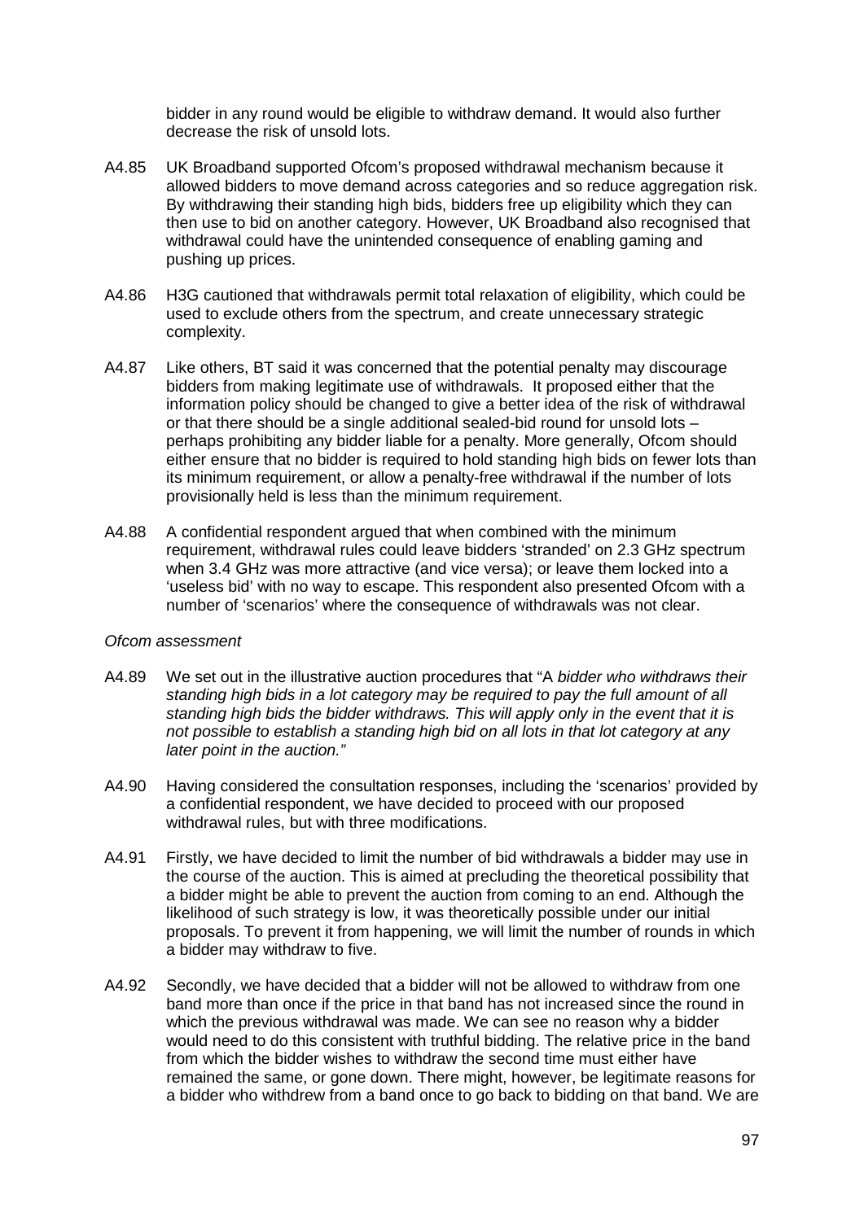bidder in any round would be eligible to withdraw demand. It would also further decrease the risk of unsold lots.

A4.85 UK Broadband supported Ofcom's proposed withdrawal mechanism because it allowed bidders to move demand across categories and so reduce aggregation risk. By withdrawing their standing high bids, bidders free up eligibility which they can then use to bid on another category. However, UK Broadband also recognised that withdrawal could have the unintended consequence of enabling gaming and pushing up prices.

A4.86 H3G cautioned that withdrawals permit total relaxation of eligibility, which could be used to exclude others from the spectrum, and create unnecessary strategic complexity.

A4.87 Like others, BT said it was concerned that the potential penalty may discourage bidders from making legitimate use of withdrawals. It proposed either that the information policy should be changed to give a better idea of the risk of withdrawal or that there should be a single additional sealed-bid round for unsold lots – perhaps prohibiting any bidder liable for a penalty. More generally, Ofcom should either ensure that no bidder is required to hold standing high bids on fewer lots than its minimum requirement, or allow a penalty-free withdrawal if the number of lots provisionally held is less than the minimum requirement.

A4.88 A confidential respondent argued that when combined with the minimum requirement, withdrawal rules could leave bidders 'stranded' on 2.3 GHz spectrum when 3.4 GHz was more attractive (and vice versa); or leave them locked into a 'useless bid' with no way to escape. This respondent also presented Ofcom with a number of 'scenarios' where the consequence of withdrawals was not clear.

*Ofcom assessment*

A4.89 We set out in the illustrative auction procedures that "A *bidder who withdraws their standing high bids in a lot category may be required to pay the full amount of all standing high bids the bidder withdraws. This will apply only in the event that it is not possible to establish a standing high bid on all lots in that lot category at any later point in the auction."*

A4.90 Having considered the consultation responses, including the 'scenarios' provided by a confidential respondent, we have decided to proceed with our proposed withdrawal rules, but with three modifications.

A4.91 Firstly, we have decided to limit the number of bid withdrawals a bidder may use in the course of the auction. This is aimed at precluding the theoretical possibility that a bidder might be able to prevent the auction from coming to an end. Although the likelihood of such strategy is low, it was theoretically possible under our initial proposals. To prevent it from happening, we will limit the number of rounds in which a bidder may withdraw to five.

A4.92 Secondly, we have decided that a bidder will not be allowed to withdraw from one band more than once if the price in that band has not increased since the round in which the previous withdrawal was made. We can see no reason why a bidder would need to do this consistent with truthful bidding. The relative price in the band from which the bidder wishes to withdraw the second time must either have remained the same, or gone down. There might, however, be legitimate reasons for a bidder who withdrew from a band once to go back to bidding on that band. We are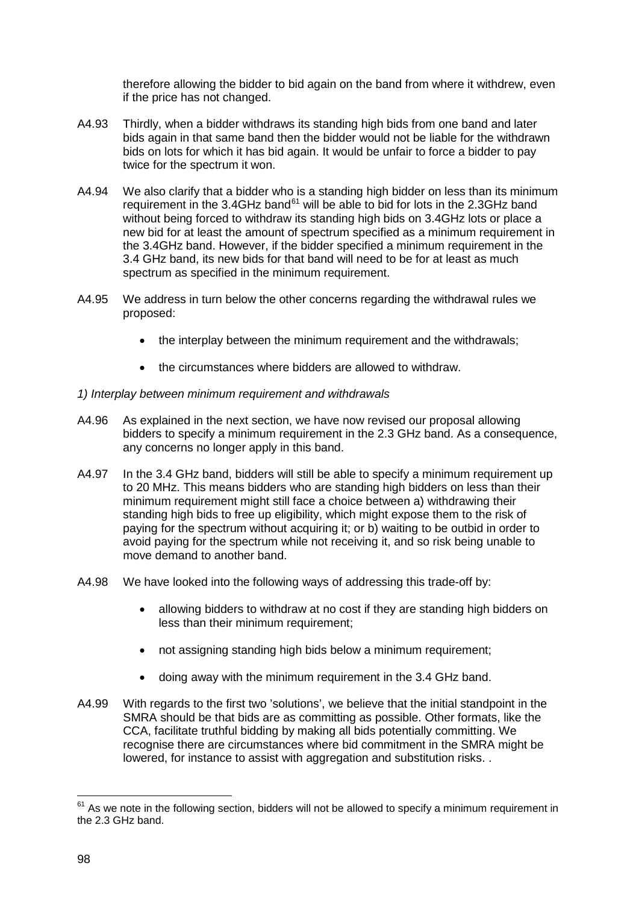therefore allowing the bidder to bid again on the band from where it withdrew, even if the price has not changed.

A4.93 Thirdly, when a bidder withdraws its standing high bids from one band and later bids again in that same band then the bidder would not be liable for the withdrawn bids on lots for which it has bid again. It would be unfair to force a bidder to pay twice for the spectrum it won.

A4.94 We also clarify that a bidder who is a standing high bidder on less than its minimum requirement in the 3.4GHz band[61] will be able to bid for lots in the 2.3GHz band without being forced to withdraw its standing high bids on 3.4GHz lots or place a new bid for at least the amount of spectrum specified as a minimum requirement in the 3.4GHz band. However, if the bidder specified a minimum requirement in the 3.4 GHz band, its new bids for that band will need to be for at least as much spectrum as specified in the minimum requirement.

A4.95 We address in turn below the other concerns regarding the withdrawal rules we proposed:

- the interplay between the minimum requirement and the withdrawals;
- the circumstances where bidders are allowed to withdraw.

*1) Interplay between minimum requirement and withdrawals*

A4.96 As explained in the next section, we have now revised our proposal allowing bidders to specify a minimum requirement in the 2.3 GHz band. As a consequence, any concerns no longer apply in this band.

A4.97 In the 3.4 GHz band, bidders will still be able to specify a minimum requirement up to 20 MHz. This means bidders who are standing high bidders on less than their minimum requirement might still face a choice between a) withdrawing their standing high bids to free up eligibility, which might expose them to the risk of paying for the spectrum without acquiring it; or b) waiting to be outbid in order to avoid paying for the spectrum while not receiving it, and so risk being unable to move demand to another band.

A4.98 We have looked into the following ways of addressing this trade-off by:

- allowing bidders to withdraw at no cost if they are standing high bidders on less than their minimum requirement;
- not assigning standing high bids below a minimum requirement;
- doing away with the minimum requirement in the 3.4 GHz band.

A4.99 With regards to the first two 'solutions', we believe that the initial standpoint in the SMRA should be that bids are as committing as possible. Other formats, like the CCA, facilitate truthful bidding by making all bids potentially committing. We recognise there are circumstances where bid commitment in the SMRA might be lowered, for instance to assist with aggregation and substitution risks. .

[61] As we note in the following section, bidders will not be allowed to specify a minimum requirement in the 2.3 GHz band.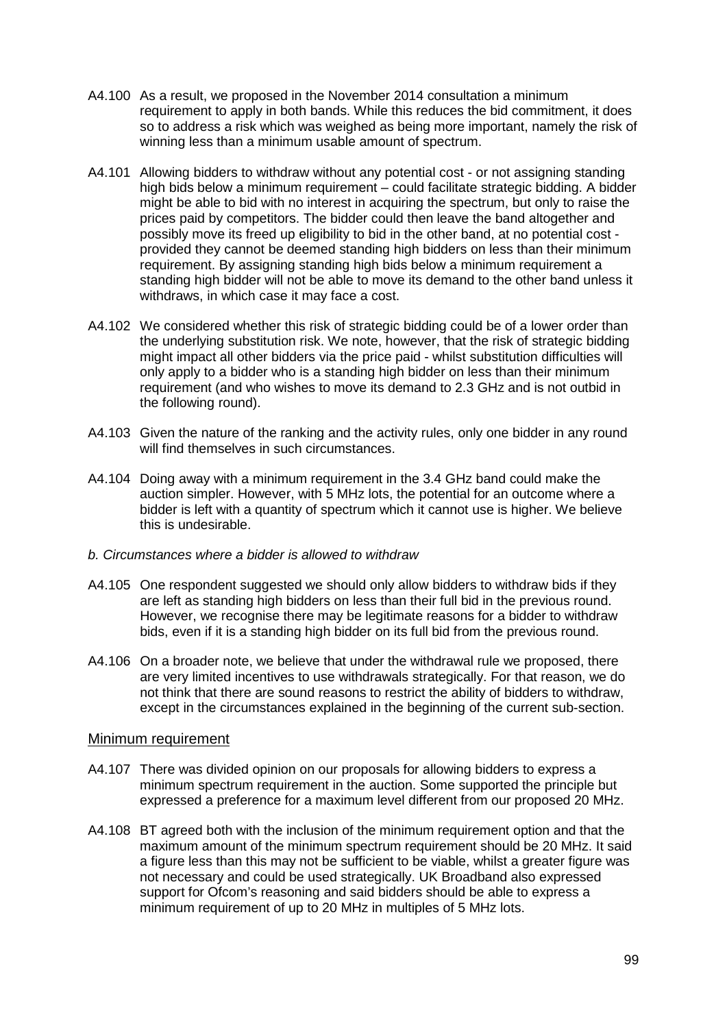A4.100 As a result, we proposed in the November 2014 consultation a minimum requirement to apply in both bands. While this reduces the bid commitment, it does so to address a risk which was weighed as being more important, namely the risk of winning less than a minimum usable amount of spectrum.

A4.101 Allowing bidders to withdraw without any potential cost - or not assigning standing high bids below a minimum requirement – could facilitate strategic bidding. A bidder might be able to bid with no interest in acquiring the spectrum, but only to raise the prices paid by competitors. The bidder could then leave the band altogether and possibly move its freed up eligibility to bid in the other band, at no potential cost - provided they cannot be deemed standing high bidders on less than their minimum requirement. By assigning standing high bids below a minimum requirement a standing high bidder will not be able to move its demand to the other band unless it withdraws, in which case it may face a cost.

A4.102 We considered whether this risk of strategic bidding could be of a lower order than the underlying substitution risk. We note, however, that the risk of strategic bidding might impact all other bidders via the price paid - whilst substitution difficulties will only apply to a bidder who is a standing high bidder on less than their minimum requirement (and who wishes to move its demand to 2.3 GHz and is not outbid in the following round).

A4.103 Given the nature of the ranking and the activity rules, only one bidder in any round will find themselves in such circumstances.

A4.104 Doing away with a minimum requirement in the 3.4 GHz band could make the auction simpler. However, with 5 MHz lots, the potential for an outcome where a bidder is left with a quantity of spectrum which it cannot use is higher. We believe this is undesirable.

*b. Circumstances where a bidder is allowed to withdraw*

A4.105 One respondent suggested we should only allow bidders to withdraw bids if they are left as standing high bidders on less than their full bid in the previous round. However, we recognise there may be legitimate reasons for a bidder to withdraw bids, even if it is a standing high bidder on its full bid from the previous round.

A4.106 On a broader note, we believe that under the withdrawal rule we proposed, there are very limited incentives to use withdrawals strategically. For that reason, we do not think that there are sound reasons to restrict the ability of bidders to withdraw, except in the circumstances explained in the beginning of the current sub-section.

## Minimum requirement

A4.107 There was divided opinion on our proposals for allowing bidders to express a minimum spectrum requirement in the auction. Some supported the principle but expressed a preference for a maximum level different from our proposed 20 MHz.

A4.108 BT agreed both with the inclusion of the minimum requirement option and that the maximum amount of the minimum spectrum requirement should be 20 MHz. It said a figure less than this may not be sufficient to be viable, whilst a greater figure was not necessary and could be used strategically. UK Broadband also expressed support for Ofcom's reasoning and said bidders should be able to express a minimum requirement of up to 20 MHz in multiples of 5 MHz lots.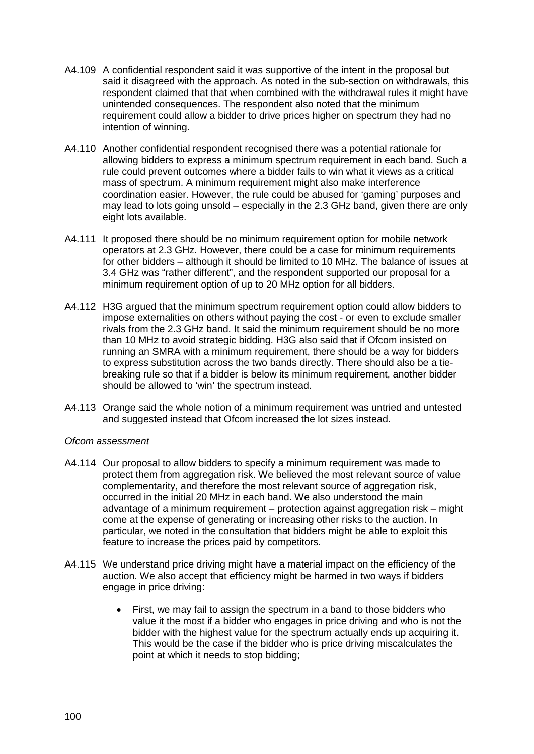A4.109 A confidential respondent said it was supportive of the intent in the proposal but said it disagreed with the approach. As noted in the sub-section on withdrawals, this respondent claimed that that when combined with the withdrawal rules it might have unintended consequences. The respondent also noted that the minimum requirement could allow a bidder to drive prices higher on spectrum they had no intention of winning.

A4.110 Another confidential respondent recognised there was a potential rationale for allowing bidders to express a minimum spectrum requirement in each band. Such a rule could prevent outcomes where a bidder fails to win what it views as a critical mass of spectrum. A minimum requirement might also make interference coordination easier. However, the rule could be abused for 'gaming' purposes and may lead to lots going unsold – especially in the 2.3 GHz band, given there are only eight lots available.

A4.111 It proposed there should be no minimum requirement option for mobile network operators at 2.3 GHz. However, there could be a case for minimum requirements for other bidders – although it should be limited to 10 MHz. The balance of issues at 3.4 GHz was "rather different", and the respondent supported our proposal for a minimum requirement option of up to 20 MHz option for all bidders.

A4.112 H3G argued that the minimum spectrum requirement option could allow bidders to impose externalities on others without paying the cost - or even to exclude smaller rivals from the 2.3 GHz band. It said the minimum requirement should be no more than 10 MHz to avoid strategic bidding. H3G also said that if Ofcom insisted on running an SMRA with a minimum requirement, there should be a way for bidders to express substitution across the two bands directly. There should also be a tie-breaking rule so that if a bidder is below its minimum requirement, another bidder should be allowed to 'win' the spectrum instead.

A4.113 Orange said the whole notion of a minimum requirement was untried and untested and suggested instead that Ofcom increased the lot sizes instead.

*Ofcom assessment*

A4.114 Our proposal to allow bidders to specify a minimum requirement was made to protect them from aggregation risk. We believed the most relevant source of value complementarity, and therefore the most relevant source of aggregation risk, occurred in the initial 20 MHz in each band. We also understood the main advantage of a minimum requirement – protection against aggregation risk – might come at the expense of generating or increasing other risks to the auction. In particular, we noted in the consultation that bidders might be able to exploit this feature to increase the prices paid by competitors.

A4.115 We understand price driving might have a material impact on the efficiency of the auction. We also accept that efficiency might be harmed in two ways if bidders engage in price driving:

- First, we may fail to assign the spectrum in a band to those bidders who value it the most if a bidder who engages in price driving and who is not the bidder with the highest value for the spectrum actually ends up acquiring it. This would be the case if the bidder who is price driving miscalculates the point at which it needs to stop bidding;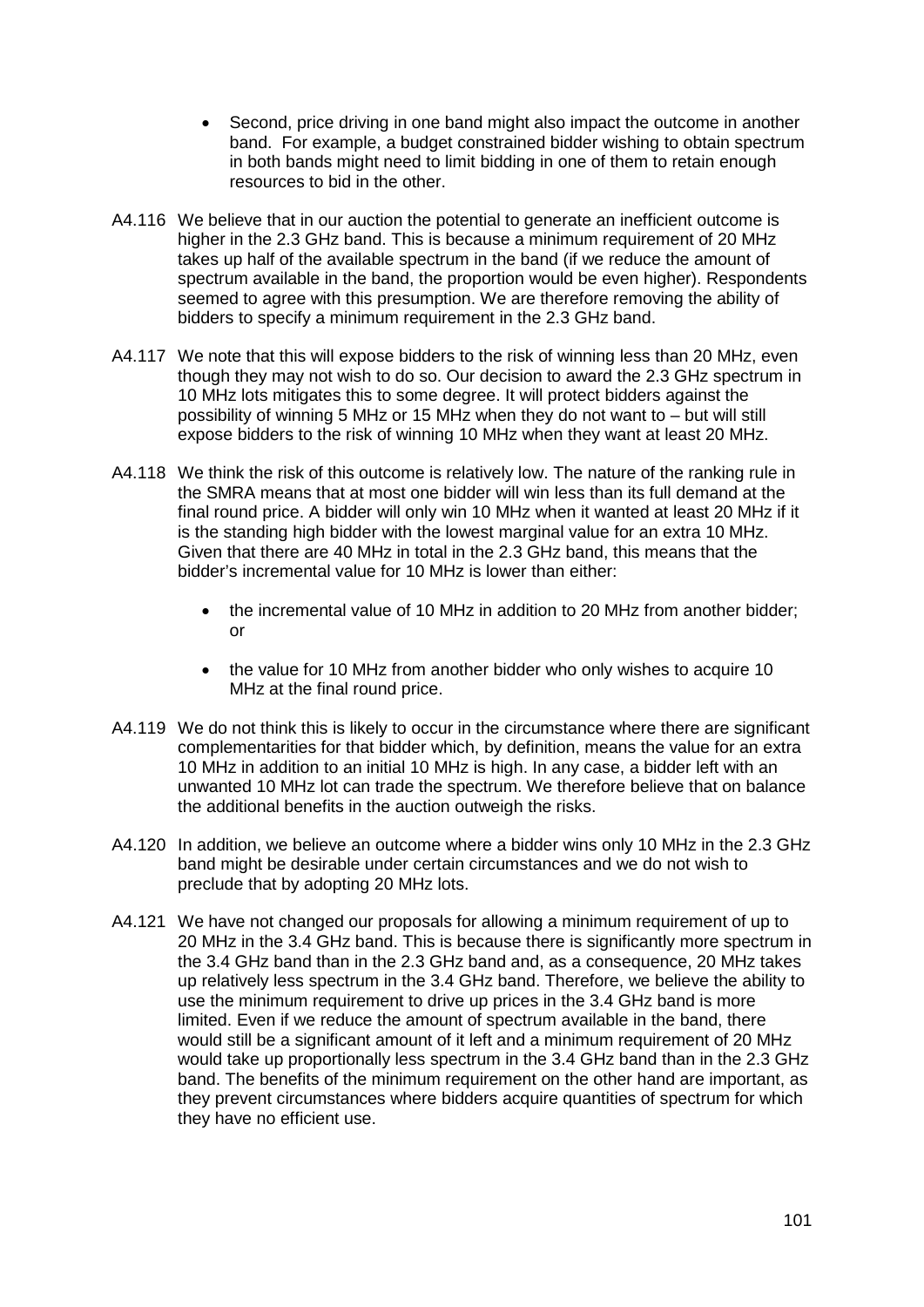- Second, price driving in one band might also impact the outcome in another band. For example, a budget constrained bidder wishing to obtain spectrum in both bands might need to limit bidding in one of them to retain enough resources to bid in the other.

A4.116 We believe that in our auction the potential to generate an inefficient outcome is higher in the 2.3 GHz band. This is because a minimum requirement of 20 MHz takes up half of the available spectrum in the band (if we reduce the amount of spectrum available in the band, the proportion would be even higher). Respondents seemed to agree with this presumption. We are therefore removing the ability of bidders to specify a minimum requirement in the 2.3 GHz band.

A4.117 We note that this will expose bidders to the risk of winning less than 20 MHz, even though they may not wish to do so. Our decision to award the 2.3 GHz spectrum in 10 MHz lots mitigates this to some degree. It will protect bidders against the possibility of winning 5 MHz or 15 MHz when they do not want to – but will still expose bidders to the risk of winning 10 MHz when they want at least 20 MHz.

A4.118 We think the risk of this outcome is relatively low. The nature of the ranking rule in the SMRA means that at most one bidder will win less than its full demand at the final round price. A bidder will only win 10 MHz when it wanted at least 20 MHz if it is the standing high bidder with the lowest marginal value for an extra 10 MHz. Given that there are 40 MHz in total in the 2.3 GHz band, this means that the bidder's incremental value for 10 MHz is lower than either:

- the incremental value of 10 MHz in addition to 20 MHz from another bidder; or
- the value for 10 MHz from another bidder who only wishes to acquire 10 MHz at the final round price.

A4.119 We do not think this is likely to occur in the circumstance where there are significant complementarities for that bidder which, by definition, means the value for an extra 10 MHz in addition to an initial 10 MHz is high. In any case, a bidder left with an unwanted 10 MHz lot can trade the spectrum. We therefore believe that on balance the additional benefits in the auction outweigh the risks.

A4.120 In addition, we believe an outcome where a bidder wins only 10 MHz in the 2.3 GHz band might be desirable under certain circumstances and we do not wish to preclude that by adopting 20 MHz lots.

A4.121 We have not changed our proposals for allowing a minimum requirement of up to 20 MHz in the 3.4 GHz band. This is because there is significantly more spectrum in the 3.4 GHz band than in the 2.3 GHz band and, as a consequence, 20 MHz takes up relatively less spectrum in the 3.4 GHz band. Therefore, we believe the ability to use the minimum requirement to drive up prices in the 3.4 GHz band is more limited. Even if we reduce the amount of spectrum available in the band, there would still be a significant amount of it left and a minimum requirement of 20 MHz would take up proportionally less spectrum in the 3.4 GHz band than in the 2.3 GHz band. The benefits of the minimum requirement on the other hand are important, as they prevent circumstances where bidders acquire quantities of spectrum for which they have no efficient use.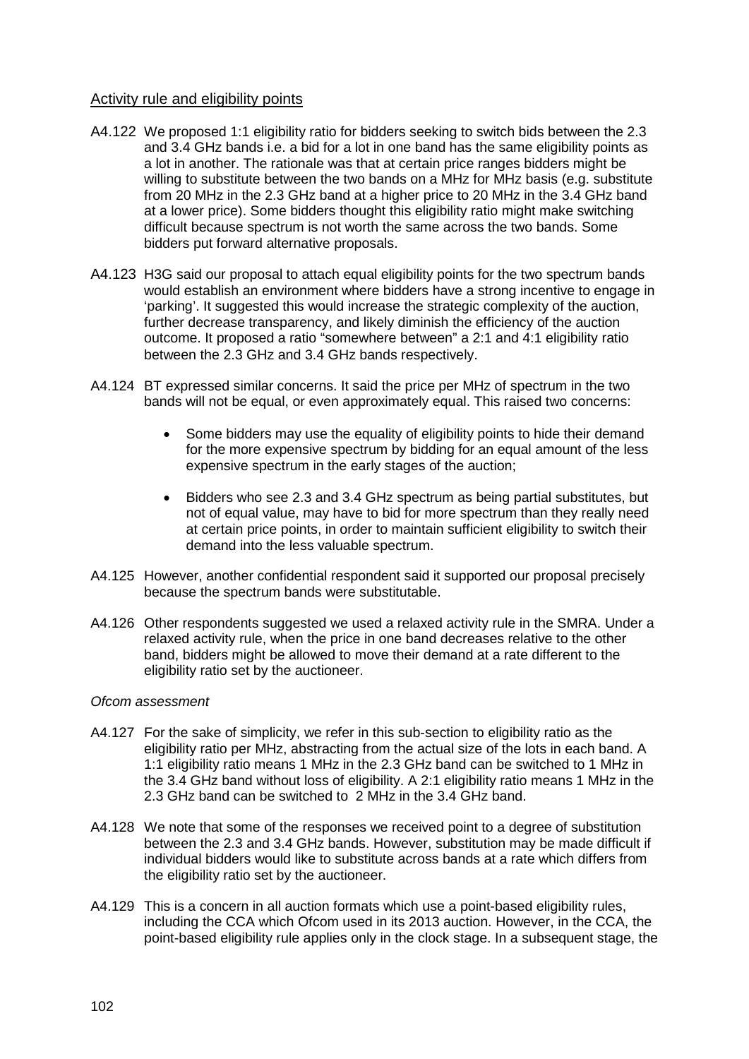## Activity rule and eligibility points

A4.122 We proposed 1:1 eligibility ratio for bidders seeking to switch bids between the 2.3 and 3.4 GHz bands i.e. a bid for a lot in one band has the same eligibility points as a lot in another. The rationale was that at certain price ranges bidders might be willing to substitute between the two bands on a MHz for MHz basis (e.g. substitute from 20 MHz in the 2.3 GHz band at a higher price to 20 MHz in the 3.4 GHz band at a lower price). Some bidders thought this eligibility ratio might make switching difficult because spectrum is not worth the same across the two bands. Some bidders put forward alternative proposals.

A4.123 H3G said our proposal to attach equal eligibility points for the two spectrum bands would establish an environment where bidders have a strong incentive to engage in 'parking'. It suggested this would increase the strategic complexity of the auction, further decrease transparency, and likely diminish the efficiency of the auction outcome. It proposed a ratio "somewhere between" a 2:1 and 4:1 eligibility ratio between the 2.3 GHz and 3.4 GHz bands respectively.

A4.124 BT expressed similar concerns. It said the price per MHz of spectrum in the two bands will not be equal, or even approximately equal. This raised two concerns:

- Some bidders may use the equality of eligibility points to hide their demand for the more expensive spectrum by bidding for an equal amount of the less expensive spectrum in the early stages of the auction;
- Bidders who see 2.3 and 3.4 GHz spectrum as being partial substitutes, but not of equal value, may have to bid for more spectrum than they really need at certain price points, in order to maintain sufficient eligibility to switch their demand into the less valuable spectrum.

A4.125 However, another confidential respondent said it supported our proposal precisely because the spectrum bands were substitutable.

A4.126 Other respondents suggested we used a relaxed activity rule in the SMRA. Under a relaxed activity rule, when the price in one band decreases relative to the other band, bidders might be allowed to move their demand at a rate different to the eligibility ratio set by the auctioneer.

*Ofcom assessment*

A4.127 For the sake of simplicity, we refer in this sub-section to eligibility ratio as the eligibility ratio per MHz, abstracting from the actual size of the lots in each band. A 1:1 eligibility ratio means 1 MHz in the 2.3 GHz band can be switched to 1 MHz in the 3.4 GHz band without loss of eligibility. A 2:1 eligibility ratio means 1 MHz in the 2.3 GHz band can be switched to 2 MHz in the 3.4 GHz band.

A4.128 We note that some of the responses we received point to a degree of substitution between the 2.3 and 3.4 GHz bands. However, substitution may be made difficult if individual bidders would like to substitute across bands at a rate which differs from the eligibility ratio set by the auctioneer.

A4.129 This is a concern in all auction formats which use a point-based eligibility rules, including the CCA which Ofcom used in its 2013 auction. However, in the CCA, the point-based eligibility rule applies only in the clock stage. In a subsequent stage, the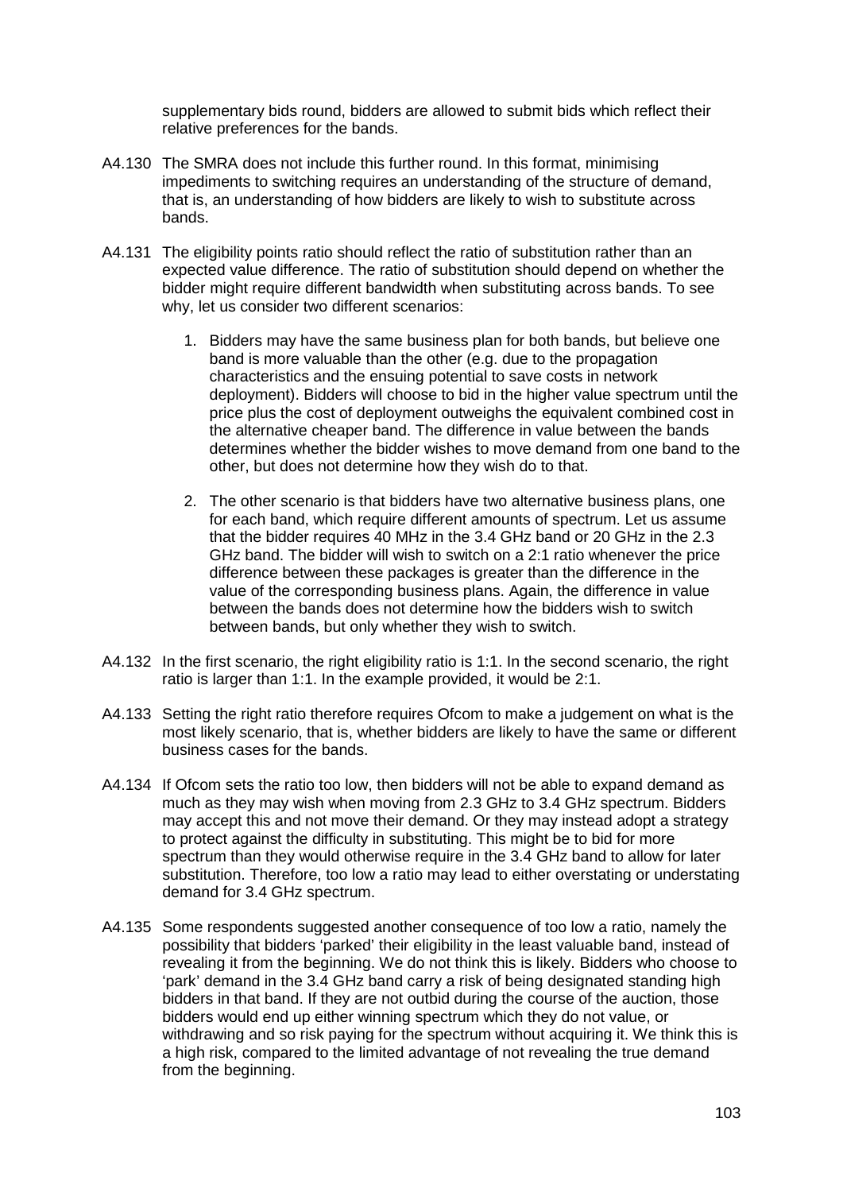supplementary bids round, bidders are allowed to submit bids which reflect their relative preferences for the bands.

A4.130 The SMRA does not include this further round. In this format, minimising impediments to switching requires an understanding of the structure of demand, that is, an understanding of how bidders are likely to wish to substitute across bands.

A4.131 The eligibility points ratio should reflect the ratio of substitution rather than an expected value difference. The ratio of substitution should depend on whether the bidder might require different bandwidth when substituting across bands. To see why, let us consider two different scenarios:

1. Bidders may have the same business plan for both bands, but believe one band is more valuable than the other (e.g. due to the propagation characteristics and the ensuing potential to save costs in network deployment). Bidders will choose to bid in the higher value spectrum until the price plus the cost of deployment outweighs the equivalent combined cost in the alternative cheaper band. The difference in value between the bands determines whether the bidder wishes to move demand from one band to the other, but does not determine how they wish do to that.

2. The other scenario is that bidders have two alternative business plans, one for each band, which require different amounts of spectrum. Let us assume that the bidder requires 40 MHz in the 3.4 GHz band or 20 GHz in the 2.3 GHz band. The bidder will wish to switch on a 2:1 ratio whenever the price difference between these packages is greater than the difference in the value of the corresponding business plans. Again, the difference in value between the bands does not determine how the bidders wish to switch between bands, but only whether they wish to switch.

A4.132 In the first scenario, the right eligibility ratio is 1:1. In the second scenario, the right ratio is larger than 1:1. In the example provided, it would be 2:1.

A4.133 Setting the right ratio therefore requires Ofcom to make a judgement on what is the most likely scenario, that is, whether bidders are likely to have the same or different business cases for the bands.

A4.134 If Ofcom sets the ratio too low, then bidders will not be able to expand demand as much as they may wish when moving from 2.3 GHz to 3.4 GHz spectrum. Bidders may accept this and not move their demand. Or they may instead adopt a strategy to protect against the difficulty in substituting. This might be to bid for more spectrum than they would otherwise require in the 3.4 GHz band to allow for later substitution. Therefore, too low a ratio may lead to either overstating or understating demand for 3.4 GHz spectrum.

A4.135 Some respondents suggested another consequence of too low a ratio, namely the possibility that bidders 'parked' their eligibility in the least valuable band, instead of revealing it from the beginning. We do not think this is likely. Bidders who choose to 'park' demand in the 3.4 GHz band carry a risk of being designated standing high bidders in that band. If they are not outbid during the course of the auction, those bidders would end up either winning spectrum which they do not value, or withdrawing and so risk paying for the spectrum without acquiring it. We think this is a high risk, compared to the limited advantage of not revealing the true demand from the beginning.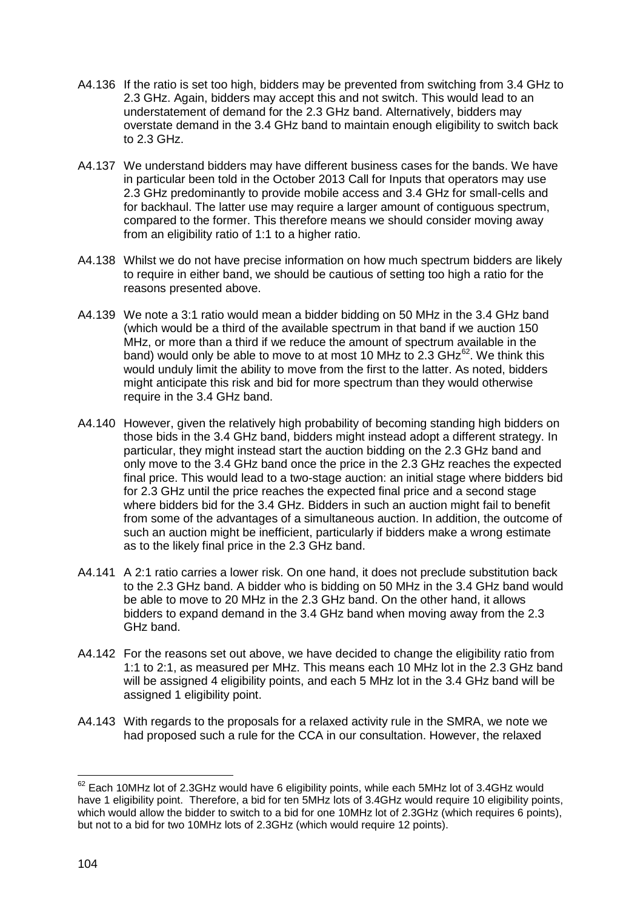A4.136 If the ratio is set too high, bidders may be prevented from switching from 3.4 GHz to 2.3 GHz. Again, bidders may accept this and not switch. This would lead to an understatement of demand for the 2.3 GHz band. Alternatively, bidders may overstate demand in the 3.4 GHz band to maintain enough eligibility to switch back to 2.3 GHz.

A4.137 We understand bidders may have different business cases for the bands. We have in particular been told in the October 2013 Call for Inputs that operators may use 2.3 GHz predominantly to provide mobile access and 3.4 GHz for small-cells and for backhaul. The latter use may require a larger amount of contiguous spectrum, compared to the former. This therefore means we should consider moving away from an eligibility ratio of 1:1 to a higher ratio.

A4.138 Whilst we do not have precise information on how much spectrum bidders are likely to require in either band, we should be cautious of setting too high a ratio for the reasons presented above.

A4.139 We note a 3:1 ratio would mean a bidder bidding on 50 MHz in the 3.4 GHz band (which would be a third of the available spectrum in that band if we auction 150 MHz, or more than a third if we reduce the amount of spectrum available in the band) would only be able to move to at most 10 MHz to 2.3 GHz[62]. We think this would unduly limit the ability to move from the first to the latter. As noted, bidders might anticipate this risk and bid for more spectrum than they would otherwise require in the 3.4 GHz band.

A4.140 However, given the relatively high probability of becoming standing high bidders on those bids in the 3.4 GHz band, bidders might instead adopt a different strategy. In particular, they might instead start the auction bidding on the 2.3 GHz band and only move to the 3.4 GHz band once the price in the 2.3 GHz reaches the expected final price. This would lead to a two-stage auction: an initial stage where bidders bid for 2.3 GHz until the price reaches the expected final price and a second stage where bidders bid for the 3.4 GHz. Bidders in such an auction might fail to benefit from some of the advantages of a simultaneous auction. In addition, the outcome of such an auction might be inefficient, particularly if bidders make a wrong estimate as to the likely final price in the 2.3 GHz band.

A4.141 A 2:1 ratio carries a lower risk. On one hand, it does not preclude substitution back to the 2.3 GHz band. A bidder who is bidding on 50 MHz in the 3.4 GHz band would be able to move to 20 MHz in the 2.3 GHz band. On the other hand, it allows bidders to expand demand in the 3.4 GHz band when moving away from the 2.3 GHz band.

A4.142 For the reasons set out above, we have decided to change the eligibility ratio from 1:1 to 2:1, as measured per MHz. This means each 10 MHz lot in the 2.3 GHz band will be assigned 4 eligibility points, and each 5 MHz lot in the 3.4 GHz band will be assigned 1 eligibility point.

A4.143 With regards to the proposals for a relaxed activity rule in the SMRA, we note we had proposed such a rule for the CCA in our consultation. However, the relaxed

---

[62] Each 10MHz lot of 2.3GHz would have 6 eligibility points, while each 5MHz lot of 3.4GHz would have 1 eligibility point. Therefore, a bid for ten 5MHz lots of 3.4GHz would require 10 eligibility points, which would allow the bidder to switch to a bid for one 10MHz lot of 2.3GHz (which requires 6 points), but not to a bid for two 10MHz lots of 2.3GHz (which would require 12 points).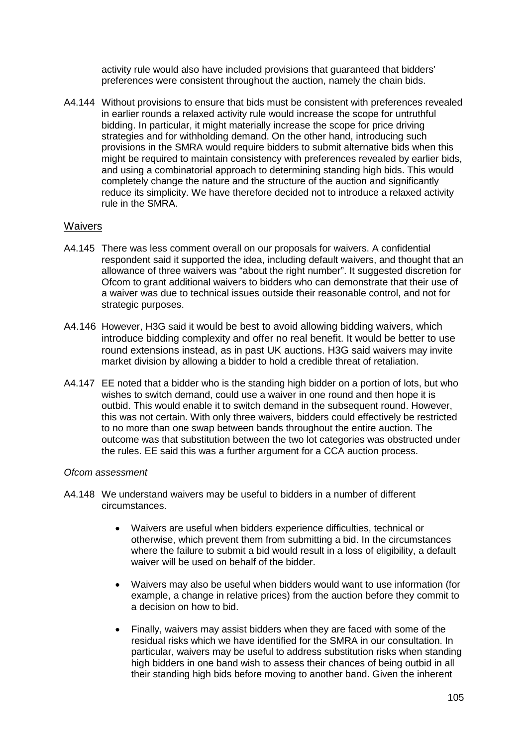activity rule would also have included provisions that guaranteed that bidders' preferences were consistent throughout the auction, namely the chain bids.

A4.144 Without provisions to ensure that bids must be consistent with preferences revealed in earlier rounds a relaxed activity rule would increase the scope for untruthful bidding. In particular, it might materially increase the scope for price driving strategies and for withholding demand. On the other hand, introducing such provisions in the SMRA would require bidders to submit alternative bids when this might be required to maintain consistency with preferences revealed by earlier bids, and using a combinatorial approach to determining standing high bids. This would completely change the nature and the structure of the auction and significantly reduce its simplicity. We have therefore decided not to introduce a relaxed activity rule in the SMRA.

## Waivers

A4.145 There was less comment overall on our proposals for waivers. A confidential respondent said it supported the idea, including default waivers, and thought that an allowance of three waivers was "about the right number". It suggested discretion for Ofcom to grant additional waivers to bidders who can demonstrate that their use of a waiver was due to technical issues outside their reasonable control, and not for strategic purposes.

A4.146 However, H3G said it would be best to avoid allowing bidding waivers, which introduce bidding complexity and offer no real benefit. It would be better to use round extensions instead, as in past UK auctions. H3G said waivers may invite market division by allowing a bidder to hold a credible threat of retaliation.

A4.147 EE noted that a bidder who is the standing high bidder on a portion of lots, but who wishes to switch demand, could use a waiver in one round and then hope it is outbid. This would enable it to switch demand in the subsequent round. However, this was not certain. With only three waivers, bidders could effectively be restricted to no more than one swap between bands throughout the entire auction. The outcome was that substitution between the two lot categories was obstructed under the rules. EE said this was a further argument for a CCA auction process.

*Ofcom assessment*

A4.148 We understand waivers may be useful to bidders in a number of different circumstances.

- Waivers are useful when bidders experience difficulties, technical or otherwise, which prevent them from submitting a bid. In the circumstances where the failure to submit a bid would result in a loss of eligibility, a default waiver will be used on behalf of the bidder.

- Waivers may also be useful when bidders would want to use information (for example, a change in relative prices) from the auction before they commit to a decision on how to bid.

- Finally, waivers may assist bidders when they are faced with some of the residual risks which we have identified for the SMRA in our consultation. In particular, waivers may be useful to address substitution risks when standing high bidders in one band wish to assess their chances of being outbid in all their standing high bids before moving to another band. Given the inherent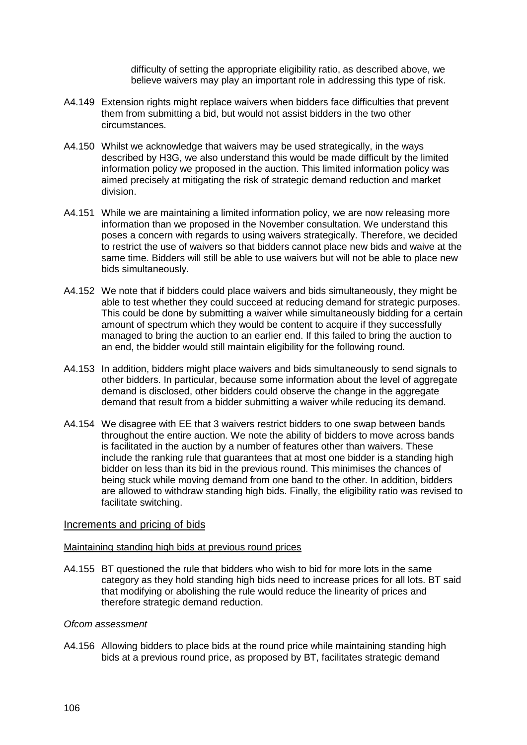difficulty of setting the appropriate eligibility ratio, as described above, we believe waivers may play an important role in addressing this type of risk.

A4.149 Extension rights might replace waivers when bidders face difficulties that prevent them from submitting a bid, but would not assist bidders in the two other circumstances.

A4.150 Whilst we acknowledge that waivers may be used strategically, in the ways described by H3G, we also understand this would be made difficult by the limited information policy we proposed in the auction. This limited information policy was aimed precisely at mitigating the risk of strategic demand reduction and market division.

A4.151 While we are maintaining a limited information policy, we are now releasing more information than we proposed in the November consultation. We understand this poses a concern with regards to using waivers strategically. Therefore, we decided to restrict the use of waivers so that bidders cannot place new bids and waive at the same time. Bidders will still be able to use waivers but will not be able to place new bids simultaneously.

A4.152 We note that if bidders could place waivers and bids simultaneously, they might be able to test whether they could succeed at reducing demand for strategic purposes. This could be done by submitting a waiver while simultaneously bidding for a certain amount of spectrum which they would be content to acquire if they successfully managed to bring the auction to an earlier end. If this failed to bring the auction to an end, the bidder would still maintain eligibility for the following round.

A4.153 In addition, bidders might place waivers and bids simultaneously to send signals to other bidders. In particular, because some information about the level of aggregate demand is disclosed, other bidders could observe the change in the aggregate demand that result from a bidder submitting a waiver while reducing its demand.

A4.154 We disagree with EE that 3 waivers restrict bidders to one swap between bands throughout the entire auction. We note the ability of bidders to move across bands is facilitated in the auction by a number of features other than waivers. These include the ranking rule that guarantees that at most one bidder is a standing high bidder on less than its bid in the previous round. This minimises the chances of being stuck while moving demand from one band to the other. In addition, bidders are allowed to withdraw standing high bids. Finally, the eligibility ratio was revised to facilitate switching.

## Increments and pricing of bids

### Maintaining standing high bids at previous round prices

A4.155 BT questioned the rule that bidders who wish to bid for more lots in the same category as they hold standing high bids need to increase prices for all lots. BT said that modifying or abolishing the rule would reduce the linearity of prices and therefore strategic demand reduction.

*Ofcom assessment*

A4.156 Allowing bidders to place bids at the round price while maintaining standing high bids at a previous round price, as proposed by BT, facilitates strategic demand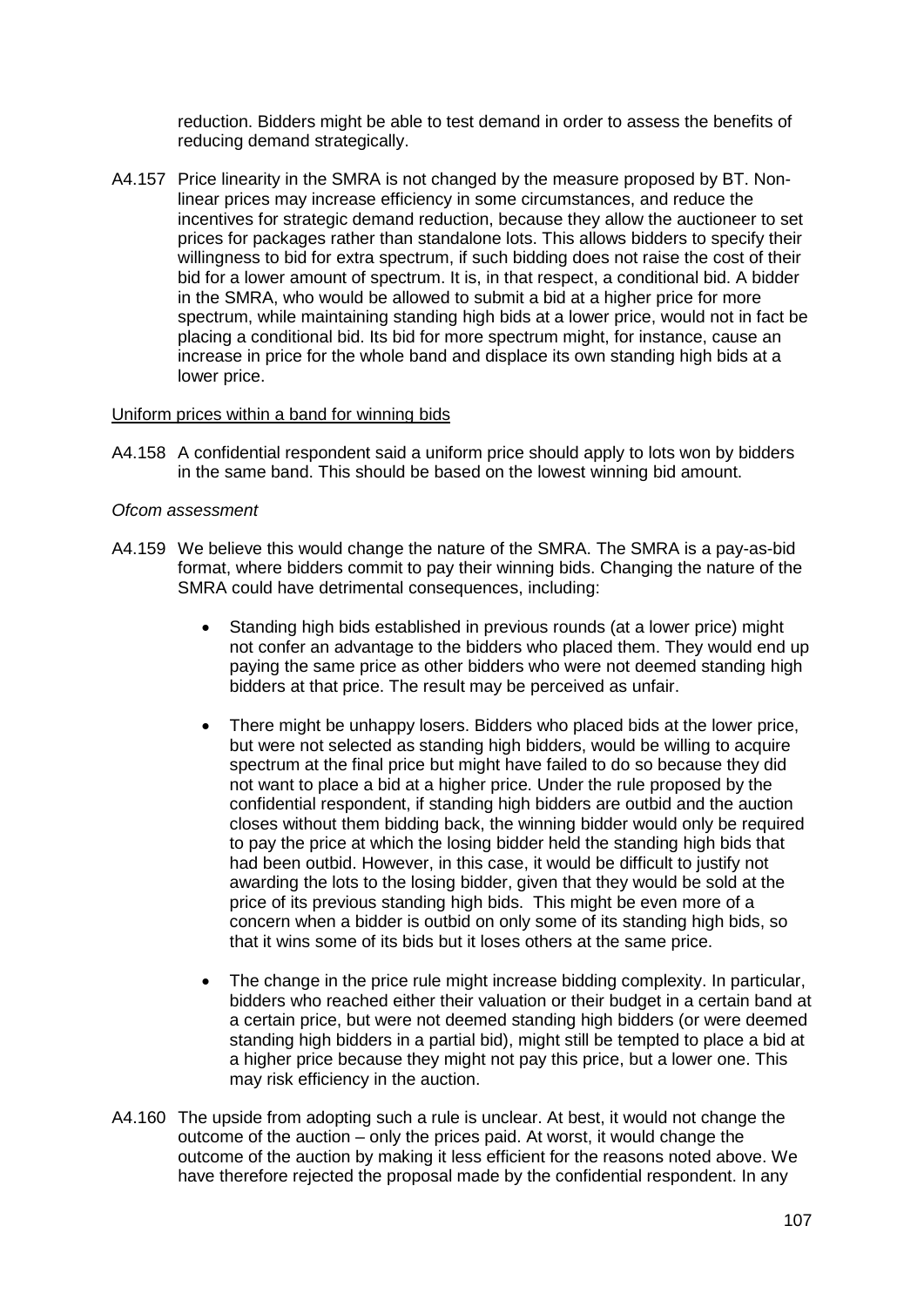reduction. Bidders might be able to test demand in order to assess the benefits of reducing demand strategically.

A4.157 Price linearity in the SMRA is not changed by the measure proposed by BT. Non-linear prices may increase efficiency in some circumstances, and reduce the incentives for strategic demand reduction, because they allow the auctioneer to set prices for packages rather than standalone lots. This allows bidders to specify their willingness to bid for extra spectrum, if such bidding does not raise the cost of their bid for a lower amount of spectrum. It is, in that respect, a conditional bid. A bidder in the SMRA, who would be allowed to submit a bid at a higher price for more spectrum, while maintaining standing high bids at a lower price, would not in fact be placing a conditional bid. Its bid for more spectrum might, for instance, cause an increase in price for the whole band and displace its own standing high bids at a lower price.

Uniform prices within a band for winning bids

A4.158 A confidential respondent said a uniform price should apply to lots won by bidders in the same band. This should be based on the lowest winning bid amount.

*Ofcom assessment*

A4.159 We believe this would change the nature of the SMRA. The SMRA is a pay-as-bid format, where bidders commit to pay their winning bids. Changing the nature of the SMRA could have detrimental consequences, including:

- Standing high bids established in previous rounds (at a lower price) might not confer an advantage to the bidders who placed them. They would end up paying the same price as other bidders who were not deemed standing high bidders at that price. The result may be perceived as unfair.

- There might be unhappy losers. Bidders who placed bids at the lower price, but were not selected as standing high bidders, would be willing to acquire spectrum at the final price but might have failed to do so because they did not want to place a bid at a higher price. Under the rule proposed by the confidential respondent, if standing high bidders are outbid and the auction closes without them bidding back, the winning bidder would only be required to pay the price at which the losing bidder held the standing high bids that had been outbid. However, in this case, it would be difficult to justify not awarding the lots to the losing bidder, given that they would be sold at the price of its previous standing high bids. This might be even more of a concern when a bidder is outbid on only some of its standing high bids, so that it wins some of its bids but it loses others at the same price.

- The change in the price rule might increase bidding complexity. In particular, bidders who reached either their valuation or their budget in a certain band at a certain price, but were not deemed standing high bidders (or were deemed standing high bidders in a partial bid), might still be tempted to place a bid at a higher price because they might not pay this price, but a lower one. This may risk efficiency in the auction.

A4.160 The upside from adopting such a rule is unclear. At best, it would not change the outcome of the auction – only the prices paid. At worst, it would change the outcome of the auction by making it less efficient for the reasons noted above. We have therefore rejected the proposal made by the confidential respondent. In any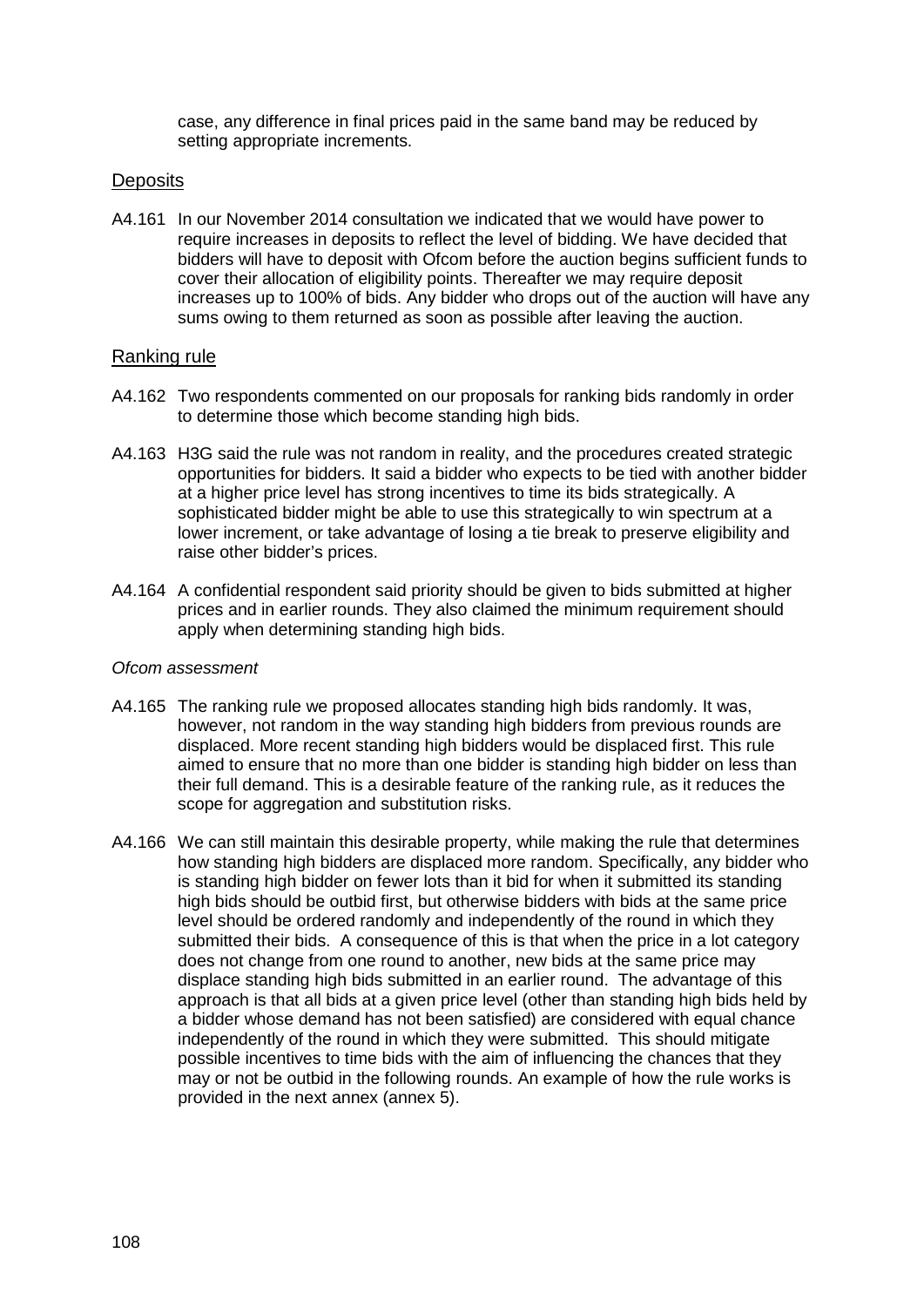case, any difference in final prices paid in the same band may be reduced by setting appropriate increments.

## Deposits

A4.161 In our November 2014 consultation we indicated that we would have power to require increases in deposits to reflect the level of bidding. We have decided that bidders will have to deposit with Ofcom before the auction begins sufficient funds to cover their allocation of eligibility points. Thereafter we may require deposit increases up to 100% of bids. Any bidder who drops out of the auction will have any sums owing to them returned as soon as possible after leaving the auction.

## Ranking rule

A4.162 Two respondents commented on our proposals for ranking bids randomly in order to determine those which become standing high bids.

A4.163 H3G said the rule was not random in reality, and the procedures created strategic opportunities for bidders. It said a bidder who expects to be tied with another bidder at a higher price level has strong incentives to time its bids strategically. A sophisticated bidder might be able to use this strategically to win spectrum at a lower increment, or take advantage of losing a tie break to preserve eligibility and raise other bidder's prices.

A4.164 A confidential respondent said priority should be given to bids submitted at higher prices and in earlier rounds. They also claimed the minimum requirement should apply when determining standing high bids.

*Ofcom assessment*

A4.165 The ranking rule we proposed allocates standing high bids randomly. It was, however, not random in the way standing high bidders from previous rounds are displaced. More recent standing high bidders would be displaced first. This rule aimed to ensure that no more than one bidder is standing high bidder on less than their full demand. This is a desirable feature of the ranking rule, as it reduces the scope for aggregation and substitution risks.

A4.166 We can still maintain this desirable property, while making the rule that determines how standing high bidders are displaced more random. Specifically, any bidder who is standing high bidder on fewer lots than it bid for when it submitted its standing high bids should be outbid first, but otherwise bidders with bids at the same price level should be ordered randomly and independently of the round in which they submitted their bids. A consequence of this is that when the price in a lot category does not change from one round to another, new bids at the same price may displace standing high bids submitted in an earlier round. The advantage of this approach is that all bids at a given price level (other than standing high bids held by a bidder whose demand has not been satisfied) are considered with equal chance independently of the round in which they were submitted. This should mitigate possible incentives to time bids with the aim of influencing the chances that they may or not be outbid in the following rounds. An example of how the rule works is provided in the next annex (annex 5).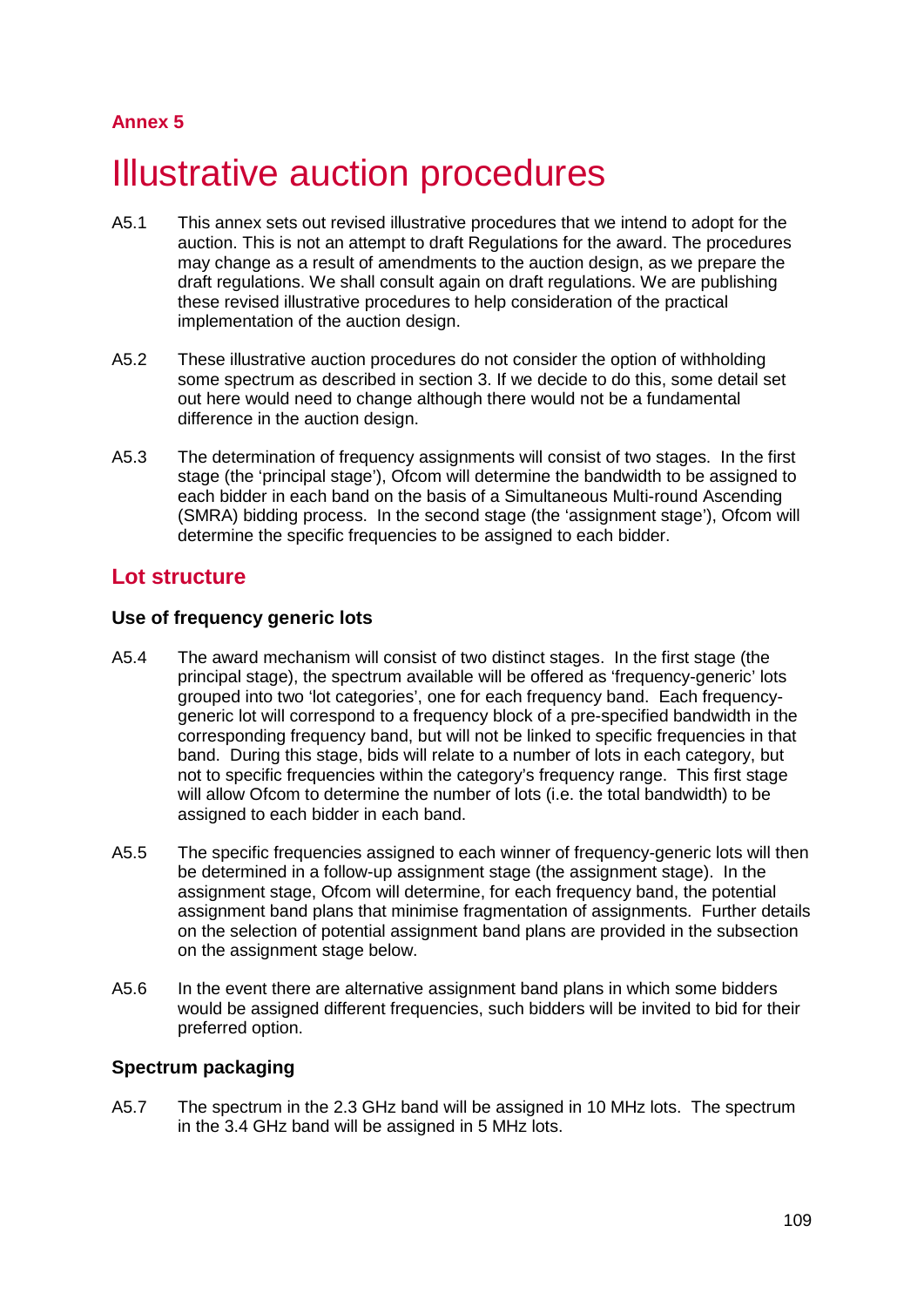## Annex 5

# Illustrative auction procedures

A5.1 This annex sets out revised illustrative procedures that we intend to adopt for the auction. This is not an attempt to draft Regulations for the award. The procedures may change as a result of amendments to the auction design, as we prepare the draft regulations. We shall consult again on draft regulations. We are publishing these revised illustrative procedures to help consideration of the practical implementation of the auction design.

A5.2 These illustrative auction procedures do not consider the option of withholding some spectrum as described in section 3. If we decide to do this, some detail set out here would need to change although there would not be a fundamental difference in the auction design.

A5.3 The determination of frequency assignments will consist of two stages. In the first stage (the 'principal stage'), Ofcom will determine the bandwidth to be assigned to each bidder in each band on the basis of a Simultaneous Multi-round Ascending (SMRA) bidding process. In the second stage (the 'assignment stage'), Ofcom will determine the specific frequencies to be assigned to each bidder.

## Lot structure

### Use of frequency generic lots

A5.4 The award mechanism will consist of two distinct stages. In the first stage (the principal stage), the spectrum available will be offered as 'frequency-generic' lots grouped into two 'lot categories', one for each frequency band. Each frequency-generic lot will correspond to a frequency block of a pre-specified bandwidth in the corresponding frequency band, but will not be linked to specific frequencies in that band. During this stage, bids will relate to a number of lots in each category, but not to specific frequencies within the category's frequency range. This first stage will allow Ofcom to determine the number of lots (i.e. the total bandwidth) to be assigned to each bidder in each band.

A5.5 The specific frequencies assigned to each winner of frequency-generic lots will then be determined in a follow-up assignment stage (the assignment stage). In the assignment stage, Ofcom will determine, for each frequency band, the potential assignment band plans that minimise fragmentation of assignments. Further details on the selection of potential assignment band plans are provided in the subsection on the assignment stage below.

A5.6 In the event there are alternative assignment band plans in which some bidders would be assigned different frequencies, such bidders will be invited to bid for their preferred option.

### Spectrum packaging

A5.7 The spectrum in the 2.3 GHz band will be assigned in 10 MHz lots. The spectrum in the 3.4 GHz band will be assigned in 5 MHz lots.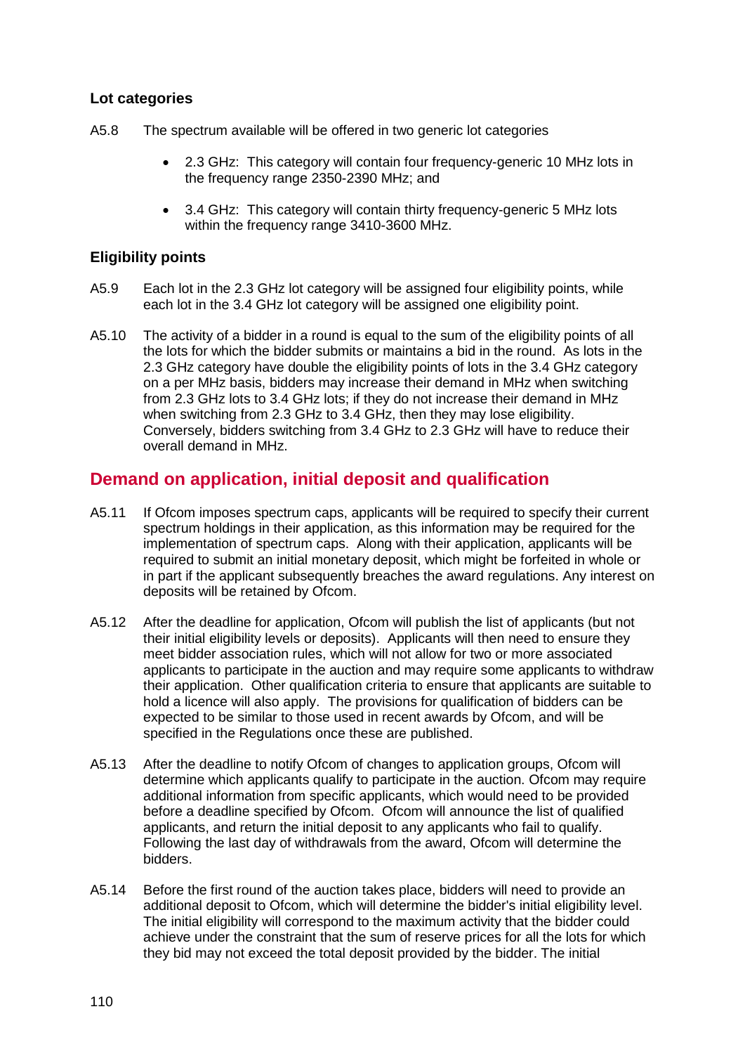### Lot categories

A5.8 The spectrum available will be offered in two generic lot categories

- 2.3 GHz: This category will contain four frequency-generic 10 MHz lots in the frequency range 2350-2390 MHz; and
- 3.4 GHz: This category will contain thirty frequency-generic 5 MHz lots within the frequency range 3410-3600 MHz.

### Eligibility points

A5.9 Each lot in the 2.3 GHz lot category will be assigned four eligibility points, while each lot in the 3.4 GHz lot category will be assigned one eligibility point.

A5.10 The activity of a bidder in a round is equal to the sum of the eligibility points of all the lots for which the bidder submits or maintains a bid in the round. As lots in the 2.3 GHz category have double the eligibility points of lots in the 3.4 GHz category on a per MHz basis, bidders may increase their demand in MHz when switching from 2.3 GHz lots to 3.4 GHz lots; if they do not increase their demand in MHz when switching from 2.3 GHz to 3.4 GHz, then they may lose eligibility. Conversely, bidders switching from 3.4 GHz to 2.3 GHz will have to reduce their overall demand in MHz.

## Demand on application, initial deposit and qualification

A5.11 If Ofcom imposes spectrum caps, applicants will be required to specify their current spectrum holdings in their application, as this information may be required for the implementation of spectrum caps. Along with their application, applicants will be required to submit an initial monetary deposit, which might be forfeited in whole or in part if the applicant subsequently breaches the award regulations. Any interest on deposits will be retained by Ofcom.

A5.12 After the deadline for application, Ofcom will publish the list of applicants (but not their initial eligibility levels or deposits). Applicants will then need to ensure they meet bidder association rules, which will not allow for two or more associated applicants to participate in the auction and may require some applicants to withdraw their application. Other qualification criteria to ensure that applicants are suitable to hold a licence will also apply. The provisions for qualification of bidders can be expected to be similar to those used in recent awards by Ofcom, and will be specified in the Regulations once these are published.

A5.13 After the deadline to notify Ofcom of changes to application groups, Ofcom will determine which applicants qualify to participate in the auction. Ofcom may require additional information from specific applicants, which would need to be provided before a deadline specified by Ofcom. Ofcom will announce the list of qualified applicants, and return the initial deposit to any applicants who fail to qualify. Following the last day of withdrawals from the award, Ofcom will determine the bidders.

A5.14 Before the first round of the auction takes place, bidders will need to provide an additional deposit to Ofcom, which will determine the bidder's initial eligibility level. The initial eligibility will correspond to the maximum activity that the bidder could achieve under the constraint that the sum of reserve prices for all the lots for which they bid may not exceed the total deposit provided by the bidder. The initial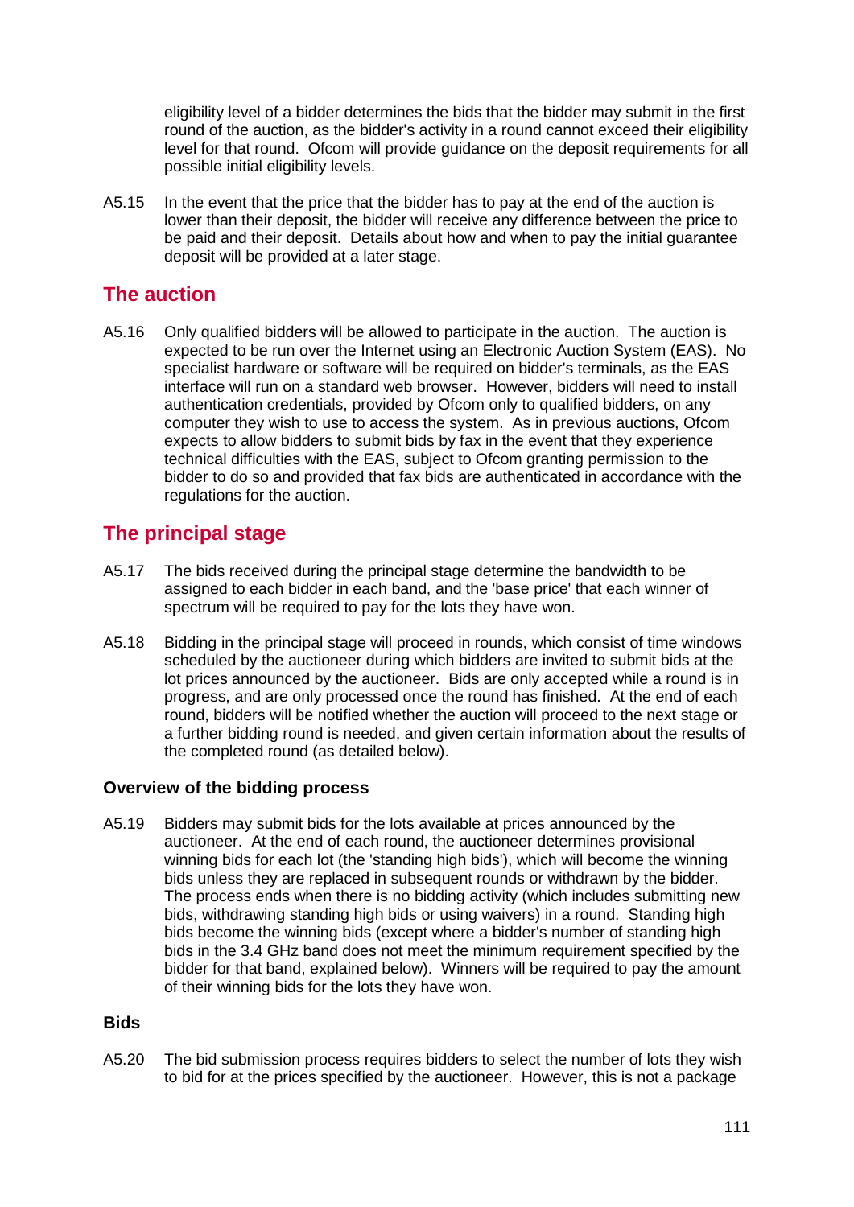eligibility level of a bidder determines the bids that the bidder may submit in the first round of the auction, as the bidder's activity in a round cannot exceed their eligibility level for that round. Ofcom will provide guidance on the deposit requirements for all possible initial eligibility levels.

A5.15 In the event that the price that the bidder has to pay at the end of the auction is lower than their deposit, the bidder will receive any difference between the price to be paid and their deposit. Details about how and when to pay the initial guarantee deposit will be provided at a later stage.

## The auction

A5.16 Only qualified bidders will be allowed to participate in the auction. The auction is expected to be run over the Internet using an Electronic Auction System (EAS). No specialist hardware or software will be required on bidder's terminals, as the EAS interface will run on a standard web browser. However, bidders will need to install authentication credentials, provided by Ofcom only to qualified bidders, on any computer they wish to use to access the system. As in previous auctions, Ofcom expects to allow bidders to submit bids by fax in the event that they experience technical difficulties with the EAS, subject to Ofcom granting permission to the bidder to do so and provided that fax bids are authenticated in accordance with the regulations for the auction.

## The principal stage

A5.17 The bids received during the principal stage determine the bandwidth to be assigned to each bidder in each band, and the 'base price' that each winner of spectrum will be required to pay for the lots they have won.

A5.18 Bidding in the principal stage will proceed in rounds, which consist of time windows scheduled by the auctioneer during which bidders are invited to submit bids at the lot prices announced by the auctioneer. Bids are only accepted while a round is in progress, and are only processed once the round has finished. At the end of each round, bidders will be notified whether the auction will proceed to the next stage or a further bidding round is needed, and given certain information about the results of the completed round (as detailed below).

### Overview of the bidding process

A5.19 Bidders may submit bids for the lots available at prices announced by the auctioneer. At the end of each round, the auctioneer determines provisional winning bids for each lot (the 'standing high bids'), which will become the winning bids unless they are replaced in subsequent rounds or withdrawn by the bidder. The process ends when there is no bidding activity (which includes submitting new bids, withdrawing standing high bids or using waivers) in a round. Standing high bids become the winning bids (except where a bidder's number of standing high bids in the 3.4 GHz band does not meet the minimum requirement specified by the bidder for that band, explained below). Winners will be required to pay the amount of their winning bids for the lots they have won.

### Bids

A5.20 The bid submission process requires bidders to select the number of lots they wish to bid for at the prices specified by the auctioneer. However, this is not a package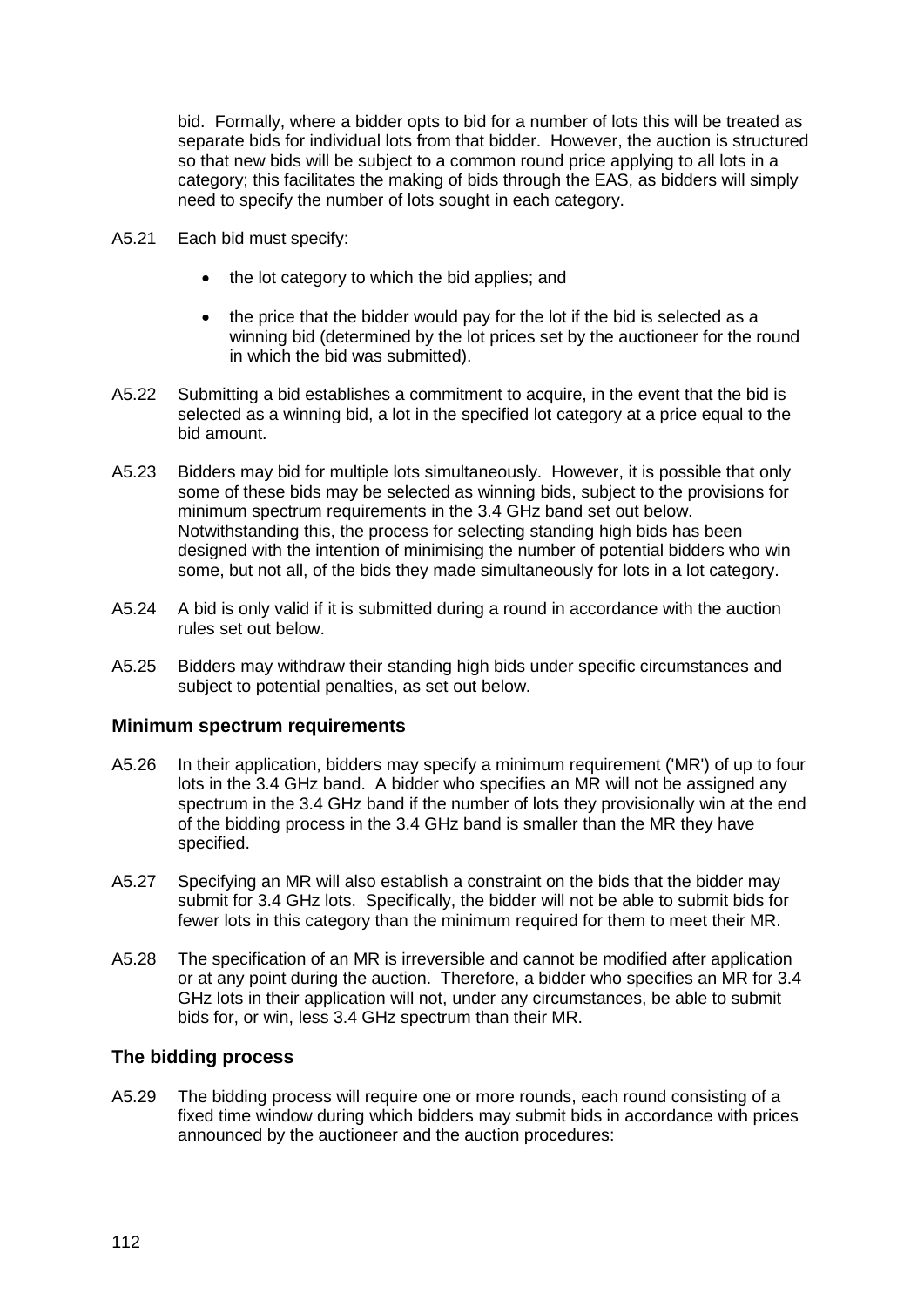bid. Formally, where a bidder opts to bid for a number of lots this will be treated as separate bids for individual lots from that bidder. However, the auction is structured so that new bids will be subject to a common round price applying to all lots in a category; this facilitates the making of bids through the EAS, as bidders will simply need to specify the number of lots sought in each category.

A5.21 Each bid must specify:

- the lot category to which the bid applies; and
- the price that the bidder would pay for the lot if the bid is selected as a winning bid (determined by the lot prices set by the auctioneer for the round in which the bid was submitted).

A5.22 Submitting a bid establishes a commitment to acquire, in the event that the bid is selected as a winning bid, a lot in the specified lot category at a price equal to the bid amount.

A5.23 Bidders may bid for multiple lots simultaneously. However, it is possible that only some of these bids may be selected as winning bids, subject to the provisions for minimum spectrum requirements in the 3.4 GHz band set out below. Notwithstanding this, the process for selecting standing high bids has been designed with the intention of minimising the number of potential bidders who win some, but not all, of the bids they made simultaneously for lots in a lot category.

A5.24 A bid is only valid if it is submitted during a round in accordance with the auction rules set out below.

A5.25 Bidders may withdraw their standing high bids under specific circumstances and subject to potential penalties, as set out below.

### Minimum spectrum requirements

A5.26 In their application, bidders may specify a minimum requirement ('MR') of up to four lots in the 3.4 GHz band. A bidder who specifies an MR will not be assigned any spectrum in the 3.4 GHz band if the number of lots they provisionally win at the end of the bidding process in the 3.4 GHz band is smaller than the MR they have specified.

A5.27 Specifying an MR will also establish a constraint on the bids that the bidder may submit for 3.4 GHz lots. Specifically, the bidder will not be able to submit bids for fewer lots in this category than the minimum required for them to meet their MR.

A5.28 The specification of an MR is irreversible and cannot be modified after application or at any point during the auction. Therefore, a bidder who specifies an MR for 3.4 GHz lots in their application will not, under any circumstances, be able to submit bids for, or win, less 3.4 GHz spectrum than their MR.

### The bidding process

A5.29 The bidding process will require one or more rounds, each round consisting of a fixed time window during which bidders may submit bids in accordance with prices announced by the auctioneer and the auction procedures: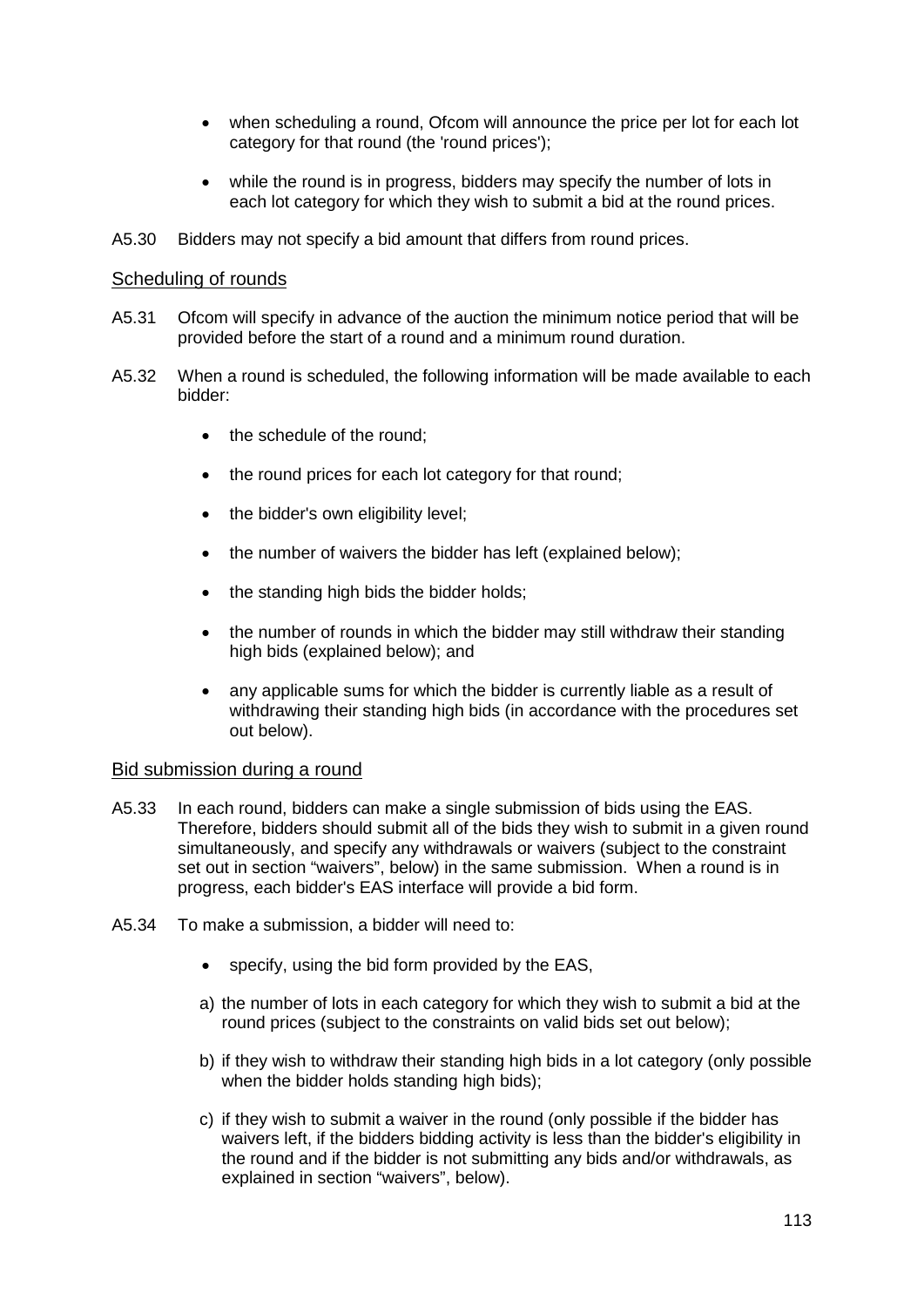- when scheduling a round, Ofcom will announce the price per lot for each lot category for that round (the 'round prices');
- while the round is in progress, bidders may specify the number of lots in each lot category for which they wish to submit a bid at the round prices.

A5.30 Bidders may not specify a bid amount that differs from round prices.

### Scheduling of rounds

A5.31 Ofcom will specify in advance of the auction the minimum notice period that will be provided before the start of a round and a minimum round duration.

A5.32 When a round is scheduled, the following information will be made available to each bidder:

- the schedule of the round;
- the round prices for each lot category for that round;
- the bidder's own eligibility level;
- the number of waivers the bidder has left (explained below);
- the standing high bids the bidder holds;
- the number of rounds in which the bidder may still withdraw their standing high bids (explained below); and
- any applicable sums for which the bidder is currently liable as a result of withdrawing their standing high bids (in accordance with the procedures set out below).

### Bid submission during a round

A5.33 In each round, bidders can make a single submission of bids using the EAS. Therefore, bidders should submit all of the bids they wish to submit in a given round simultaneously, and specify any withdrawals or waivers (subject to the constraint set out in section "waivers", below) in the same submission. When a round is in progress, each bidder's EAS interface will provide a bid form.

A5.34 To make a submission, a bidder will need to:

- specify, using the bid form provided by the EAS,

a) the number of lots in each category for which they wish to submit a bid at the round prices (subject to the constraints on valid bids set out below);

b) if they wish to withdraw their standing high bids in a lot category (only possible when the bidder holds standing high bids);

c) if they wish to submit a waiver in the round (only possible if the bidder has waivers left, if the bidders bidding activity is less than the bidder's eligibility in the round and if the bidder is not submitting any bids and/or withdrawals, as explained in section "waivers", below).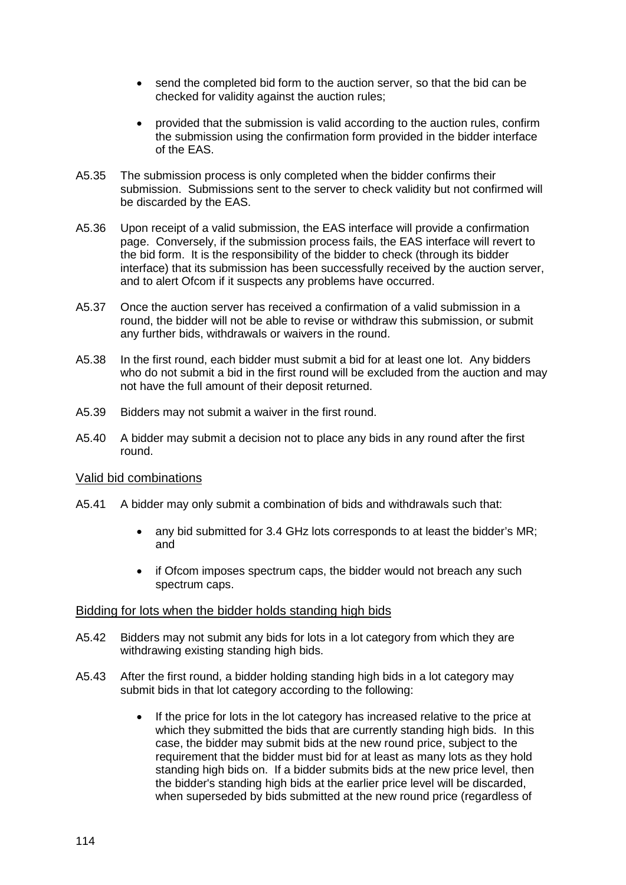- send the completed bid form to the auction server, so that the bid can be checked for validity against the auction rules;
- provided that the submission is valid according to the auction rules, confirm the submission using the confirmation form provided in the bidder interface of the EAS.

A5.35 The submission process is only completed when the bidder confirms their submission. Submissions sent to the server to check validity but not confirmed will be discarded by the EAS.

A5.36 Upon receipt of a valid submission, the EAS interface will provide a confirmation page. Conversely, if the submission process fails, the EAS interface will revert to the bid form. It is the responsibility of the bidder to check (through its bidder interface) that its submission has been successfully received by the auction server, and to alert Ofcom if it suspects any problems have occurred.

A5.37 Once the auction server has received a confirmation of a valid submission in a round, the bidder will not be able to revise or withdraw this submission, or submit any further bids, withdrawals or waivers in the round.

A5.38 In the first round, each bidder must submit a bid for at least one lot. Any bidders who do not submit a bid in the first round will be excluded from the auction and may not have the full amount of their deposit returned.

A5.39 Bidders may not submit a waiver in the first round.

A5.40 A bidder may submit a decision not to place any bids in any round after the first round.

## Valid bid combinations

A5.41 A bidder may only submit a combination of bids and withdrawals such that:

- any bid submitted for 3.4 GHz lots corresponds to at least the bidder's MR; and
- if Ofcom imposes spectrum caps, the bidder would not breach any such spectrum caps.

## Bidding for lots when the bidder holds standing high bids

A5.42 Bidders may not submit any bids for lots in a lot category from which they are withdrawing existing standing high bids.

A5.43 After the first round, a bidder holding standing high bids in a lot category may submit bids in that lot category according to the following:

- If the price for lots in the lot category has increased relative to the price at which they submitted the bids that are currently standing high bids. In this case, the bidder may submit bids at the new round price, subject to the requirement that the bidder must bid for at least as many lots as they hold standing high bids on. If a bidder submits bids at the new price level, then the bidder's standing high bids at the earlier price level will be discarded, when superseded by bids submitted at the new round price (regardless of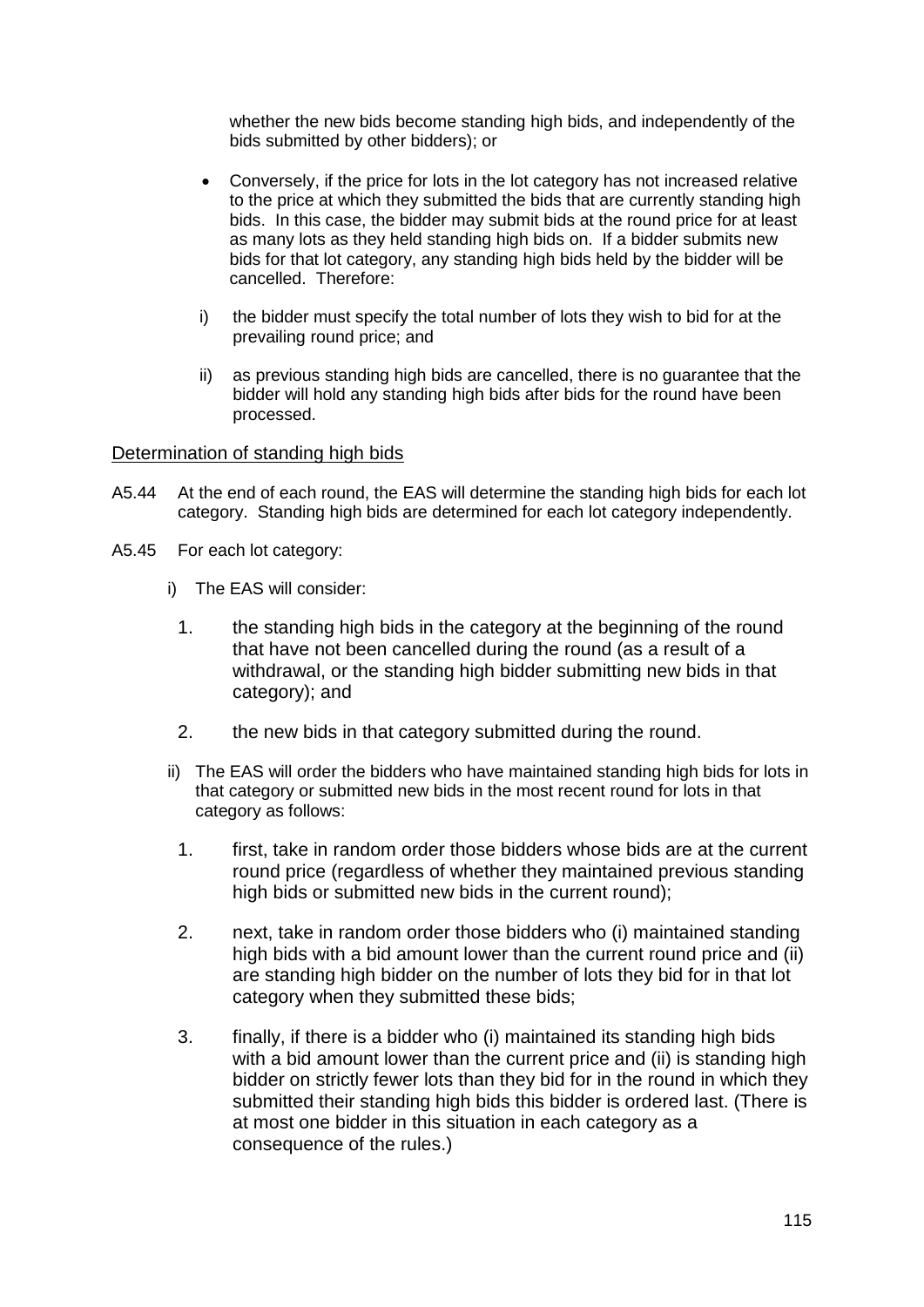whether the new bids become standing high bids, and independently of the bids submitted by other bidders); or

- Conversely, if the price for lots in the lot category has not increased relative to the price at which they submitted the bids that are currently standing high bids. In this case, the bidder may submit bids at the round price for at least as many lots as they held standing high bids on. If a bidder submits new bids for that lot category, any standing high bids held by the bidder will be cancelled. Therefore:

  i) the bidder must specify the total number of lots they wish to bid for at the prevailing round price; and

  ii) as previous standing high bids are cancelled, there is no guarantee that the bidder will hold any standing high bids after bids for the round have been processed.

<u>Determination of standing high bids</u>

A5.44 At the end of each round, the EAS will determine the standing high bids for each lot category. Standing high bids are determined for each lot category independently.

A5.45 For each lot category:

i) The EAS will consider:

  1. the standing high bids in the category at the beginning of the round that have not been cancelled during the round (as a result of a withdrawal, or the standing high bidder submitting new bids in that category); and

  2. the new bids in that category submitted during the round.

ii) The EAS will order the bidders who have maintained standing high bids for lots in that category or submitted new bids in the most recent round for lots in that category as follows:

  1. first, take in random order those bidders whose bids are at the current round price (regardless of whether they maintained previous standing high bids or submitted new bids in the current round);

  2. next, take in random order those bidders who (i) maintained standing high bids with a bid amount lower than the current round price and (ii) are standing high bidder on the number of lots they bid for in that lot category when they submitted these bids;

  3. finally, if there is a bidder who (i) maintained its standing high bids with a bid amount lower than the current price and (ii) is standing high bidder on strictly fewer lots than they bid for in the round in which they submitted their standing high bids this bidder is ordered last. (There is at most one bidder in this situation in each category as a consequence of the rules.)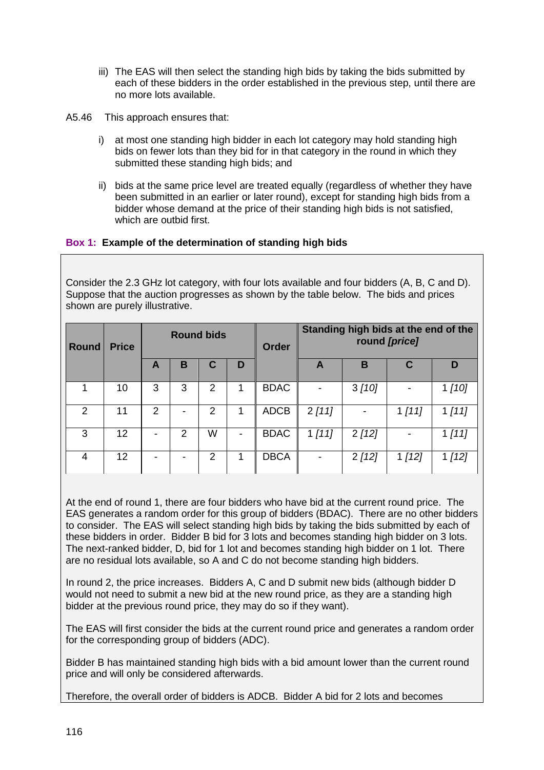iii) The EAS will then select the standing high bids by taking the bids submitted by each of these bidders in the order established in the previous step, until there are no more lots available.

A5.46 This approach ensures that:

i) at most one standing high bidder in each lot category may hold standing high bids on fewer lots than they bid for in that category in the round in which they submitted these standing high bids; and

ii) bids at the same price level are treated equally (regardless of whether they have been submitted in an earlier or later round), except for standing high bids from a bidder whose demand at the price of their standing high bids is not satisfied, which are outbid first.

**Box 1: Example of the determination of standing high bids**

Consider the 2.3 GHz lot category, with four lots available and four bidders (A, B, C and D). Suppose that the auction progresses as shown by the table below. The bids and prices shown are purely illustrative.

| Round | Price | Round bids | | | | Order | Standing high bids at the end of the round *[price]* | | | |
|---|---|---|---|---|---|---|---|---|---|---|
| | | A | B | C | D | | A | B | C | D |
| 1 | 10 | 3 | 3 | 2 | 1 | BDAC | - | 3 *[10]* | - | 1 *[10]* |
| 2 | 11 | 2 | - | 2 | 1 | ADCB | 2 *[11]* | - | 1 *[11]* | 1 *[11]* |
| 3 | 12 | - | 2 | W | - | BDAC | 1 *[11]* | 2 *[12]* | - | 1 *[11]* |
| 4 | 12 | - | - | 2 | 1 | DBCA | - | 2 *[12]* | 1 *[12]* | 1 *[12]* |

At the end of round 1, there are four bidders who have bid at the current round price. The EAS generates a random order for this group of bidders (BDAC). There are no other bidders to consider. The EAS will select standing high bids by taking the bids submitted by each of these bidders in order. Bidder B bid for 3 lots and becomes standing high bidder on 3 lots. The next-ranked bidder, D, bid for 1 lot and becomes standing high bidder on 1 lot. There are no residual lots available, so A and C do not become standing high bidders.

In round 2, the price increases. Bidders A, C and D submit new bids (although bidder D would not need to submit a new bid at the new round price, as they are a standing high bidder at the previous round price, they may do so if they want).

The EAS will first consider the bids at the current round price and generates a random order for the corresponding group of bidders (ADC).

Bidder B has maintained standing high bids with a bid amount lower than the current round price and will only be considered afterwards.

Therefore, the overall order of bidders is ADCB. Bidder A bid for 2 lots and becomes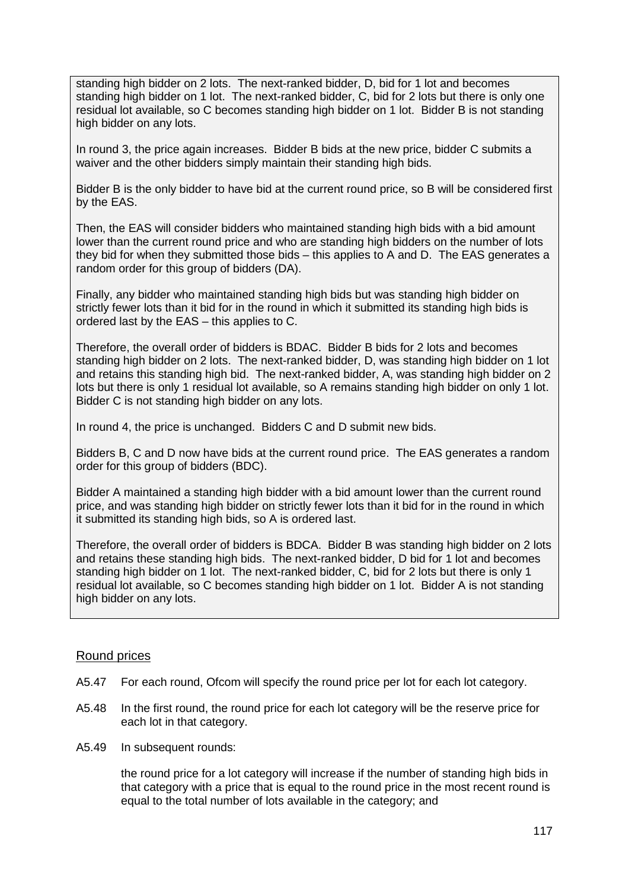standing high bidder on 2 lots. The next-ranked bidder, D, bid for 1 lot and becomes standing high bidder on 1 lot. The next-ranked bidder, C, bid for 2 lots but there is only one residual lot available, so C becomes standing high bidder on 1 lot. Bidder B is not standing high bidder on any lots.

In round 3, the price again increases. Bidder B bids at the new price, bidder C submits a waiver and the other bidders simply maintain their standing high bids.

Bidder B is the only bidder to have bid at the current round price, so B will be considered first by the EAS.

Then, the EAS will consider bidders who maintained standing high bids with a bid amount lower than the current round price and who are standing high bidders on the number of lots they bid for when they submitted those bids – this applies to A and D. The EAS generates a random order for this group of bidders (DA).

Finally, any bidder who maintained standing high bids but was standing high bidder on strictly fewer lots than it bid for in the round in which it submitted its standing high bids is ordered last by the EAS – this applies to C.

Therefore, the overall order of bidders is BDAC. Bidder B bids for 2 lots and becomes standing high bidder on 2 lots. The next-ranked bidder, D, was standing high bidder on 1 lot and retains this standing high bid. The next-ranked bidder, A, was standing high bidder on 2 lots but there is only 1 residual lot available, so A remains standing high bidder on only 1 lot. Bidder C is not standing high bidder on any lots.

In round 4, the price is unchanged. Bidders C and D submit new bids.

Bidders B, C and D now have bids at the current round price. The EAS generates a random order for this group of bidders (BDC).

Bidder A maintained a standing high bidder with a bid amount lower than the current round price, and was standing high bidder on strictly fewer lots than it bid for in the round in which it submitted its standing high bids, so A is ordered last.

Therefore, the overall order of bidders is BDCA. Bidder B was standing high bidder on 2 lots and retains these standing high bids. The next-ranked bidder, D bid for 1 lot and becomes standing high bidder on 1 lot. The next-ranked bidder, C, bid for 2 lots but there is only 1 residual lot available, so C becomes standing high bidder on 1 lot. Bidder A is not standing high bidder on any lots.

## Round prices

A5.47 For each round, Ofcom will specify the round price per lot for each lot category.

A5.48 In the first round, the round price for each lot category will be the reserve price for each lot in that category.

A5.49 In subsequent rounds:

the round price for a lot category will increase if the number of standing high bids in that category with a price that is equal to the round price in the most recent round is equal to the total number of lots available in the category; and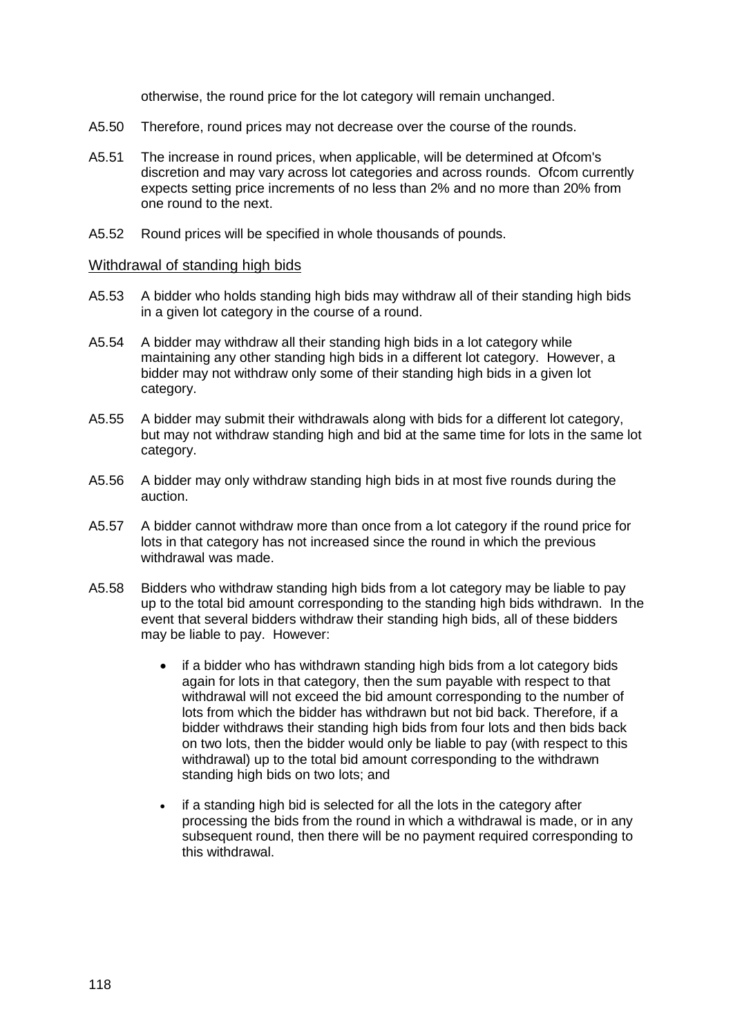otherwise, the round price for the lot category will remain unchanged.

A5.50 Therefore, round prices may not decrease over the course of the rounds.

A5.51 The increase in round prices, when applicable, will be determined at Ofcom's discretion and may vary across lot categories and across rounds. Ofcom currently expects setting price increments of no less than 2% and no more than 20% from one round to the next.

A5.52 Round prices will be specified in whole thousands of pounds.

## Withdrawal of standing high bids

A5.53 A bidder who holds standing high bids may withdraw all of their standing high bids in a given lot category in the course of a round.

A5.54 A bidder may withdraw all their standing high bids in a lot category while maintaining any other standing high bids in a different lot category. However, a bidder may not withdraw only some of their standing high bids in a given lot category.

A5.55 A bidder may submit their withdrawals along with bids for a different lot category, but may not withdraw standing high and bid at the same time for lots in the same lot category.

A5.56 A bidder may only withdraw standing high bids in at most five rounds during the auction.

A5.57 A bidder cannot withdraw more than once from a lot category if the round price for lots in that category has not increased since the round in which the previous withdrawal was made.

A5.58 Bidders who withdraw standing high bids from a lot category may be liable to pay up to the total bid amount corresponding to the standing high bids withdrawn. In the event that several bidders withdraw their standing high bids, all of these bidders may be liable to pay. However:

- if a bidder who has withdrawn standing high bids from a lot category bids again for lots in that category, then the sum payable with respect to that withdrawal will not exceed the bid amount corresponding to the number of lots from which the bidder has withdrawn but not bid back. Therefore, if a bidder withdraws their standing high bids from four lots and then bids back on two lots, then the bidder would only be liable to pay (with respect to this withdrawal) up to the total bid amount corresponding to the withdrawn standing high bids on two lots; and
- if a standing high bid is selected for all the lots in the category after processing the bids from the round in which a withdrawal is made, or in any subsequent round, then there will be no payment required corresponding to this withdrawal.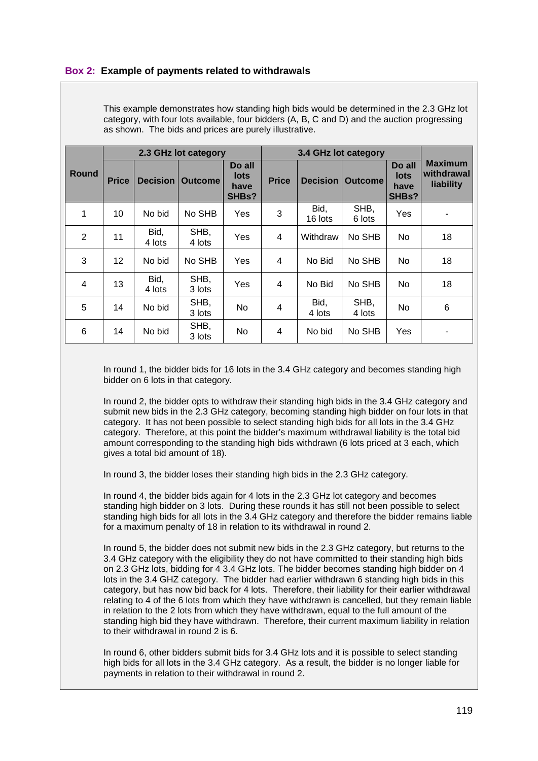## Box 2: Example of payments related to withdrawals

This example demonstrates how standing high bids would be determined in the 2.3 GHz lot category, with four lots available, four bidders (A, B, C and D) and the auction progressing as shown. The bids and prices are purely illustrative.

| Round | 2.3 GHz lot category | | | | 3.4 GHz lot category | | | | Maximum withdrawal liability |
|---|---|---|---|---|---|---|---|---|---|
| | Price | Decision | Outcome | Do all lots have SHBs? | Price | Decision | Outcome | Do all lots have SHBs? | |
| 1 | 10 | No bid | No SHB | Yes | 3 | Bid, 16 lots | SHB, 6 lots | Yes | - |
| 2 | 11 | Bid, 4 lots | SHB, 4 lots | Yes | 4 | Withdraw | No SHB | No | 18 |
| 3 | 12 | No bid | No SHB | Yes | 4 | No Bid | No SHB | No | 18 |
| 4 | 13 | Bid, 4 lots | SHB, 3 lots | Yes | 4 | No Bid | No SHB | No | 18 |
| 5 | 14 | No bid | SHB, 3 lots | No | 4 | Bid, 4 lots | SHB, 4 lots | No | 6 |
| 6 | 14 | No bid | SHB, 3 lots | No | 4 | No bid | No SHB | Yes | - |

In round 1, the bidder bids for 16 lots in the 3.4 GHz category and becomes standing high bidder on 6 lots in that category.

In round 2, the bidder opts to withdraw their standing high bids in the 3.4 GHz category and submit new bids in the 2.3 GHz category, becoming standing high bidder on four lots in that category. It has not been possible to select standing high bids for all lots in the 3.4 GHz category. Therefore, at this point the bidder's maximum withdrawal liability is the total bid amount corresponding to the standing high bids withdrawn (6 lots priced at 3 each, which gives a total bid amount of 18).

In round 3, the bidder loses their standing high bids in the 2.3 GHz category.

In round 4, the bidder bids again for 4 lots in the 2.3 GHz lot category and becomes standing high bidder on 3 lots. During these rounds it has still not been possible to select standing high bids for all lots in the 3.4 GHz category and therefore the bidder remains liable for a maximum penalty of 18 in relation to its withdrawal in round 2.

In round 5, the bidder does not submit new bids in the 2.3 GHz category, but returns to the 3.4 GHz category with the eligibility they do not have committed to their standing high bids on 2.3 GHz lots, bidding for 4 3.4 GHz lots. The bidder becomes standing high bidder on 4 lots in the 3.4 GHZ category. The bidder had earlier withdrawn 6 standing high bids in this category, but has now bid back for 4 lots. Therefore, their liability for their earlier withdrawal relating to 4 of the 6 lots from which they have withdrawn is cancelled, but they remain liable in relation to the 2 lots from which they have withdrawn, equal to the full amount of the standing high bid they have withdrawn. Therefore, their current maximum liability in relation to their withdrawal in round 2 is 6.

In round 6, other bidders submit bids for 3.4 GHz lots and it is possible to select standing high bids for all lots in the 3.4 GHz category. As a result, the bidder is no longer liable for payments in relation to their withdrawal in round 2.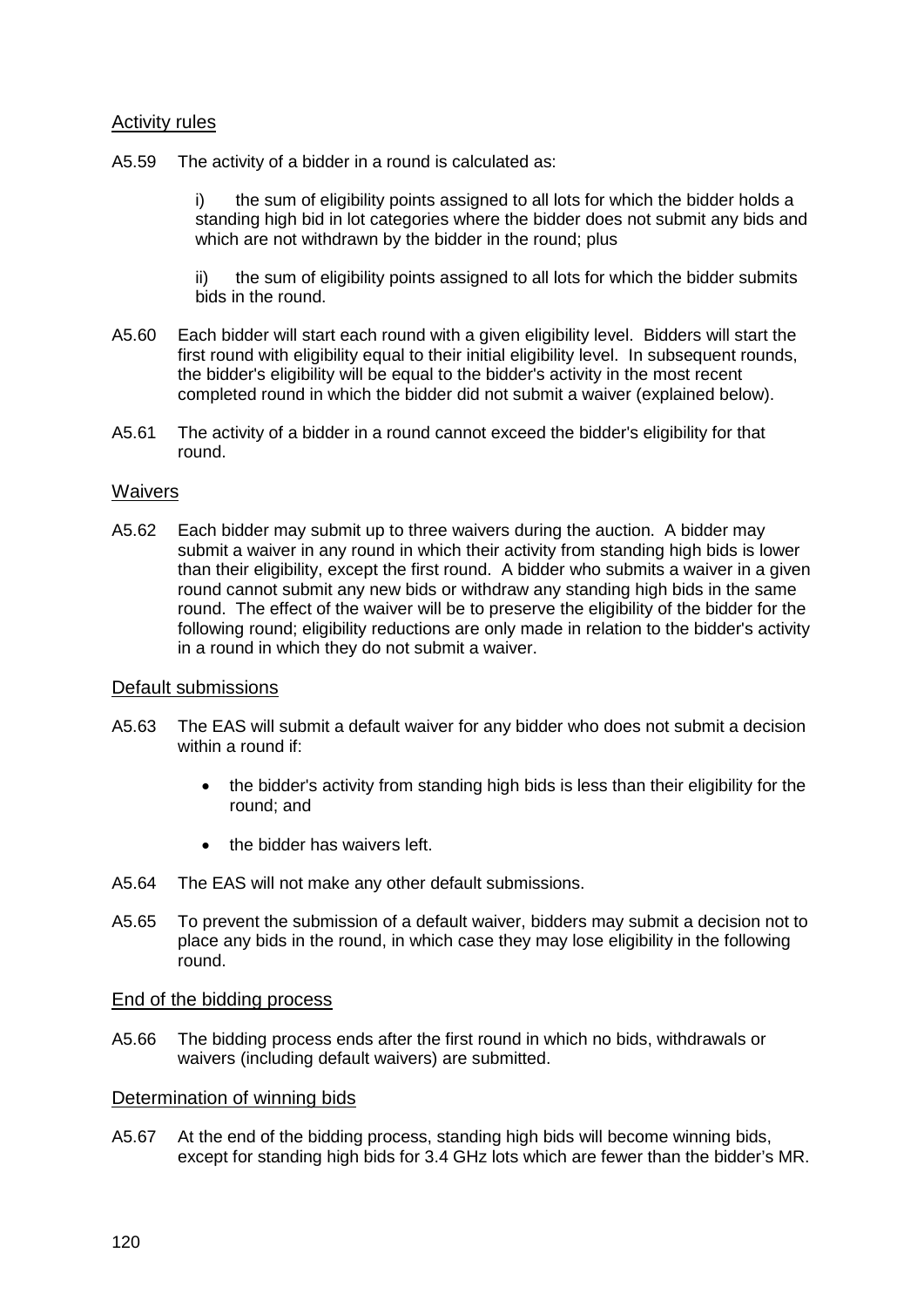## Activity rules

A5.59 The activity of a bidder in a round is calculated as:

i) the sum of eligibility points assigned to all lots for which the bidder holds a standing high bid in lot categories where the bidder does not submit any bids and which are not withdrawn by the bidder in the round; plus

ii) the sum of eligibility points assigned to all lots for which the bidder submits bids in the round.

A5.60 Each bidder will start each round with a given eligibility level. Bidders will start the first round with eligibility equal to their initial eligibility level. In subsequent rounds, the bidder's eligibility will be equal to the bidder's activity in the most recent completed round in which the bidder did not submit a waiver (explained below).

A5.61 The activity of a bidder in a round cannot exceed the bidder's eligibility for that round.

## Waivers

A5.62 Each bidder may submit up to three waivers during the auction. A bidder may submit a waiver in any round in which their activity from standing high bids is lower than their eligibility, except the first round. A bidder who submits a waiver in a given round cannot submit any new bids or withdraw any standing high bids in the same round. The effect of the waiver will be to preserve the eligibility of the bidder for the following round; eligibility reductions are only made in relation to the bidder's activity in a round in which they do not submit a waiver.

## Default submissions

A5.63 The EAS will submit a default waiver for any bidder who does not submit a decision within a round if:

- the bidder's activity from standing high bids is less than their eligibility for the round; and
- the bidder has waivers left.

A5.64 The EAS will not make any other default submissions.

A5.65 To prevent the submission of a default waiver, bidders may submit a decision not to place any bids in the round, in which case they may lose eligibility in the following round.

## End of the bidding process

A5.66 The bidding process ends after the first round in which no bids, withdrawals or waivers (including default waivers) are submitted.

## Determination of winning bids

A5.67 At the end of the bidding process, standing high bids will become winning bids, except for standing high bids for 3.4 GHz lots which are fewer than the bidder's MR.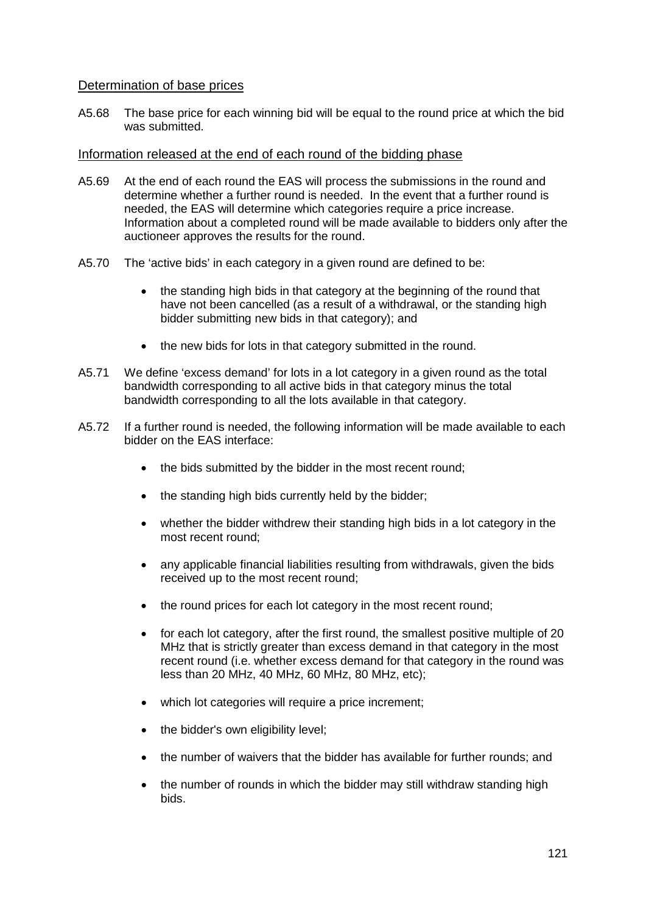## Determination of base prices

A5.68 The base price for each winning bid will be equal to the round price at which the bid was submitted.

## Information released at the end of each round of the bidding phase

A5.69 At the end of each round the EAS will process the submissions in the round and determine whether a further round is needed. In the event that a further round is needed, the EAS will determine which categories require a price increase. Information about a completed round will be made available to bidders only after the auctioneer approves the results for the round.

A5.70 The 'active bids' in each category in a given round are defined to be:

- the standing high bids in that category at the beginning of the round that have not been cancelled (as a result of a withdrawal, or the standing high bidder submitting new bids in that category); and
- the new bids for lots in that category submitted in the round.

A5.71 We define 'excess demand' for lots in a lot category in a given round as the total bandwidth corresponding to all active bids in that category minus the total bandwidth corresponding to all the lots available in that category.

A5.72 If a further round is needed, the following information will be made available to each bidder on the EAS interface:

- the bids submitted by the bidder in the most recent round;
- the standing high bids currently held by the bidder;
- whether the bidder withdrew their standing high bids in a lot category in the most recent round;
- any applicable financial liabilities resulting from withdrawals, given the bids received up to the most recent round;
- the round prices for each lot category in the most recent round;
- for each lot category, after the first round, the smallest positive multiple of 20 MHz that is strictly greater than excess demand in that category in the most recent round (i.e. whether excess demand for that category in the round was less than 20 MHz, 40 MHz, 60 MHz, 80 MHz, etc);
- which lot categories will require a price increment;
- the bidder's own eligibility level;
- the number of waivers that the bidder has available for further rounds; and
- the number of rounds in which the bidder may still withdraw standing high bids.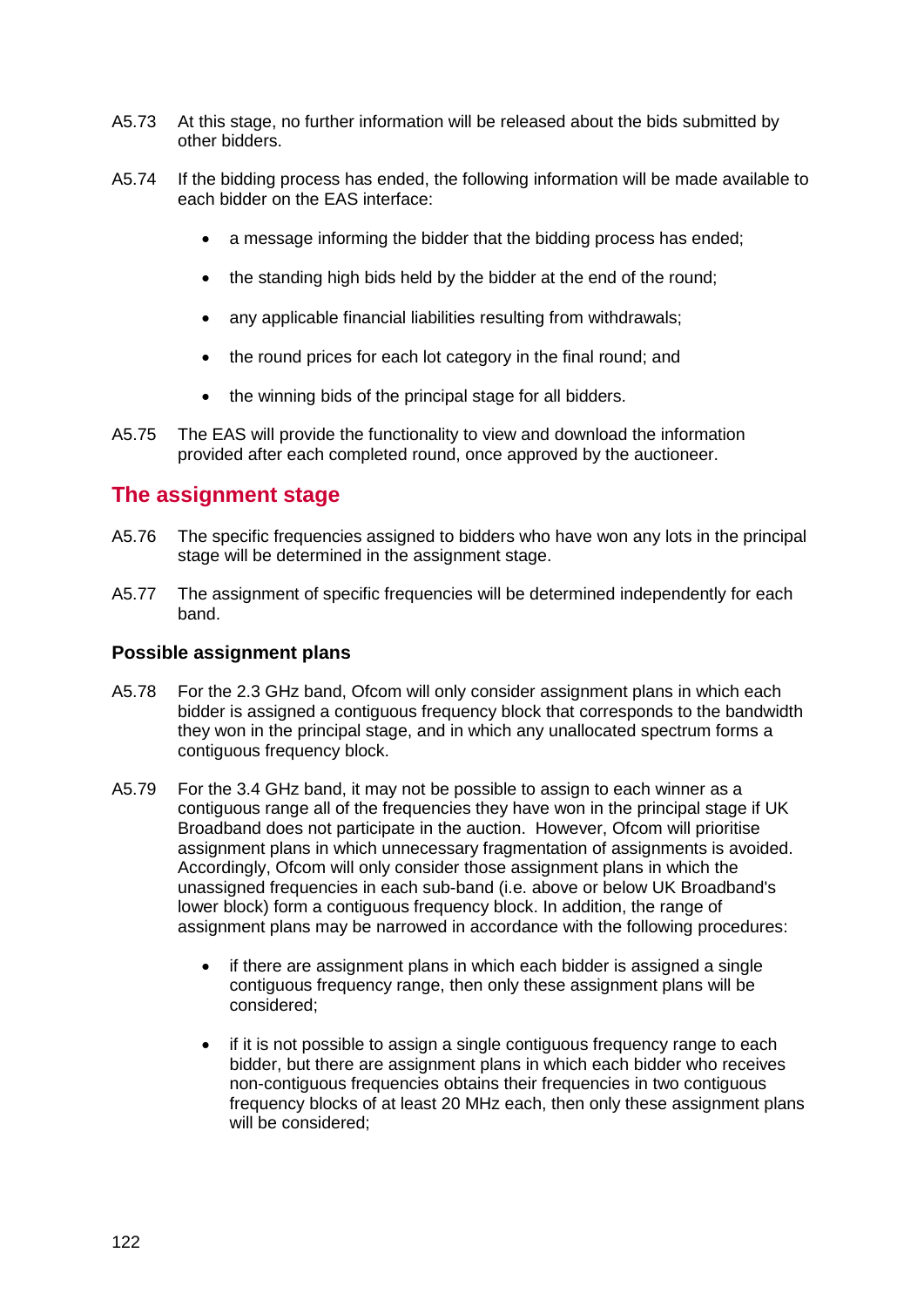A5.73 At this stage, no further information will be released about the bids submitted by other bidders.

A5.74 If the bidding process has ended, the following information will be made available to each bidder on the EAS interface:

- a message informing the bidder that the bidding process has ended;
- the standing high bids held by the bidder at the end of the round;
- any applicable financial liabilities resulting from withdrawals;
- the round prices for each lot category in the final round; and
- the winning bids of the principal stage for all bidders.

A5.75 The EAS will provide the functionality to view and download the information provided after each completed round, once approved by the auctioneer.

## The assignment stage

A5.76 The specific frequencies assigned to bidders who have won any lots in the principal stage will be determined in the assignment stage.

A5.77 The assignment of specific frequencies will be determined independently for each band.

### Possible assignment plans

A5.78 For the 2.3 GHz band, Ofcom will only consider assignment plans in which each bidder is assigned a contiguous frequency block that corresponds to the bandwidth they won in the principal stage, and in which any unallocated spectrum forms a contiguous frequency block.

A5.79 For the 3.4 GHz band, it may not be possible to assign to each winner as a contiguous range all of the frequencies they have won in the principal stage if UK Broadband does not participate in the auction. However, Ofcom will prioritise assignment plans in which unnecessary fragmentation of assignments is avoided. Accordingly, Ofcom will only consider those assignment plans in which the unassigned frequencies in each sub-band (i.e. above or below UK Broadband's lower block) form a contiguous frequency block. In addition, the range of assignment plans may be narrowed in accordance with the following procedures:

- if there are assignment plans in which each bidder is assigned a single contiguous frequency range, then only these assignment plans will be considered;
- if it is not possible to assign a single contiguous frequency range to each bidder, but there are assignment plans in which each bidder who receives non-contiguous frequencies obtains their frequencies in two contiguous frequency blocks of at least 20 MHz each, then only these assignment plans will be considered;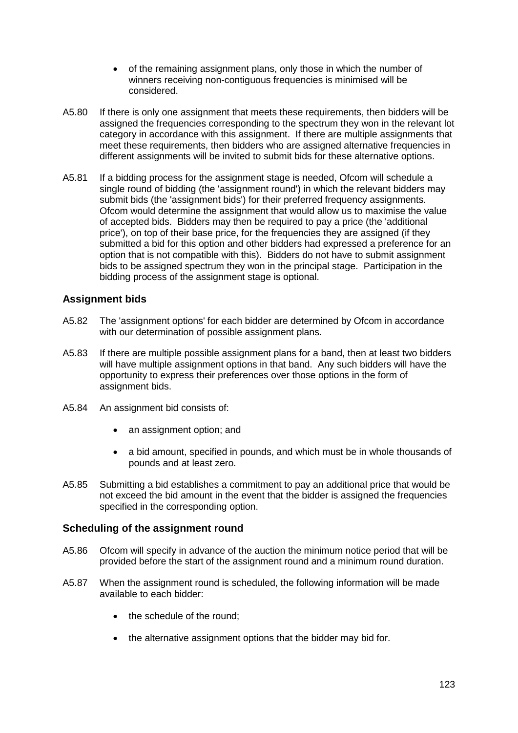- of the remaining assignment plans, only those in which the number of winners receiving non-contiguous frequencies is minimised will be considered.

A5.80 If there is only one assignment that meets these requirements, then bidders will be assigned the frequencies corresponding to the spectrum they won in the relevant lot category in accordance with this assignment. If there are multiple assignments that meet these requirements, then bidders who are assigned alternative frequencies in different assignments will be invited to submit bids for these alternative options.

A5.81 If a bidding process for the assignment stage is needed, Ofcom will schedule a single round of bidding (the 'assignment round') in which the relevant bidders may submit bids (the 'assignment bids') for their preferred frequency assignments. Ofcom would determine the assignment that would allow us to maximise the value of accepted bids. Bidders may then be required to pay a price (the 'additional price'), on top of their base price, for the frequencies they are assigned (if they submitted a bid for this option and other bidders had expressed a preference for an option that is not compatible with this). Bidders do not have to submit assignment bids to be assigned spectrum they won in the principal stage. Participation in the bidding process of the assignment stage is optional.

### Assignment bids

A5.82 The 'assignment options' for each bidder are determined by Ofcom in accordance with our determination of possible assignment plans.

A5.83 If there are multiple possible assignment plans for a band, then at least two bidders will have multiple assignment options in that band. Any such bidders will have the opportunity to express their preferences over those options in the form of assignment bids.

A5.84 An assignment bid consists of:

- an assignment option; and
- a bid amount, specified in pounds, and which must be in whole thousands of pounds and at least zero.

A5.85 Submitting a bid establishes a commitment to pay an additional price that would be not exceed the bid amount in the event that the bidder is assigned the frequencies specified in the corresponding option.

### Scheduling of the assignment round

A5.86 Ofcom will specify in advance of the auction the minimum notice period that will be provided before the start of the assignment round and a minimum round duration.

A5.87 When the assignment round is scheduled, the following information will be made available to each bidder:

- the schedule of the round;
- the alternative assignment options that the bidder may bid for.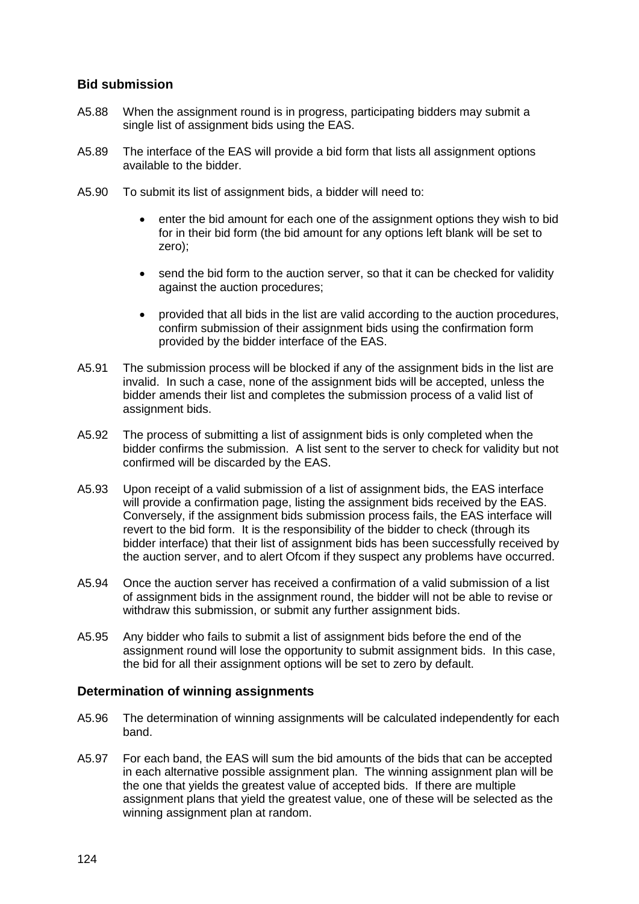## Bid submission

A5.88 When the assignment round is in progress, participating bidders may submit a single list of assignment bids using the EAS.

A5.89 The interface of the EAS will provide a bid form that lists all assignment options available to the bidder.

A5.90 To submit its list of assignment bids, a bidder will need to:

- enter the bid amount for each one of the assignment options they wish to bid for in their bid form (the bid amount for any options left blank will be set to zero);
- send the bid form to the auction server, so that it can be checked for validity against the auction procedures;
- provided that all bids in the list are valid according to the auction procedures, confirm submission of their assignment bids using the confirmation form provided by the bidder interface of the EAS.

A5.91 The submission process will be blocked if any of the assignment bids in the list are invalid. In such a case, none of the assignment bids will be accepted, unless the bidder amends their list and completes the submission process of a valid list of assignment bids.

A5.92 The process of submitting a list of assignment bids is only completed when the bidder confirms the submission. A list sent to the server to check for validity but not confirmed will be discarded by the EAS.

A5.93 Upon receipt of a valid submission of a list of assignment bids, the EAS interface will provide a confirmation page, listing the assignment bids received by the EAS. Conversely, if the assignment bids submission process fails, the EAS interface will revert to the bid form. It is the responsibility of the bidder to check (through its bidder interface) that their list of assignment bids has been successfully received by the auction server, and to alert Ofcom if they suspect any problems have occurred.

A5.94 Once the auction server has received a confirmation of a valid submission of a list of assignment bids in the assignment round, the bidder will not be able to revise or withdraw this submission, or submit any further assignment bids.

A5.95 Any bidder who fails to submit a list of assignment bids before the end of the assignment round will lose the opportunity to submit assignment bids. In this case, the bid for all their assignment options will be set to zero by default.

## Determination of winning assignments

A5.96 The determination of winning assignments will be calculated independently for each band.

A5.97 For each band, the EAS will sum the bid amounts of the bids that can be accepted in each alternative possible assignment plan. The winning assignment plan will be the one that yields the greatest value of accepted bids. If there are multiple assignment plans that yield the greatest value, one of these will be selected as the winning assignment plan at random.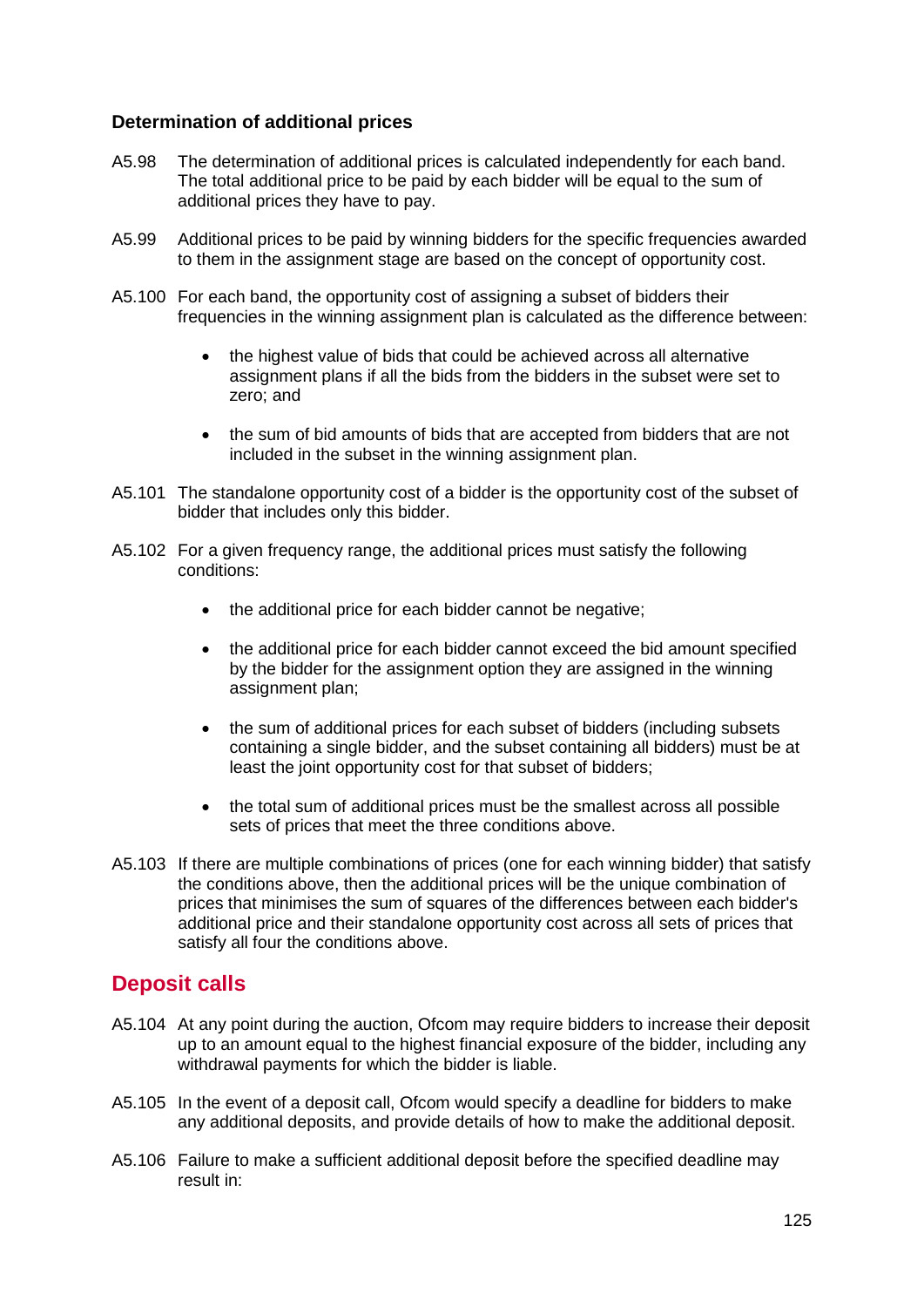### Determination of additional prices

A5.98 The determination of additional prices is calculated independently for each band. The total additional price to be paid by each bidder will be equal to the sum of additional prices they have to pay.

A5.99 Additional prices to be paid by winning bidders for the specific frequencies awarded to them in the assignment stage are based on the concept of opportunity cost.

A5.100 For each band, the opportunity cost of assigning a subset of bidders their frequencies in the winning assignment plan is calculated as the difference between:

- the highest value of bids that could be achieved across all alternative assignment plans if all the bids from the bidders in the subset were set to zero; and
- the sum of bid amounts of bids that are accepted from bidders that are not included in the subset in the winning assignment plan.

A5.101 The standalone opportunity cost of a bidder is the opportunity cost of the subset of bidder that includes only this bidder.

A5.102 For a given frequency range, the additional prices must satisfy the following conditions:

- the additional price for each bidder cannot be negative;
- the additional price for each bidder cannot exceed the bid amount specified by the bidder for the assignment option they are assigned in the winning assignment plan;
- the sum of additional prices for each subset of bidders (including subsets containing a single bidder, and the subset containing all bidders) must be at least the joint opportunity cost for that subset of bidders;
- the total sum of additional prices must be the smallest across all possible sets of prices that meet the three conditions above.

A5.103 If there are multiple combinations of prices (one for each winning bidder) that satisfy the conditions above, then the additional prices will be the unique combination of prices that minimises the sum of squares of the differences between each bidder's additional price and their standalone opportunity cost across all sets of prices that satisfy all four the conditions above.

## Deposit calls

A5.104 At any point during the auction, Ofcom may require bidders to increase their deposit up to an amount equal to the highest financial exposure of the bidder, including any withdrawal payments for which the bidder is liable.

A5.105 In the event of a deposit call, Ofcom would specify a deadline for bidders to make any additional deposits, and provide details of how to make the additional deposit.

A5.106 Failure to make a sufficient additional deposit before the specified deadline may result in: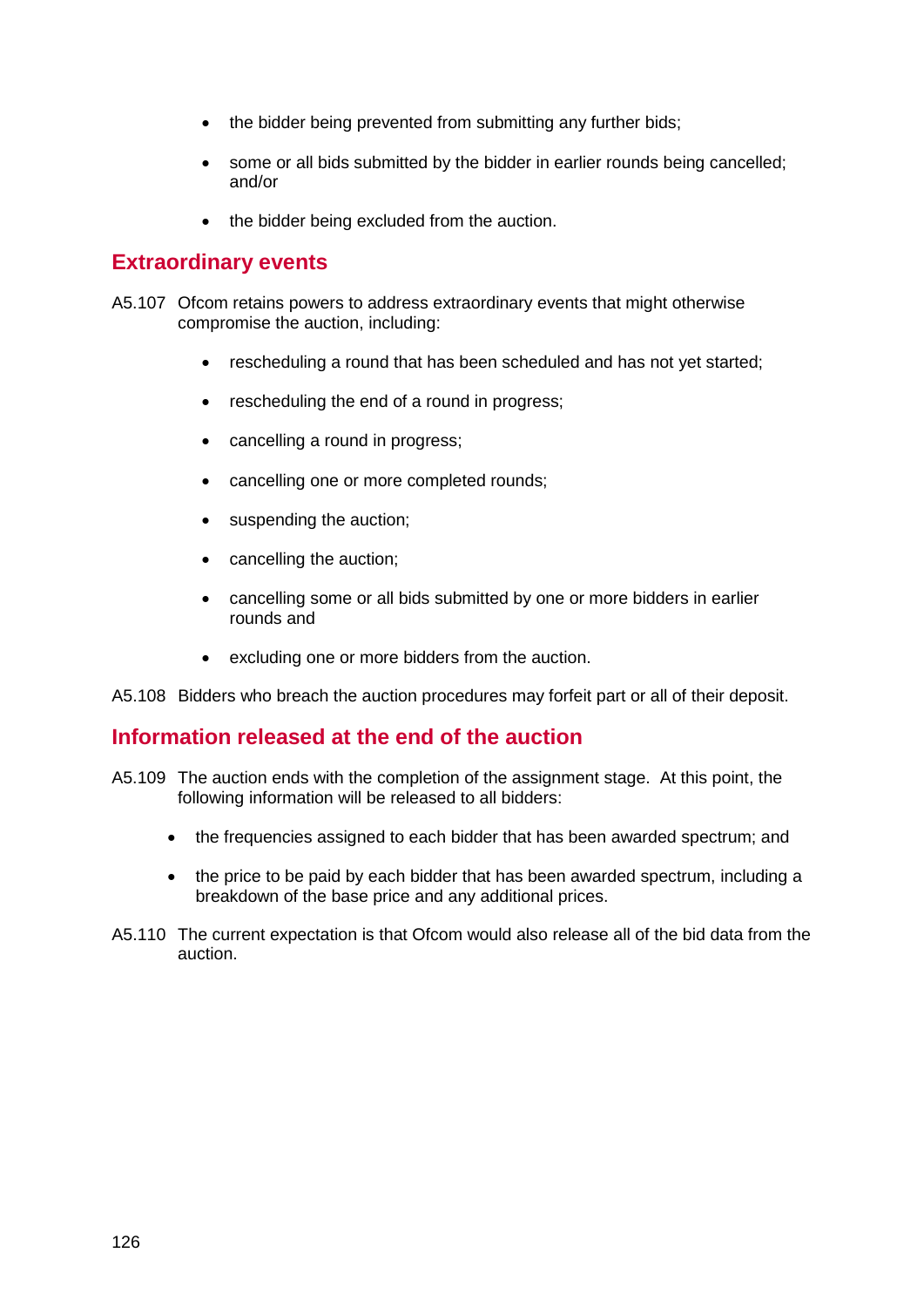- the bidder being prevented from submitting any further bids;
- some or all bids submitted by the bidder in earlier rounds being cancelled; and/or
- the bidder being excluded from the auction.

## Extraordinary events

A5.107 Ofcom retains powers to address extraordinary events that might otherwise compromise the auction, including:

- rescheduling a round that has been scheduled and has not yet started;
- rescheduling the end of a round in progress;
- cancelling a round in progress;
- cancelling one or more completed rounds;
- suspending the auction;
- cancelling the auction;
- cancelling some or all bids submitted by one or more bidders in earlier rounds and
- excluding one or more bidders from the auction.

A5.108 Bidders who breach the auction procedures may forfeit part or all of their deposit.

## Information released at the end of the auction

A5.109 The auction ends with the completion of the assignment stage. At this point, the following information will be released to all bidders:

- the frequencies assigned to each bidder that has been awarded spectrum; and
- the price to be paid by each bidder that has been awarded spectrum, including a breakdown of the base price and any additional prices.

A5.110 The current expectation is that Ofcom would also release all of the bid data from the auction.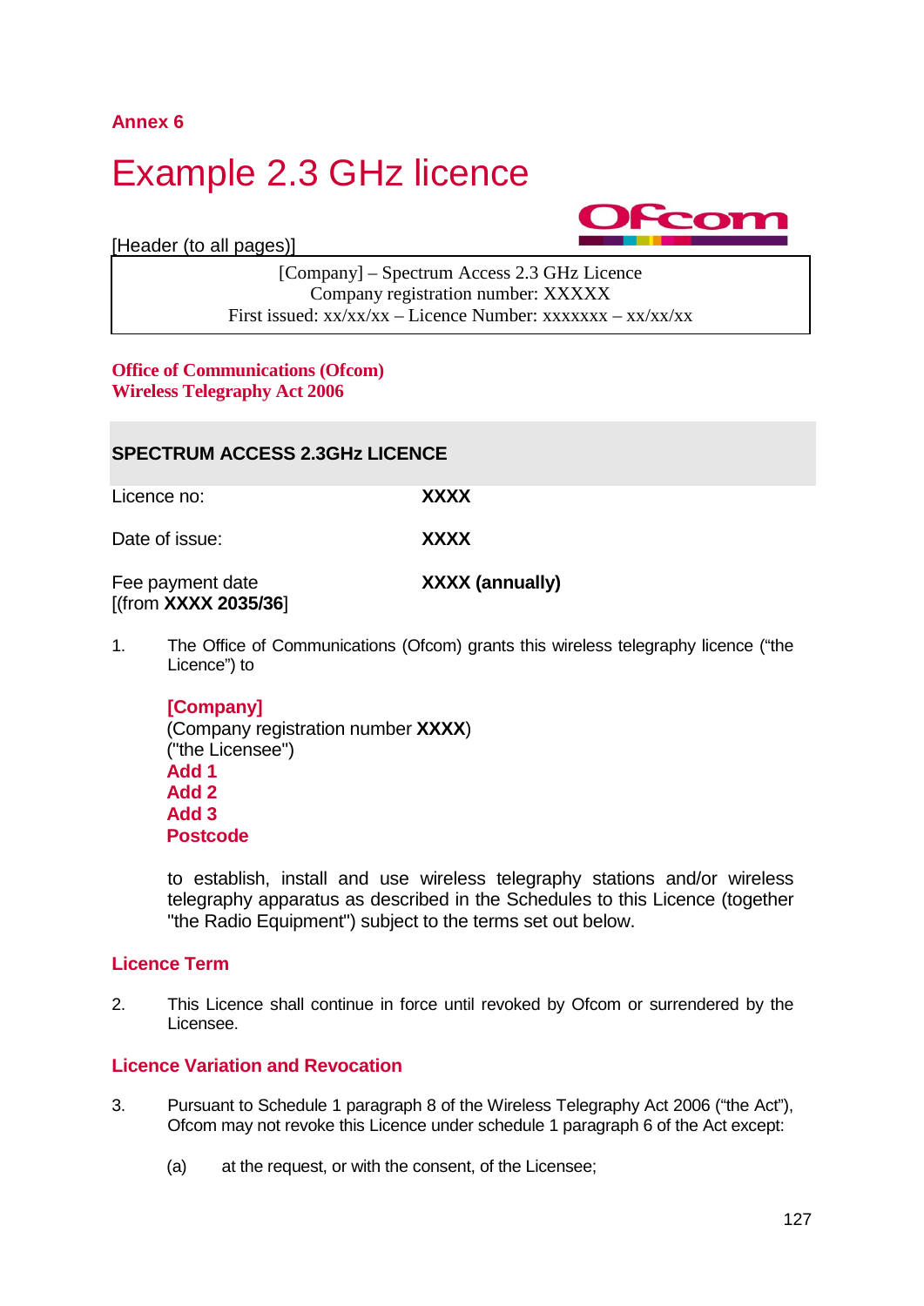Annex 6

# Example 2.3 GHz licence

[Header (to all pages)]

| [Company] – Spectrum Access 2.3 GHz Licence<br>Company registration number: XXXXX<br>First issued: xx/xx/xx – Licence Number: xxxxxxx – xx/xx/xx |
|---|

**Office of Communications (Ofcom)**
**Wireless Telegraphy Act 2006**

## SPECTRUM ACCESS 2.3GHz LICENCE

| | |
|---|---|
| Licence no: | **XXXX** |
| Date of issue: | **XXXX** |
| Fee payment date<br>[(from **XXXX 2035/36**] | **XXXX (annually)** |

1. The Office of Communications (Ofcom) grants this wireless telegraphy licence ("the Licence") to

   **[Company]**
   (Company registration number **XXXX**)
   ("the Licensee")
   **Add 1**
   **Add 2**
   **Add 3**
   **Postcode**

   to establish, install and use wireless telegraphy stations and/or wireless telegraphy apparatus as described in the Schedules to this Licence (together "the Radio Equipment") subject to the terms set out below.

### Licence Term

2. This Licence shall continue in force until revoked by Ofcom or surrendered by the Licensee.

### Licence Variation and Revocation

3. Pursuant to Schedule 1 paragraph 8 of the Wireless Telegraphy Act 2006 ("the Act"), Ofcom may not revoke this Licence under schedule 1 paragraph 6 of the Act except:

   (a) at the request, or with the consent, of the Licensee;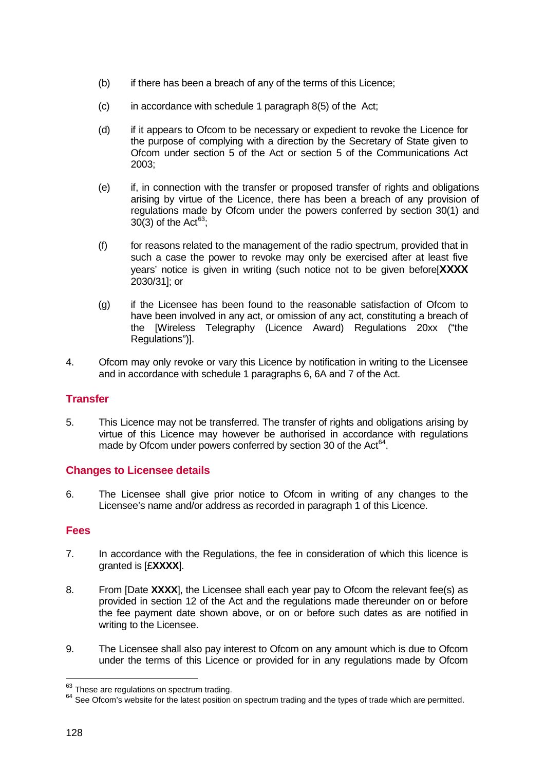(b) if there has been a breach of any of the terms of this Licence;

(c) in accordance with schedule 1 paragraph 8(5) of the Act;

(d) if it appears to Ofcom to be necessary or expedient to revoke the Licence for the purpose of complying with a direction by the Secretary of State given to Ofcom under section 5 of the Act or section 5 of the Communications Act 2003;

(e) if, in connection with the transfer or proposed transfer of rights and obligations arising by virtue of the Licence, there has been a breach of any provision of regulations made by Ofcom under the powers conferred by section 30(1) and 30(3) of the Act[63];

(f) for reasons related to the management of the radio spectrum, provided that in such a case the power to revoke may only be exercised after at least five years' notice is given in writing (such notice not to be given before[**XXXX** 2030/31]; or

(g) if the Licensee has been found to the reasonable satisfaction of Ofcom to have been involved in any act, or omission of any act, constituting a breach of the [Wireless Telegraphy (Licence Award) Regulations 20xx ("the Regulations")].

4. Ofcom may only revoke or vary this Licence by notification in writing to the Licensee and in accordance with schedule 1 paragraphs 6, 6A and 7 of the Act.

## Transfer

5. This Licence may not be transferred. The transfer of rights and obligations arising by virtue of this Licence may however be authorised in accordance with regulations made by Ofcom under powers conferred by section 30 of the Act[64].

## Changes to Licensee details

6. The Licensee shall give prior notice to Ofcom in writing of any changes to the Licensee's name and/or address as recorded in paragraph 1 of this Licence.

## Fees

7. In accordance with the Regulations, the fee in consideration of which this licence is granted is [£**XXXX**].

8. From [Date **XXXX**], the Licensee shall each year pay to Ofcom the relevant fee(s) as provided in section 12 of the Act and the regulations made thereunder on or before the fee payment date shown above, or on or before such dates as are notified in writing to the Licensee.

9. The Licensee shall also pay interest to Ofcom on any amount which is due to Ofcom under the terms of this Licence or provided for in any regulations made by Ofcom

---

[63] These are regulations on spectrum trading.

[64] See Ofcom's website for the latest position on spectrum trading and the types of trade which are permitted.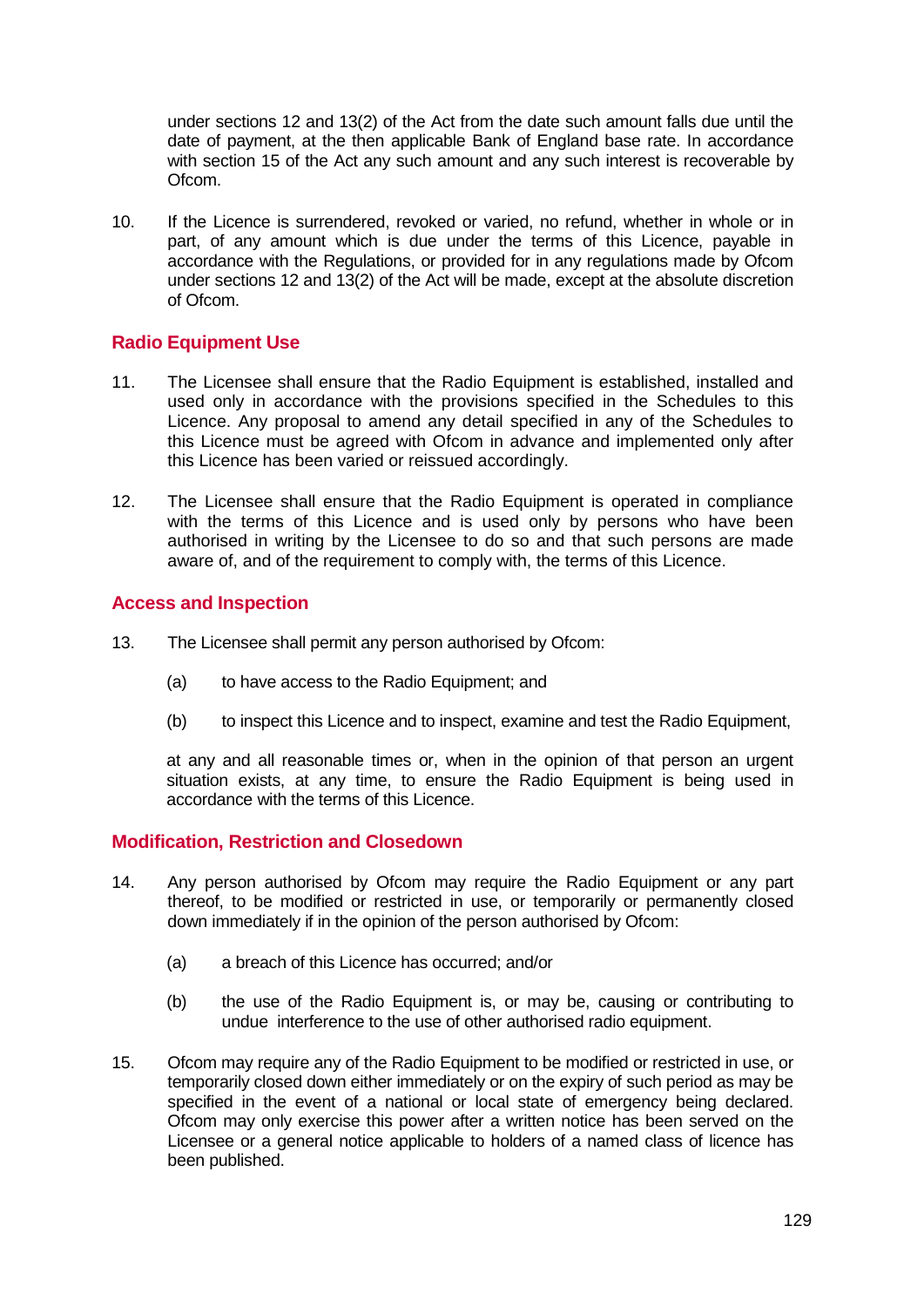under sections 12 and 13(2) of the Act from the date such amount falls due until the date of payment, at the then applicable Bank of England base rate. In accordance with section 15 of the Act any such amount and any such interest is recoverable by Ofcom.

10. If the Licence is surrendered, revoked or varied, no refund, whether in whole or in part, of any amount which is due under the terms of this Licence, payable in accordance with the Regulations, or provided for in any regulations made by Ofcom under sections 12 and 13(2) of the Act will be made, except at the absolute discretion of Ofcom.

## Radio Equipment Use

11. The Licensee shall ensure that the Radio Equipment is established, installed and used only in accordance with the provisions specified in the Schedules to this Licence. Any proposal to amend any detail specified in any of the Schedules to this Licence must be agreed with Ofcom in advance and implemented only after this Licence has been varied or reissued accordingly.

12. The Licensee shall ensure that the Radio Equipment is operated in compliance with the terms of this Licence and is used only by persons who have been authorised in writing by the Licensee to do so and that such persons are made aware of, and of the requirement to comply with, the terms of this Licence.

## Access and Inspection

13. The Licensee shall permit any person authorised by Ofcom:

    (a) to have access to the Radio Equipment; and

    (b) to inspect this Licence and to inspect, examine and test the Radio Equipment,

    at any and all reasonable times or, when in the opinion of that person an urgent situation exists, at any time, to ensure the Radio Equipment is being used in accordance with the terms of this Licence.

## Modification, Restriction and Closedown

14. Any person authorised by Ofcom may require the Radio Equipment or any part thereof, to be modified or restricted in use, or temporarily or permanently closed down immediately if in the opinion of the person authorised by Ofcom:

    (a) a breach of this Licence has occurred; and/or

    (b) the use of the Radio Equipment is, or may be, causing or contributing to undue interference to the use of other authorised radio equipment.

15. Ofcom may require any of the Radio Equipment to be modified or restricted in use, or temporarily closed down either immediately or on the expiry of such period as may be specified in the event of a national or local state of emergency being declared. Ofcom may only exercise this power after a written notice has been served on the Licensee or a general notice applicable to holders of a named class of licence has been published.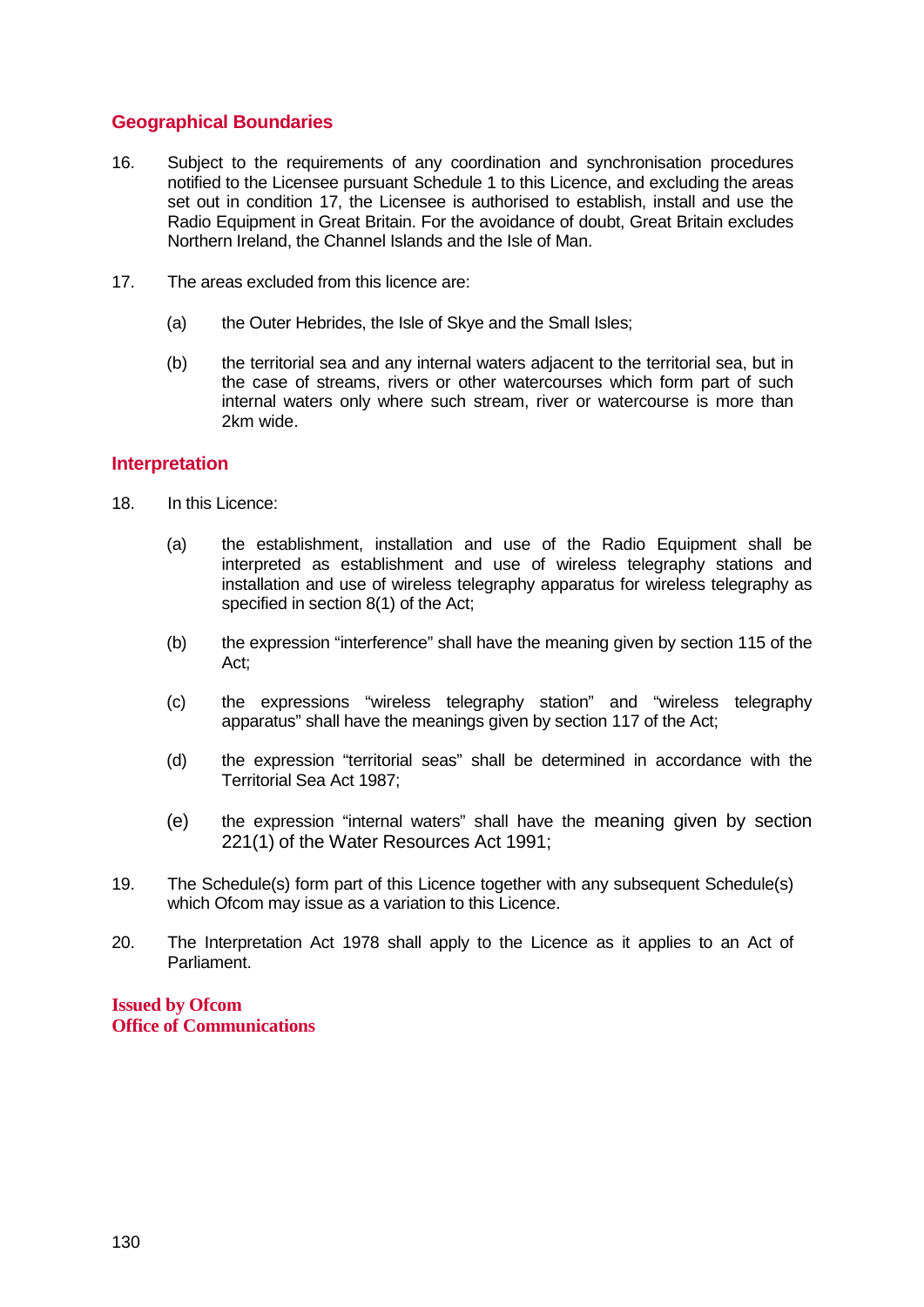## Geographical Boundaries

16. Subject to the requirements of any coordination and synchronisation procedures notified to the Licensee pursuant Schedule 1 to this Licence, and excluding the areas set out in condition 17, the Licensee is authorised to establish, install and use the Radio Equipment in Great Britain. For the avoidance of doubt, Great Britain excludes Northern Ireland, the Channel Islands and the Isle of Man.

17. The areas excluded from this licence are:

    (a) the Outer Hebrides, the Isle of Skye and the Small Isles;

    (b) the territorial sea and any internal waters adjacent to the territorial sea, but in the case of streams, rivers or other watercourses which form part of such internal waters only where such stream, river or watercourse is more than 2km wide.

## Interpretation

18. In this Licence:

    (a) the establishment, installation and use of the Radio Equipment shall be interpreted as establishment and use of wireless telegraphy stations and installation and use of wireless telegraphy apparatus for wireless telegraphy as specified in section 8(1) of the Act;

    (b) the expression "interference" shall have the meaning given by section 115 of the Act;

    (c) the expressions "wireless telegraphy station" and "wireless telegraphy apparatus" shall have the meanings given by section 117 of the Act;

    (d) the expression "territorial seas" shall be determined in accordance with the Territorial Sea Act 1987;

    (e) the expression "internal waters" shall have the meaning given by section 221(1) of the Water Resources Act 1991;

19. The Schedule(s) form part of this Licence together with any subsequent Schedule(s) which Ofcom may issue as a variation to this Licence.

20. The Interpretation Act 1978 shall apply to the Licence as it applies to an Act of Parliament.

**Issued by Ofcom**
**Office of Communications**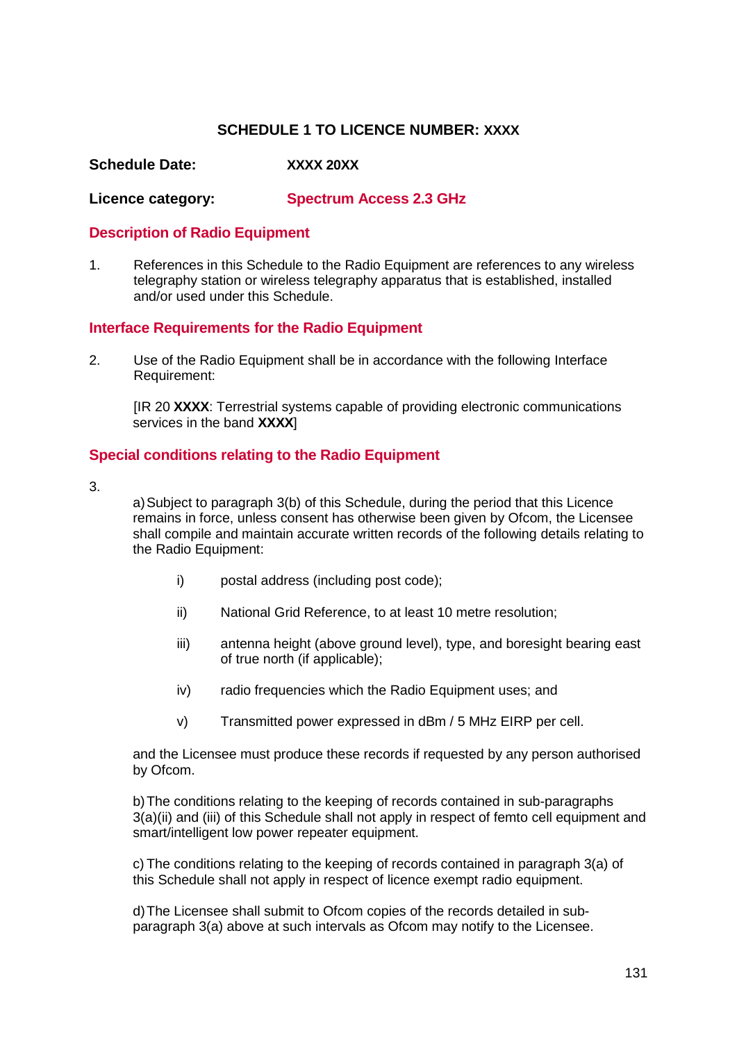## SCHEDULE 1 TO LICENCE NUMBER: XXXX

**Schedule Date:** **XXXX 20XX**

**Licence category:** **Spectrum Access 2.3 GHz**

### Description of Radio Equipment

1. References in this Schedule to the Radio Equipment are references to any wireless telegraphy station or wireless telegraphy apparatus that is established, installed and/or used under this Schedule.

### Interface Requirements for the Radio Equipment

2. Use of the Radio Equipment shall be in accordance with the following Interface Requirement:

   [IR 20 **XXXX**: Terrestrial systems capable of providing electronic communications services in the band **XXXX**]

### Special conditions relating to the Radio Equipment

3.

   a) Subject to paragraph 3(b) of this Schedule, during the period that this Licence remains in force, unless consent has otherwise been given by Ofcom, the Licensee shall compile and maintain accurate written records of the following details relating to the Radio Equipment:

      i) postal address (including post code);

      ii) National Grid Reference, to at least 10 metre resolution;

      iii) antenna height (above ground level), type, and boresight bearing east of true north (if applicable);

      iv) radio frequencies which the Radio Equipment uses; and

      v) Transmitted power expressed in dBm / 5 MHz EIRP per cell.

   and the Licensee must produce these records if requested by any person authorised by Ofcom.

   b) The conditions relating to the keeping of records contained in sub-paragraphs 3(a)(ii) and (iii) of this Schedule shall not apply in respect of femto cell equipment and smart/intelligent low power repeater equipment.

   c) The conditions relating to the keeping of records contained in paragraph 3(a) of this Schedule shall not apply in respect of licence exempt radio equipment.

   d) The Licensee shall submit to Ofcom copies of the records detailed in sub-paragraph 3(a) above at such intervals as Ofcom may notify to the Licensee.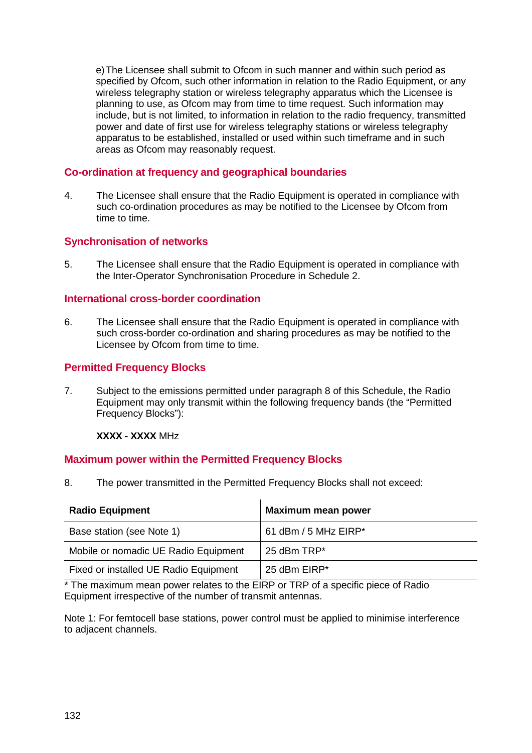e) The Licensee shall submit to Ofcom in such manner and within such period as specified by Ofcom, such other information in relation to the Radio Equipment, or any wireless telegraphy station or wireless telegraphy apparatus which the Licensee is planning to use, as Ofcom may from time to time request. Such information may include, but is not limited, to information in relation to the radio frequency, transmitted power and date of first use for wireless telegraphy stations or wireless telegraphy apparatus to be established, installed or used within such timeframe and in such areas as Ofcom may reasonably request.

## Co-ordination at frequency and geographical boundaries

4. The Licensee shall ensure that the Radio Equipment is operated in compliance with such co-ordination procedures as may be notified to the Licensee by Ofcom from time to time.

## Synchronisation of networks

5. The Licensee shall ensure that the Radio Equipment is operated in compliance with the Inter-Operator Synchronisation Procedure in Schedule 2.

## International cross-border coordination

6. The Licensee shall ensure that the Radio Equipment is operated in compliance with such cross-border co-ordination and sharing procedures as may be notified to the Licensee by Ofcom from time to time.

## Permitted Frequency Blocks

7. Subject to the emissions permitted under paragraph 8 of this Schedule, the Radio Equipment may only transmit within the following frequency bands (the "Permitted Frequency Blocks"):

**XXXX - XXXX** MHz

## Maximum power within the Permitted Frequency Blocks

8. The power transmitted in the Permitted Frequency Blocks shall not exceed:

| Radio Equipment | Maximum mean power |
|---|---|
| Base station (see Note 1) | 61 dBm / 5 MHz EIRP* |
| Mobile or nomadic UE Radio Equipment | 25 dBm TRP* |
| Fixed or installed UE Radio Equipment | 25 dBm EIRP* |

* The maximum mean power relates to the EIRP or TRP of a specific piece of Radio Equipment irrespective of the number of transmit antennas.

Note 1: For femtocell base stations, power control must be applied to minimise interference to adjacent channels.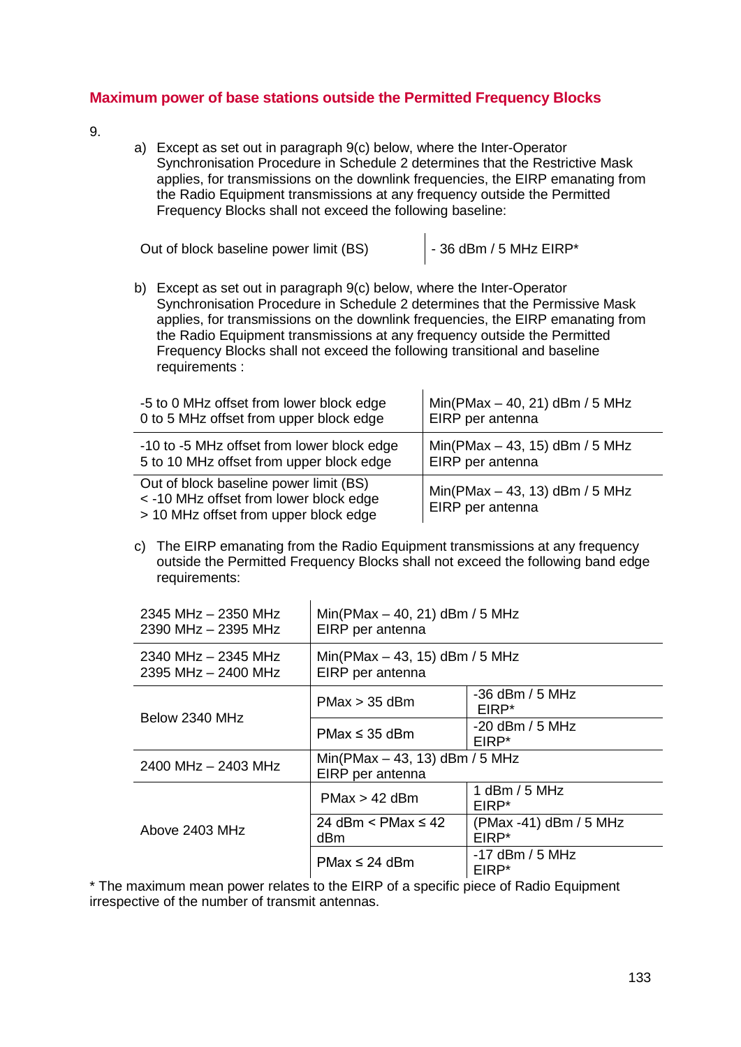## Maximum power of base stations outside the Permitted Frequency Blocks

9.

a) Except as set out in paragraph 9(c) below, where the Inter-Operator Synchronisation Procedure in Schedule 2 determines that the Restrictive Mask applies, for transmissions on the downlink frequencies, the EIRP emanating from the Radio Equipment transmissions at any frequency outside the Permitted Frequency Blocks shall not exceed the following baseline:

| | |
|---|---|
| Out of block baseline power limit (BS) | - 36 dBm / 5 MHz EIRP* |

b) Except as set out in paragraph 9(c) below, where the Inter-Operator Synchronisation Procedure in Schedule 2 determines that the Permissive Mask applies, for transmissions on the downlink frequencies, the EIRP emanating from the Radio Equipment transmissions at any frequency outside the Permitted Frequency Blocks shall not exceed the following transitional and baseline requirements :

| | |
|---|---|
| -5 to 0 MHz offset from lower block edge<br>0 to 5 MHz offset from upper block edge | Min(PMax – 40, 21) dBm / 5 MHz EIRP per antenna |
| -10 to -5 MHz offset from lower block edge<br>5 to 10 MHz offset from upper block edge | Min(PMax – 43, 15) dBm / 5 MHz EIRP per antenna |
| Out of block baseline power limit (BS)<br>< -10 MHz offset from lower block edge<br>> 10 MHz offset from upper block edge | Min(PMax – 43, 13) dBm / 5 MHz EIRP per antenna |

c) The EIRP emanating from the Radio Equipment transmissions at any frequency outside the Permitted Frequency Blocks shall not exceed the following band edge requirements:

| | | |
|---|---|---|
| 2345 MHz – 2350 MHz<br>2390 MHz – 2395 MHz | Min(PMax – 40, 21) dBm / 5 MHz EIRP per antenna | |
| 2340 MHz – 2345 MHz<br>2395 MHz – 2400 MHz | Min(PMax – 43, 15) dBm / 5 MHz EIRP per antenna | |
| Below 2340 MHz | PMax > 35 dBm | -36 dBm / 5 MHz EIRP* |
| | PMax ≤ 35 dBm | -20 dBm / 5 MHz EIRP* |
| 2400 MHz – 2403 MHz | Min(PMax – 43, 13) dBm / 5 MHz EIRP per antenna | |
| Above 2403 MHz | PMax > 42 dBm | 1 dBm / 5 MHz EIRP* |
| | 24 dBm < PMax ≤ 42 dBm | (PMax -41) dBm / 5 MHz EIRP* |
| | PMax ≤ 24 dBm | -17 dBm / 5 MHz EIRP* |

* The maximum mean power relates to the EIRP of a specific piece of Radio Equipment irrespective of the number of transmit antennas.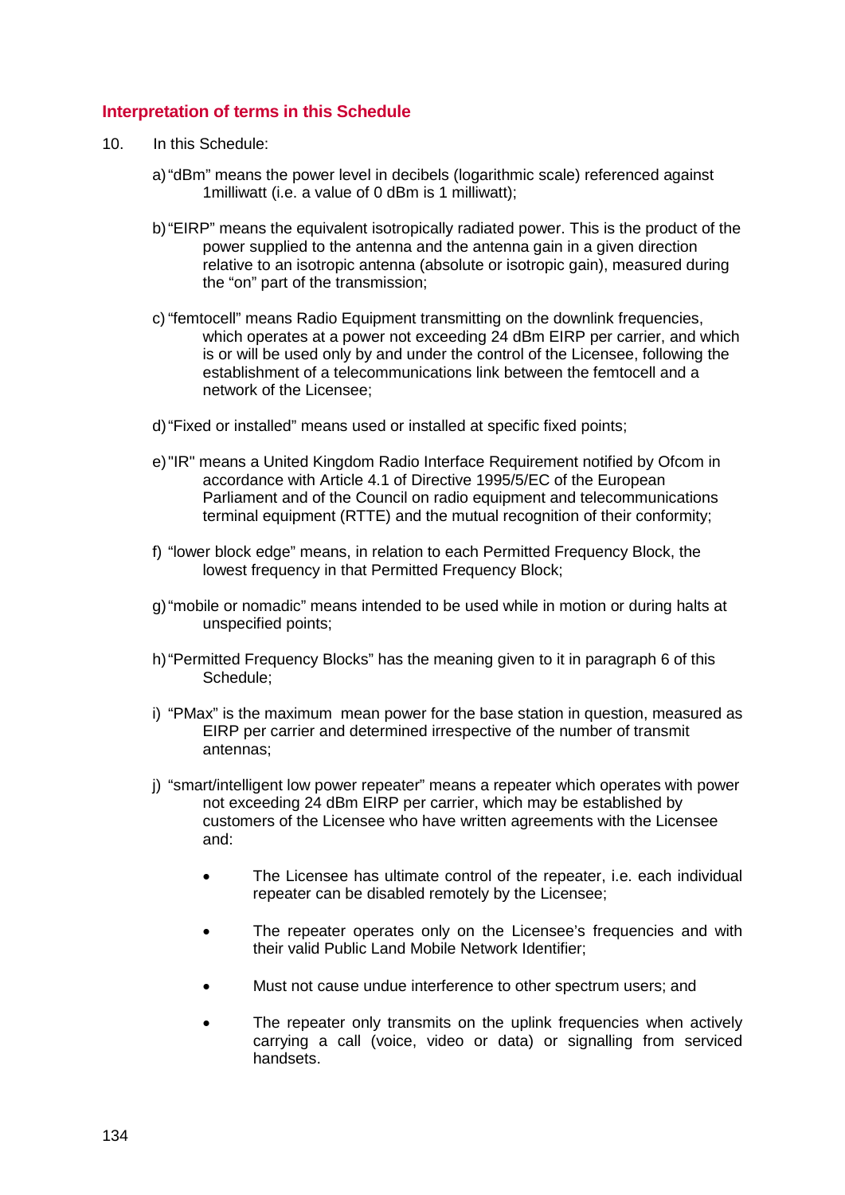## Interpretation of terms in this Schedule

10. In this Schedule:

a) "dBm" means the power level in decibels (logarithmic scale) referenced against 1milliwatt (i.e. a value of 0 dBm is 1 milliwatt);

b) "EIRP" means the equivalent isotropically radiated power. This is the product of the power supplied to the antenna and the antenna gain in a given direction relative to an isotropic antenna (absolute or isotropic gain), measured during the "on" part of the transmission;

c) "femtocell" means Radio Equipment transmitting on the downlink frequencies, which operates at a power not exceeding 24 dBm EIRP per carrier, and which is or will be used only by and under the control of the Licensee, following the establishment of a telecommunications link between the femtocell and a network of the Licensee;

d) "Fixed or installed" means used or installed at specific fixed points;

e) "IR" means a United Kingdom Radio Interface Requirement notified by Ofcom in accordance with Article 4.1 of Directive 1995/5/EC of the European Parliament and of the Council on radio equipment and telecommunications terminal equipment (RTTE) and the mutual recognition of their conformity;

f) "lower block edge" means, in relation to each Permitted Frequency Block, the lowest frequency in that Permitted Frequency Block;

g) "mobile or nomadic" means intended to be used while in motion or during halts at unspecified points;

h) "Permitted Frequency Blocks" has the meaning given to it in paragraph 6 of this Schedule;

i) "PMax" is the maximum mean power for the base station in question, measured as EIRP per carrier and determined irrespective of the number of transmit antennas;

j) "smart/intelligent low power repeater" means a repeater which operates with power not exceeding 24 dBm EIRP per carrier, which may be established by customers of the Licensee who have written agreements with the Licensee and:

- The Licensee has ultimate control of the repeater, i.e. each individual repeater can be disabled remotely by the Licensee;
- The repeater operates only on the Licensee's frequencies and with their valid Public Land Mobile Network Identifier;
- Must not cause undue interference to other spectrum users; and
- The repeater only transmits on the uplink frequencies when actively carrying a call (voice, video or data) or signalling from serviced handsets.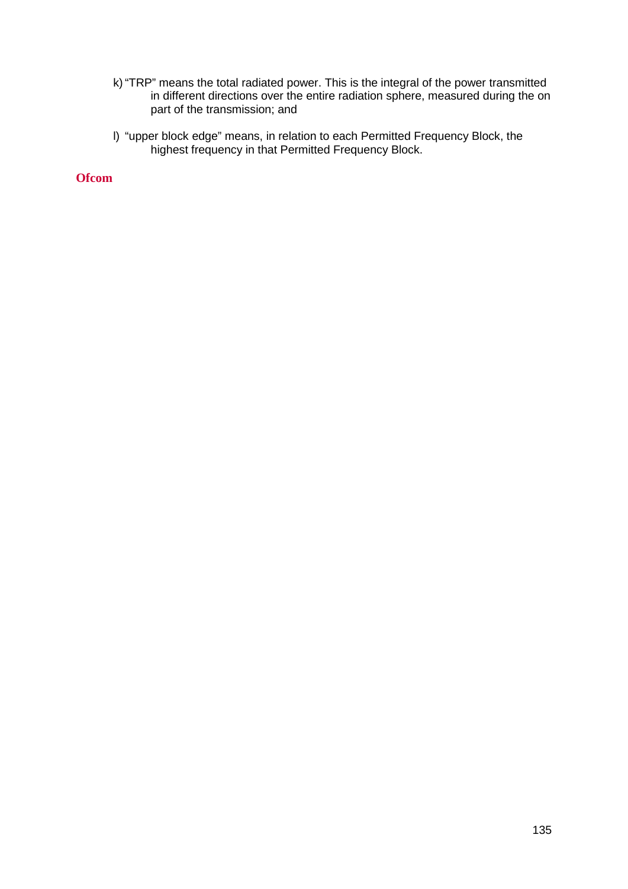k) "TRP" means the total radiated power. This is the integral of the power transmitted in different directions over the entire radiation sphere, measured during the on part of the transmission; and

l) "upper block edge" means, in relation to each Permitted Frequency Block, the highest frequency in that Permitted Frequency Block.

**Ofcom**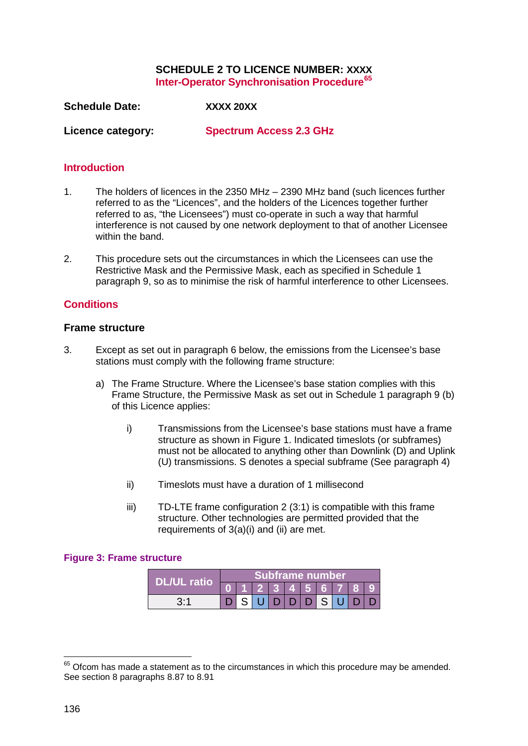# SCHEDULE 2 TO LICENCE NUMBER: XXXX

## Inter-Operator Synchronisation Procedure[65]

**Schedule Date:** **XXXX 20XX**

**Licence category:** **Spectrum Access 2.3 GHz**

## Introduction

1. The holders of licences in the 2350 MHz – 2390 MHz band (such licences further referred to as the "Licences", and the holders of the Licences together further referred to as, "the Licensees") must co-operate in such a way that harmful interference is not caused by one network deployment to that of another Licensee within the band.

2. This procedure sets out the circumstances in which the Licensees can use the Restrictive Mask and the Permissive Mask, each as specified in Schedule 1 paragraph 9, so as to minimise the risk of harmful interference to other Licensees.

## Conditions

### Frame structure

3. Except as set out in paragraph 6 below, the emissions from the Licensee's base stations must comply with the following frame structure:

   a) The Frame Structure. Where the Licensee's base station complies with this Frame Structure, the Permissive Mask as set out in Schedule 1 paragraph 9 (b) of this Licence applies:

      i) Transmissions from the Licensee's base stations must have a frame structure as shown in Figure 1. Indicated timeslots (or subframes) must not be allocated to anything other than Downlink (D) and Uplink (U) transmissions. S denotes a special subframe (See paragraph 4)

      ii) Timeslots must have a duration of 1 millisecond

      iii) TD-LTE frame configuration 2 (3:1) is compatible with this frame structure. Other technologies are permitted provided that the requirements of 3(a)(i) and (ii) are met.

**Figure 3: Frame structure**

| DL/UL ratio | Subframe number | | | | | | | | | |
|---|---|---|---|---|---|---|---|---|---|---|
| | 0 | 1 | 2 | 3 | 4 | 5 | 6 | 7 | 8 | 9 |
| 3:1 | D | S | U | D | D | D | S | U | D | D |

[65] Ofcom has made a statement as to the circumstances in which this procedure may be amended. See section 8 paragraphs 8.87 to 8.91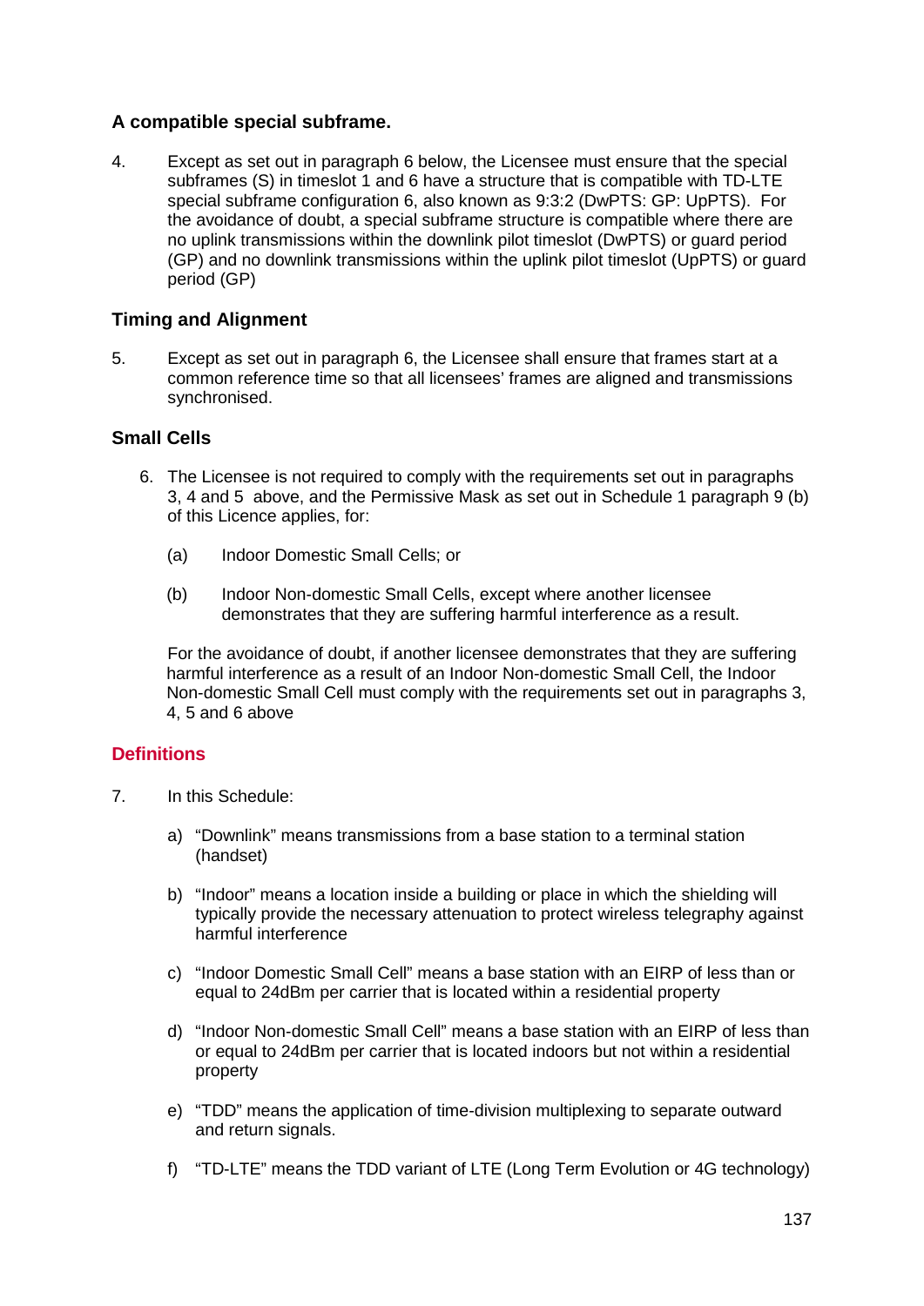### A compatible special subframe.

4. Except as set out in paragraph 6 below, the Licensee must ensure that the special subframes (S) in timeslot 1 and 6 have a structure that is compatible with TD-LTE special subframe configuration 6, also known as 9:3:2 (DwPTS: GP: UpPTS). For the avoidance of doubt, a special subframe structure is compatible where there are no uplink transmissions within the downlink pilot timeslot (DwPTS) or guard period (GP) and no downlink transmissions within the uplink pilot timeslot (UpPTS) or guard period (GP)

### Timing and Alignment

5. Except as set out in paragraph 6, the Licensee shall ensure that frames start at a common reference time so that all licensees' frames are aligned and transmissions synchronised.

### Small Cells

6. The Licensee is not required to comply with the requirements set out in paragraphs 3, 4 and 5 above, and the Permissive Mask as set out in Schedule 1 paragraph 9 (b) of this Licence applies, for:

   (a) Indoor Domestic Small Cells; or

   (b) Indoor Non-domestic Small Cells, except where another licensee demonstrates that they are suffering harmful interference as a result.

   For the avoidance of doubt, if another licensee demonstrates that they are suffering harmful interference as a result of an Indoor Non-domestic Small Cell, the Indoor Non-domestic Small Cell must comply with the requirements set out in paragraphs 3, 4, 5 and 6 above

## Definitions

7. In this Schedule:

   a) "Downlink" means transmissions from a base station to a terminal station (handset)

   b) "Indoor" means a location inside a building or place in which the shielding will typically provide the necessary attenuation to protect wireless telegraphy against harmful interference

   c) "Indoor Domestic Small Cell" means a base station with an EIRP of less than or equal to 24dBm per carrier that is located within a residential property

   d) "Indoor Non-domestic Small Cell" means a base station with an EIRP of less than or equal to 24dBm per carrier that is located indoors but not within a residential property

   e) "TDD" means the application of time-division multiplexing to separate outward and return signals.

   f) "TD-LTE" means the TDD variant of LTE (Long Term Evolution or 4G technology)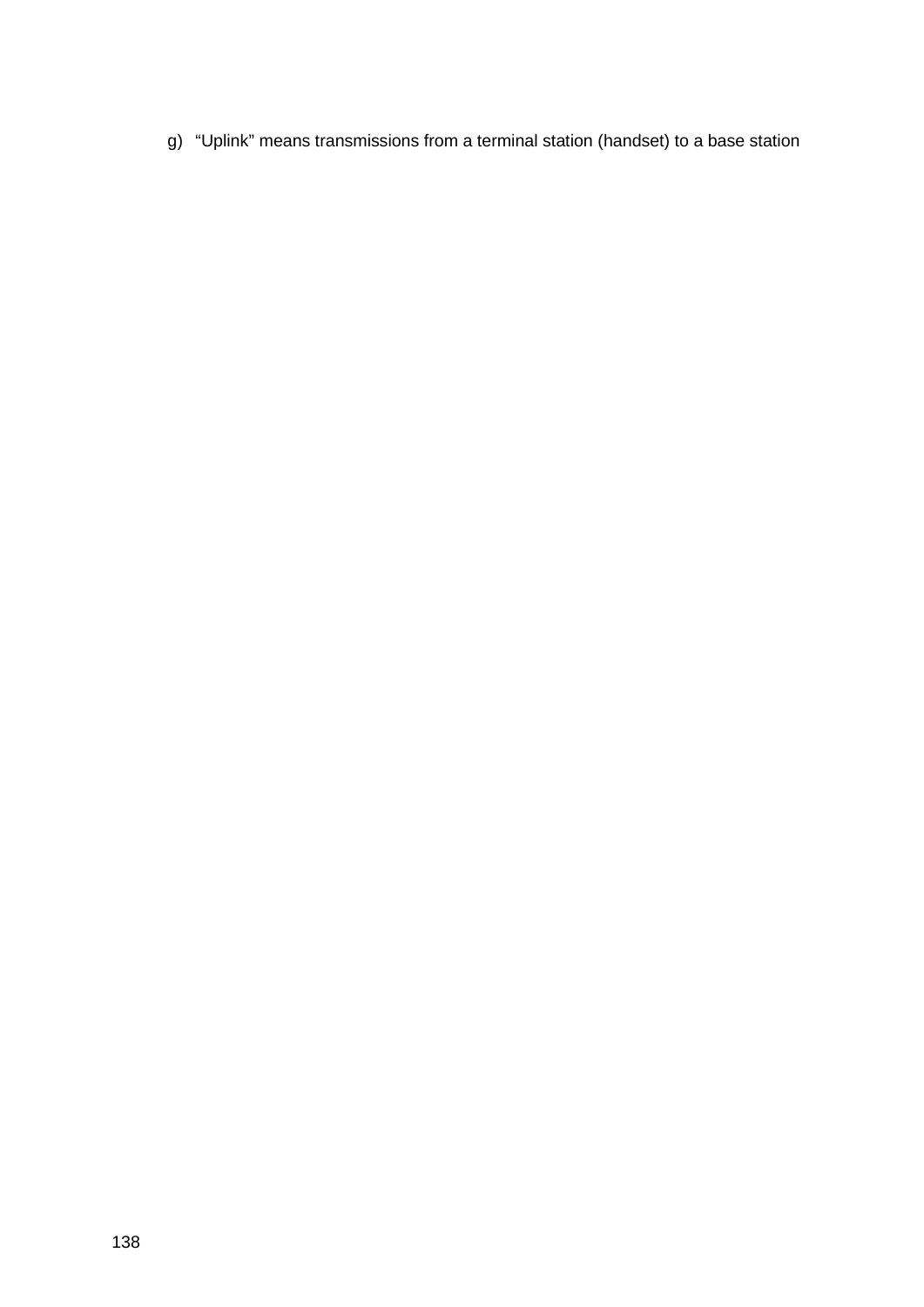g) "Uplink" means transmissions from a terminal station (handset) to a base station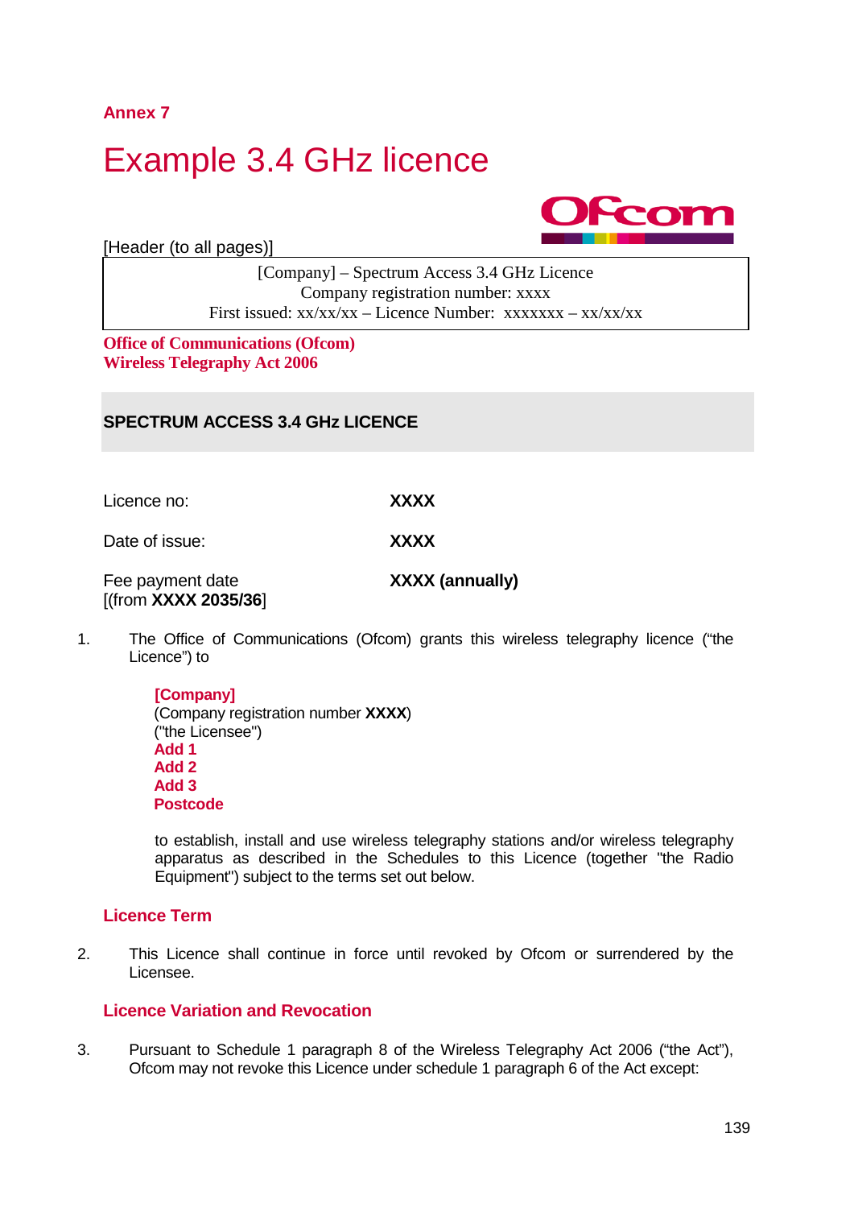## Annex 7

# Example 3.4 GHz licence

[Header (to all pages)]

| [Company] – Spectrum Access 3.4 GHz Licence<br>Company registration number: xxxx<br>First issued: xx/xx/xx – Licence Number: xxxxxxx – xx/xx/xx |
|---|

**Office of Communications (Ofcom)**
**Wireless Telegraphy Act 2006**

## SPECTRUM ACCESS 3.4 GHz LICENCE

| | |
|---|---|
| Licence no: | **XXXX** |
| Date of issue: | **XXXX** |
| Fee payment date [(from **XXXX 2035/36**] | **XXXX (annually)** |

1. The Office of Communications (Ofcom) grants this wireless telegraphy licence ("the Licence") to

   **[Company]**
   (Company registration number **XXXX**)
   ("the Licensee")
   **Add 1**
   **Add 2**
   **Add 3**
   **Postcode**

   to establish, install and use wireless telegraphy stations and/or wireless telegraphy apparatus as described in the Schedules to this Licence (together "the Radio Equipment") subject to the terms set out below.

### Licence Term

2. This Licence shall continue in force until revoked by Ofcom or surrendered by the Licensee.

### Licence Variation and Revocation

3. Pursuant to Schedule 1 paragraph 8 of the Wireless Telegraphy Act 2006 ("the Act"), Ofcom may not revoke this Licence under schedule 1 paragraph 6 of the Act except: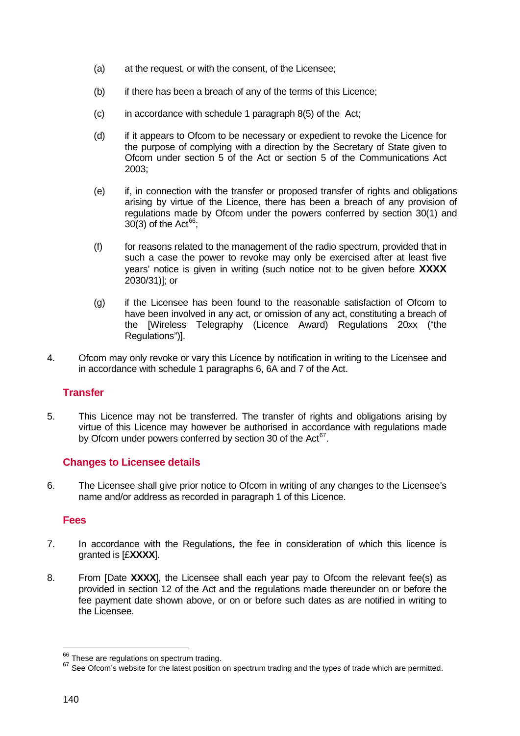(a) at the request, or with the consent, of the Licensee;

(b) if there has been a breach of any of the terms of this Licence;

(c) in accordance with schedule 1 paragraph 8(5) of the Act;

(d) if it appears to Ofcom to be necessary or expedient to revoke the Licence for the purpose of complying with a direction by the Secretary of State given to Ofcom under section 5 of the Act or section 5 of the Communications Act 2003;

(e) if, in connection with the transfer or proposed transfer of rights and obligations arising by virtue of the Licence, there has been a breach of any provision of regulations made by Ofcom under the powers conferred by section 30(1) and 30(3) of the Act[66];

(f) for reasons related to the management of the radio spectrum, provided that in such a case the power to revoke may only be exercised after at least five years' notice is given in writing (such notice not to be given before **XXXX** 2030/31)]; or

(g) if the Licensee has been found to the reasonable satisfaction of Ofcom to have been involved in any act, or omission of any act, constituting a breach of the [Wireless Telegraphy (Licence Award) Regulations 20xx ("the Regulations")].

4. Ofcom may only revoke or vary this Licence by notification in writing to the Licensee and in accordance with schedule 1 paragraphs 6, 6A and 7 of the Act.

## Transfer

5. This Licence may not be transferred. The transfer of rights and obligations arising by virtue of this Licence may however be authorised in accordance with regulations made by Ofcom under powers conferred by section 30 of the Act[67].

## Changes to Licensee details

6. The Licensee shall give prior notice to Ofcom in writing of any changes to the Licensee's name and/or address as recorded in paragraph 1 of this Licence.

## Fees

7. In accordance with the Regulations, the fee in consideration of which this licence is granted is [£**XXXX**].

8. From [Date **XXXX**], the Licensee shall each year pay to Ofcom the relevant fee(s) as provided in section 12 of the Act and the regulations made thereunder on or before the fee payment date shown above, or on or before such dates as are notified in writing to the Licensee.

---

[66] These are regulations on spectrum trading.

[67] See Ofcom's website for the latest position on spectrum trading and the types of trade which are permitted.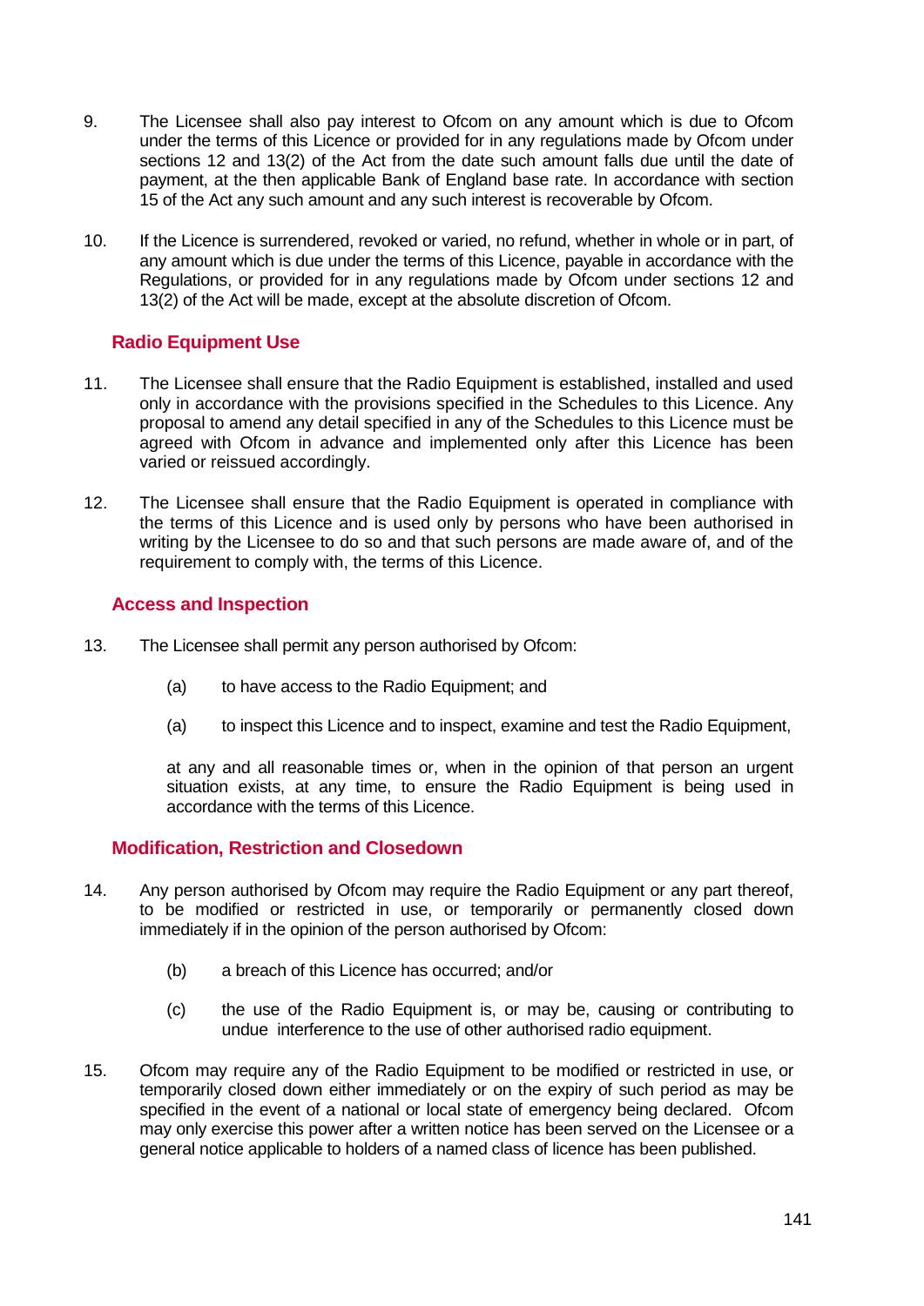9. The Licensee shall also pay interest to Ofcom on any amount which is due to Ofcom under the terms of this Licence or provided for in any regulations made by Ofcom under sections 12 and 13(2) of the Act from the date such amount falls due until the date of payment, at the then applicable Bank of England base rate. In accordance with section 15 of the Act any such amount and any such interest is recoverable by Ofcom.

10. If the Licence is surrendered, revoked or varied, no refund, whether in whole or in part, of any amount which is due under the terms of this Licence, payable in accordance with the Regulations, or provided for in any regulations made by Ofcom under sections 12 and 13(2) of the Act will be made, except at the absolute discretion of Ofcom.

### Radio Equipment Use

11. The Licensee shall ensure that the Radio Equipment is established, installed and used only in accordance with the provisions specified in the Schedules to this Licence. Any proposal to amend any detail specified in any of the Schedules to this Licence must be agreed with Ofcom in advance and implemented only after this Licence has been varied or reissued accordingly.

12. The Licensee shall ensure that the Radio Equipment is operated in compliance with the terms of this Licence and is used only by persons who have been authorised in writing by the Licensee to do so and that such persons are made aware of, and of the requirement to comply with, the terms of this Licence.

### Access and Inspection

13. The Licensee shall permit any person authorised by Ofcom:

    (a) to have access to the Radio Equipment; and

    (a) to inspect this Licence and to inspect, examine and test the Radio Equipment,

    at any and all reasonable times or, when in the opinion of that person an urgent situation exists, at any time, to ensure the Radio Equipment is being used in accordance with the terms of this Licence.

### Modification, Restriction and Closedown

14. Any person authorised by Ofcom may require the Radio Equipment or any part thereof, to be modified or restricted in use, or temporarily or permanently closed down immediately if in the opinion of the person authorised by Ofcom:

    (b) a breach of this Licence has occurred; and/or

    (c) the use of the Radio Equipment is, or may be, causing or contributing to undue interference to the use of other authorised radio equipment.

15. Ofcom may require any of the Radio Equipment to be modified or restricted in use, or temporarily closed down either immediately or on the expiry of such period as may be specified in the event of a national or local state of emergency being declared. Ofcom may only exercise this power after a written notice has been served on the Licensee or a general notice applicable to holders of a named class of licence has been published.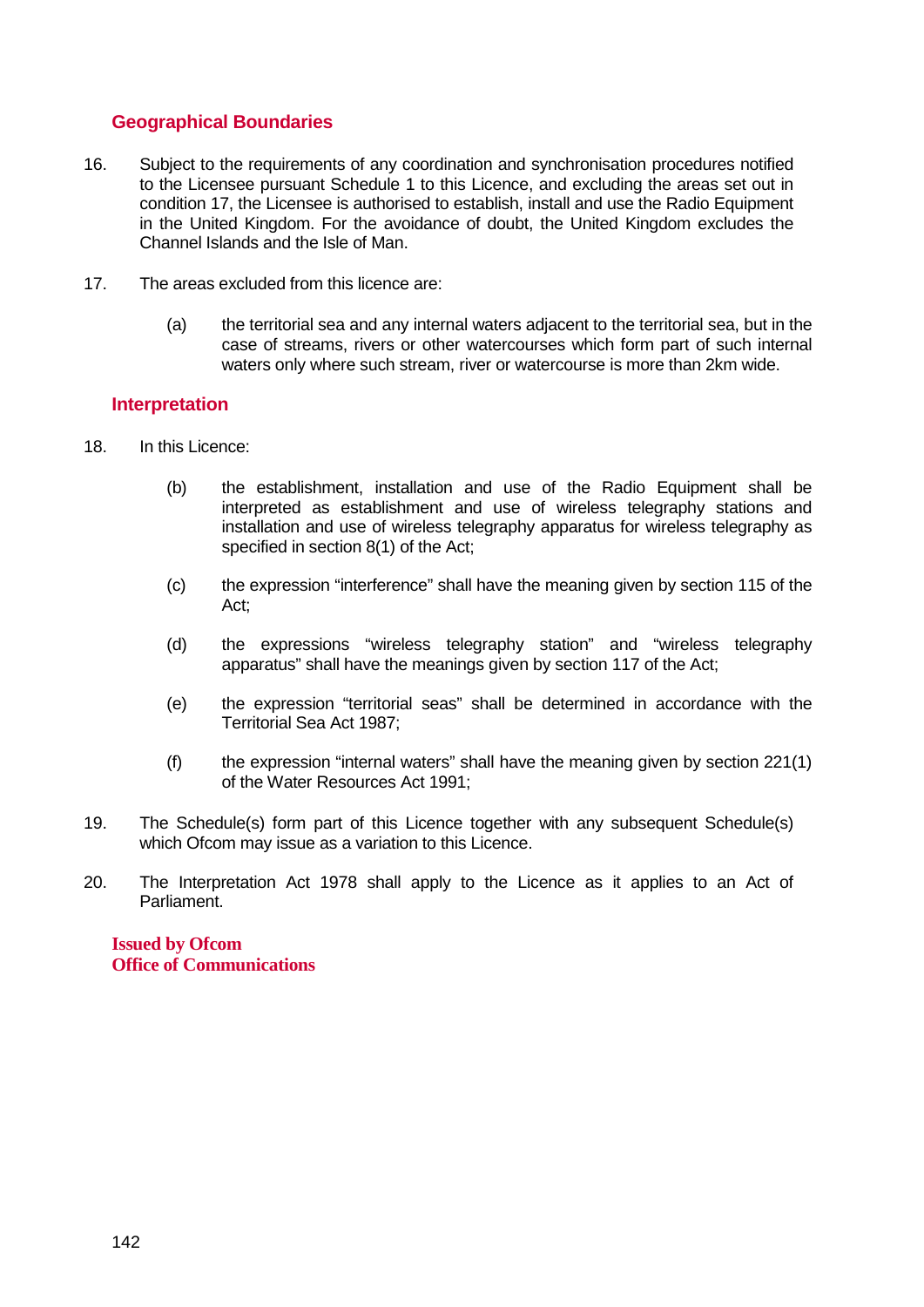## Geographical Boundaries

16. Subject to the requirements of any coordination and synchronisation procedures notified to the Licensee pursuant Schedule 1 to this Licence, and excluding the areas set out in condition 17, the Licensee is authorised to establish, install and use the Radio Equipment in the United Kingdom. For the avoidance of doubt, the United Kingdom excludes the Channel Islands and the Isle of Man.

17. The areas excluded from this licence are:

    (a) the territorial sea and any internal waters adjacent to the territorial sea, but in the case of streams, rivers or other watercourses which form part of such internal waters only where such stream, river or watercourse is more than 2km wide.

## Interpretation

18. In this Licence:

    (b) the establishment, installation and use of the Radio Equipment shall be interpreted as establishment and use of wireless telegraphy stations and installation and use of wireless telegraphy apparatus for wireless telegraphy as specified in section 8(1) of the Act;

    (c) the expression "interference" shall have the meaning given by section 115 of the Act;

    (d) the expressions "wireless telegraphy station" and "wireless telegraphy apparatus" shall have the meanings given by section 117 of the Act;

    (e) the expression "territorial seas" shall be determined in accordance with the Territorial Sea Act 1987;

    (f) the expression "internal waters" shall have the meaning given by section 221(1) of the Water Resources Act 1991;

19. The Schedule(s) form part of this Licence together with any subsequent Schedule(s) which Ofcom may issue as a variation to this Licence.

20. The Interpretation Act 1978 shall apply to the Licence as it applies to an Act of Parliament.

**Issued by Ofcom**
**Office of Communications**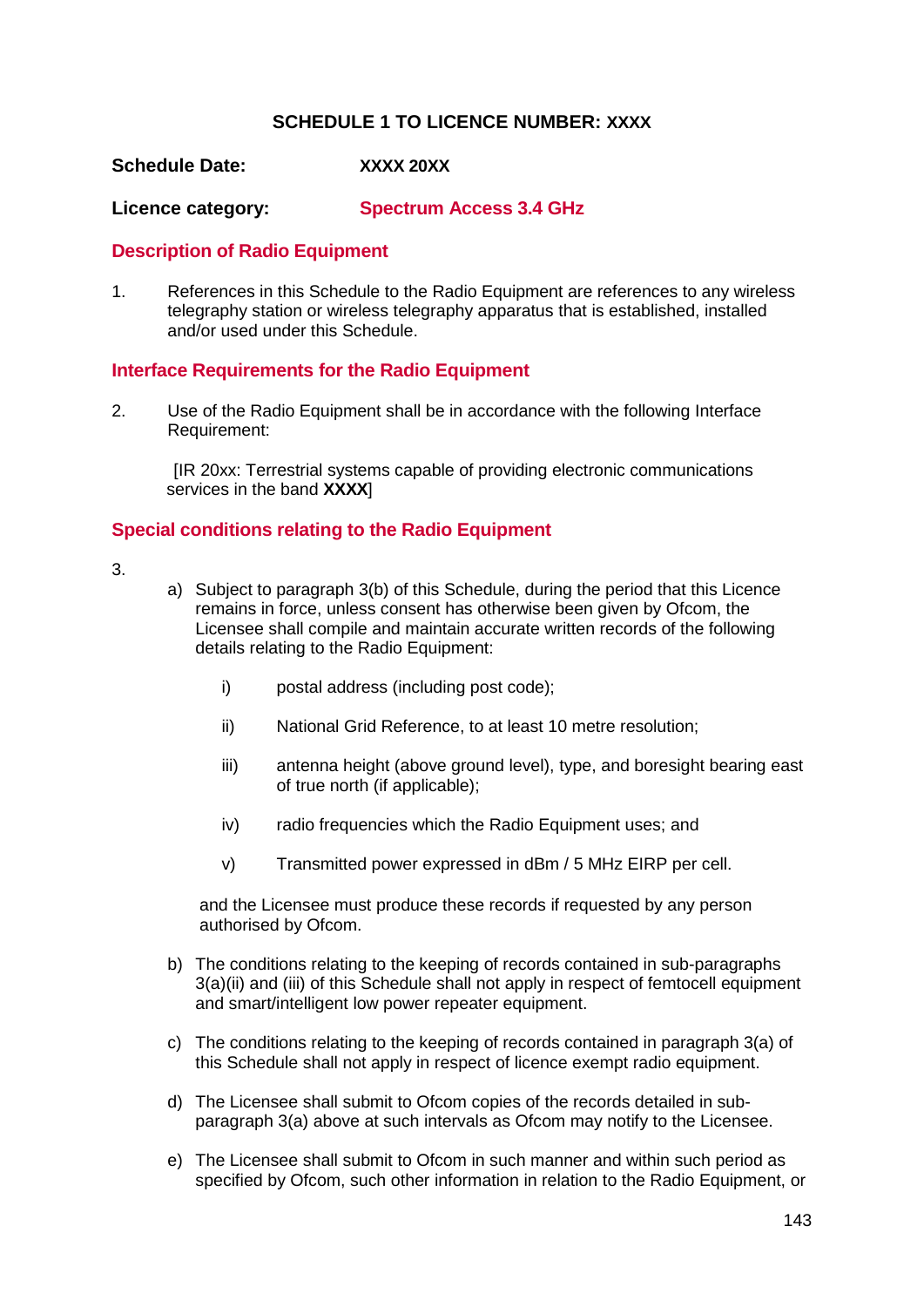## SCHEDULE 1 TO LICENCE NUMBER: XXXX

**Schedule Date:** **XXXX 20XX**

**Licence category:** **Spectrum Access 3.4 GHz**

### Description of Radio Equipment

1. References in this Schedule to the Radio Equipment are references to any wireless telegraphy station or wireless telegraphy apparatus that is established, installed and/or used under this Schedule.

### Interface Requirements for the Radio Equipment

2. Use of the Radio Equipment shall be in accordance with the following Interface Requirement:

   [IR 20xx: Terrestrial systems capable of providing electronic communications services in the band **XXXX**]

### Special conditions relating to the Radio Equipment

3.

   a) Subject to paragraph 3(b) of this Schedule, during the period that this Licence remains in force, unless consent has otherwise been given by Ofcom, the Licensee shall compile and maintain accurate written records of the following details relating to the Radio Equipment:

      i) postal address (including post code);

      ii) National Grid Reference, to at least 10 metre resolution;

      iii) antenna height (above ground level), type, and boresight bearing east of true north (if applicable);

      iv) radio frequencies which the Radio Equipment uses; and

      v) Transmitted power expressed in dBm / 5 MHz EIRP per cell.

      and the Licensee must produce these records if requested by any person authorised by Ofcom.

   b) The conditions relating to the keeping of records contained in sub-paragraphs 3(a)(ii) and (iii) of this Schedule shall not apply in respect of femtocell equipment and smart/intelligent low power repeater equipment.

   c) The conditions relating to the keeping of records contained in paragraph 3(a) of this Schedule shall not apply in respect of licence exempt radio equipment.

   d) The Licensee shall submit to Ofcom copies of the records detailed in sub-paragraph 3(a) above at such intervals as Ofcom may notify to the Licensee.

   e) The Licensee shall submit to Ofcom in such manner and within such period as specified by Ofcom, such other information in relation to the Radio Equipment, or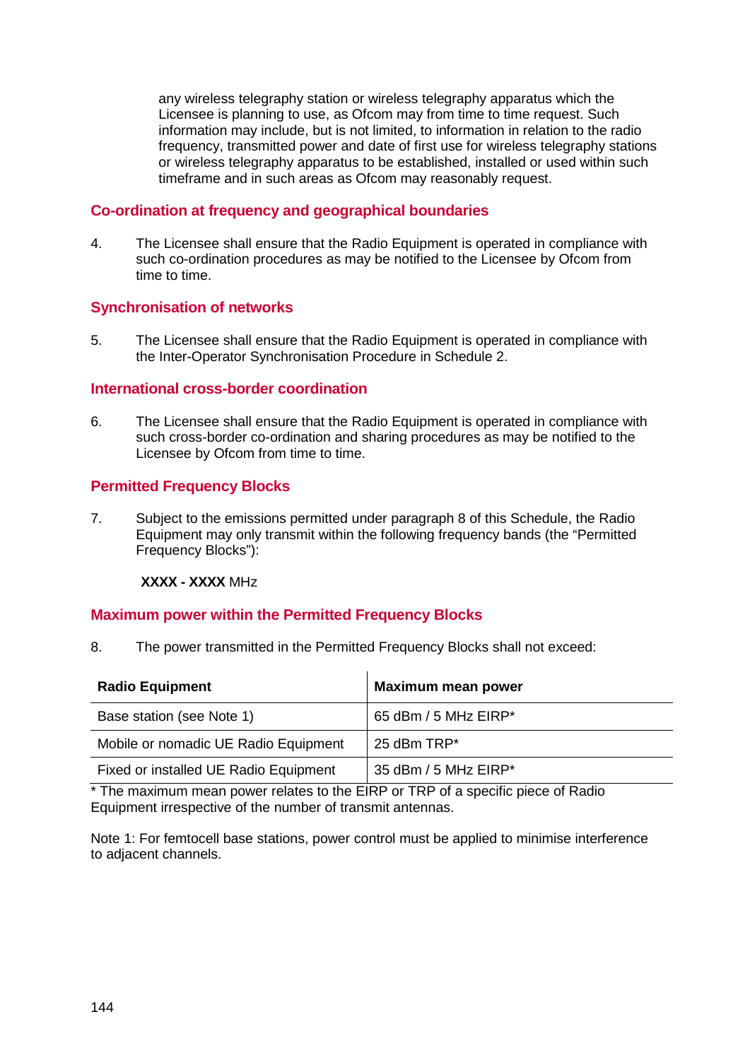any wireless telegraphy station or wireless telegraphy apparatus which the Licensee is planning to use, as Ofcom may from time to time request. Such information may include, but is not limited, to information in relation to the radio frequency, transmitted power and date of first use for wireless telegraphy stations or wireless telegraphy apparatus to be established, installed or used within such timeframe and in such areas as Ofcom may reasonably request.

### Co-ordination at frequency and geographical boundaries

4. The Licensee shall ensure that the Radio Equipment is operated in compliance with such co-ordination procedures as may be notified to the Licensee by Ofcom from time to time.

### Synchronisation of networks

5. The Licensee shall ensure that the Radio Equipment is operated in compliance with the Inter-Operator Synchronisation Procedure in Schedule 2.

### International cross-border coordination

6. The Licensee shall ensure that the Radio Equipment is operated in compliance with such cross-border co-ordination and sharing procedures as may be notified to the Licensee by Ofcom from time to time.

### Permitted Frequency Blocks

7. Subject to the emissions permitted under paragraph 8 of this Schedule, the Radio Equipment may only transmit within the following frequency bands (the “Permitted Frequency Blocks”):

   **XXXX - XXXX** MHz

### Maximum power within the Permitted Frequency Blocks

8. The power transmitted in the Permitted Frequency Blocks shall not exceed:

| Radio Equipment | Maximum mean power |
|---|---|
| Base station (see Note 1) | 65 dBm / 5 MHz EIRP* |
| Mobile or nomadic UE Radio Equipment | 25 dBm TRP* |
| Fixed or installed UE Radio Equipment | 35 dBm / 5 MHz EIRP* |

* The maximum mean power relates to the EIRP or TRP of a specific piece of Radio Equipment irrespective of the number of transmit antennas.

Note 1: For femtocell base stations, power control must be applied to minimise interference to adjacent channels.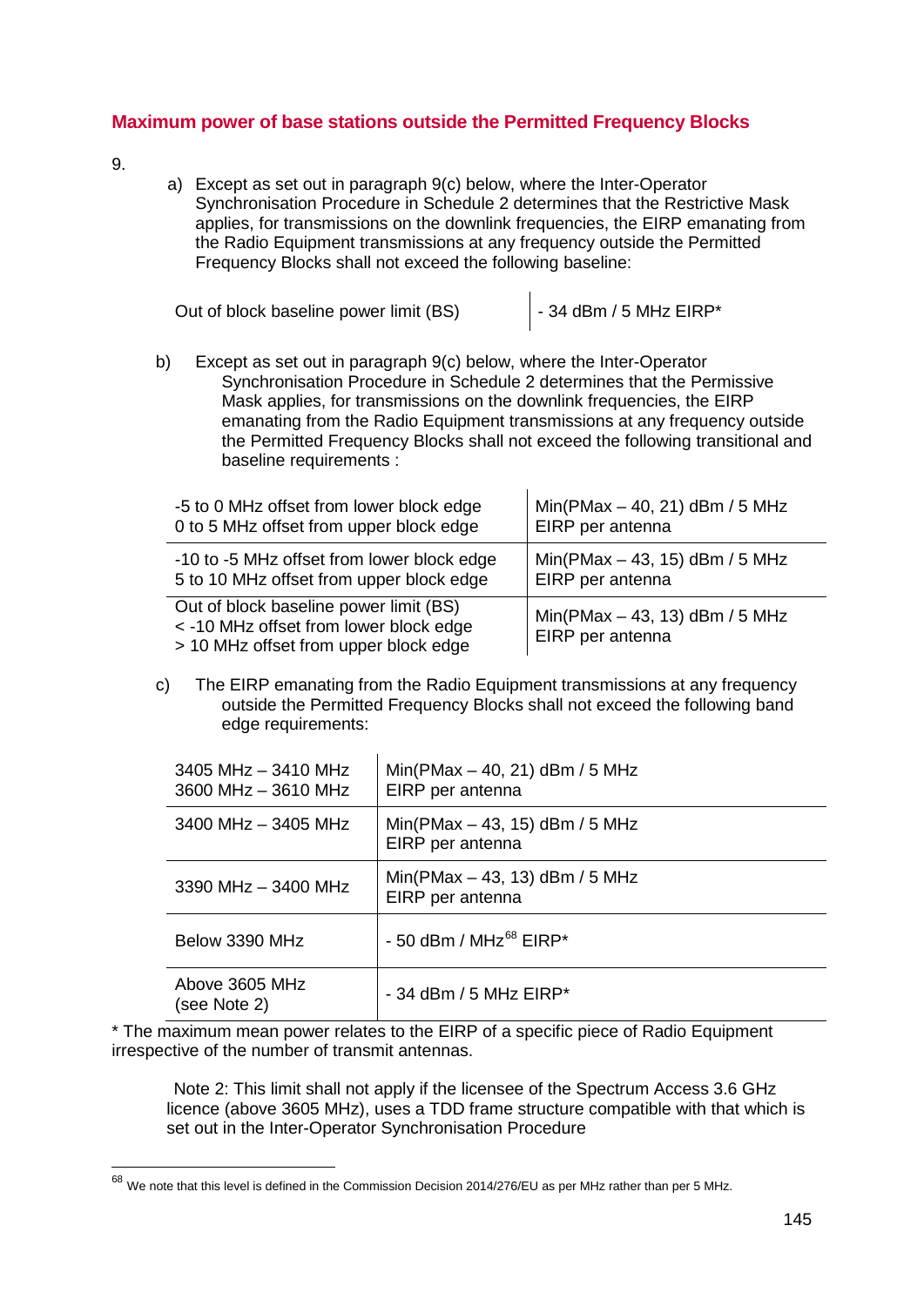## Maximum power of base stations outside the Permitted Frequency Blocks

9.

a) Except as set out in paragraph 9(c) below, where the Inter-Operator Synchronisation Procedure in Schedule 2 determines that the Restrictive Mask applies, for transmissions on the downlink frequencies, the EIRP emanating from the Radio Equipment transmissions at any frequency outside the Permitted Frequency Blocks shall not exceed the following baseline:

| | |
|---|---|
| Out of block baseline power limit (BS) | - 34 dBm / 5 MHz EIRP* |

b) Except as set out in paragraph 9(c) below, where the Inter-Operator Synchronisation Procedure in Schedule 2 determines that the Permissive Mask applies, for transmissions on the downlink frequencies, the EIRP emanating from the Radio Equipment transmissions at any frequency outside the Permitted Frequency Blocks shall not exceed the following transitional and baseline requirements :

| | |
|---|---|
| -5 to 0 MHz offset from lower block edge<br>0 to 5 MHz offset from upper block edge | Min(PMax – 40, 21) dBm / 5 MHz EIRP per antenna |
| -10 to -5 MHz offset from lower block edge<br>5 to 10 MHz offset from upper block edge | Min(PMax – 43, 15) dBm / 5 MHz EIRP per antenna |
| Out of block baseline power limit (BS)<br>< -10 MHz offset from lower block edge<br>> 10 MHz offset from upper block edge | Min(PMax – 43, 13) dBm / 5 MHz EIRP per antenna |

c) The EIRP emanating from the Radio Equipment transmissions at any frequency outside the Permitted Frequency Blocks shall not exceed the following band edge requirements:

| | |
|---|---|
| 3405 MHz – 3410 MHz<br>3600 MHz – 3610 MHz | Min(PMax – 40, 21) dBm / 5 MHz EIRP per antenna |
| 3400 MHz – 3405 MHz | Min(PMax – 43, 15) dBm / 5 MHz EIRP per antenna |
| 3390 MHz – 3400 MHz | Min(PMax – 43, 13) dBm / 5 MHz EIRP per antenna |
| Below 3390 MHz | - 50 dBm / MHz[68] EIRP* |
| Above 3605 MHz (see Note 2) | - 34 dBm / 5 MHz EIRP* |

* The maximum mean power relates to the EIRP of a specific piece of Radio Equipment irrespective of the number of transmit antennas.

Note 2: This limit shall not apply if the licensee of the Spectrum Access 3.6 GHz licence (above 3605 MHz), uses a TDD frame structure compatible with that which is set out in the Inter-Operator Synchronisation Procedure

[68] We note that this level is defined in the Commission Decision 2014/276/EU as per MHz rather than per 5 MHz.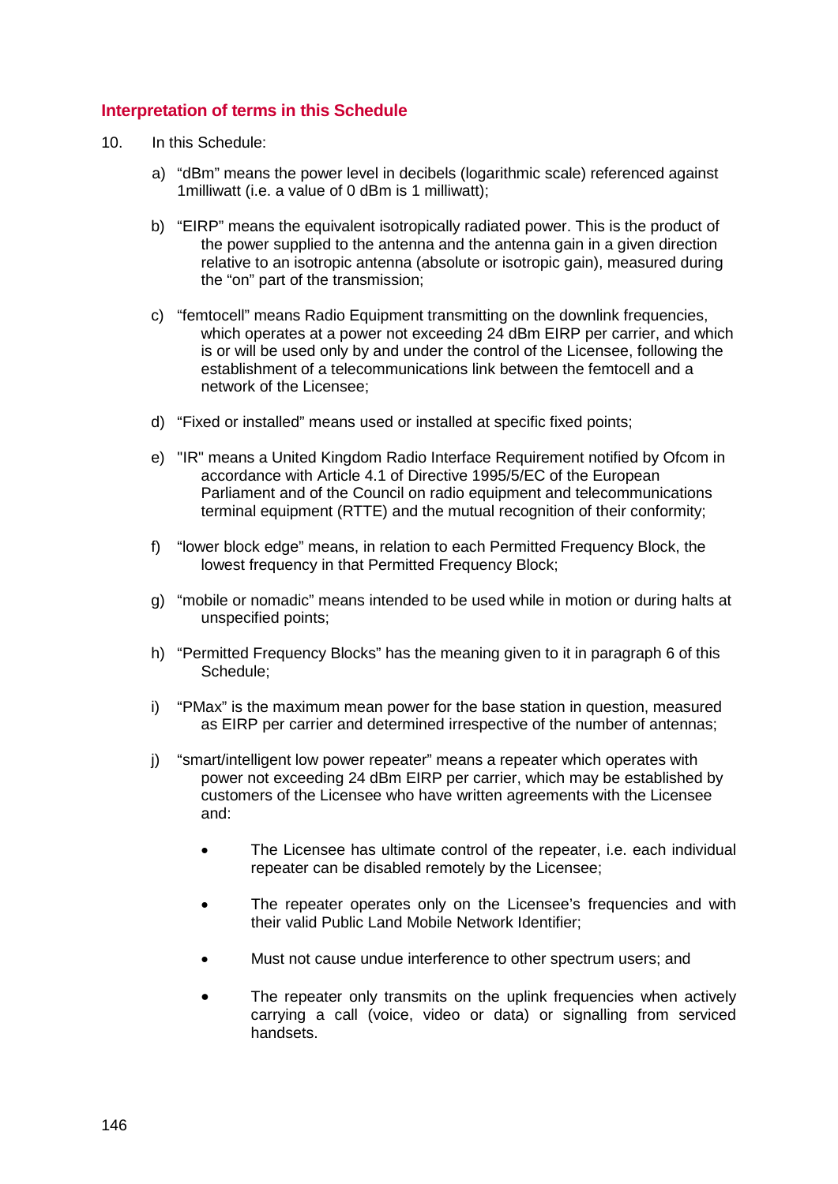### Interpretation of terms in this Schedule

10. In this Schedule:

   a) "dBm" means the power level in decibels (logarithmic scale) referenced against 1milliwatt (i.e. a value of 0 dBm is 1 milliwatt);

   b) "EIRP" means the equivalent isotropically radiated power. This is the product of the power supplied to the antenna and the antenna gain in a given direction relative to an isotropic antenna (absolute or isotropic gain), measured during the "on" part of the transmission;

   c) "femtocell" means Radio Equipment transmitting on the downlink frequencies, which operates at a power not exceeding 24 dBm EIRP per carrier, and which is or will be used only by and under the control of the Licensee, following the establishment of a telecommunications link between the femtocell and a network of the Licensee;

   d) "Fixed or installed" means used or installed at specific fixed points;

   e) "IR" means a United Kingdom Radio Interface Requirement notified by Ofcom in accordance with Article 4.1 of Directive 1995/5/EC of the European Parliament and of the Council on radio equipment and telecommunications terminal equipment (RTTE) and the mutual recognition of their conformity;

   f) "lower block edge" means, in relation to each Permitted Frequency Block, the lowest frequency in that Permitted Frequency Block;

   g) "mobile or nomadic" means intended to be used while in motion or during halts at unspecified points;

   h) "Permitted Frequency Blocks" has the meaning given to it in paragraph 6 of this Schedule;

   i) "PMax" is the maximum mean power for the base station in question, measured as EIRP per carrier and determined irrespective of the number of antennas;

   j) "smart/intelligent low power repeater" means a repeater which operates with power not exceeding 24 dBm EIRP per carrier, which may be established by customers of the Licensee who have written agreements with the Licensee and:

      - The Licensee has ultimate control of the repeater, i.e. each individual repeater can be disabled remotely by the Licensee;

      - The repeater operates only on the Licensee's frequencies and with their valid Public Land Mobile Network Identifier;

      - Must not cause undue interference to other spectrum users; and

      - The repeater only transmits on the uplink frequencies when actively carrying a call (voice, video or data) or signalling from serviced handsets.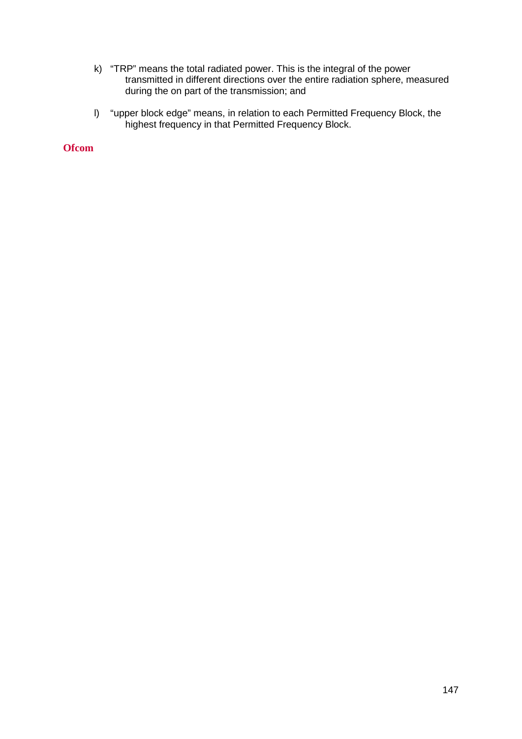k) "TRP" means the total radiated power. This is the integral of the power transmitted in different directions over the entire radiation sphere, measured during the on part of the transmission; and

l) "upper block edge" means, in relation to each Permitted Frequency Block, the highest frequency in that Permitted Frequency Block.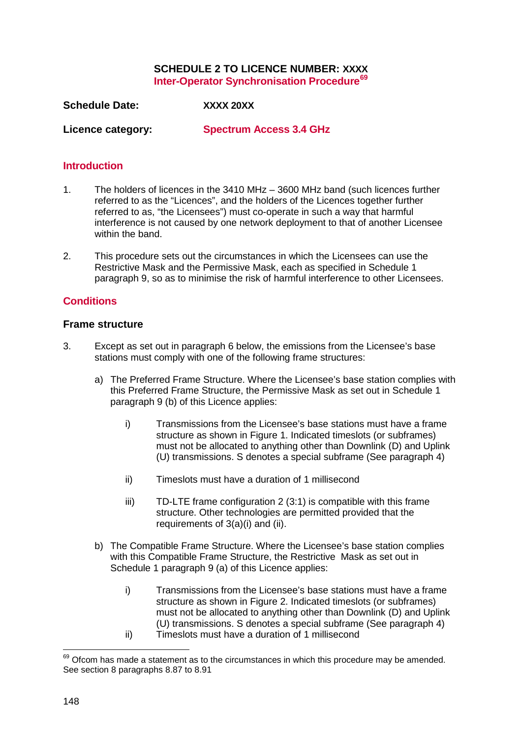# SCHEDULE 2 TO LICENCE NUMBER: XXXX

## Inter-Operator Synchronisation Procedure[69]

**Schedule Date:** **XXXX 20XX**

**Licence category:** **Spectrum Access 3.4 GHz**

## Introduction

1. The holders of licences in the 3410 MHz – 3600 MHz band (such licences further referred to as the “Licences”, and the holders of the Licences together further referred to as, “the Licensees”) must co-operate in such a way that harmful interference is not caused by one network deployment to that of another Licensee within the band.

2. This procedure sets out the circumstances in which the Licensees can use the Restrictive Mask and the Permissive Mask, each as specified in Schedule 1 paragraph 9, so as to minimise the risk of harmful interference to other Licensees.

## Conditions

### Frame structure

3. Except as set out in paragraph 6 below, the emissions from the Licensee’s base stations must comply with one of the following frame structures:

   a) The Preferred Frame Structure. Where the Licensee’s base station complies with this Preferred Frame Structure, the Permissive Mask as set out in Schedule 1 paragraph 9 (b) of this Licence applies:

      i) Transmissions from the Licensee’s base stations must have a frame structure as shown in Figure 1. Indicated timeslots (or subframes) must not be allocated to anything other than Downlink (D) and Uplink (U) transmissions. S denotes a special subframe (See paragraph 4)

      ii) Timeslots must have a duration of 1 millisecond

      iii) TD-LTE frame configuration 2 (3:1) is compatible with this frame structure. Other technologies are permitted provided that the requirements of 3(a)(i) and (ii).

   b) The Compatible Frame Structure. Where the Licensee’s base station complies with this Compatible Frame Structure, the Restrictive Mask as set out in Schedule 1 paragraph 9 (a) of this Licence applies:

      i) Transmissions from the Licensee’s base stations must have a frame structure as shown in Figure 2. Indicated timeslots (or subframes) must not be allocated to anything other than Downlink (D) and Uplink (U) transmissions. S denotes a special subframe (See paragraph 4)

      ii) Timeslots must have a duration of 1 millisecond

---

[69] Ofcom has made a statement as to the circumstances in which this procedure may be amended. See section 8 paragraphs 8.87 to 8.91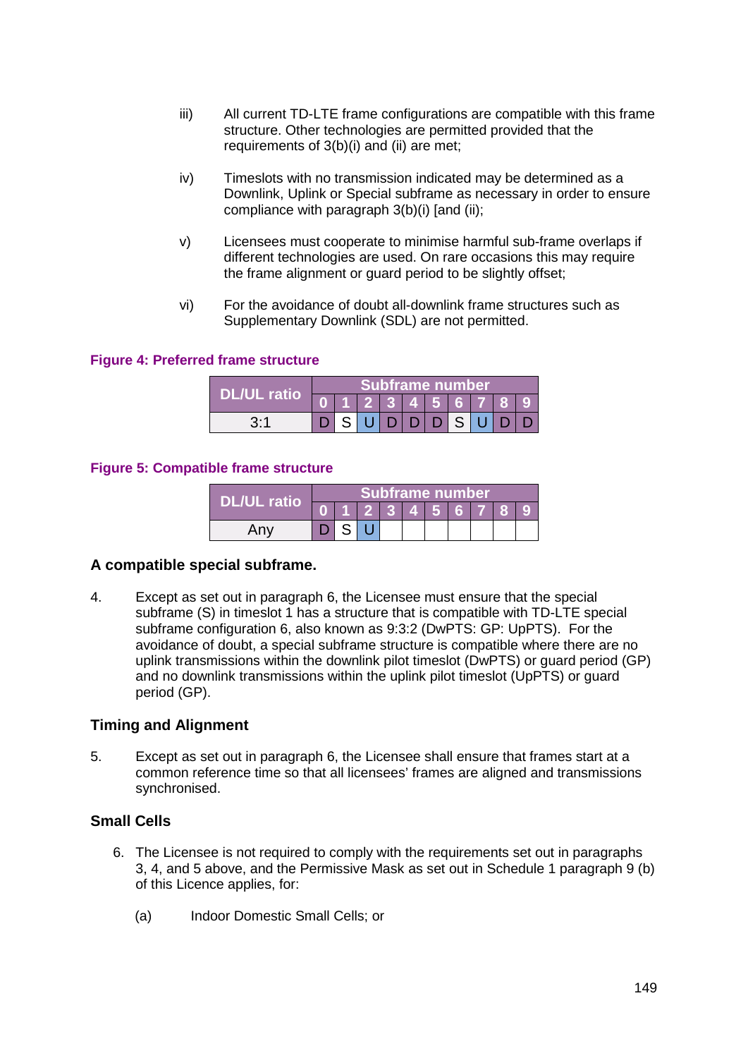iii) All current TD-LTE frame configurations are compatible with this frame structure. Other technologies are permitted provided that the requirements of 3(b)(i) and (ii) are met;

iv) Timeslots with no transmission indicated may be determined as a Downlink, Uplink or Special subframe as necessary in order to ensure compliance with paragraph 3(b)(i) [and (ii);

v) Licensees must cooperate to minimise harmful sub-frame overlaps if different technologies are used. On rare occasions this may require the frame alignment or guard period to be slightly offset;

vi) For the avoidance of doubt all-downlink frame structures such as Supplementary Downlink (SDL) are not permitted.

**Figure 4: Preferred frame structure**

| DL/UL ratio | Subframe number | | | | | | | | | |
|---|---|---|---|---|---|---|---|---|---|---|
| | 0 | 1 | 2 | 3 | 4 | 5 | 6 | 7 | 8 | 9 |
| 3:1 | D | S | U | D | D | D | S | U | D | D |

**Figure 5: Compatible frame structure**

| DL/UL ratio | Subframe number | | | | | | | | | |
|---|---|---|---|---|---|---|---|---|---|---|
| | 0 | 1 | 2 | 3 | 4 | 5 | 6 | 7 | 8 | 9 |
| Any | D | S | U | | | | | | | |

### A compatible special subframe.

4. Except as set out in paragraph 6, the Licensee must ensure that the special subframe (S) in timeslot 1 has a structure that is compatible with TD-LTE special subframe configuration 6, also known as 9:3:2 (DwPTS: GP: UpPTS). For the avoidance of doubt, a special subframe structure is compatible where there are no uplink transmissions within the downlink pilot timeslot (DwPTS) or guard period (GP) and no downlink transmissions within the uplink pilot timeslot (UpPTS) or guard period (GP).

### Timing and Alignment

5. Except as set out in paragraph 6, the Licensee shall ensure that frames start at a common reference time so that all licensees' frames are aligned and transmissions synchronised.

### Small Cells

6. The Licensee is not required to comply with the requirements set out in paragraphs 3, 4, and 5 above, and the Permissive Mask as set out in Schedule 1 paragraph 9 (b) of this Licence applies, for:

   (a) Indoor Domestic Small Cells; or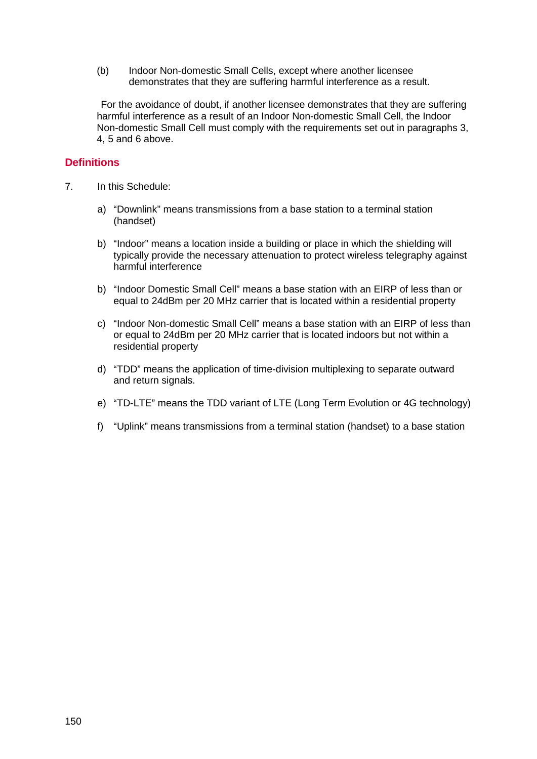(b) Indoor Non-domestic Small Cells, except where another licensee demonstrates that they are suffering harmful interference as a result.

For the avoidance of doubt, if another licensee demonstrates that they are suffering harmful interference as a result of an Indoor Non-domestic Small Cell, the Indoor Non-domestic Small Cell must comply with the requirements set out in paragraphs 3, 4, 5 and 6 above.

## Definitions

7. In this Schedule:

   a) "Downlink" means transmissions from a base station to a terminal station (handset)

   b) "Indoor" means a location inside a building or place in which the shielding will typically provide the necessary attenuation to protect wireless telegraphy against harmful interference

   b) "Indoor Domestic Small Cell" means a base station with an EIRP of less than or equal to 24dBm per 20 MHz carrier that is located within a residential property

   c) "Indoor Non-domestic Small Cell" means a base station with an EIRP of less than or equal to 24dBm per 20 MHz carrier that is located indoors but not within a residential property

   d) "TDD" means the application of time-division multiplexing to separate outward and return signals.

   e) "TD-LTE" means the TDD variant of LTE (Long Term Evolution or 4G technology)

   f) "Uplink" means transmissions from a terminal station (handset) to a base station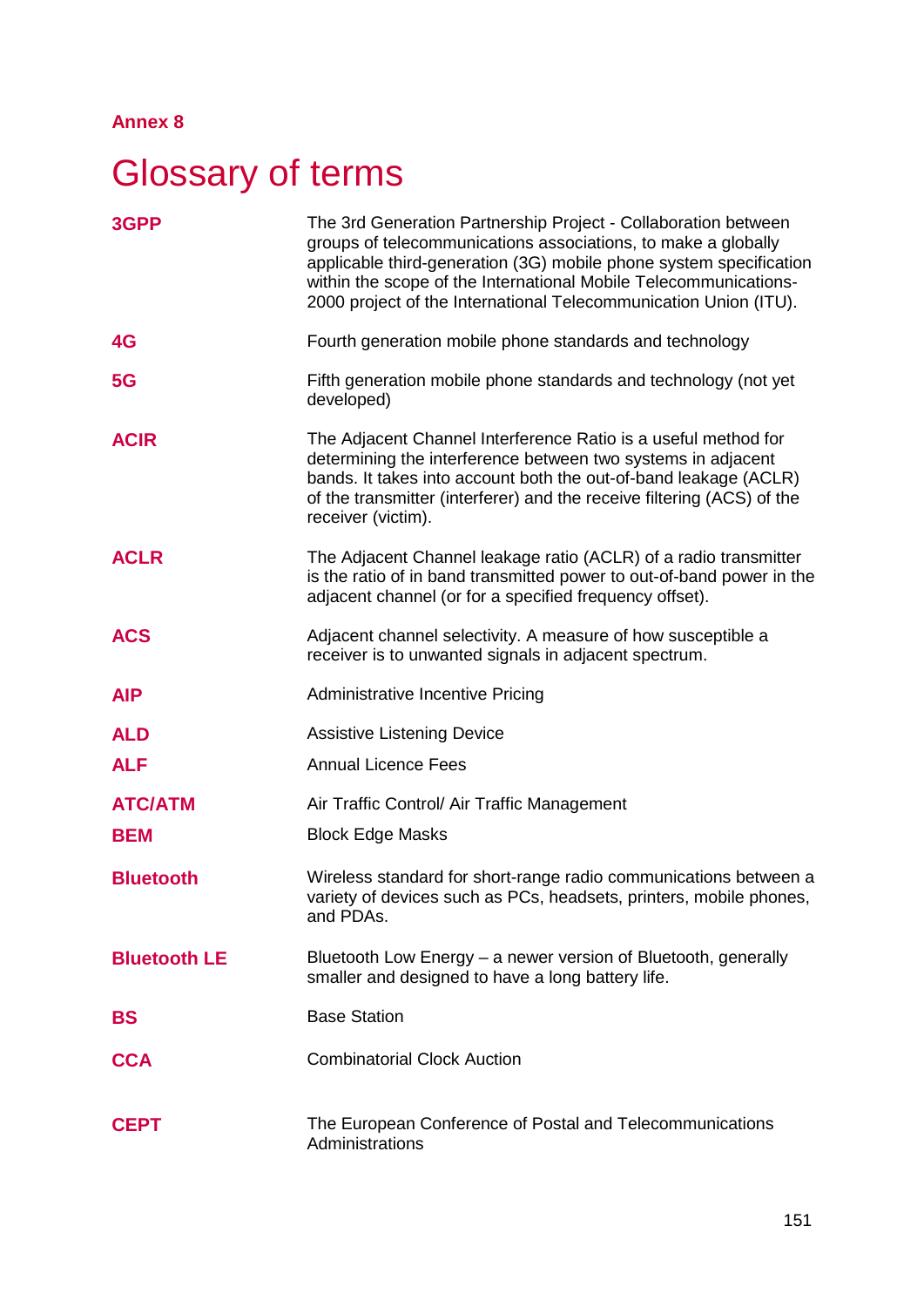**Annex 8**

# Glossary of terms

| | |
|---|---|
| **3GPP** | The 3rd Generation Partnership Project - Collaboration between groups of telecommunications associations, to make a globally applicable third-generation (3G) mobile phone system specification within the scope of the International Mobile Telecommunications-2000 project of the International Telecommunication Union (ITU). |
| **4G** | Fourth generation mobile phone standards and technology |
| **5G** | Fifth generation mobile phone standards and technology (not yet developed) |
| **ACIR** | The Adjacent Channel Interference Ratio is a useful method for determining the interference between two systems in adjacent bands. It takes into account both the out-of-band leakage (ACLR) of the transmitter (interferer) and the receive filtering (ACS) of the receiver (victim). |
| **ACLR** | The Adjacent Channel leakage ratio (ACLR) of a radio transmitter is the ratio of in band transmitted power to out-of-band power in the adjacent channel (or for a specified frequency offset). |
| **ACS** | Adjacent channel selectivity. A measure of how susceptible a receiver is to unwanted signals in adjacent spectrum. |
| **AIP** | Administrative Incentive Pricing |
| **ALD** | Assistive Listening Device |
| **ALF** | Annual Licence Fees |
| **ATC/ATM** | Air Traffic Control/ Air Traffic Management |
| **BEM** | Block Edge Masks |
| **Bluetooth** | Wireless standard for short-range radio communications between a variety of devices such as PCs, headsets, printers, mobile phones, and PDAs. |
| **Bluetooth LE** | Bluetooth Low Energy – a newer version of Bluetooth, generally smaller and designed to have a long battery life. |
| **BS** | Base Station |
| **CCA** | Combinatorial Clock Auction |
| **CEPT** | The European Conference of Postal and Telecommunications Administrations |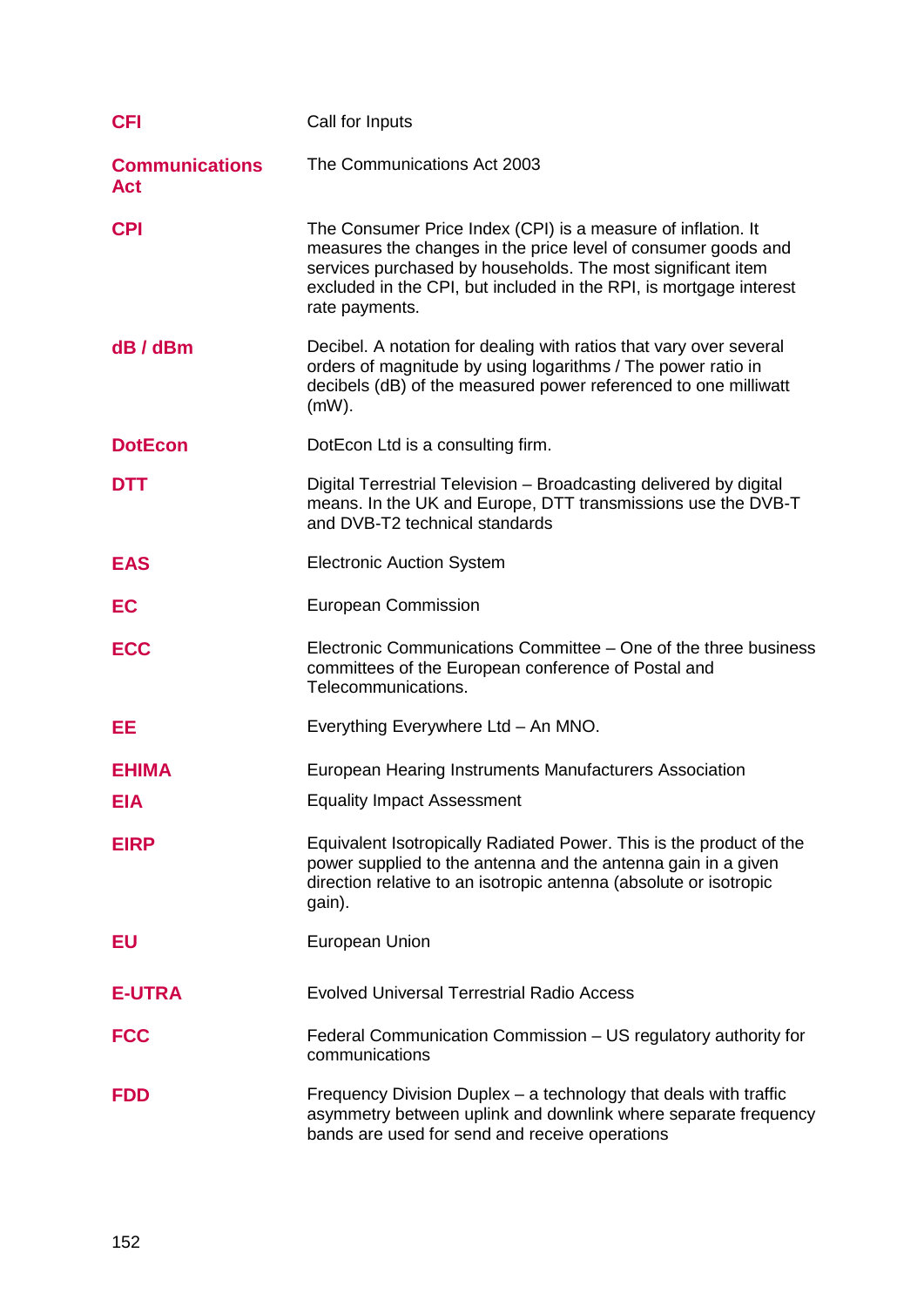| | |
|---|---|
| **CFI** | Call for Inputs |
| **Communications Act** | The Communications Act 2003 |
| **CPI** | The Consumer Price Index (CPI) is a measure of inflation. It measures the changes in the price level of consumer goods and services purchased by households. The most significant item excluded in the CPI, but included in the RPI, is mortgage interest rate payments. |
| **dB / dBm** | Decibel. A notation for dealing with ratios that vary over several orders of magnitude by using logarithms / The power ratio in decibels (dB) of the measured power referenced to one milliwatt (mW). |
| **DotEcon** | DotEcon Ltd is a consulting firm. |
| **DTT** | Digital Terrestrial Television – Broadcasting delivered by digital means. In the UK and Europe, DTT transmissions use the DVB-T and DVB-T2 technical standards |
| **EAS** | Electronic Auction System |
| **EC** | European Commission |
| **ECC** | Electronic Communications Committee – One of the three business committees of the European conference of Postal and Telecommunications. |
| **EE** | Everything Everywhere Ltd – An MNO. |
| **EHIMA** | European Hearing Instruments Manufacturers Association |
| **EIA** | Equality Impact Assessment |
| **EIRP** | Equivalent Isotropically Radiated Power. This is the product of the power supplied to the antenna and the antenna gain in a given direction relative to an isotropic antenna (absolute or isotropic gain). |
| **EU** | European Union |
| **E-UTRA** | Evolved Universal Terrestrial Radio Access |
| **FCC** | Federal Communication Commission – US regulatory authority for communications |
| **FDD** | Frequency Division Duplex – a technology that deals with traffic asymmetry between uplink and downlink where separate frequency bands are used for send and receive operations |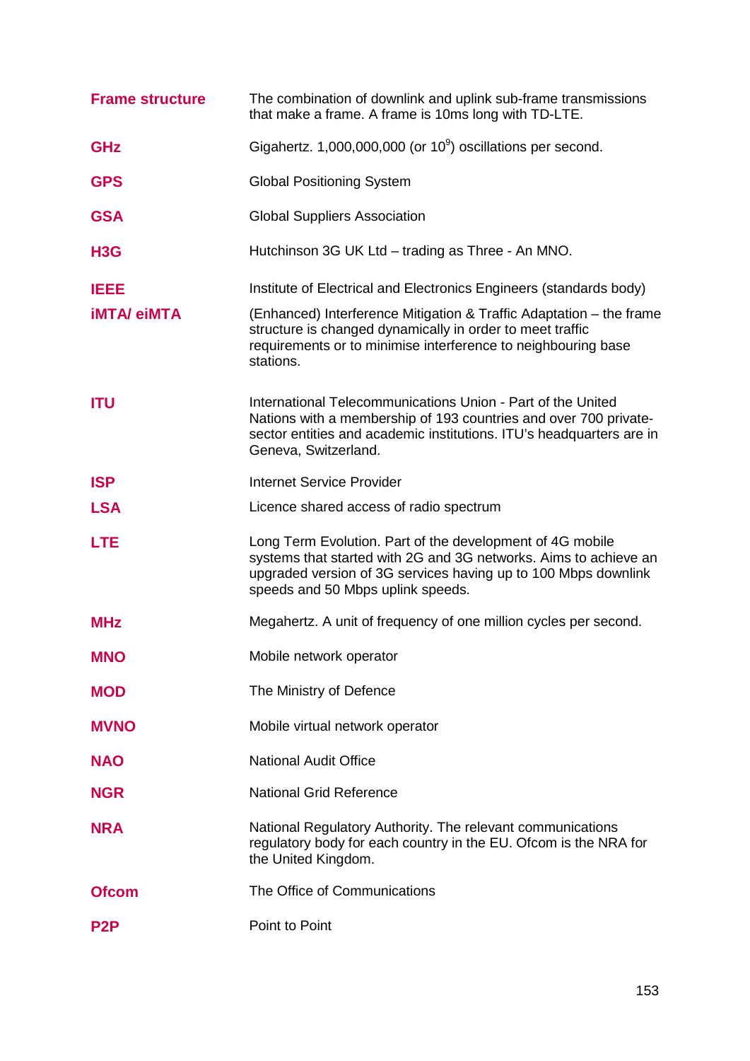| | |
|---|---|
| **Frame structure** | The combination of downlink and uplink sub-frame transmissions that make a frame. A frame is 10ms long with TD-LTE. |
| **GHz** | Gigahertz. 1,000,000,000 (or $10^9$) oscillations per second. |
| **GPS** | Global Positioning System |
| **GSA** | Global Suppliers Association |
| **H3G** | Hutchinson 3G UK Ltd – trading as Three - An MNO. |
| **IEEE** | Institute of Electrical and Electronics Engineers (standards body) |
| **iMTA/ eiMTA** | (Enhanced) Interference Mitigation & Traffic Adaptation – the frame structure is changed dynamically in order to meet traffic requirements or to minimise interference to neighbouring base stations. |
| **ITU** | International Telecommunications Union - Part of the United Nations with a membership of 193 countries and over 700 private-sector entities and academic institutions. ITU's headquarters are in Geneva, Switzerland. |
| **ISP** | Internet Service Provider |
| **LSA** | Licence shared access of radio spectrum |
| **LTE** | Long Term Evolution. Part of the development of 4G mobile systems that started with 2G and 3G networks. Aims to achieve an upgraded version of 3G services having up to 100 Mbps downlink speeds and 50 Mbps uplink speeds. |
| **MHz** | Megahertz. A unit of frequency of one million cycles per second. |
| **MNO** | Mobile network operator |
| **MOD** | The Ministry of Defence |
| **MVNO** | Mobile virtual network operator |
| **NAO** | National Audit Office |
| **NGR** | National Grid Reference |
| **NRA** | National Regulatory Authority. The relevant communications regulatory body for each country in the EU. Ofcom is the NRA for the United Kingdom. |
| **Ofcom** | The Office of Communications |
| **P2P** | Point to Point |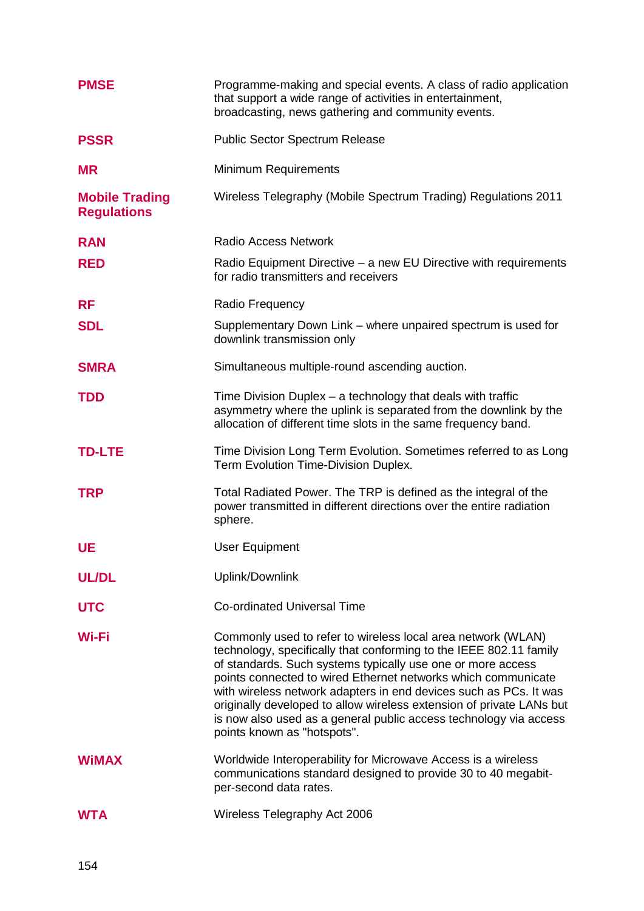| | |
|---|---|
| **PMSE** | Programme-making and special events. A class of radio application that support a wide range of activities in entertainment, broadcasting, news gathering and community events. |
| **PSSR** | Public Sector Spectrum Release |
| **MR** | Minimum Requirements |
| **Mobile Trading Regulations** | Wireless Telegraphy (Mobile Spectrum Trading) Regulations 2011 |
| **RAN** | Radio Access Network |
| **RED** | Radio Equipment Directive – a new EU Directive with requirements for radio transmitters and receivers |
| **RF** | Radio Frequency |
| **SDL** | Supplementary Down Link – where unpaired spectrum is used for downlink transmission only |
| **SMRA** | Simultaneous multiple-round ascending auction. |
| **TDD** | Time Division Duplex – a technology that deals with traffic asymmetry where the uplink is separated from the downlink by the allocation of different time slots in the same frequency band. |
| **TD-LTE** | Time Division Long Term Evolution. Sometimes referred to as Long Term Evolution Time-Division Duplex. |
| **TRP** | Total Radiated Power. The TRP is defined as the integral of the power transmitted in different directions over the entire radiation sphere. |
| **UE** | User Equipment |
| **UL/DL** | Uplink/Downlink |
| **UTC** | Co-ordinated Universal Time |
| **Wi-Fi** | Commonly used to refer to wireless local area network (WLAN) technology, specifically that conforming to the IEEE 802.11 family of standards. Such systems typically use one or more access points connected to wired Ethernet networks which communicate with wireless network adapters in end devices such as PCs. It was originally developed to allow wireless extension of private LANs but is now also used as a general public access technology via access points known as "hotspots". |
| **WiMAX** | Worldwide Interoperability for Microwave Access is a wireless communications standard designed to provide 30 to 40 megabit-per-second data rates. |
| **WTA** | Wireless Telegraphy Act 2006 |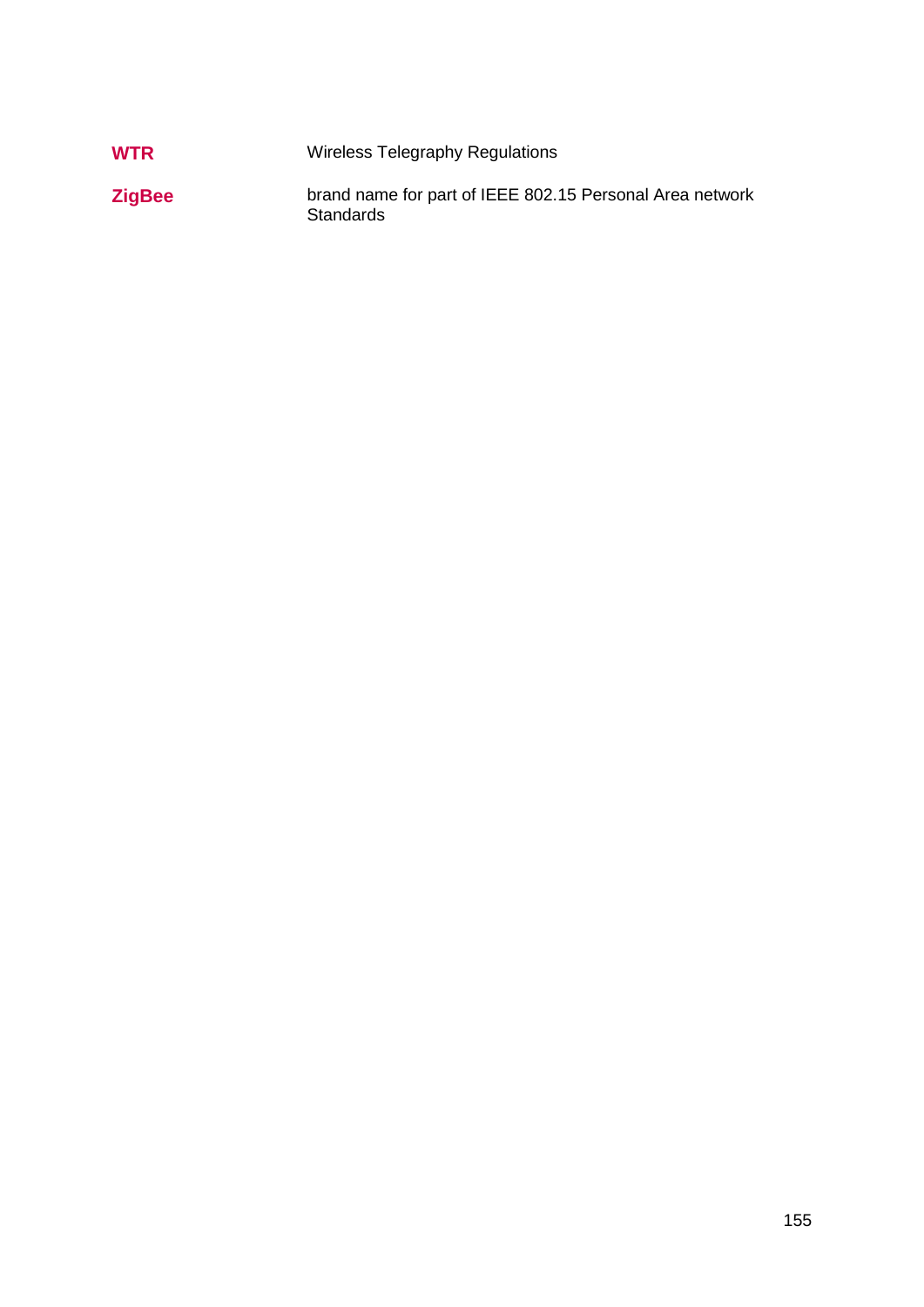| | |
|---|---|
| **WTR** | Wireless Telegraphy Regulations |
| **ZigBee** | brand name for part of IEEE 802.15 Personal Area network Standards |